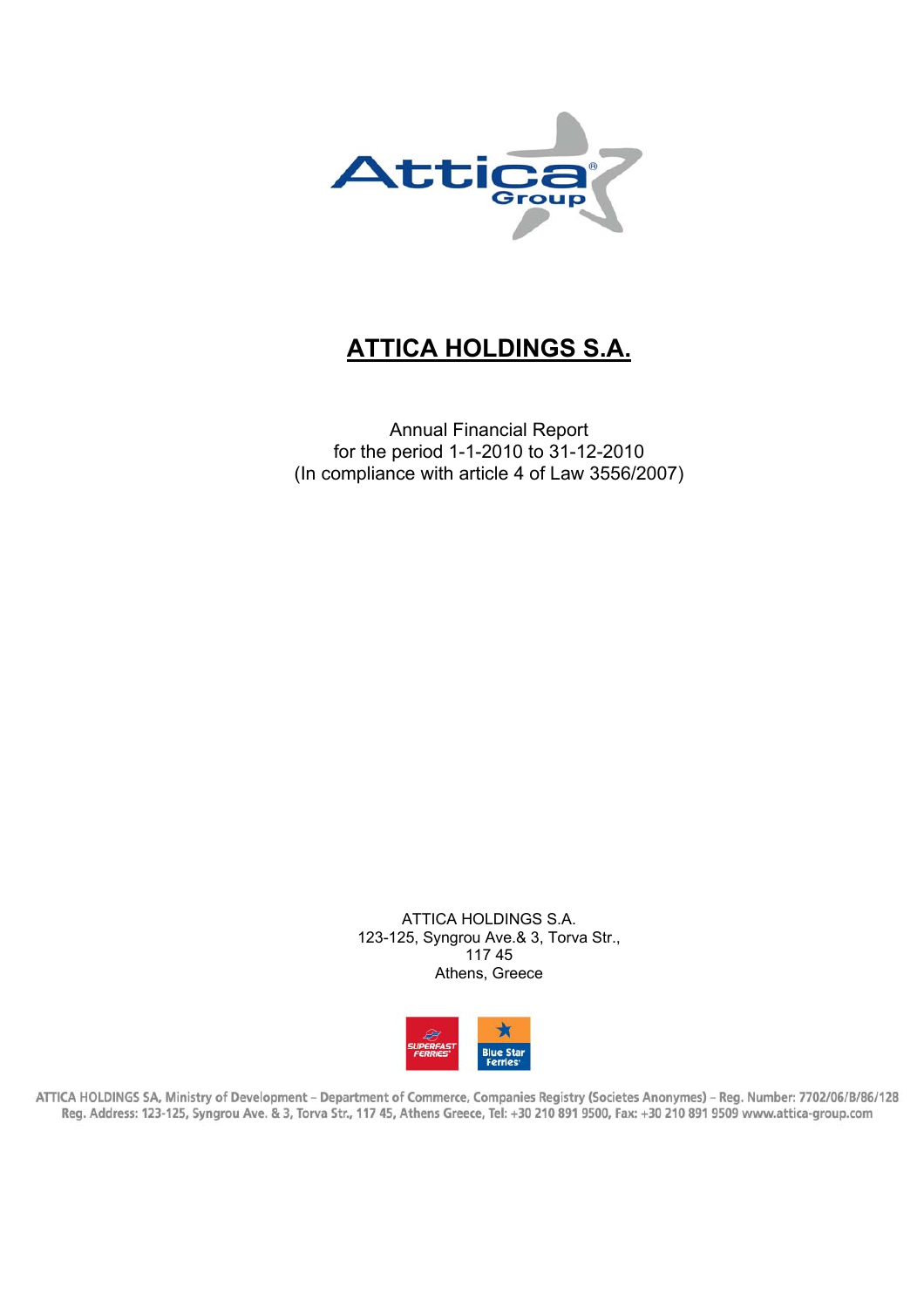# ATTICA HOLDINGS S.A.

Annual Financial Report
for the period 1-1-2010 to 31-12-2010
(In compliance with article 4 of Law 3556/2007)

ATTICA HOLDINGS S.A.
123-125, Syngrou Ave.& 3, Torva Str.,
117 45
Athens, Greece

ATTICA HOLDINGS SA, Ministry of Development – Department of Commerce, Companies Registry (Societes Anonymes) – Reg. Number: 7702/06/B/86/128
Reg. Address: 123-125, Syngrou Ave. & 3, Torva Str., 117 45, Athens Greece, Tel: +30 210 891 9500, Fax: +30 210 891 9509 www.attica-group.com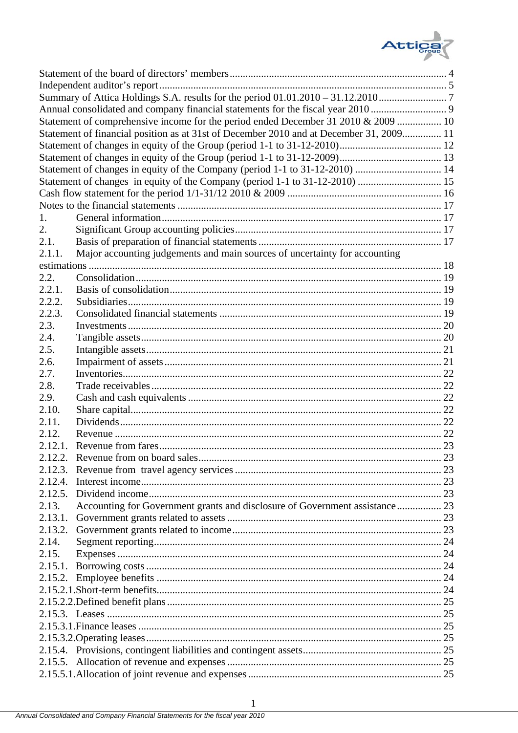Statement of the board of directors' members .................................................................................. 4
Independent auditor's report .............................................................................................................. 5
Summary of Attica Holdings S.A. results for the period 01.01.2010 – 31.12.2010 ........................... 7
Annual consolidated and company financial statements for the fiscal year 2010 ............................. 9
Statement of comprehensive income for the period ended December 31 2010 & 2009 ................. 10
Statement of financial position as at 31st of December 2010 and at December 31, 2009 ............... 11
Statement of changes in equity of the Group (period 1-1 to 31-12-2010) ....................................... 12
Statement of changes in equity of the Group (period 1-1 to 31-12-2009) ....................................... 13
Statement of changes in equity of the Company (period 1-1 to 31-12-2010) ................................. 14
Statement of changes in equity of the Company (period 1-1 to 31-12-2010) ................................. 15
Cash flow statement for the period 1/1-31/12 2010 & 2009 ........................................................... 16
Notes to the financial statements ..................................................................................................... 17

1. General information ........................................................................................................... 17
2. Significant Group accounting policies ............................................................................... 17

2.1. Basis of preparation of financial statements ...................................................................... 17
2.1.1. Major accounting judgements and main sources of uncertainty for accounting estimations ...................................................................................................................................... 18
2.2. Consolidation ..................................................................................................................... 19
2.2.1. Basis of consolidation ........................................................................................................ 19
2.2.2. Subsidiaries ....................................................................................................................... 19
2.2.3. Consolidated financial statements ..................................................................................... 19
2.3. Investments ........................................................................................................................ 20
2.4. Tangible assets ................................................................................................................... 20
2.5. Intangible assets ................................................................................................................. 21
2.6. Impairment of assets .......................................................................................................... 21
2.7. Inventories .......................................................................................................................... 22
2.8. Trade receivables ............................................................................................................... 22
2.9. Cash and cash equivalents ................................................................................................. 22
2.10. Share capital ....................................................................................................................... 22
2.11. Dividends ........................................................................................................................... 22
2.12. Revenue ............................................................................................................................. 22
2.12.1. Revenue from fares ............................................................................................................ 23
2.12.2. Revenue from on board sales ............................................................................................. 23
2.12.3. Revenue from travel agency services ............................................................................... 23
2.12.4. Interest income ................................................................................................................... 23
2.12.5. Dividend income ................................................................................................................ 23
2.13. Accounting for Government grants and disclosure of Government assistance ................. 23
2.13.1. Government grants related to assets .................................................................................. 23
2.13.2. Government grants related to income ................................................................................ 23
2.14. Segment reporting .............................................................................................................. 24
2.15. Expenses ............................................................................................................................ 24
2.15.1. Borrowing costs ................................................................................................................. 24
2.15.2. Employee benefits ............................................................................................................. 24
2.15.2.1. Short-term benefits .......................................................................................................... 24
2.15.2.2. Defined benefit plans ....................................................................................................... 25
2.15.3. Leases ............................................................................................................................... 25
2.15.3.1. Finance leases .................................................................................................................. 25
2.15.3.2. Operating leases ............................................................................................................... 25
2.15.4. Provisions, contingent liabilities and contingent assets ..................................................... 25
2.15.5. Allocation of revenue and expenses .................................................................................. 25
2.15.5.1. Allocation of joint revenue and expenses ........................................................................ 25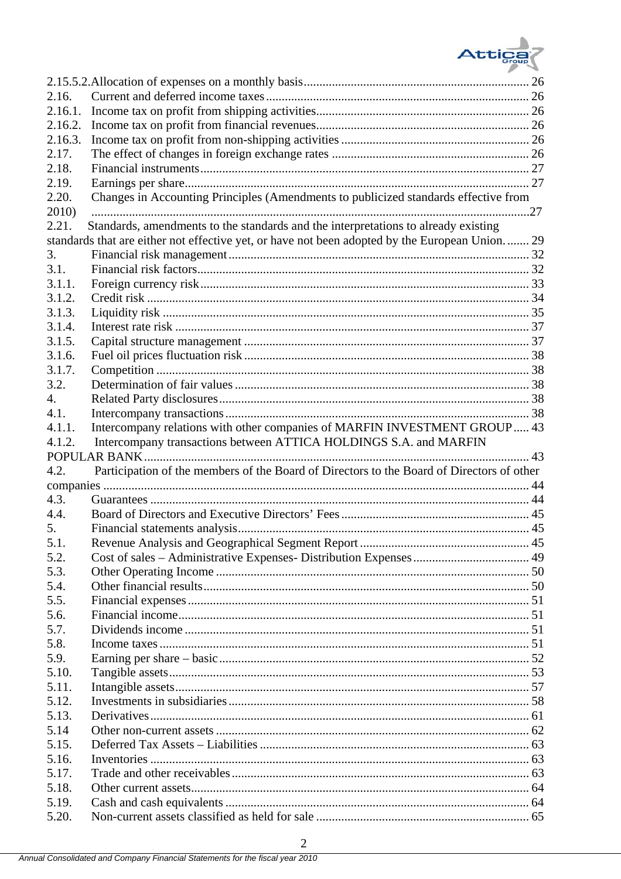2.15.5.2. Allocation of expenses on a monthly basis ........................................ 26
2.16. Current and deferred income taxes ........................................ 26
2.16.1. Income tax on profit from shipping activities ........................................ 26
2.16.2. Income tax on profit from financial revenues ........................................ 26
2.16.3. Income tax on profit from non-shipping activities ........................................ 26
2.17. The effect of changes in foreign exchange rates ........................................ 26
2.18. Financial instruments ........................................ 27
2.19. Earnings per share ........................................ 27
2.20. Changes in Accounting Principles (Amendments to publicized standards effective from 2010) ........................................ 27
2.21. Standards, amendments to the standards and the interpretations to already existing standards that are either not effective yet, or have not been adopted by the European Union. ........ 29
3. Financial risk management ........................................ 32
3.1. Financial risk factors ........................................ 32
3.1.1. Foreign currency risk ........................................ 33
3.1.2. Credit risk ........................................ 34
3.1.3. Liquidity risk ........................................ 35
3.1.4. Interest rate risk ........................................ 37
3.1.5. Capital structure management ........................................ 37
3.1.6. Fuel oil prices fluctuation risk ........................................ 38
3.1.7. Competition ........................................ 38
3.2. Determination of fair values ........................................ 38
4. Related Party disclosures ........................................ 38
4.1. Intercompany transactions ........................................ 38
4.1.1. Intercompany relations with other companies of MARFIN INVESTMENT GROUP ..... 43
4.1.2. Intercompany transactions between ATTICA HOLDINGS S.A. and MARFIN POPULAR BANK ........................................ 43
4.2. Participation of the members of the Board of Directors to the Board of Directors of other companies ........................................ 44
4.3. Guarantees ........................................ 44
4.4. Board of Directors and Executive Directors' Fees ........................................ 45
5. Financial statements analysis ........................................ 45
5.1. Revenue Analysis and Geographical Segment Report ........................................ 45
5.2. Cost of sales – Administrative Expenses- Distribution Expenses ........................................ 49
5.3. Other Operating Income ........................................ 50
5.4. Other financial results ........................................ 50
5.5. Financial expenses ........................................ 51
5.6. Financial income ........................................ 51
5.7. Dividends income ........................................ 51
5.8. Income taxes ........................................ 51
5.9. Earning per share – basic ........................................ 52
5.10. Tangible assets ........................................ 53
5.11. Intangible assets ........................................ 57
5.12. Investments in subsidiaries ........................................ 58
5.13. Derivatives ........................................ 61
5.14 Other non-current assets ........................................ 62
5.15. Deferred Tax Assets – Liabilities ........................................ 63
5.16. Inventories ........................................ 63
5.17. Trade and other receivables ........................................ 63
5.18. Other current assets ........................................ 64
5.19. Cash and cash equivalents ........................................ 64
5.20. Non-current assets classified as held for sale ........................................ 65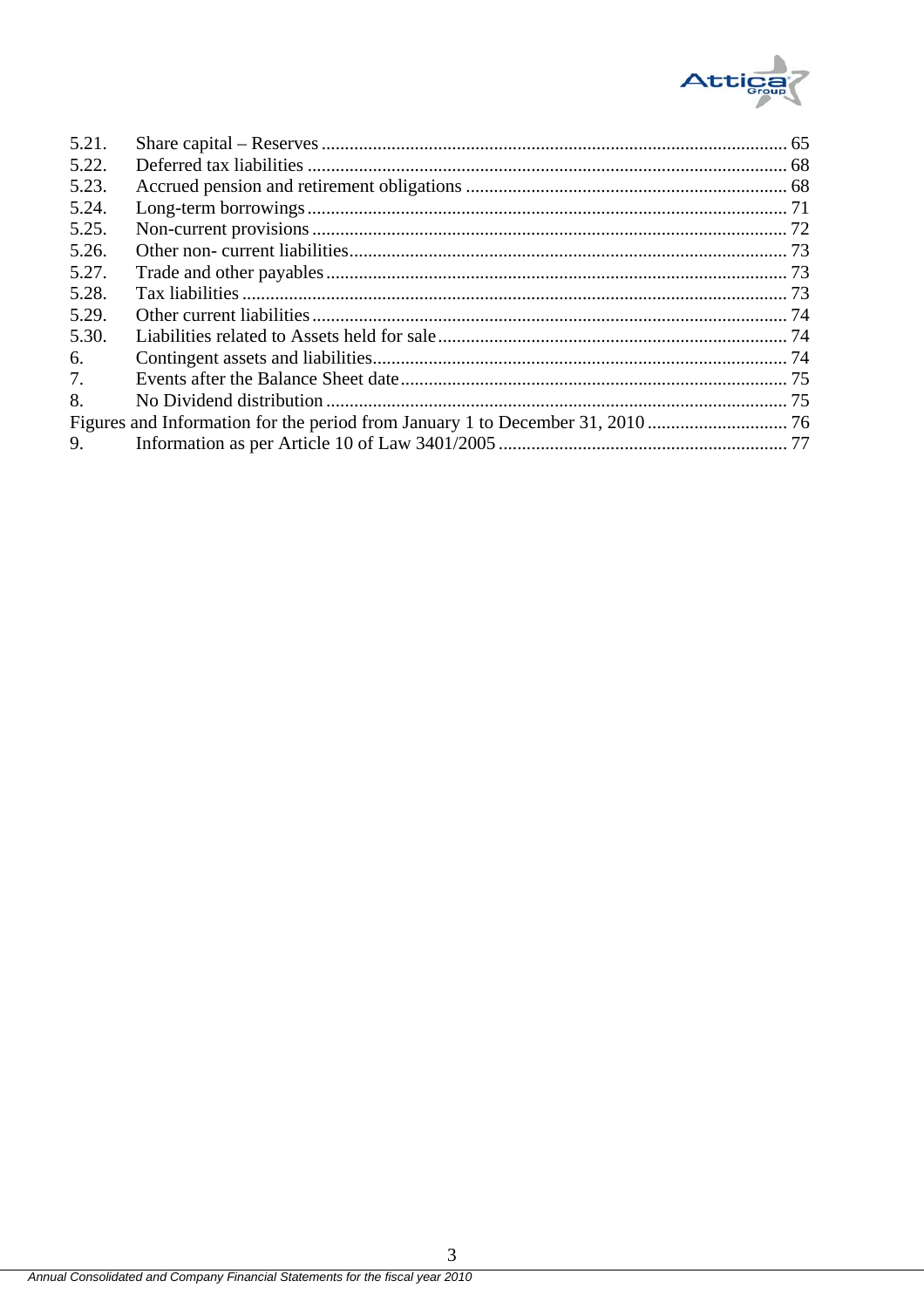| | | |
|---|---|---|
| 5.21. | Share capital – Reserves | 65 |
| 5.22. | Deferred tax liabilities | 68 |
| 5.23. | Accrued pension and retirement obligations | 68 |
| 5.24. | Long-term borrowings | 71 |
| 5.25. | Non-current provisions | 72 |
| 5.26. | Other non- current liabilities | 73 |
| 5.27. | Trade and other payables | 73 |
| 5.28. | Tax liabilities | 73 |
| 5.29. | Other current liabilities | 74 |
| 5.30. | Liabilities related to Assets held for sale | 74 |
| 6. | Contingent assets and liabilities | 74 |
| 7. | Events after the Balance Sheet date | 75 |
| 8. | No Dividend distribution | 75 |
| | Figures and Information for the period from January 1 to December 31, 2010 | 76 |
| 9. | Information as per Article 10 of Law 3401/2005 | 77 |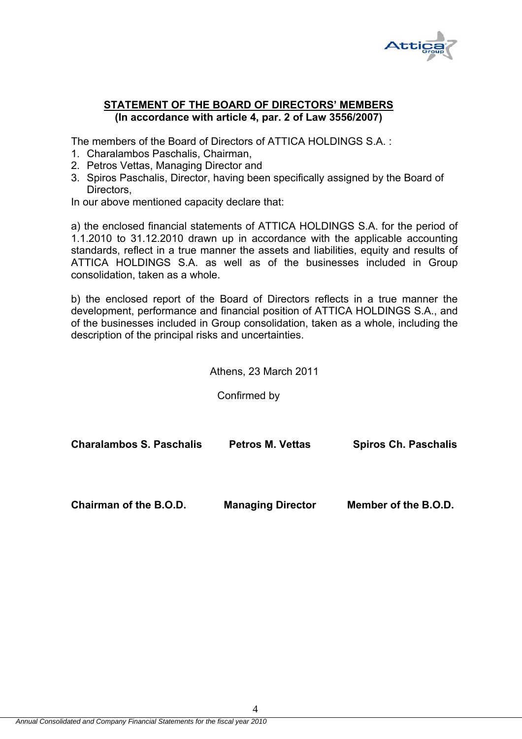## STATEMENT OF THE BOARD OF DIRECTORS' MEMBERS

**(In accordance with article 4, par. 2 of Law 3556/2007)**

The members of the Board of Directors of ATTICA HOLDINGS S.A. :

1. Charalambos Paschalis, Chairman,
2. Petros Vettas, Managing Director and
3. Spiros Paschalis, Director, having been specifically assigned by the Board of Directors,

In our above mentioned capacity declare that:

a) the enclosed financial statements of ATTICA HOLDINGS S.A. for the period of 1.1.2010 to 31.12.2010 drawn up in accordance with the applicable accounting standards, reflect in a true manner the assets and liabilities, equity and results of ATTICA HOLDINGS S.A. as well as of the businesses included in Group consolidation, taken as a whole.

b) the enclosed report of the Board of Directors reflects in a true manner the development, performance and financial position of ATTICA HOLDINGS S.A., and of the businesses included in Group consolidation, taken as a whole, including the description of the principal risks and uncertainties.

Athens, 23 March 2011

Confirmed by

| **Charalambos S. Paschalis** | **Petros M. Vettas** | **Spiros Ch. Paschalis** |
|---|---|---|
| **Chairman of the B.O.D.** | **Managing Director** | **Member of the B.O.D.** |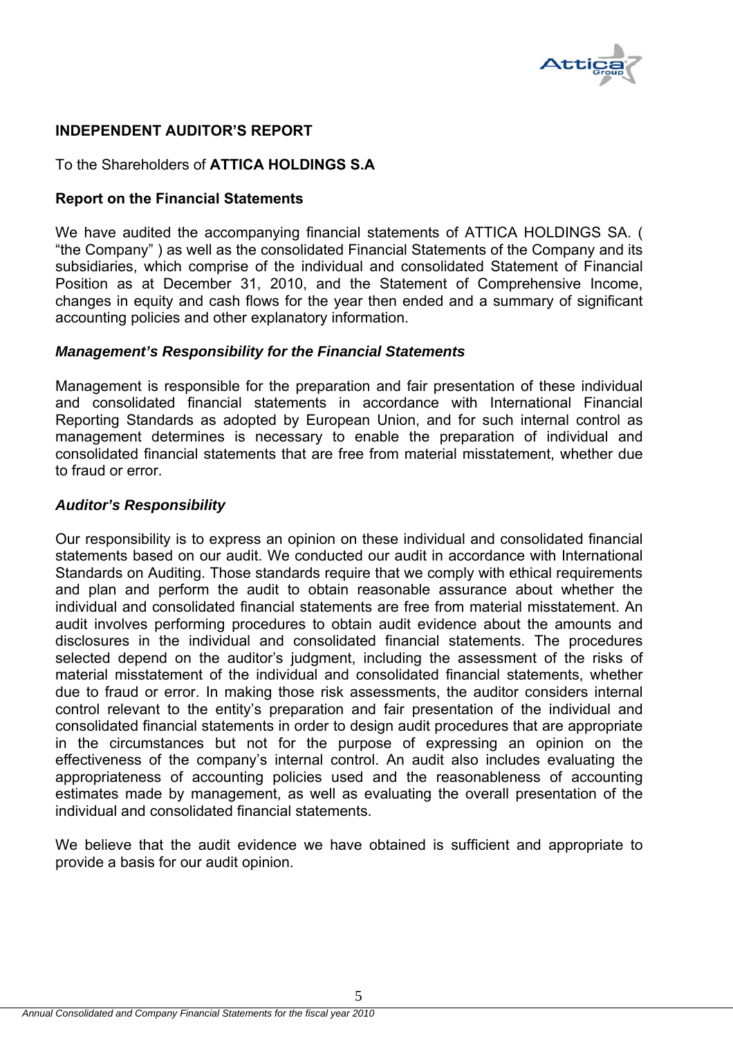## INDEPENDENT AUDITOR'S REPORT

To the Shareholders of **ATTICA HOLDINGS S.A**

### Report on the Financial Statements

We have audited the accompanying financial statements of ATTICA HOLDINGS SA. ( "the Company" ) as well as the consolidated Financial Statements of the Company and its subsidiaries, which comprise of the individual and consolidated Statement of Financial Position as at December 31, 2010, and the Statement of Comprehensive Income, changes in equity and cash flows for the year then ended and a summary of significant accounting policies and other explanatory information.

#### *Management's Responsibility for the Financial Statements*

Management is responsible for the preparation and fair presentation of these individual and consolidated financial statements in accordance with International Financial Reporting Standards as adopted by European Union, and for such internal control as management determines is necessary to enable the preparation of individual and consolidated financial statements that are free from material misstatement, whether due to fraud or error.

#### *Auditor's Responsibility*

Our responsibility is to express an opinion on these individual and consolidated financial statements based on our audit. We conducted our audit in accordance with International Standards on Auditing. Those standards require that we comply with ethical requirements and plan and perform the audit to obtain reasonable assurance about whether the individual and consolidated financial statements are free from material misstatement. An audit involves performing procedures to obtain audit evidence about the amounts and disclosures in the individual and consolidated financial statements. The procedures selected depend on the auditor's judgment, including the assessment of the risks of material misstatement of the individual and consolidated financial statements, whether due to fraud or error. In making those risk assessments, the auditor considers internal control relevant to the entity's preparation and fair presentation of the individual and consolidated financial statements in order to design audit procedures that are appropriate in the circumstances but not for the purpose of expressing an opinion on the effectiveness of the company's internal control. An audit also includes evaluating the appropriateness of accounting policies used and the reasonableness of accounting estimates made by management, as well as evaluating the overall presentation of the individual and consolidated financial statements.

We believe that the audit evidence we have obtained is sufficient and appropriate to provide a basis for our audit opinion.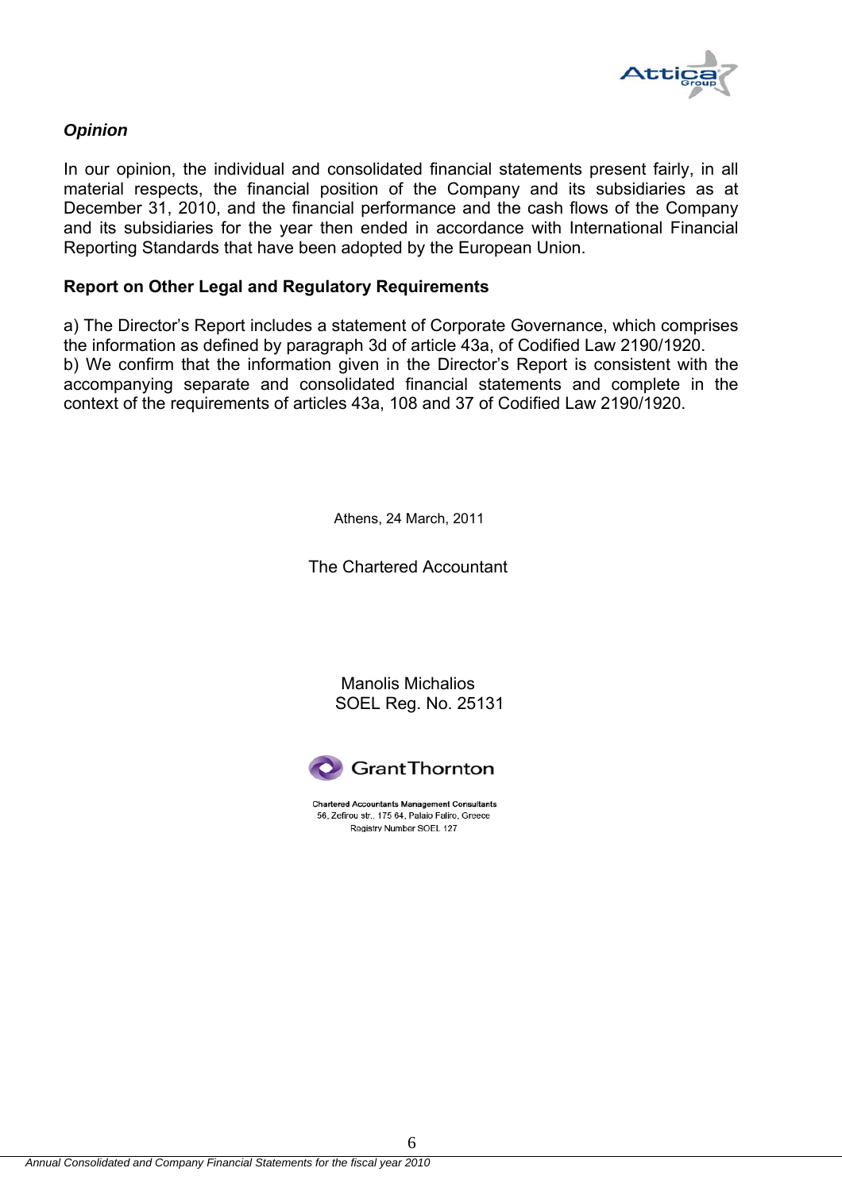***Opinion***

In our opinion, the individual and consolidated financial statements present fairly, in all material respects, the financial position of the Company and its subsidiaries as at December 31, 2010, and the financial performance and the cash flows of the Company and its subsidiaries for the year then ended in accordance with International Financial Reporting Standards that have been adopted by the European Union.

**Report on Other Legal and Regulatory Requirements**

a) The Director's Report includes a statement of Corporate Governance, which comprises the information as defined by paragraph 3d of article 43a, of Codified Law 2190/1920.
b) We confirm that the information given in the Director's Report is consistent with the accompanying separate and consolidated financial statements and complete in the context of the requirements of articles 43a, 108 and 37 of Codified Law 2190/1920.

Athens, 24 March, 2011

The Chartered Accountant

Manolis Michalios
SOEL Reg. No. 25131

Grant Thornton

Chartered Accountants Management Consultants
56, Zefirou str., 175 64, Palaio Faliro, Greece
Registry Number SOEL 127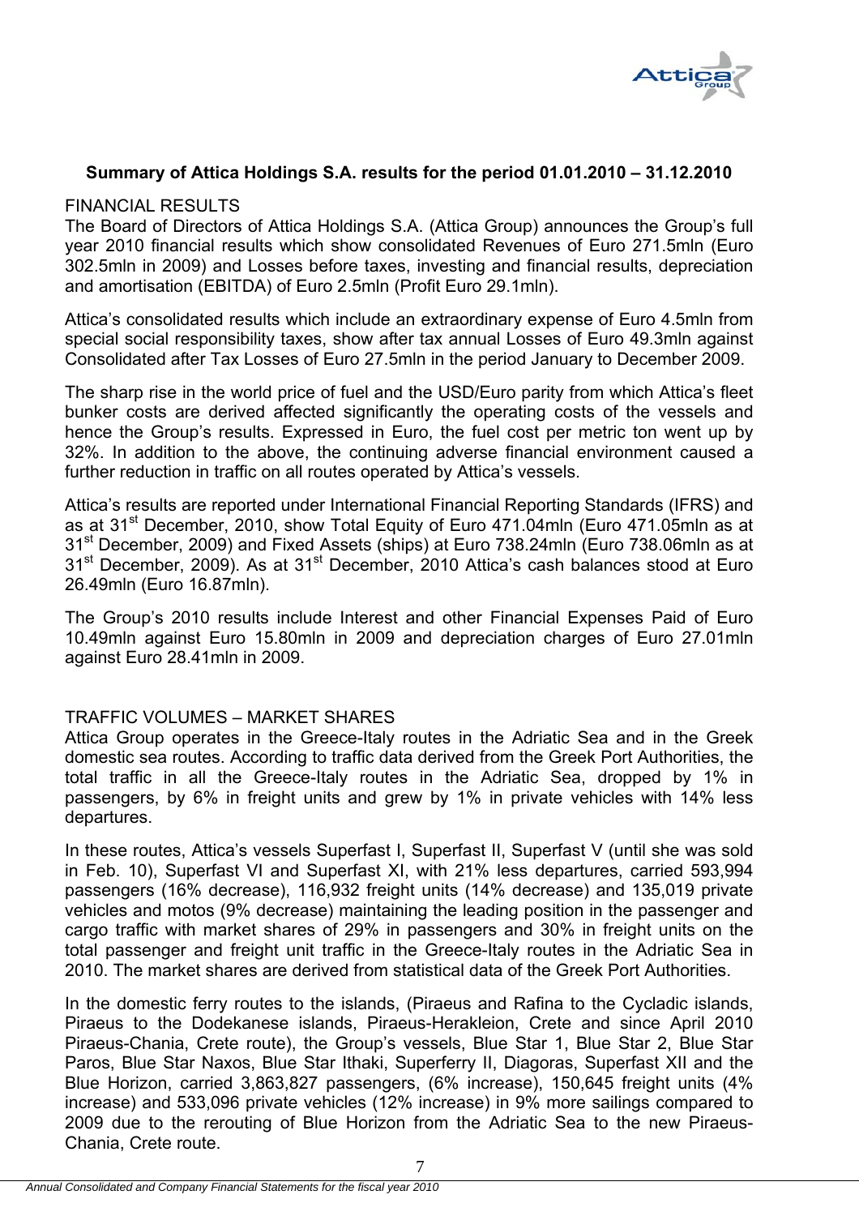## Summary of Attica Holdings S.A. results for the period 01.01.2010 – 31.12.2010

FINANCIAL RESULTS

The Board of Directors of Attica Holdings S.A. (Attica Group) announces the Group's full year 2010 financial results which show consolidated Revenues of Euro 271.5mln (Euro 302.5mln in 2009) and Losses before taxes, investing and financial results, depreciation and amortisation (EBITDA) of Euro 2.5mln (Profit Euro 29.1mln).

Attica's consolidated results which include an extraordinary expense of Euro 4.5mln from special social responsibility taxes, show after tax annual Losses of Euro 49.3mln against Consolidated after Tax Losses of Euro 27.5mln in the period January to December 2009.

The sharp rise in the world price of fuel and the USD/Euro parity from which Attica's fleet bunker costs are derived affected significantly the operating costs of the vessels and hence the Group's results. Expressed in Euro, the fuel cost per metric ton went up by 32%. In addition to the above, the continuing adverse financial environment caused a further reduction in traffic on all routes operated by Attica's vessels.

Attica's results are reported under International Financial Reporting Standards (IFRS) and as at 31st December, 2010, show Total Equity of Euro 471.04mln (Euro 471.05mln as at 31st December, 2009) and Fixed Assets (ships) at Euro 738.24mln (Euro 738.06mln as at 31st December, 2009). As at 31st December, 2010 Attica's cash balances stood at Euro 26.49mln (Euro 16.87mln).

The Group's 2010 results include Interest and other Financial Expenses Paid of Euro 10.49mln against Euro 15.80mln in 2009 and depreciation charges of Euro 27.01mln against Euro 28.41mln in 2009.

TRAFFIC VOLUMES – MARKET SHARES

Attica Group operates in the Greece-Italy routes in the Adriatic Sea and in the Greek domestic sea routes. According to traffic data derived from the Greek Port Authorities, the total traffic in all the Greece-Italy routes in the Adriatic Sea, dropped by 1% in passengers, by 6% in freight units and grew by 1% in private vehicles with 14% less departures.

In these routes, Attica's vessels Superfast I, Superfast II, Superfast V (until she was sold in Feb. 10), Superfast VI and Superfast XI, with 21% less departures, carried 593,994 passengers (16% decrease), 116,932 freight units (14% decrease) and 135,019 private vehicles and motos (9% decrease) maintaining the leading position in the passenger and cargo traffic with market shares of 29% in passengers and 30% in freight units on the total passenger and freight unit traffic in the Greece-Italy routes in the Adriatic Sea in 2010. The market shares are derived from statistical data of the Greek Port Authorities.

In the domestic ferry routes to the islands, (Piraeus and Rafina to the Cycladic islands, Piraeus to the Dodekanese islands, Piraeus-Herakleion, Crete and since April 2010 Piraeus-Chania, Crete route), the Group's vessels, Blue Star 1, Blue Star 2, Blue Star Paros, Blue Star Naxos, Blue Star Ithaki, Superferry II, Diagoras, Superfast XII and the Blue Horizon, carried 3,863,827 passengers, (6% increase), 150,645 freight units (4% increase) and 533,096 private vehicles (12% increase) in 9% more sailings compared to 2009 due to the rerouting of Blue Horizon from the Adriatic Sea to the new Piraeus-Chania, Crete route.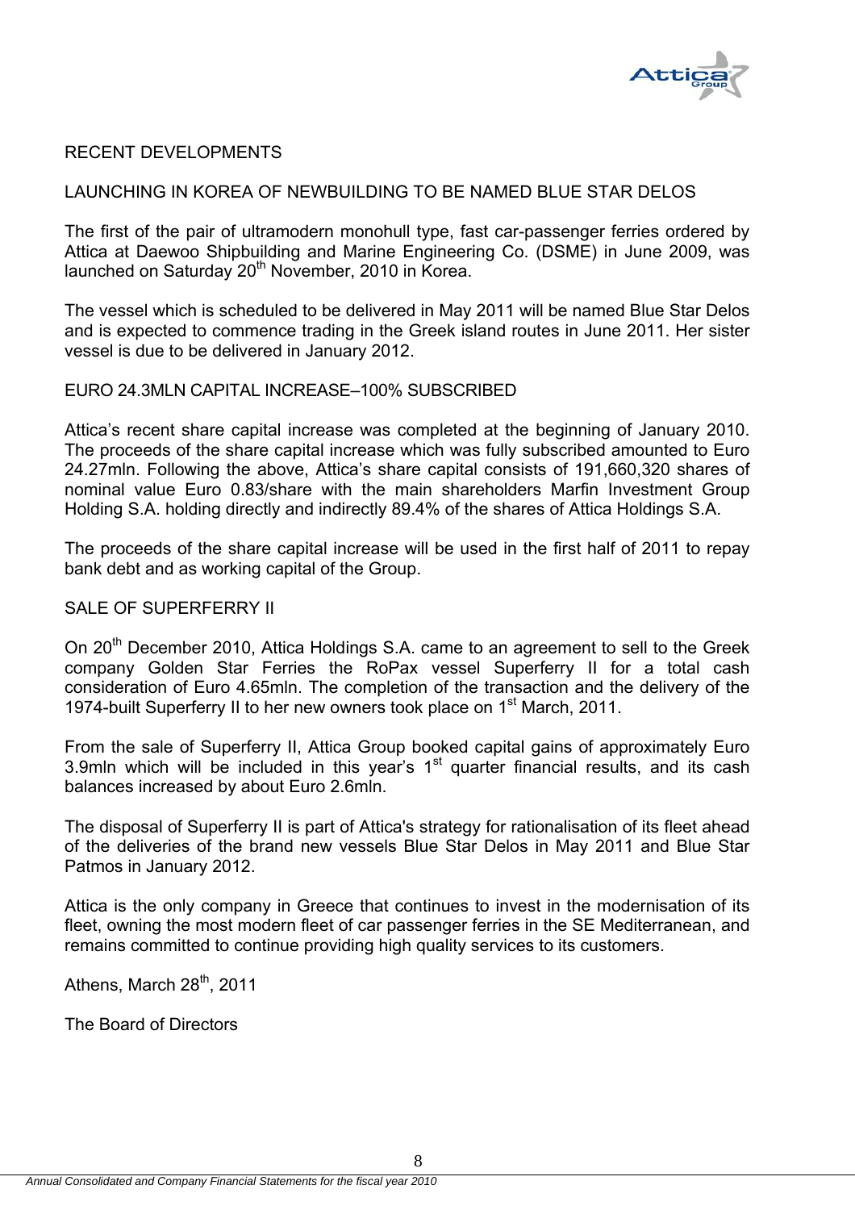## RECENT DEVELOPMENTS

### LAUNCHING IN KOREA OF NEWBUILDING TO BE NAMED BLUE STAR DELOS

The first of the pair of ultramodern monohull type, fast car-passenger ferries ordered by Attica at Daewoo Shipbuilding and Marine Engineering Co. (DSME) in June 2009, was launched on Saturday 20th November, 2010 in Korea.

The vessel which is scheduled to be delivered in May 2011 will be named Blue Star Delos and is expected to commence trading in the Greek island routes in June 2011. Her sister vessel is due to be delivered in January 2012.

### EURO 24.3MLN CAPITAL INCREASE–100% SUBSCRIBED

Attica's recent share capital increase was completed at the beginning of January 2010. The proceeds of the share capital increase which was fully subscribed amounted to Euro 24.27mln. Following the above, Attica's share capital consists of 191,660,320 shares of nominal value Euro 0.83/share with the main shareholders Marfin Investment Group Holding S.A. holding directly and indirectly 89.4% of the shares of Attica Holdings S.A.

The proceeds of the share capital increase will be used in the first half of 2011 to repay bank debt and as working capital of the Group.

### SALE OF SUPERFERRY II

On 20th December 2010, Attica Holdings S.A. came to an agreement to sell to the Greek company Golden Star Ferries the RoPax vessel Superferry II for a total cash consideration of Euro 4.65mln. The completion of the transaction and the delivery of the 1974-built Superferry II to her new owners took place on 1st March, 2011.

From the sale of Superferry II, Attica Group booked capital gains of approximately Euro 3.9mln which will be included in this year's 1st quarter financial results, and its cash balances increased by about Euro 2.6mln.

The disposal of Superferry II is part of Attica's strategy for rationalisation of its fleet ahead of the deliveries of the brand new vessels Blue Star Delos in May 2011 and Blue Star Patmos in January 2012.

Attica is the only company in Greece that continues to invest in the modernisation of its fleet, owning the most modern fleet of car passenger ferries in the SE Mediterranean, and remains committed to continue providing high quality services to its customers.

Athens, March 28th, 2011

The Board of Directors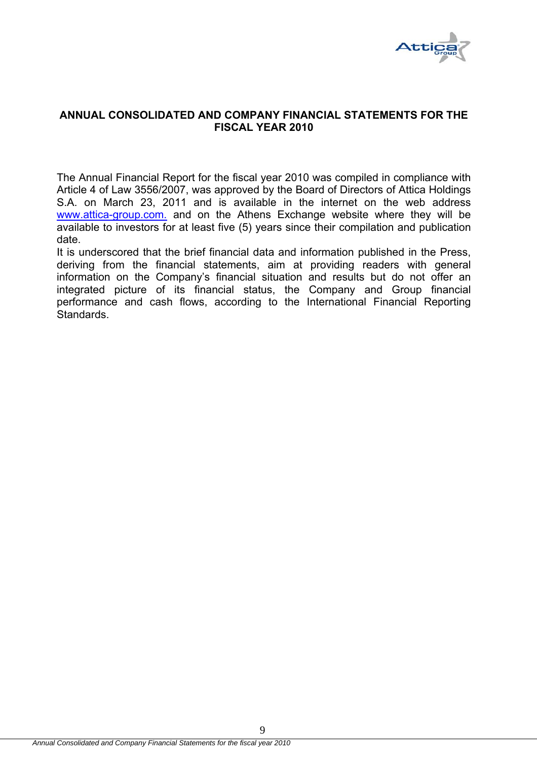## ANNUAL CONSOLIDATED AND COMPANY FINANCIAL STATEMENTS FOR THE FISCAL YEAR 2010

The Annual Financial Report for the fiscal year 2010 was compiled in compliance with Article 4 of Law 3556/2007, was approved by the Board of Directors of Attica Holdings S.A. on March 23, 2011 and is available in the internet on the web address www.attica-group.com. and on the Athens Exchange website where they will be available to investors for at least five (5) years since their compilation and publication date.

It is underscored that the brief financial data and information published in the Press, deriving from the financial statements, aim at providing readers with general information on the Company's financial situation and results but do not offer an integrated picture of its financial status, the Company and Group financial performance and cash flows, according to the International Financial Reporting Standards.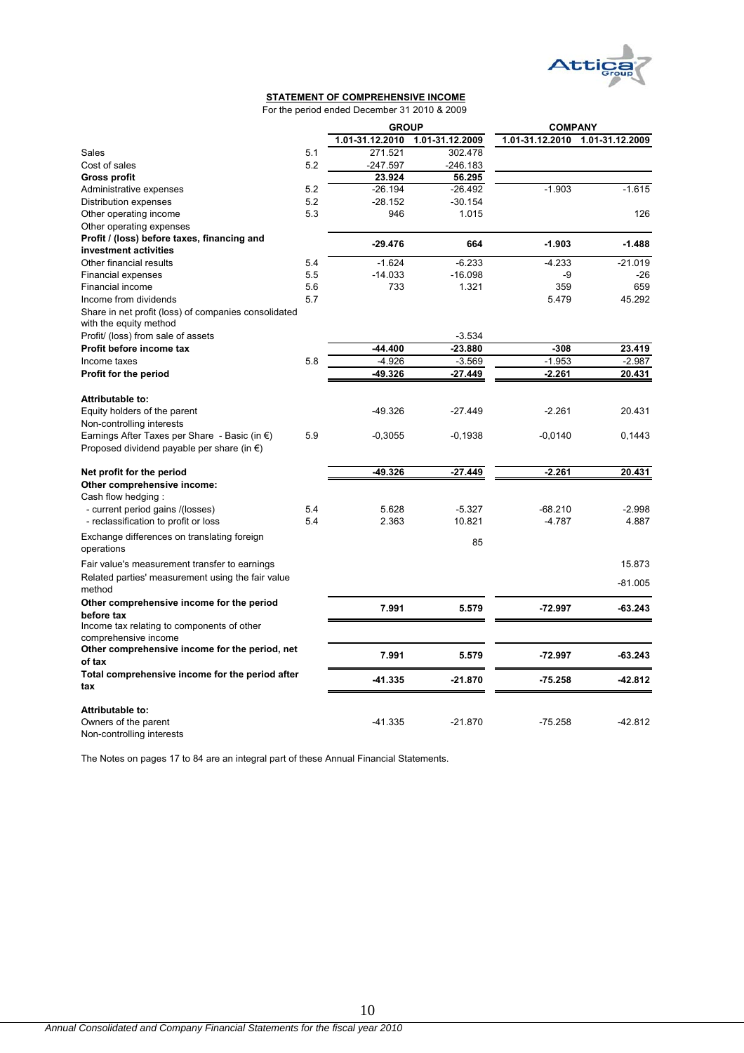## STATEMENT OF COMPREHENSIVE INCOME

For the period ended December 31 2010 & 2009

| | | GROUP | | COMPANY | |
|---|---|---|---|---|---|
| | | 1.01-31.12.2010 | 1.01-31.12.2009 | 1.01-31.12.2010 | 1.01-31.12.2009 |
| Sales | 5.1 | 271.521 | 302.478 | | |
| Cost of sales | 5.2 | -247.597 | -246.183 | | |
| **Gross profit** | | **23.924** | **56.295** | | |
| Administrative expenses | 5.2 | -26.194 | -26.492 | -1.903 | -1.615 |
| Distribution expenses | 5.2 | -28.152 | -30.154 | | |
| Other operating income | 5.3 | 946 | 1.015 | | 126 |
| Other operating expenses | | | | | |
| **Profit / (loss) before taxes, financing and investment activities** | | **-29.476** | **664** | **-1.903** | **-1.488** |
| Other financial results | 5.4 | -1.624 | -6.233 | -4.233 | -21.019 |
| Financial expenses | 5.5 | -14.033 | -16.098 | -9 | -26 |
| Financial income | 5.6 | 733 | 1.321 | 359 | 659 |
| Income from dividends | 5.7 | | | 5.479 | 45.292 |
| Share in net profit (loss) of companies consolidated with the equity method | | | | | |
| Profit/ (loss) from sale of assets | | | -3.534 | | |
| **Profit before income tax** | | **-44.400** | **-23.880** | **-308** | **23.419** |
| Income taxes | 5.8 | -4.926 | -3.569 | -1.953 | -2.987 |
| **Profit for the period** | | **-49.326** | **-27.449** | **-2.261** | **20.431** |
| | | | | | |
| **Attributable to:** | | | | | |
| Equity holders of the parent | | -49.326 | -27.449 | -2.261 | 20.431 |
| Non-controlling interests | | | | | |
| Earnings After Taxes per Share - Basic (in €) | 5.9 | -0,3055 | -0,1938 | -0,0140 | 0,1443 |
| Proposed dividend payable per share (in €) | | | | | |
| | | | | | |
| **Net profit for the period** | | **-49.326** | **-27.449** | **-2.261** | **20.431** |
| **Other comprehensive income:** | | | | | |
| Cash flow hedging : | | | | | |
| - current period gains /(losses) | 5.4 | 5.628 | -5.327 | -68.210 | -2.998 |
| - reclassification to profit or loss | 5.4 | 2.363 | 10.821 | -4.787 | 4.887 |
| Exchange differences on translating foreign operations | | | 85 | | |
| Fair value's measurement transfer to earnings | | | | | 15.873 |
| Related parties' measurement using the fair value method | | | | | -81.005 |
| **Other comprehensive income for the period before tax** | | **7.991** | **5.579** | **-72.997** | **-63.243** |
| Income tax relating to components of other comprehensive income | | | | | |
| **Other comprehensive income for the period, net of tax** | | **7.991** | **5.579** | **-72.997** | **-63.243** |
| **Total comprehensive income for the period after tax** | | **-41.335** | **-21.870** | **-75.258** | **-42.812** |
| | | | | | |
| **Attributable to:** | | | | | |
| Owners of the parent | | -41.335 | -21.870 | -75.258 | -42.812 |
| Non-controlling interests | | | | | |

The Notes on pages 17 to 84 are an integral part of these Annual Financial Statements.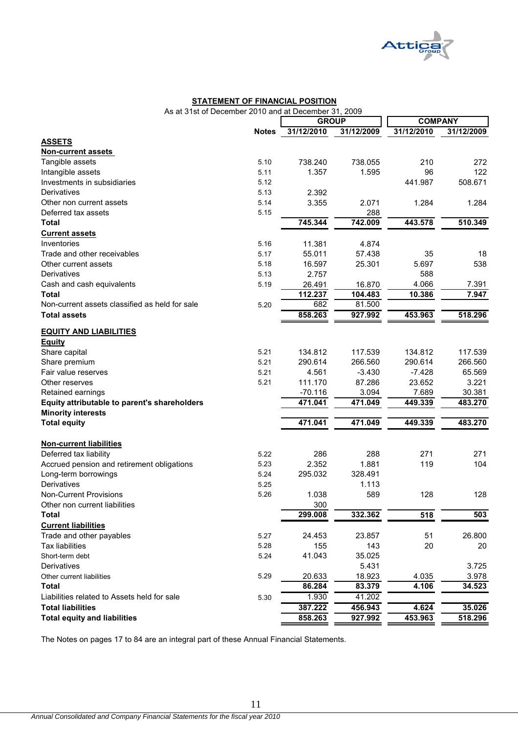## STATEMENT OF FINANCIAL POSITION

As at 31st of December 2010 and at December 31, 2009

| | Notes | GROUP | | COMPANY | |
|---|---|---|---|---|---|
| | | 31/12/2010 | 31/12/2009 | 31/12/2010 | 31/12/2009 |
| **ASSETS** | | | | | |
| **Non-current assets** | | | | | |
| Tangible assets | 5.10 | 738.240 | 738.055 | 210 | 272 |
| Intangible assets | 5.11 | 1.357 | 1.595 | 96 | 122 |
| Investments in subsidiaries | 5.12 | | | 441.987 | 508.671 |
| Derivatives | 5.13 | 2.392 | | | |
| Other non current assets | 5.14 | 3.355 | 2.071 | 1.284 | 1.284 |
| Deferred tax assets | 5.15 | | 288 | | |
| **Total** | | **745.344** | **742.009** | **443.578** | **510.349** |
| **Current assets** | | | | | |
| Inventories | 5.16 | 11.381 | 4.874 | | |
| Trade and other receivables | 5.17 | 55.011 | 57.438 | 35 | 18 |
| Other current assets | 5.18 | 16.597 | 25.301 | 5.697 | 538 |
| Derivatives | 5.13 | 2.757 | | 588 | |
| Cash and cash equivalents | 5.19 | 26.491 | 16.870 | 4.066 | 7.391 |
| **Total** | | **112.237** | **104.483** | **10.386** | **7.947** |
| Non-current assets classified as held for sale | 5.20 | 682 | 81.500 | | |
| **Total assets** | | **858.263** | **927.992** | **453.963** | **518.296** |
| **EQUITY AND LIABILITIES** | | | | | |
| **Equity** | | | | | |
| Share capital | 5.21 | 134.812 | 117.539 | 134.812 | 117.539 |
| Share premium | 5.21 | 290.614 | 266.560 | 290.614 | 266.560 |
| Fair value reserves | 5.21 | 4.561 | -3.430 | -7.428 | 65.569 |
| Other reserves | 5.21 | 111.170 | 87.286 | 23.652 | 3.221 |
| Retained earnings | | -70.116 | 3.094 | 7.689 | 30.381 |
| **Equity attributable to parent's shareholders** | | **471.041** | **471.049** | **449.339** | **483.270** |
| **Minority interests** | | | | | |
| **Total equity** | | **471.041** | **471.049** | **449.339** | **483.270** |
| **Non-current liabilities** | | | | | |
| Deferred tax liability | 5.22 | 286 | 288 | 271 | 271 |
| Accrued pension and retirement obligations | 5.23 | 2.352 | 1.881 | 119 | 104 |
| Long-term borrowings | 5.24 | 295.032 | 328.491 | | |
| Derivatives | 5.25 | | 1.113 | | |
| Non-Current Provisions | 5.26 | 1.038 | 589 | 128 | 128 |
| Other non current liabilities | | 300 | | | |
| **Total** | | **299.008** | **332.362** | **518** | **503** |
| **Current liabilities** | | | | | |
| Trade and other payables | 5.27 | 24.453 | 23.857 | 51 | 26.800 |
| Tax liabilities | 5.28 | 155 | 143 | 20 | 20 |
| Short-term debt | 5.24 | 41.043 | 35.025 | | |
| Derivatives | | | 5.431 | | 3.725 |
| Other current liabilities | 5.29 | 20.633 | 18.923 | 4.035 | 3.978 |
| **Total** | | **86.284** | **83.379** | **4.106** | **34.523** |
| Liabilities related to Assets held for sale | 5.30 | 1.930 | 41.202 | | |
| **Total liabilities** | | **387.222** | **456.943** | **4.624** | **35.026** |
| **Total equity and liabilities** | | **858.263** | **927.992** | **453.963** | **518.296** |

The Notes on pages 17 to 84 are an integral part of these Annual Financial Statements.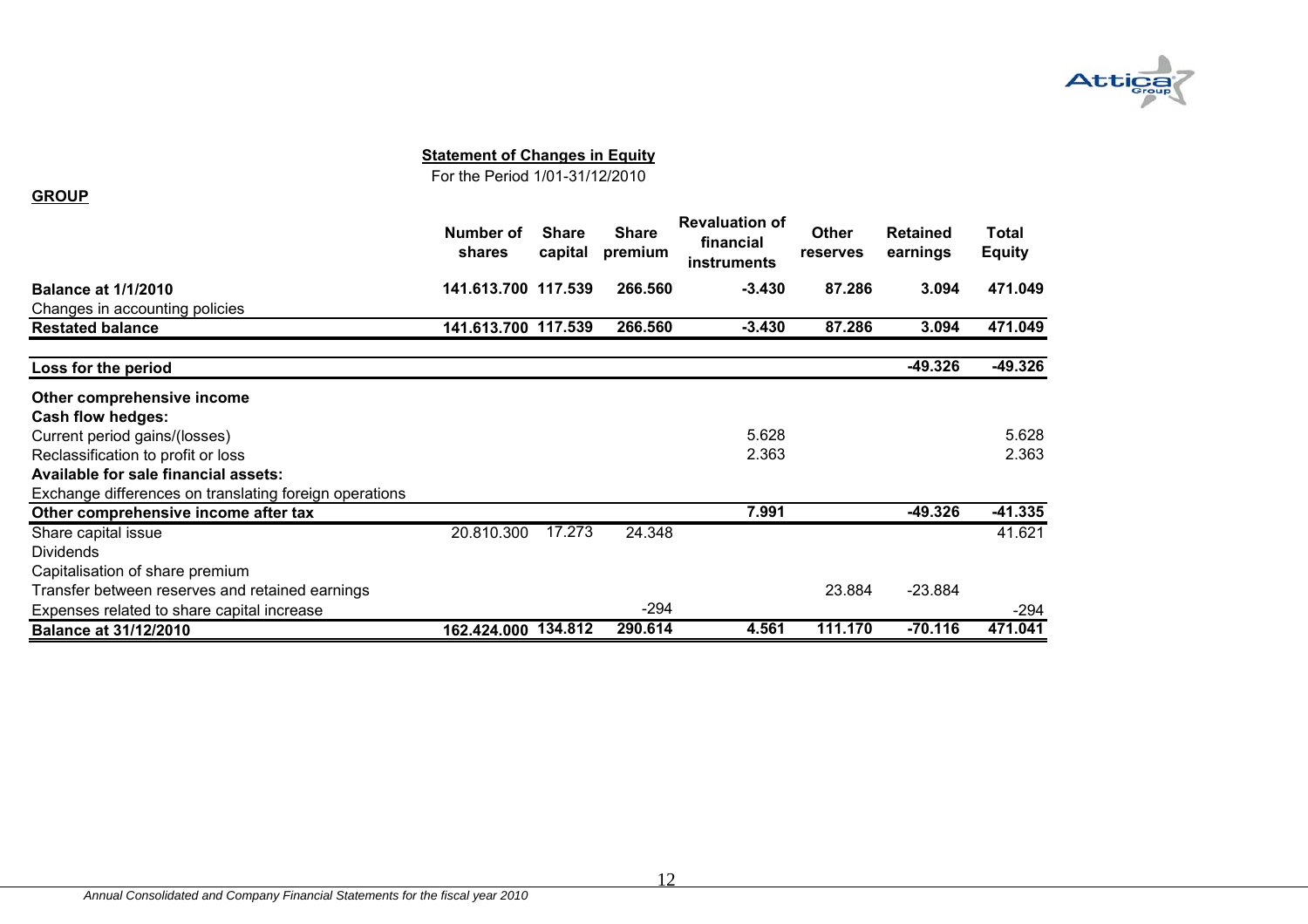**Statement of Changes in Equity**

For the Period 1/01-31/12/2010

**GROUP**

| | Number of shares | Share capital | Share premium | Revaluation of financial instruments | Other reserves | Retained earnings | Total Equity |
|---|---|---|---|---|---|---|---|
| **Balance at 1/1/2010** | **141.613.700** | **117.539** | **266.560** | **-3.430** | **87.286** | **3.094** | **471.049** |
| Changes in accounting policies | | | | | | | |
| **Restated balance** | **141.613.700** | **117.539** | **266.560** | **-3.430** | **87.286** | **3.094** | **471.049** |
| **Loss for the period** | | | | | | **-49.326** | **-49.326** |
| **Other comprehensive income** | | | | | | | |
| **Cash flow hedges:** | | | | | | | |
| Current period gains/(losses) | | | | 5.628 | | | 5.628 |
| Reclassification to profit or loss | | | | 2.363 | | | 2.363 |
| **Available for sale financial assets:** | | | | | | | |
| Exchange differences on translating foreign operations | | | | | | | |
| **Other comprehensive income after tax** | | | | **7.991** | | **-49.326** | **-41.335** |
| Share capital issue | 20.810.300 | 17.273 | 24.348 | | | | 41.621 |
| Dividends | | | | | | | |
| Capitalisation of share premium | | | | | | | |
| Transfer between reserves and retained earnings | | | | | 23.884 | -23.884 | |
| Expenses related to share capital increase | | | -294 | | | | -294 |
| **Balance at 31/12/2010** | **162.424.000** | **134.812** | **290.614** | **4.561** | **111.170** | **-70.116** | **471.041** |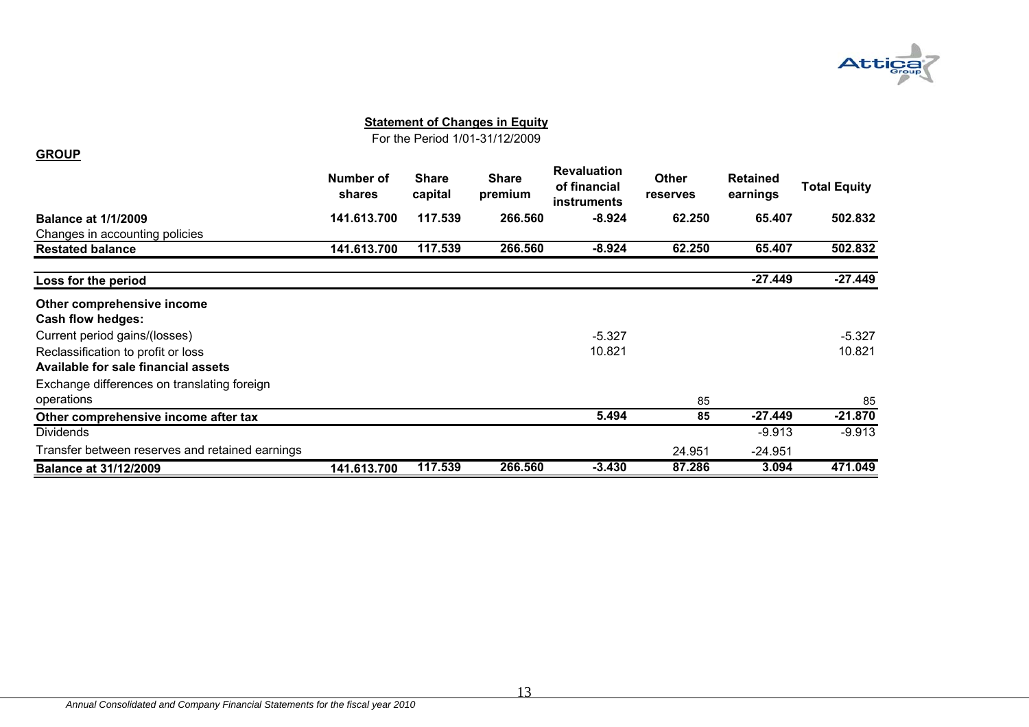**Statement of Changes in Equity**

For the Period 1/01-31/12/2009

**GROUP**

| | Number of shares | Share capital | Share premium | Revaluation of financial instruments | Other reserves | Retained earnings | Total Equity |
|---|---|---|---|---|---|---|---|
| **Balance at 1/1/2009** | **141.613.700** | **117.539** | **266.560** | **-8.924** | **62.250** | **65.407** | **502.832** |
| Changes in accounting policies | | | | | | | |
| **Restated balance** | **141.613.700** | **117.539** | **266.560** | **-8.924** | **62.250** | **65.407** | **502.832** |
| **Loss for the period** | | | | | | **-27.449** | **-27.449** |
| **Other comprehensive income** | | | | | | | |
| **Cash flow hedges:** | | | | | | | |
| Current period gains/(losses) | | | | -5.327 | | | -5.327 |
| Reclassification to profit or loss | | | | 10.821 | | | 10.821 |
| **Available for sale financial assets** | | | | | | | |
| Exchange differences on translating foreign operations | | | | | 85 | | 85 |
| **Other comprehensive income after tax** | | | | **5.494** | **85** | **-27.449** | **-21.870** |
| Dividends | | | | | | -9.913 | -9.913 |
| Transfer between reserves and retained earnings | | | | | 24.951 | -24.951 | |
| **Balance at 31/12/2009** | **141.613.700** | **117.539** | **266.560** | **-3.430** | **87.286** | **3.094** | **471.049** |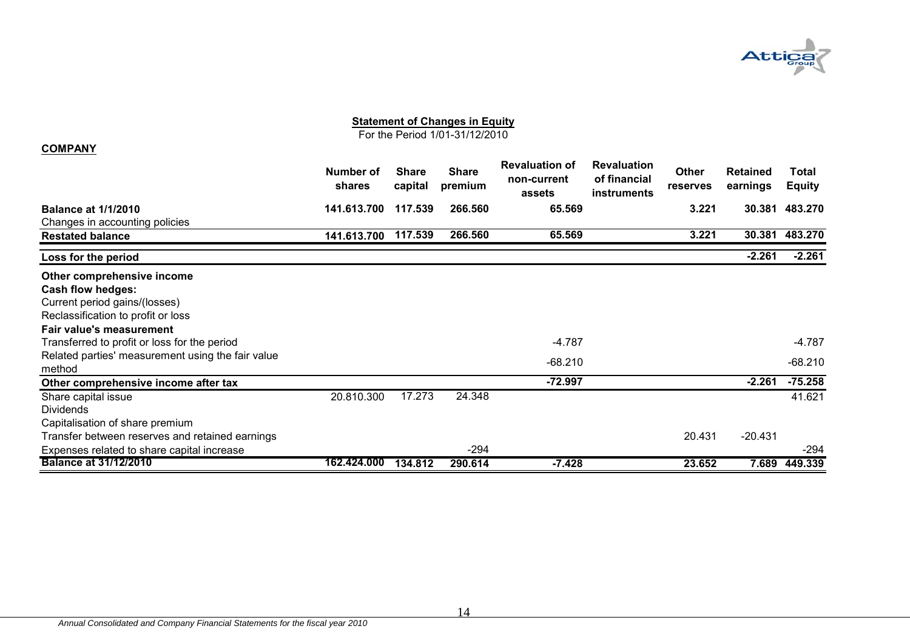## Statement of Changes in Equity

For the Period 1/01-31/12/2010

**COMPANY**

| | Number of shares | Share capital | Share premium | Revaluation of non-current assets | Revaluation of financial instruments | Other reserves | Retained earnings | Total Equity |
|---|---|---|---|---|---|---|---|---|
| **Balance at 1/1/2010** | **141.613.700** | **117.539** | **266.560** | **65.569** | | **3.221** | **30.381** | **483.270** |
| Changes in accounting policies | | | | | | | | |
| **Restated balance** | **141.613.700** | **117.539** | **266.560** | **65.569** | | **3.221** | **30.381** | **483.270** |
| **Loss for the period** | | | | | | | **-2.261** | **-2.261** |
| **Other comprehensive income** | | | | | | | | |
| **Cash flow hedges:** | | | | | | | | |
| Current period gains/(losses) | | | | | | | | |
| Reclassification to profit or loss | | | | | | | | |
| **Fair value's measurement** | | | | | | | | |
| Transferred to profit or loss for the period | | | | -4.787 | | | | -4.787 |
| Related parties' measurement using the fair value method | | | | -68.210 | | | | -68.210 |
| **Other comprehensive income after tax** | | | | **-72.997** | | | **-2.261** | **-75.258** |
| Share capital issue | 20.810.300 | 17.273 | 24.348 | | | | | 41.621 |
| Dividends | | | | | | | | |
| Capitalisation of share premium | | | | | | | | |
| Transfer between reserves and retained earnings | | | | | | 20.431 | -20.431 | |
| Expenses related to share capital increase | | | -294 | | | | | -294 |
| **Balance at 31/12/2010** | **162.424.000** | **134.812** | **290.614** | **-7.428** | | **23.652** | **7.689** | **449.339** |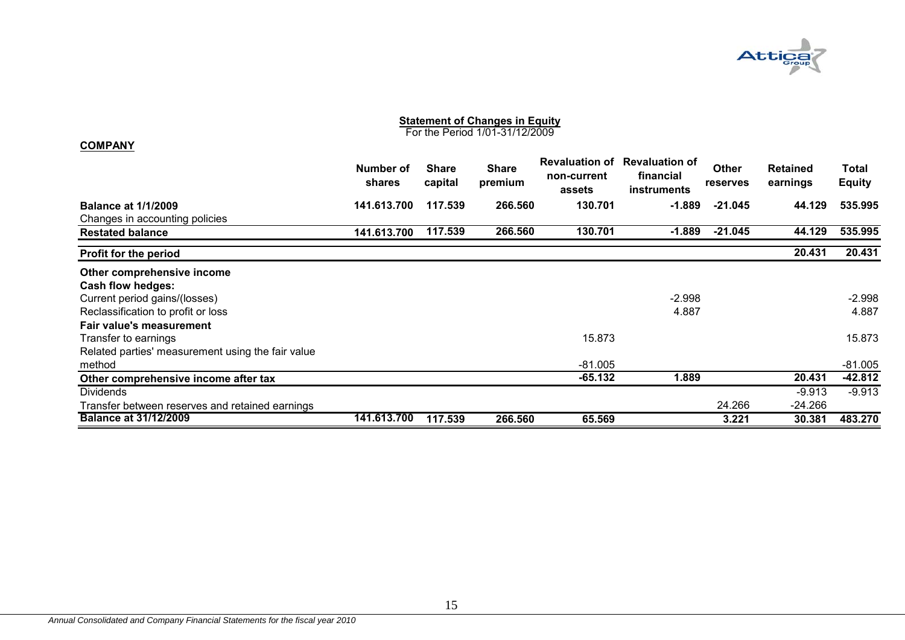## Statement of Changes in Equity

For the Period 1/01-31/12/2009

**COMPANY**

| | Number of shares | Share capital | Share premium | Revaluation of non-current assets | Revaluation of financial instruments | Other reserves | Retained earnings | Total Equity |
|---|---|---|---|---|---|---|---|---|
| **Balance at 1/1/2009** | **141.613.700** | **117.539** | **266.560** | **130.701** | **-1.889** | **-21.045** | **44.129** | **535.995** |
| Changes in accounting policies | | | | | | | | |
| **Restated balance** | **141.613.700** | **117.539** | **266.560** | **130.701** | **-1.889** | **-21.045** | **44.129** | **535.995** |
| **Profit for the period** | | | | | | | **20.431** | **20.431** |
| **Other comprehensive income** | | | | | | | | |
| **Cash flow hedges:** | | | | | | | | |
| Current period gains/(losses) | | | | | -2.998 | | | -2.998 |
| Reclassification to profit or loss | | | | | 4.887 | | | 4.887 |
| **Fair value's measurement** | | | | | | | | |
| Transfer to earnings | | | | 15.873 | | | | 15.873 |
| Related parties' measurement using the fair value method | | | | -81.005 | | | | -81.005 |
| **Other comprehensive income after tax** | | | | **-65.132** | **1.889** | | **20.431** | **-42.812** |
| Dividends | | | | | | | -9.913 | -9.913 |
| Transfer between reserves and retained earnings | | | | | | 24.266 | -24.266 | |
| **Balance at 31/12/2009** | **141.613.700** | **117.539** | **266.560** | **65.569** | | **3.221** | **30.381** | **483.270** |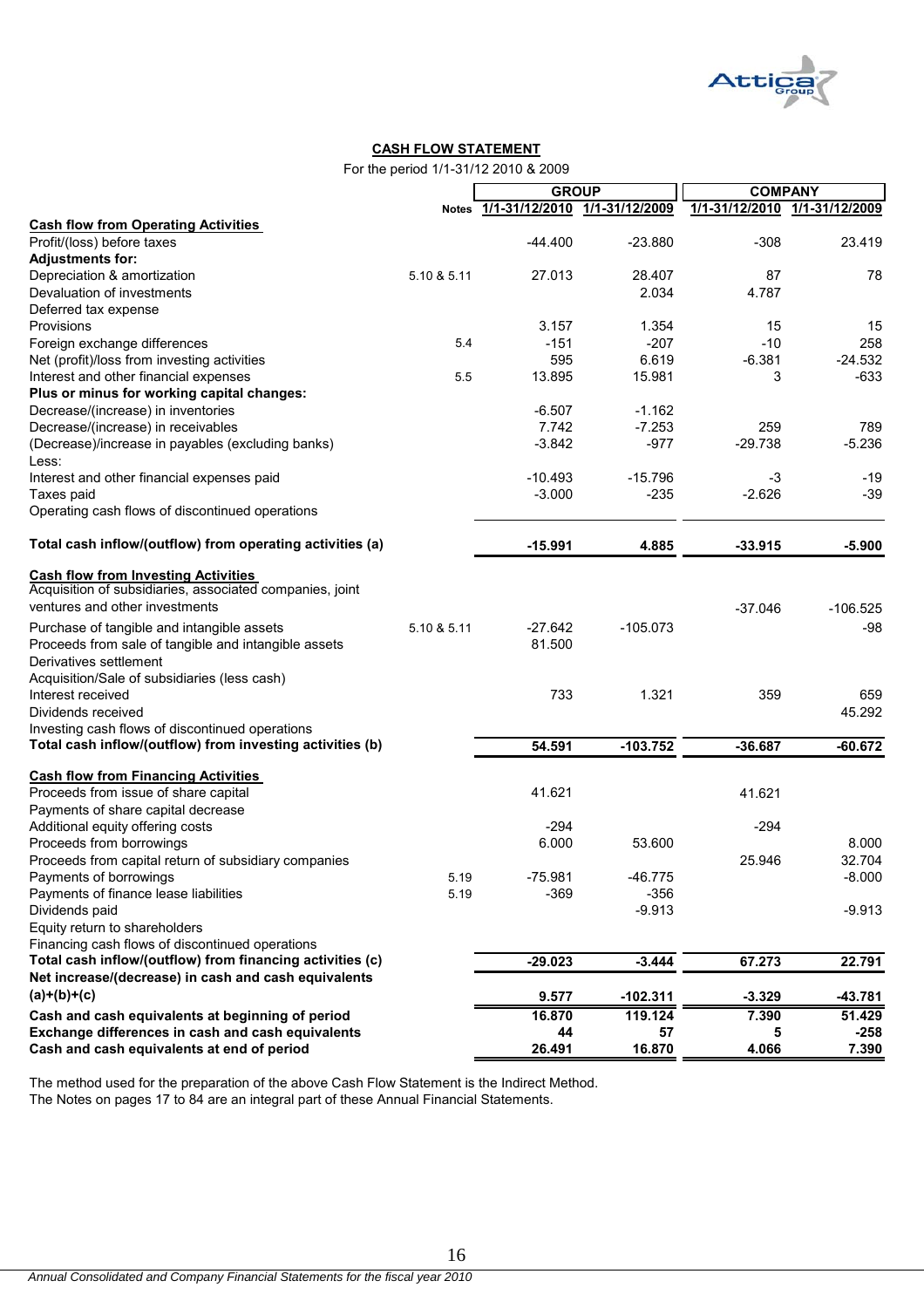## CASH FLOW STATEMENT

For the period 1/1-31/12 2010 & 2009

| | Notes | GROUP | | COMPANY | |
|---|---|---|---|---|---|
| | | 1/1-31/12/2010 | 1/1-31/12/2009 | 1/1-31/12/2010 | 1/1-31/12/2009 |
| **Cash flow from Operating Activities** | | | | | |
| Profit/(loss) before taxes | | -44.400 | -23.880 | -308 | 23.419 |
| **Adjustments for:** | | | | | |
| Depreciation & amortization | 5.10 & 5.11 | 27.013 | 28.407 | 87 | 78 |
| Devaluation of investments | | | 2.034 | 4.787 | |
| Deferred tax expense | | | | | |
| Provisions | | 3.157 | 1.354 | 15 | 15 |
| Foreign exchange differences | 5.4 | -151 | -207 | -10 | 258 |
| Net (profit)/loss from investing activities | | 595 | 6.619 | -6.381 | -24.532 |
| Interest and other financial expenses | 5.5 | 13.895 | 15.981 | 3 | -633 |
| **Plus or minus for working capital changes:** | | | | | |
| Decrease/(increase) in inventories | | -6.507 | -1.162 | | |
| Decrease/(increase) in receivables | | 7.742 | -7.253 | 259 | 789 |
| (Decrease)/increase in payables (excluding banks) | | -3.842 | -977 | -29.738 | -5.236 |
| Less: | | | | | |
| Interest and other financial expenses paid | | -10.493 | -15.796 | -3 | -19 |
| Taxes paid | | -3.000 | -235 | -2.626 | -39 |
| Operating cash flows of discontinued operations | | | | | |
| **Total cash inflow/(outflow) from operating activities (a)** | | **-15.991** | **4.885** | **-33.915** | **-5.900** |
| **Cash flow from Investing Activities** | | | | | |
| Acquisition of subsidiaries, associated companies, joint ventures and other investments | | | | -37.046 | -106.525 |
| Purchase of tangible and intangible assets | 5.10 & 5.11 | -27.642 | -105.073 | | -98 |
| Proceeds from sale of tangible and intangible assets | | 81.500 | | | |
| Derivatives settlement | | | | | |
| Acquisition/Sale of subsidiaries (less cash) | | | | | |
| Interest received | | 733 | 1.321 | 359 | 659 |
| Dividends received | | | | | 45.292 |
| Investing cash flows of discontinued operations | | | | | |
| **Total cash inflow/(outflow) from investing activities (b)** | | **54.591** | **-103.752** | **-36.687** | **-60.672** |
| **Cash flow from Financing Activities** | | | | | |
| Proceeds from issue of share capital | | 41.621 | | 41.621 | |
| Payments of share capital decrease | | | | | |
| Additional equity offering costs | | -294 | | -294 | |
| Proceeds from borrowings | | 6.000 | 53.600 | | 8.000 |
| Proceeds from capital return of subsidiary companies | | | | 25.946 | 32.704 |
| Payments of borrowings | 5.19 | -75.981 | -46.775 | | -8.000 |
| Payments of finance lease liabilities | 5.19 | -369 | -356 | | |
| Dividends paid | | | -9.913 | | -9.913 |
| Equity return to shareholders | | | | | |
| Financing cash flows of discontinued operations | | | | | |
| **Total cash inflow/(outflow) from financing activities (c)** | | **-29.023** | **-3.444** | **67.273** | **22.791** |
| **Net increase/(decrease) in cash and cash equivalents (a)+(b)+(c)** | | **9.577** | **-102.311** | **-3.329** | **-43.781** |
| **Cash and cash equivalents at beginning of period** | | **16.870** | **119.124** | **7.390** | **51.429** |
| **Exchange differences in cash and cash equivalents** | | **44** | **57** | **5** | **-258** |
| **Cash and cash equivalents at end of period** | | **26.491** | **16.870** | **4.066** | **7.390** |

The method used for the preparation of the above Cash Flow Statement is the Indirect Method.
The Notes on pages 17 to 84 are an integral part of these Annual Financial Statements.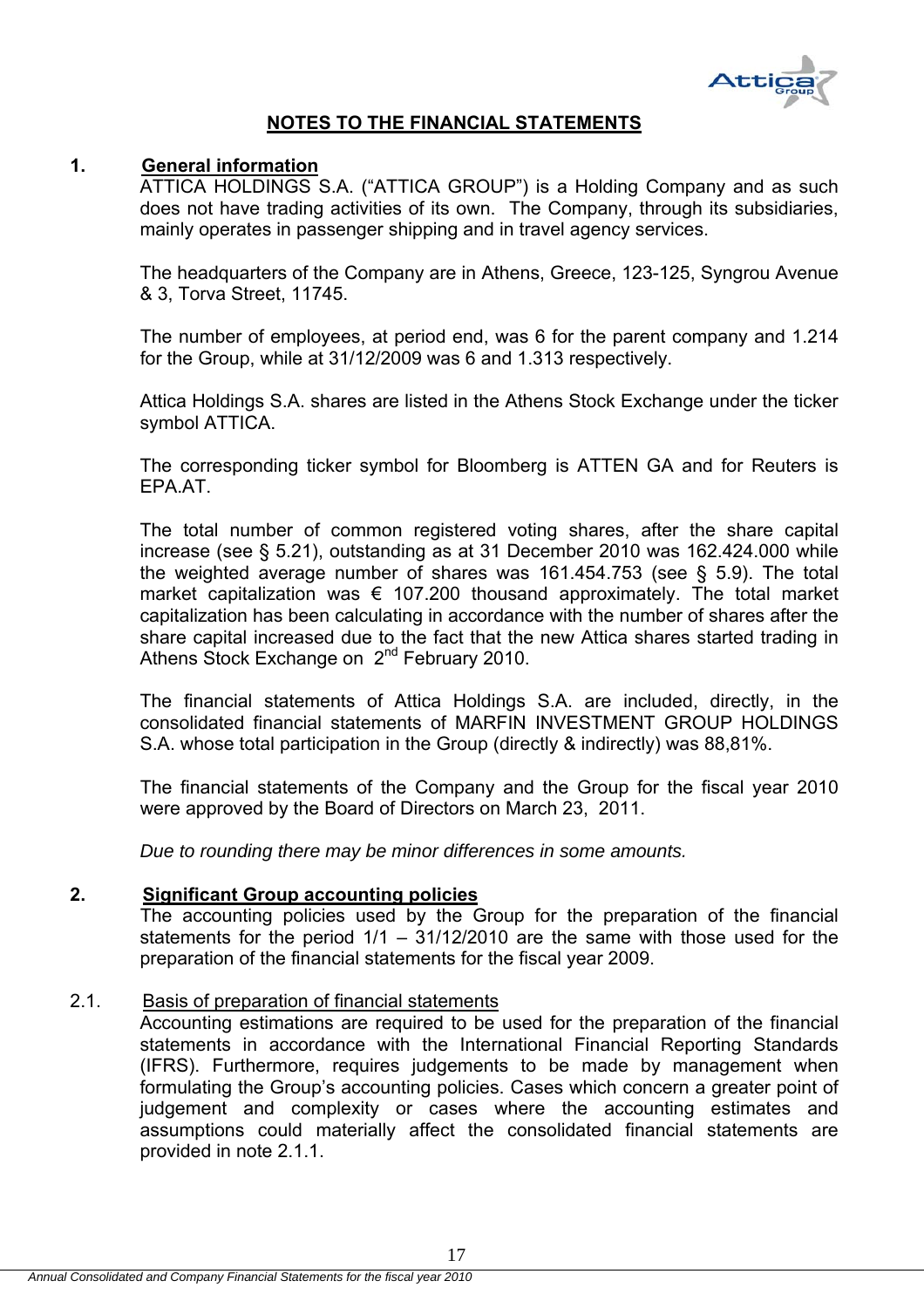# NOTES TO THE FINANCIAL STATEMENTS

## 1. General information

ATTICA HOLDINGS S.A. ("ATTICA GROUP") is a Holding Company and as such does not have trading activities of its own. The Company, through its subsidiaries, mainly operates in passenger shipping and in travel agency services.

The headquarters of the Company are in Athens, Greece, 123-125, Syngrou Avenue & 3, Torva Street, 11745.

The number of employees, at period end, was 6 for the parent company and 1.214 for the Group, while at 31/12/2009 was 6 and 1.313 respectively.

Attica Holdings S.A. shares are listed in the Athens Stock Exchange under the ticker symbol ATTICA.

The corresponding ticker symbol for Bloomberg is ATTEN GA and for Reuters is EPA.AT.

The total number of common registered voting shares, after the share capital increase (see § 5.21), outstanding as at 31 December 2010 was 162.424.000 while the weighted average number of shares was 161.454.753 (see § 5.9). The total market capitalization was € 107.200 thousand approximately. The total market capitalization has been calculating in accordance with the number of shares after the share capital increased due to the fact that the new Attica shares started trading in Athens Stock Exchange on 2nd February 2010.

The financial statements of Attica Holdings S.A. are included, directly, in the consolidated financial statements of MARFIN INVESTMENT GROUP HOLDINGS S.A. whose total participation in the Group (directly & indirectly) was 88,81%.

The financial statements of the Company and the Group for the fiscal year 2010 were approved by the Board of Directors on March 23, 2011.

*Due to rounding there may be minor differences in some amounts.*

## 2. Significant Group accounting policies

The accounting policies used by the Group for the preparation of the financial statements for the period 1/1 – 31/12/2010 are the same with those used for the preparation of the financial statements for the fiscal year 2009.

### 2.1. Basis of preparation of financial statements

Accounting estimations are required to be used for the preparation of the financial statements in accordance with the International Financial Reporting Standards (IFRS). Furthermore, requires judgements to be made by management when formulating the Group's accounting policies. Cases which concern a greater point of judgement and complexity or cases where the accounting estimates and assumptions could materially affect the consolidated financial statements are provided in note 2.1.1.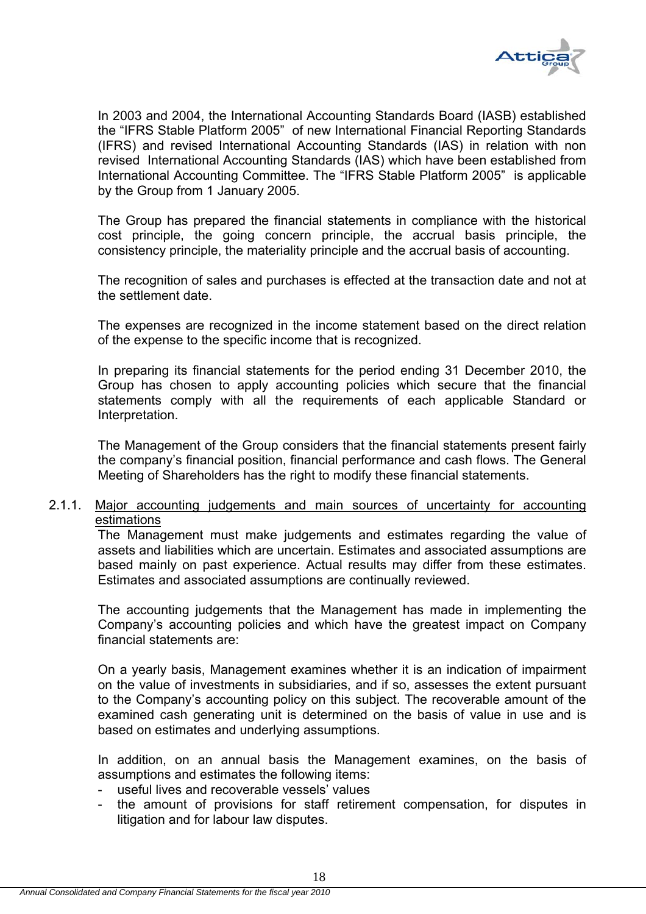In 2003 and 2004, the International Accounting Standards Board (IASB) established the "IFRS Stable Platform 2005" of new International Financial Reporting Standards (IFRS) and revised International Accounting Standards (IAS) in relation with non revised International Accounting Standards (IAS) which have been established from International Accounting Committee. The "IFRS Stable Platform 2005" is applicable by the Group from 1 January 2005.

The Group has prepared the financial statements in compliance with the historical cost principle, the going concern principle, the accrual basis principle, the consistency principle, the materiality principle and the accrual basis of accounting.

The recognition of sales and purchases is effected at the transaction date and not at the settlement date.

The expenses are recognized in the income statement based on the direct relation of the expense to the specific income that is recognized.

In preparing its financial statements for the period ending 31 December 2010, the Group has chosen to apply accounting policies which secure that the financial statements comply with all the requirements of each applicable Standard or Interpretation.

The Management of the Group considers that the financial statements present fairly the company's financial position, financial performance and cash flows. The General Meeting of Shareholders has the right to modify these financial statements.

### 2.1.1. Major accounting judgements and main sources of uncertainty for accounting estimations

The Management must make judgements and estimates regarding the value of assets and liabilities which are uncertain. Estimates and associated assumptions are based mainly on past experience. Actual results may differ from these estimates. Estimates and associated assumptions are continually reviewed.

The accounting judgements that the Management has made in implementing the Company's accounting policies and which have the greatest impact on Company financial statements are:

On a yearly basis, Management examines whether it is an indication of impairment on the value of investments in subsidiaries, and if so, assesses the extent pursuant to the Company's accounting policy on this subject. The recoverable amount of the examined cash generating unit is determined on the basis of value in use and is based on estimates and underlying assumptions.

In addition, on an annual basis the Management examines, on the basis of assumptions and estimates the following items:

- useful lives and recoverable vessels' values
- the amount of provisions for staff retirement compensation, for disputes in litigation and for labour law disputes.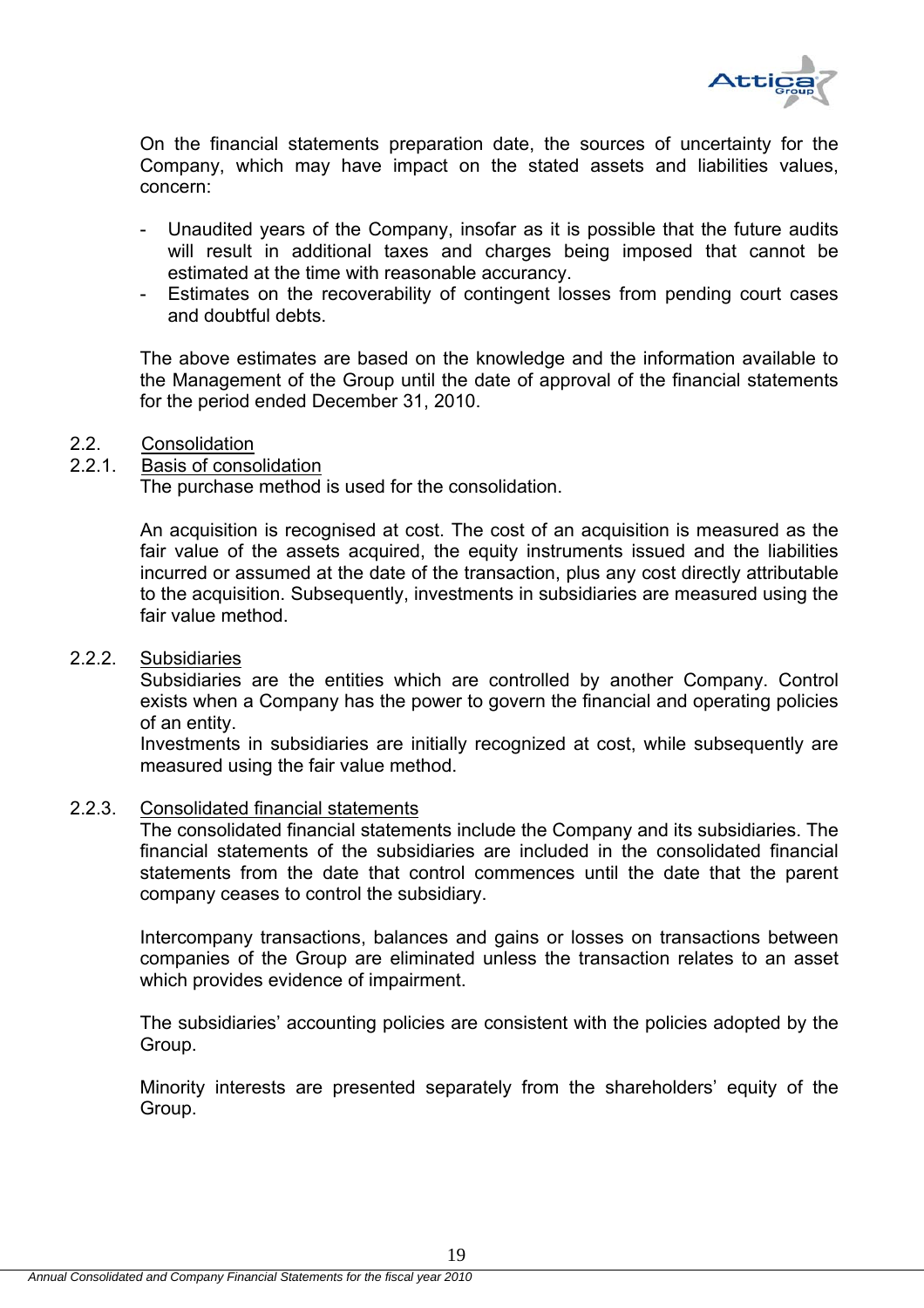On the financial statements preparation date, the sources of uncertainty for the Company, which may have impact on the stated assets and liabilities values, concern:

- Unaudited years of the Company, insofar as it is possible that the future audits will result in additional taxes and charges being imposed that cannot be estimated at the time with reasonable accurancy.
- Estimates on the recoverability of contingent losses from pending court cases and doubtful debts.

The above estimates are based on the knowledge and the information available to the Management of the Group until the date of approval of the financial statements for the period ended December 31, 2010.

## 2.2. Consolidation

### 2.2.1. Basis of consolidation

The purchase method is used for the consolidation.

An acquisition is recognised at cost. The cost of an acquisition is measured as the fair value of the assets acquired, the equity instruments issued and the liabilities incurred or assumed at the date of the transaction, plus any cost directly attributable to the acquisition. Subsequently, investments in subsidiaries are measured using the fair value method.

### 2.2.2. Subsidiaries

Subsidiaries are the entities which are controlled by another Company. Control exists when a Company has the power to govern the financial and operating policies of an entity.

Investments in subsidiaries are initially recognized at cost, while subsequently are measured using the fair value method.

### 2.2.3. Consolidated financial statements

The consolidated financial statements include the Company and its subsidiaries. The financial statements of the subsidiaries are included in the consolidated financial statements from the date that control commences until the date that the parent company ceases to control the subsidiary.

Intercompany transactions, balances and gains or losses on transactions between companies of the Group are eliminated unless the transaction relates to an asset which provides evidence of impairment.

The subsidiaries' accounting policies are consistent with the policies adopted by the Group.

Minority interests are presented separately from the shareholders' equity of the Group.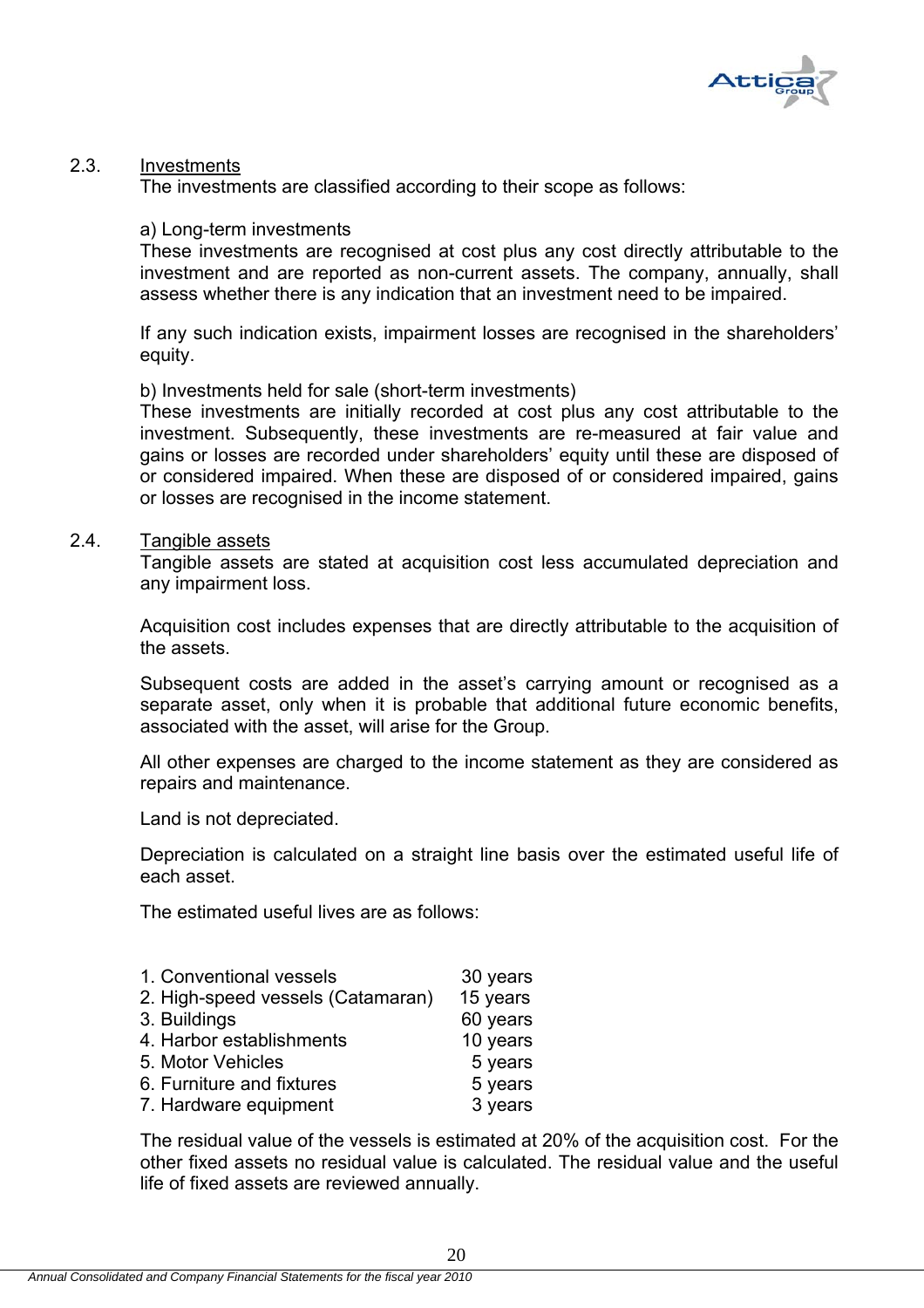## 2.3. Investments

The investments are classified according to their scope as follows:

a) Long-term investments

These investments are recognised at cost plus any cost directly attributable to the investment and are reported as non-current assets. The company, annually, shall assess whether there is any indication that an investment need to be impaired.

If any such indication exists, impairment losses are recognised in the shareholders' equity.

b) Investments held for sale (short-term investments)

These investments are initially recorded at cost plus any cost attributable to the investment. Subsequently, these investments are re-measured at fair value and gains or losses are recorded under shareholders' equity until these are disposed of or considered impaired. When these are disposed of or considered impaired, gains or losses are recognised in the income statement.

## 2.4. Tangible assets

Tangible assets are stated at acquisition cost less accumulated depreciation and any impairment loss.

Acquisition cost includes expenses that are directly attributable to the acquisition of the assets.

Subsequent costs are added in the asset's carrying amount or recognised as a separate asset, only when it is probable that additional future economic benefits, associated with the asset, will arise for the Group.

All other expenses are charged to the income statement as they are considered as repairs and maintenance.

Land is not depreciated.

Depreciation is calculated on a straight line basis over the estimated useful life of each asset.

The estimated useful lives are as follows:

| | |
|---|---|
| 1. Conventional vessels | 30 years |
| 2. High-speed vessels (Catamaran) | 15 years |
| 3. Buildings | 60 years |
| 4. Harbor establishments | 10 years |
| 5. Motor Vehicles | 5 years |
| 6. Furniture and fixtures | 5 years |
| 7. Hardware equipment | 3 years |

The residual value of the vessels is estimated at 20% of the acquisition cost. For the other fixed assets no residual value is calculated. The residual value and the useful life of fixed assets are reviewed annually.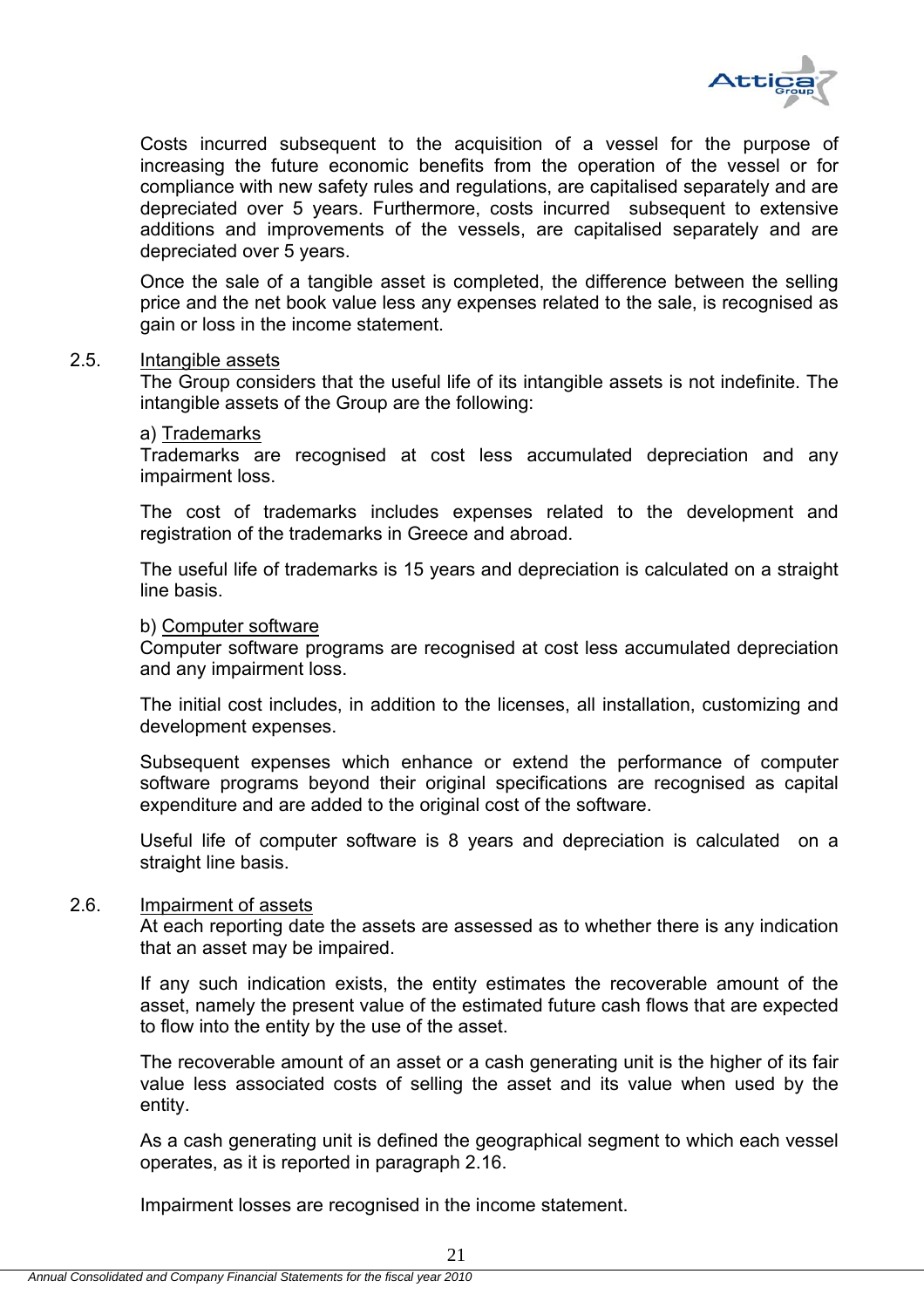Costs incurred subsequent to the acquisition of a vessel for the purpose of increasing the future economic benefits from the operation of the vessel or for compliance with new safety rules and regulations, are capitalised separately and are depreciated over 5 years. Furthermore, costs incurred subsequent to extensive additions and improvements of the vessels, are capitalised separately and are depreciated over 5 years.

Once the sale of a tangible asset is completed, the difference between the selling price and the net book value less any expenses related to the sale, is recognised as gain or loss in the income statement.

## 2.5. Intangible assets

The Group considers that the useful life of its intangible assets is not indefinite. The intangible assets of the Group are the following:

a) Trademarks

Trademarks are recognised at cost less accumulated depreciation and any impairment loss.

The cost of trademarks includes expenses related to the development and registration of the trademarks in Greece and abroad.

The useful life of trademarks is 15 years and depreciation is calculated on a straight line basis.

b) Computer software

Computer software programs are recognised at cost less accumulated depreciation and any impairment loss.

The initial cost includes, in addition to the licenses, all installation, customizing and development expenses.

Subsequent expenses which enhance or extend the performance of computer software programs beyond their original specifications are recognised as capital expenditure and are added to the original cost of the software.

Useful life of computer software is 8 years and depreciation is calculated on a straight line basis.

## 2.6. Impairment of assets

At each reporting date the assets are assessed as to whether there is any indication that an asset may be impaired.

If any such indication exists, the entity estimates the recoverable amount of the asset, namely the present value of the estimated future cash flows that are expected to flow into the entity by the use of the asset.

The recoverable amount of an asset or a cash generating unit is the higher of its fair value less associated costs of selling the asset and its value when used by the entity.

As a cash generating unit is defined the geographical segment to which each vessel operates, as it is reported in paragraph 2.16.

Impairment losses are recognised in the income statement.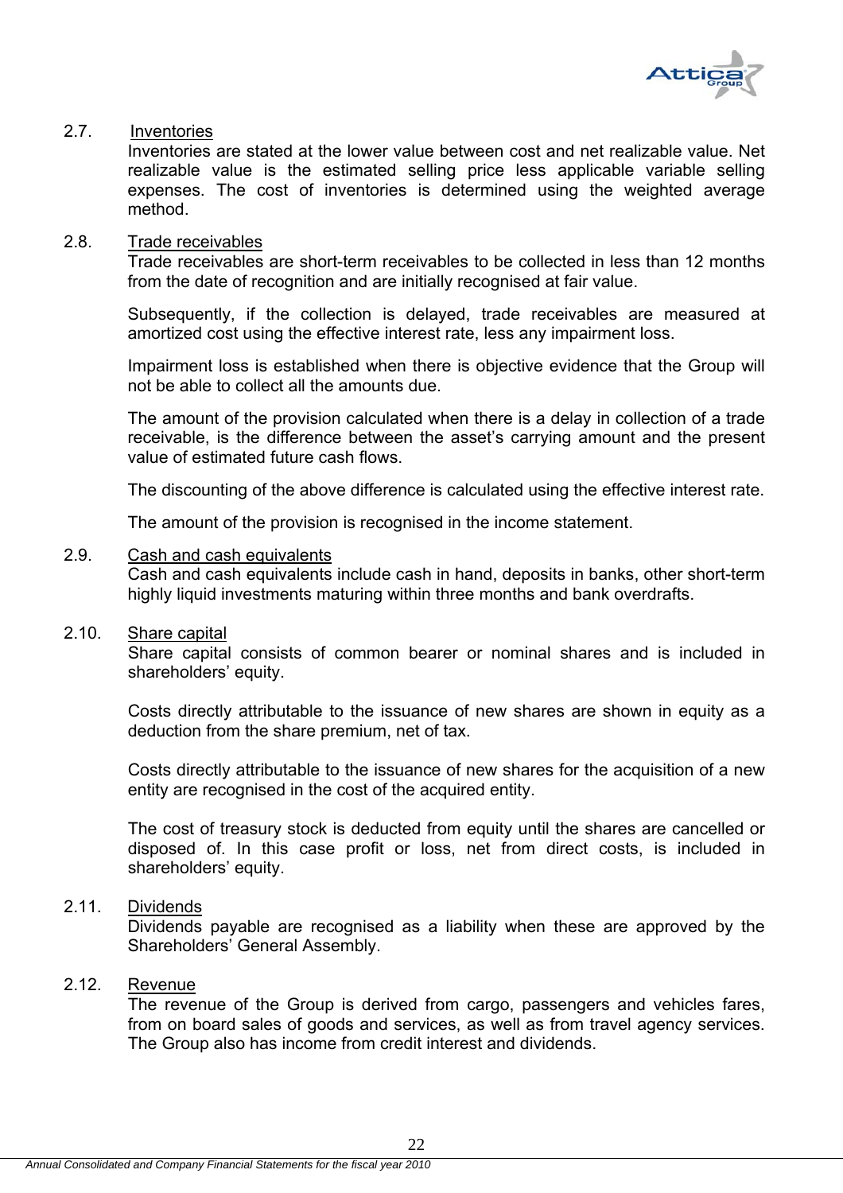### 2.7. Inventories

Inventories are stated at the lower value between cost and net realizable value. Net realizable value is the estimated selling price less applicable variable selling expenses. The cost of inventories is determined using the weighted average method.

### 2.8. Trade receivables

Trade receivables are short-term receivables to be collected in less than 12 months from the date of recognition and are initially recognised at fair value.

Subsequently, if the collection is delayed, trade receivables are measured at amortized cost using the effective interest rate, less any impairment loss.

Impairment loss is established when there is objective evidence that the Group will not be able to collect all the amounts due.

The amount of the provision calculated when there is a delay in collection of a trade receivable, is the difference between the asset's carrying amount and the present value of estimated future cash flows.

The discounting of the above difference is calculated using the effective interest rate.

The amount of the provision is recognised in the income statement.

### 2.9. Cash and cash equivalents

Cash and cash equivalents include cash in hand, deposits in banks, other short-term highly liquid investments maturing within three months and bank overdrafts.

### 2.10. Share capital

Share capital consists of common bearer or nominal shares and is included in shareholders' equity.

Costs directly attributable to the issuance of new shares are shown in equity as a deduction from the share premium, net of tax.

Costs directly attributable to the issuance of new shares for the acquisition of a new entity are recognised in the cost of the acquired entity.

The cost of treasury stock is deducted from equity until the shares are cancelled or disposed of. In this case profit or loss, net from direct costs, is included in shareholders' equity.

### 2.11. Dividends

Dividends payable are recognised as a liability when these are approved by the Shareholders' General Assembly.

### 2.12. Revenue

The revenue of the Group is derived from cargo, passengers and vehicles fares, from on board sales of goods and services, as well as from travel agency services. The Group also has income from credit interest and dividends.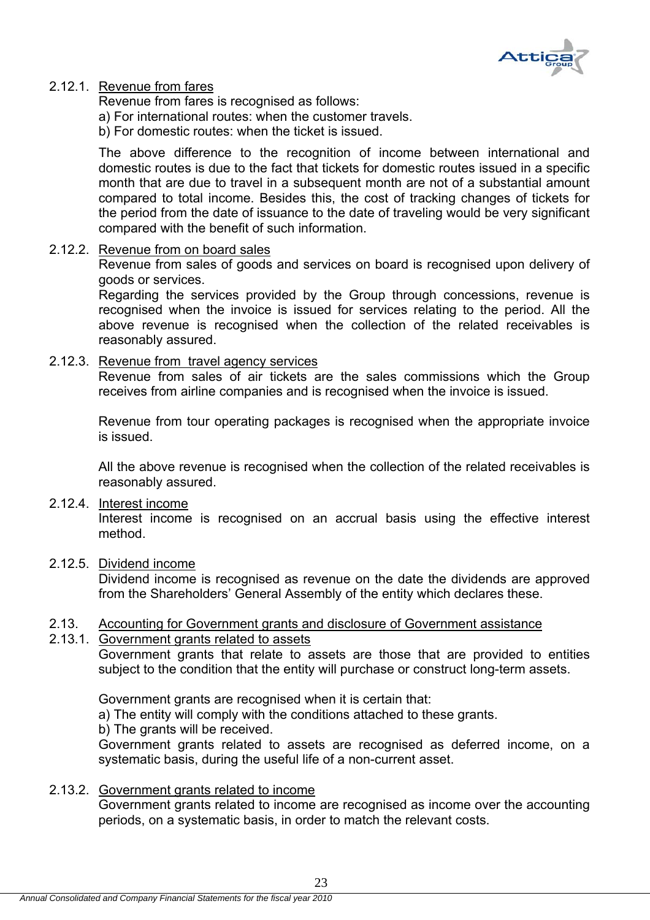#### 2.12.1. Revenue from fares

Revenue from fares is recognised as follows:

a) For international routes: when the customer travels.

b) For domestic routes: when the ticket is issued.

The above difference to the recognition of income between international and domestic routes is due to the fact that tickets for domestic routes issued in a specific month that are due to travel in a subsequent month are not of a substantial amount compared to total income. Besides this, the cost of tracking changes of tickets for the period from the date of issuance to the date of traveling would be very significant compared with the benefit of such information.

#### 2.12.2. Revenue from on board sales

Revenue from sales of goods and services on board is recognised upon delivery of goods or services.

Regarding the services provided by the Group through concessions, revenue is recognised when the invoice is issued for services relating to the period. All the above revenue is recognised when the collection of the related receivables is reasonably assured.

#### 2.12.3. Revenue from travel agency services

Revenue from sales of air tickets are the sales commissions which the Group receives from airline companies and is recognised when the invoice is issued.

Revenue from tour operating packages is recognised when the appropriate invoice is issued.

All the above revenue is recognised when the collection of the related receivables is reasonably assured.

#### 2.12.4. Interest income

Interest income is recognised on an accrual basis using the effective interest method.

#### 2.12.5. Dividend income

Dividend income is recognised as revenue on the date the dividends are approved from the Shareholders' General Assembly of the entity which declares these.

### 2.13. Accounting for Government grants and disclosure of Government assistance

#### 2.13.1. Government grants related to assets

Government grants that relate to assets are those that are provided to entities subject to the condition that the entity will purchase or construct long-term assets.

Government grants are recognised when it is certain that:

a) The entity will comply with the conditions attached to these grants.

b) The grants will be received.

Government grants related to assets are recognised as deferred income, on a systematic basis, during the useful life of a non-current asset.

#### 2.13.2. Government grants related to income

Government grants related to income are recognised as income over the accounting periods, on a systematic basis, in order to match the relevant costs.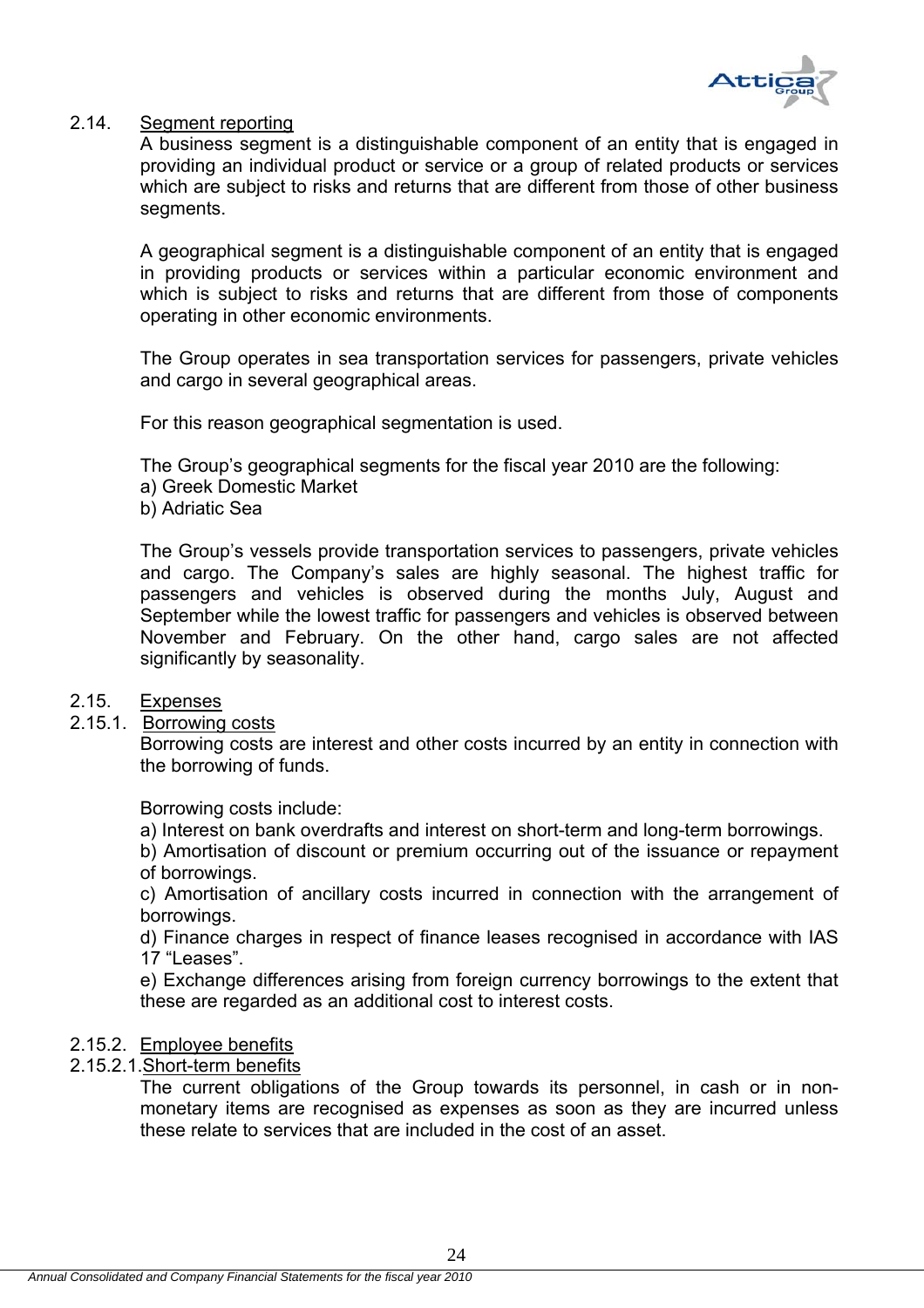## 2.14. Segment reporting

A business segment is a distinguishable component of an entity that is engaged in providing an individual product or service or a group of related products or services which are subject to risks and returns that are different from those of other business segments.

A geographical segment is a distinguishable component of an entity that is engaged in providing products or services within a particular economic environment and which is subject to risks and returns that are different from those of components operating in other economic environments.

The Group operates in sea transportation services for passengers, private vehicles and cargo in several geographical areas.

For this reason geographical segmentation is used.

The Group's geographical segments for the fiscal year 2010 are the following:
a) Greek Domestic Market
b) Adriatic Sea

The Group's vessels provide transportation services to passengers, private vehicles and cargo. The Company's sales are highly seasonal. The highest traffic for passengers and vehicles is observed during the months July, August and September while the lowest traffic for passengers and vehicles is observed between November and February. On the other hand, cargo sales are not affected significantly by seasonality.

## 2.15. Expenses

### 2.15.1. Borrowing costs

Borrowing costs are interest and other costs incurred by an entity in connection with the borrowing of funds.

Borrowing costs include:
a) Interest on bank overdrafts and interest on short-term and long-term borrowings.
b) Amortisation of discount or premium occurring out of the issuance or repayment of borrowings.
c) Amortisation of ancillary costs incurred in connection with the arrangement of borrowings.
d) Finance charges in respect of finance leases recognised in accordance with IAS 17 "Leases".
e) Exchange differences arising from foreign currency borrowings to the extent that these are regarded as an additional cost to interest costs.

### 2.15.2. Employee benefits

#### 2.15.2.1. Short-term benefits

The current obligations of the Group towards its personnel, in cash or in non-monetary items are recognised as expenses as soon as they are incurred unless these relate to services that are included in the cost of an asset.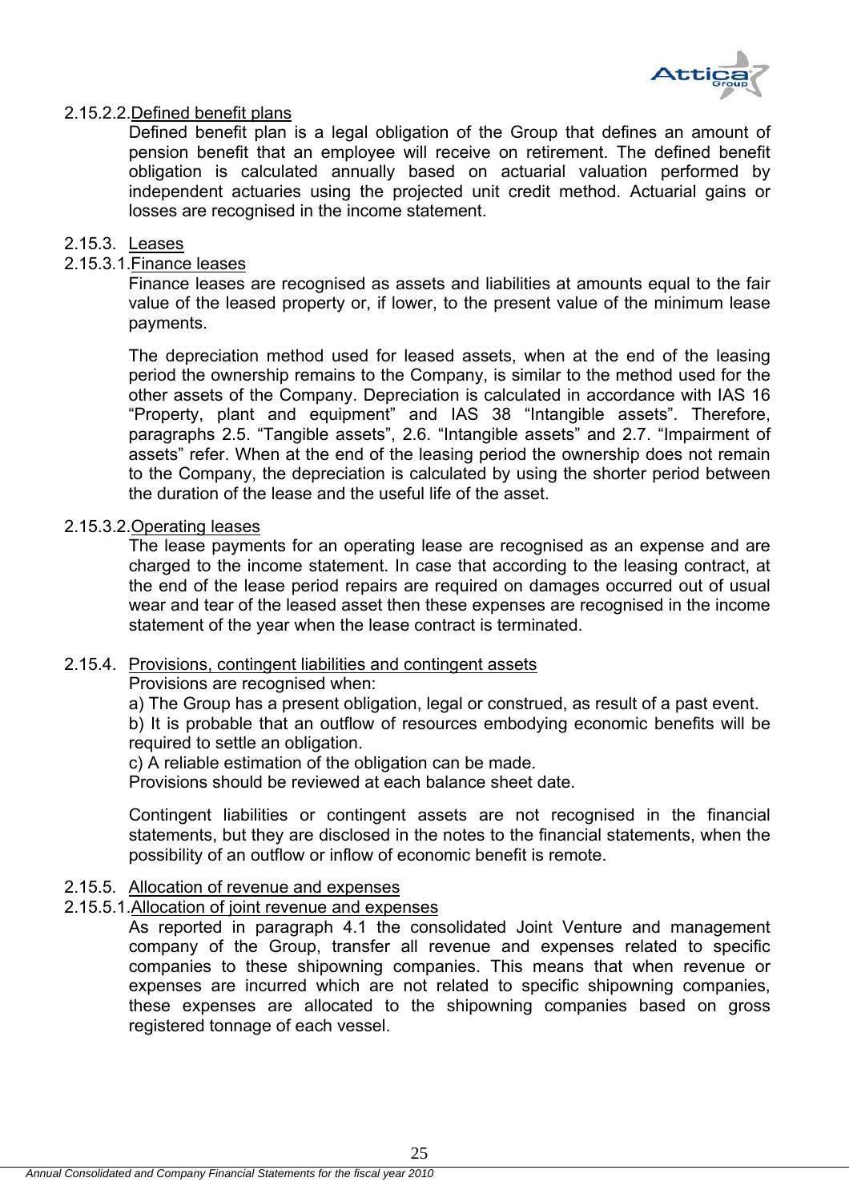2.15.2.2. Defined benefit plans

Defined benefit plan is a legal obligation of the Group that defines an amount of pension benefit that an employee will receive on retirement. The defined benefit obligation is calculated annually based on actuarial valuation performed by independent actuaries using the projected unit credit method. Actuarial gains or losses are recognised in the income statement.

2.15.3. Leases

2.15.3.1. Finance leases

Finance leases are recognised as assets and liabilities at amounts equal to the fair value of the leased property or, if lower, to the present value of the minimum lease payments.

The depreciation method used for leased assets, when at the end of the leasing period the ownership remains to the Company, is similar to the method used for the other assets of the Company. Depreciation is calculated in accordance with IAS 16 "Property, plant and equipment" and IAS 38 "Intangible assets". Therefore, paragraphs 2.5. "Tangible assets", 2.6. "Intangible assets" and 2.7. "Impairment of assets" refer. When at the end of the leasing period the ownership does not remain to the Company, the depreciation is calculated by using the shorter period between the duration of the lease and the useful life of the asset.

2.15.3.2. Operating leases

The lease payments for an operating lease are recognised as an expense and are charged to the income statement. In case that according to the leasing contract, at the end of the lease period repairs are required on damages occurred out of usual wear and tear of the leased asset then these expenses are recognised in the income statement of the year when the lease contract is terminated.

2.15.4. Provisions, contingent liabilities and contingent assets

Provisions are recognised when:

a) The Group has a present obligation, legal or construed, as result of a past event.

b) It is probable that an outflow of resources embodying economic benefits will be required to settle an obligation.

c) A reliable estimation of the obligation can be made.

Provisions should be reviewed at each balance sheet date.

Contingent liabilities or contingent assets are not recognised in the financial statements, but they are disclosed in the notes to the financial statements, when the possibility of an outflow or inflow of economic benefit is remote.

2.15.5. Allocation of revenue and expenses

2.15.5.1. Allocation of joint revenue and expenses

As reported in paragraph 4.1 the consolidated Joint Venture and management company of the Group, transfer all revenue and expenses related to specific companies to these shipowning companies. This means that when revenue or expenses are incurred which are not related to specific shipowning companies, these expenses are allocated to the shipowning companies based on gross registered tonnage of each vessel.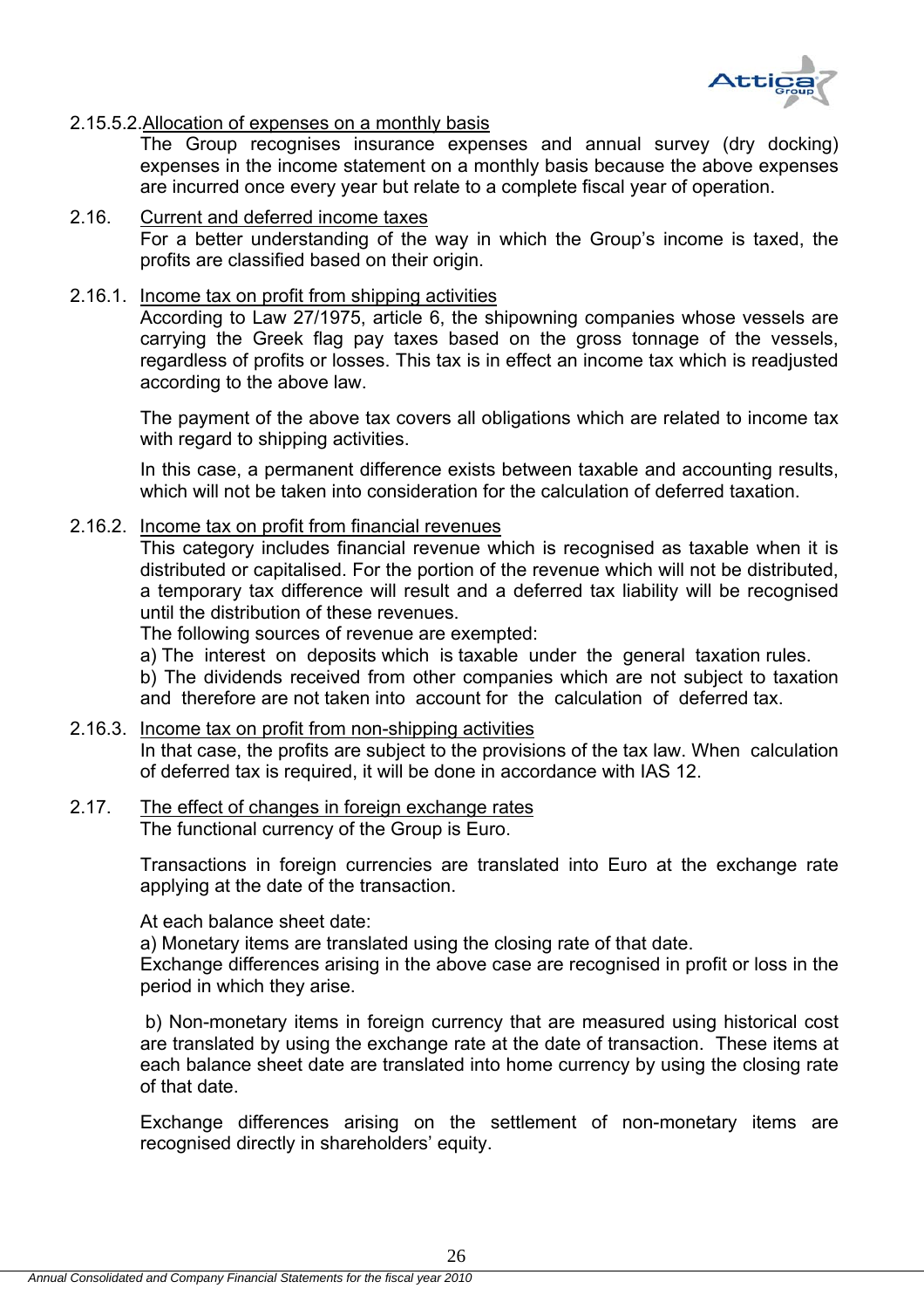#### 2.15.5.2. Allocation of expenses on a monthly basis

The Group recognises insurance expenses and annual survey (dry docking) expenses in the income statement on a monthly basis because the above expenses are incurred once every year but relate to a complete fiscal year of operation.

## 2.16. Current and deferred income taxes

For a better understanding of the way in which the Group's income is taxed, the profits are classified based on their origin.

### 2.16.1. Income tax on profit from shipping activities

According to Law 27/1975, article 6, the shipowning companies whose vessels are carrying the Greek flag pay taxes based on the gross tonnage of the vessels, regardless of profits or losses. This tax is in effect an income tax which is readjusted according to the above law.

The payment of the above tax covers all obligations which are related to income tax with regard to shipping activities.

In this case, a permanent difference exists between taxable and accounting results, which will not be taken into consideration for the calculation of deferred taxation.

### 2.16.2. Income tax on profit from financial revenues

This category includes financial revenue which is recognised as taxable when it is distributed or capitalised. For the portion of the revenue which will not be distributed, a temporary tax difference will result and a deferred tax liability will be recognised until the distribution of these revenues.

The following sources of revenue are exempted:

a) The interest on deposits which is taxable under the general taxation rules.

b) The dividends received from other companies which are not subject to taxation and therefore are not taken into account for the calculation of deferred tax.

### 2.16.3. Income tax on profit from non-shipping activities

In that case, the profits are subject to the provisions of the tax law. When calculation of deferred tax is required, it will be done in accordance with IAS 12.

## 2.17. The effect of changes in foreign exchange rates

The functional currency of the Group is Euro.

Transactions in foreign currencies are translated into Euro at the exchange rate applying at the date of the transaction.

At each balance sheet date:

a) Monetary items are translated using the closing rate of that date.

Exchange differences arising in the above case are recognised in profit or loss in the period in which they arise.

b) Non-monetary items in foreign currency that are measured using historical cost are translated by using the exchange rate at the date of transaction. These items at each balance sheet date are translated into home currency by using the closing rate of that date.

Exchange differences arising on the settlement of non-monetary items are recognised directly in shareholders' equity.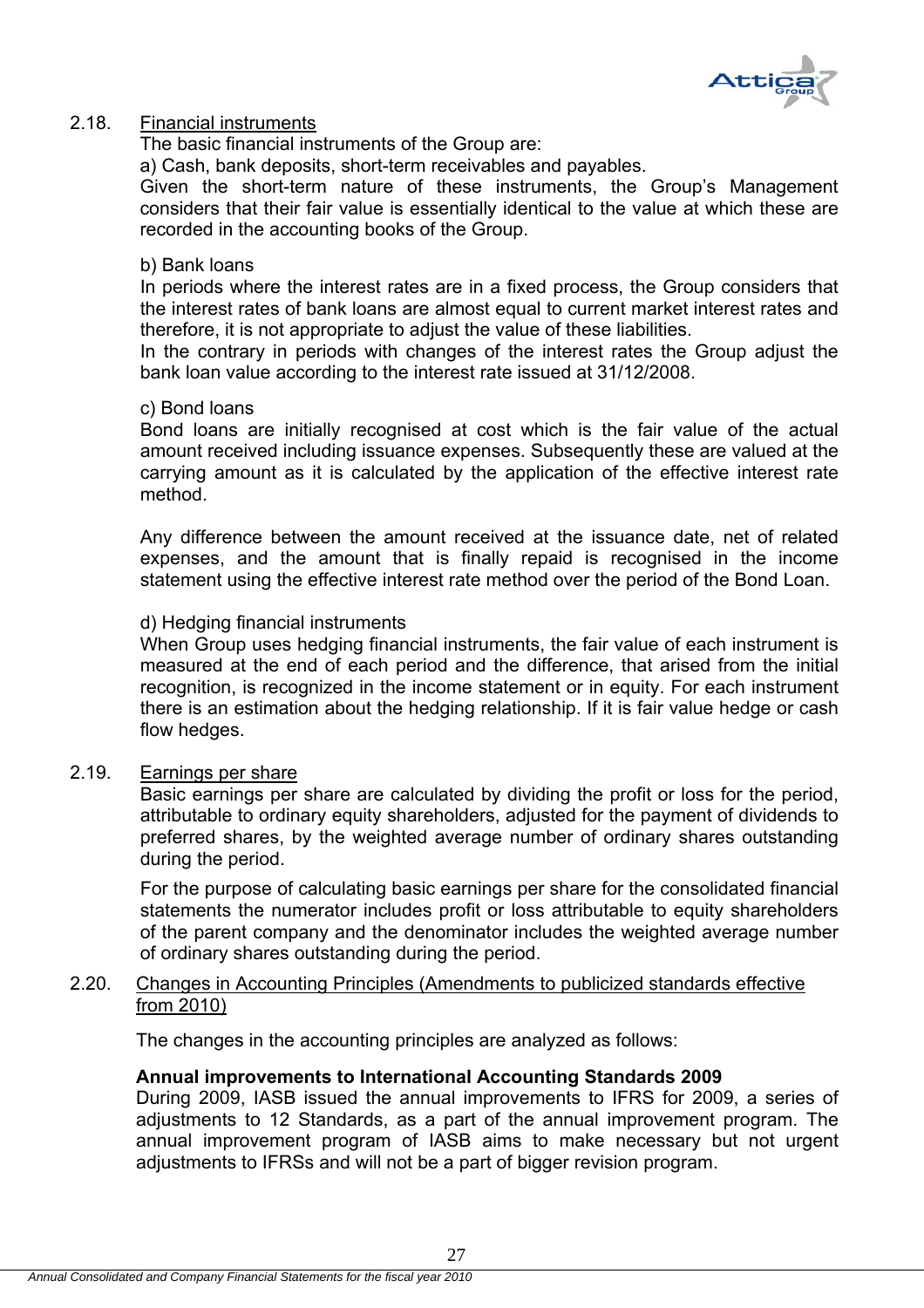2.18. Financial instruments

The basic financial instruments of the Group are:

a) Cash, bank deposits, short-term receivables and payables.

Given the short-term nature of these instruments, the Group's Management considers that their fair value is essentially identical to the value at which these are recorded in the accounting books of the Group.

b) Bank loans

In periods where the interest rates are in a fixed process, the Group considers that the interest rates of bank loans are almost equal to current market interest rates and therefore, it is not appropriate to adjust the value of these liabilities.

In the contrary in periods with changes of the interest rates the Group adjust the bank loan value according to the interest rate issued at 31/12/2008.

c) Bond loans

Bond loans are initially recognised at cost which is the fair value of the actual amount received including issuance expenses. Subsequently these are valued at the carrying amount as it is calculated by the application of the effective interest rate method.

Any difference between the amount received at the issuance date, net of related expenses, and the amount that is finally repaid is recognised in the income statement using the effective interest rate method over the period of the Bond Loan.

d) Hedging financial instruments

When Group uses hedging financial instruments, the fair value of each instrument is measured at the end of each period and the difference, that arised from the initial recognition, is recognized in the income statement or in equity. For each instrument there is an estimation about the hedging relationship. If it is fair value hedge or cash flow hedges.

2.19. Earnings per share

Basic earnings per share are calculated by dividing the profit or loss for the period, attributable to ordinary equity shareholders, adjusted for the payment of dividends to preferred shares, by the weighted average number of ordinary shares outstanding during the period.

For the purpose of calculating basic earnings per share for the consolidated financial statements the numerator includes profit or loss attributable to equity shareholders of the parent company and the denominator includes the weighted average number of ordinary shares outstanding during the period.

2.20. Changes in Accounting Principles (Amendments to publicized standards effective from 2010)

The changes in the accounting principles are analyzed as follows:

**Annual improvements to International Accounting Standards 2009**

During 2009, IASB issued the annual improvements to IFRS for 2009, a series of adjustments to 12 Standards, as a part of the annual improvement program. The annual improvement program of IASB aims to make necessary but not urgent adjustments to IFRSs and will not be a part of bigger revision program.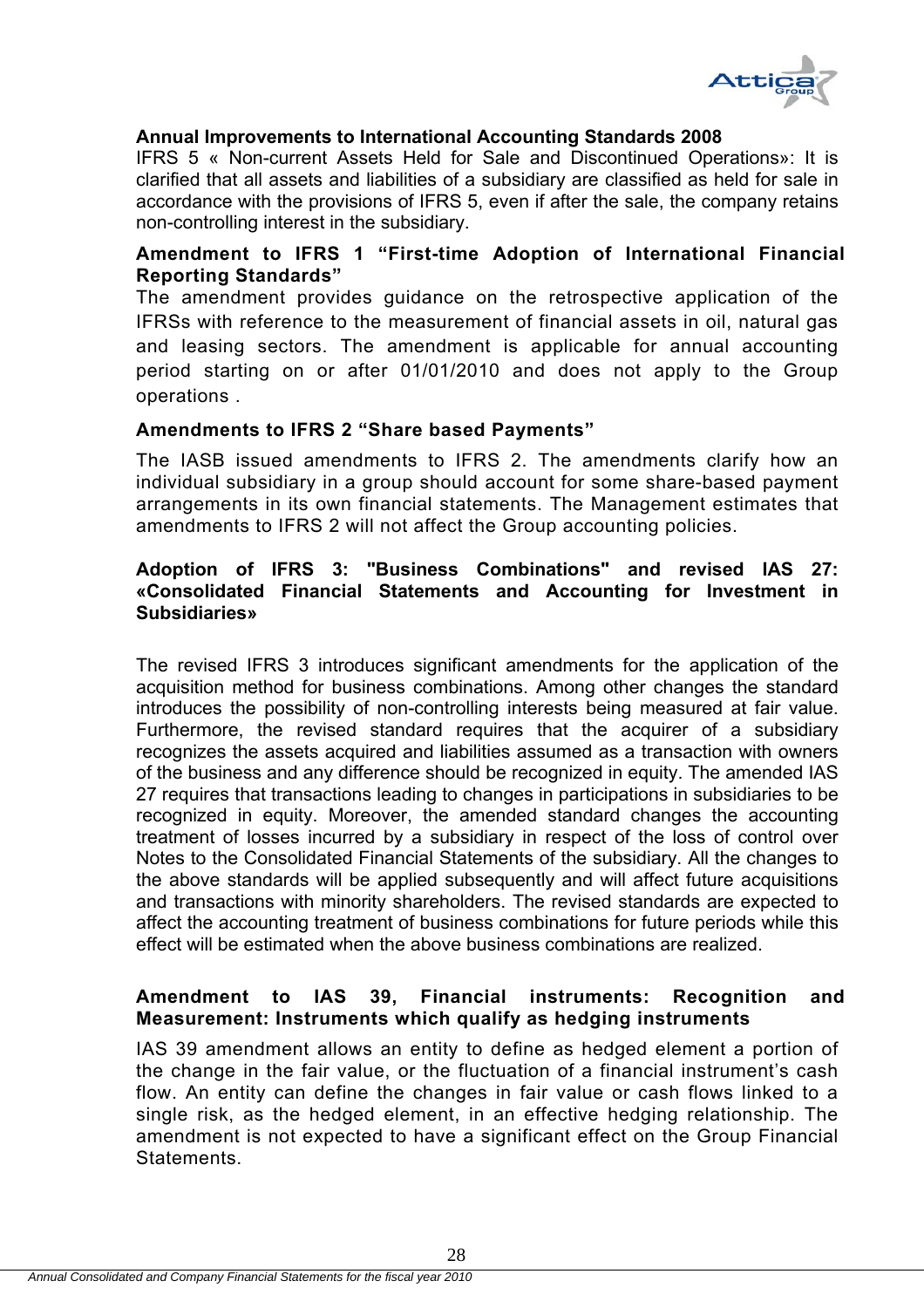**Annual Improvements to International Accounting Standards 2008**

IFRS 5 « Non-current Assets Held for Sale and Discontinued Operations»: It is clarified that all assets and liabilities of a subsidiary are classified as held for sale in accordance with the provisions of IFRS 5, even if after the sale, the company retains non-controlling interest in the subsidiary.

**Amendment to IFRS 1 "First-time Adoption of International Financial Reporting Standards"**

The amendment provides guidance on the retrospective application of the IFRSs with reference to the measurement of financial assets in oil, natural gas and leasing sectors. The amendment is applicable for annual accounting period starting on or after 01/01/2010 and does not apply to the Group operations .

**Amendments to IFRS 2 "Share based Payments"**

The IASB issued amendments to IFRS 2. The amendments clarify how an individual subsidiary in a group should account for some share-based payment arrangements in its own financial statements. The Management estimates that amendments to IFRS 2 will not affect the Group accounting policies.

**Adoption of IFRS 3: "Business Combinations" and revised IAS 27: «Consolidated Financial Statements and Accounting for Investment in Subsidiaries»**

The revised IFRS 3 introduces significant amendments for the application of the acquisition method for business combinations. Among other changes the standard introduces the possibility of non-controlling interests being measured at fair value. Furthermore, the revised standard requires that the acquirer of a subsidiary recognizes the assets acquired and liabilities assumed as a transaction with owners of the business and any difference should be recognized in equity. The amended IAS 27 requires that transactions leading to changes in participations in subsidiaries to be recognized in equity. Moreover, the amended standard changes the accounting treatment of losses incurred by a subsidiary in respect of the loss of control over Notes to the Consolidated Financial Statements of the subsidiary. All the changes to the above standards will be applied subsequently and will affect future acquisitions and transactions with minority shareholders. The revised standards are expected to affect the accounting treatment of business combinations for future periods while this effect will be estimated when the above business combinations are realized.

**Amendment to IAS 39, Financial instruments: Recognition and Measurement: Instruments which qualify as hedging instruments**

IAS 39 amendment allows an entity to define as hedged element a portion of the change in the fair value, or the fluctuation of a financial instrument's cash flow. An entity can define the changes in fair value or cash flows linked to a single risk, as the hedged element, in an effective hedging relationship. The amendment is not expected to have a significant effect on the Group Financial Statements.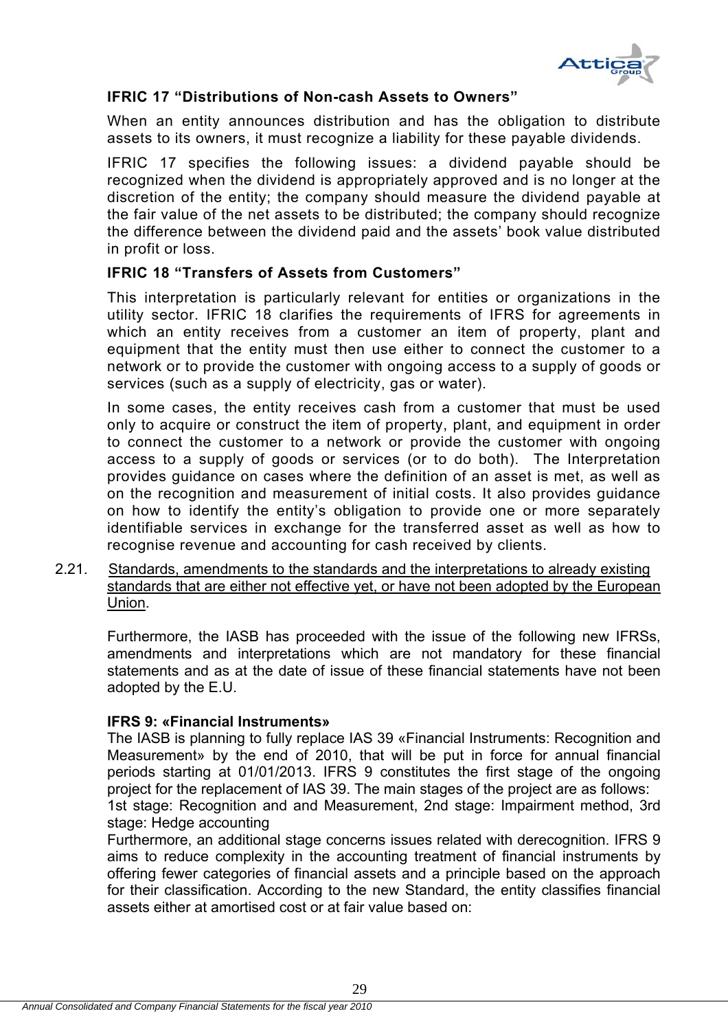**IFRIC 17 "Distributions of Non-cash Assets to Owners"**

When an entity announces distribution and has the obligation to distribute assets to its owners, it must recognize a liability for these payable dividends.

IFRIC 17 specifies the following issues: a dividend payable should be recognized when the dividend is appropriately approved and is no longer at the discretion of the entity; the company should measure the dividend payable at the fair value of the net assets to be distributed; the company should recognize the difference between the dividend paid and the assets' book value distributed in profit or loss.

**IFRIC 18 "Transfers of Assets from Customers"**

This interpretation is particularly relevant for entities or organizations in the utility sector. IFRIC 18 clarifies the requirements of IFRS for agreements in which an entity receives from a customer an item of property, plant and equipment that the entity must then use either to connect the customer to a network or to provide the customer with ongoing access to a supply of goods or services (such as a supply of electricity, gas or water).

In some cases, the entity receives cash from a customer that must be used only to acquire or construct the item of property, plant, and equipment in order to connect the customer to a network or provide the customer with ongoing access to a supply of goods or services (or to do both). The Interpretation provides guidance on cases where the definition of an asset is met, as well as on the recognition and measurement of initial costs. It also provides guidance on how to identify the entity's obligation to provide one or more separately identifiable services in exchange for the transferred asset as well as how to recognise revenue and accounting for cash received by clients.

2.21. Standards, amendments to the standards and the interpretations to already existing standards that are either not effective yet, or have not been adopted by the European Union.

Furthermore, the IASB has proceeded with the issue of the following new IFRSs, amendments and interpretations which are not mandatory for these financial statements and as at the date of issue of these financial statements have not been adopted by the E.U.

**IFRS 9: «Financial Instruments»**

The IASB is planning to fully replace IAS 39 «Financial Instruments: Recognition and Measurement» by the end of 2010, that will be put in force for annual financial periods starting at 01/01/2013. IFRS 9 constitutes the first stage of the ongoing project for the replacement of IAS 39. The main stages of the project are as follows:

1st stage: Recognition and and Measurement, 2nd stage: Impairment method, 3rd stage: Hedge accounting

Furthermore, an additional stage concerns issues related with derecognition. IFRS 9 aims to reduce complexity in the accounting treatment of financial instruments by offering fewer categories of financial assets and a principle based on the approach for their classification. According to the new Standard, the entity classifies financial assets either at amortised cost or at fair value based on: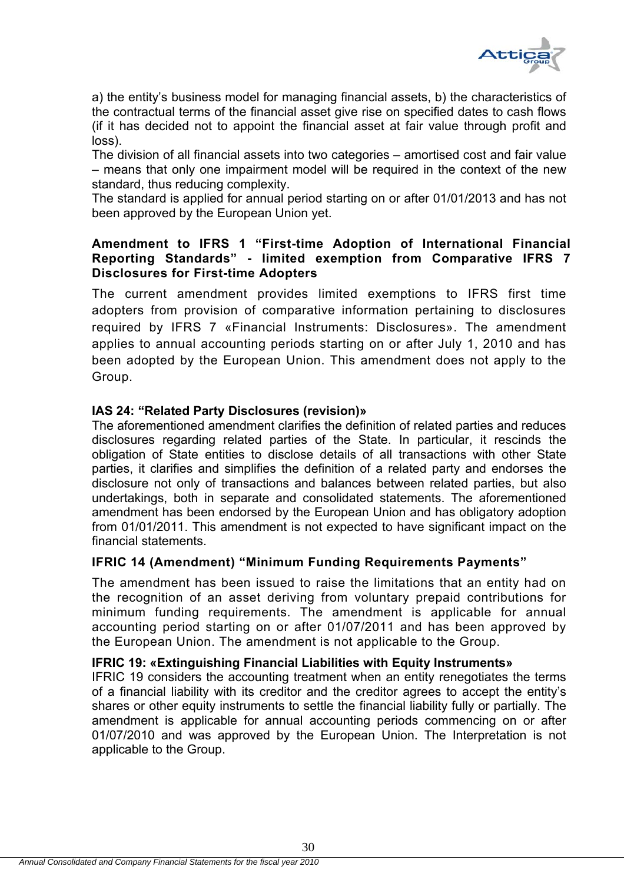a) the entity's business model for managing financial assets, b) the characteristics of the contractual terms of the financial asset give rise on specified dates to cash flows (if it has decided not to appoint the financial asset at fair value through profit and loss).

The division of all financial assets into two categories – amortised cost and fair value – means that only one impairment model will be required in the context of the new standard, thus reducing complexity.

The standard is applied for annual period starting on or after 01/01/2013 and has not been approved by the European Union yet.

**Amendment to IFRS 1 "First-time Adoption of International Financial Reporting Standards" - limited exemption from Comparative IFRS 7 Disclosures for First-time Adopters**

The current amendment provides limited exemptions to IFRS first time adopters from provision of comparative information pertaining to disclosures required by IFRS 7 «Financial Instruments: Disclosures». The amendment applies to annual accounting periods starting on or after July 1, 2010 and has been adopted by the European Union. This amendment does not apply to the Group.

**IAS 24: "Related Party Disclosures (revision)»**

The aforementioned amendment clarifies the definition of related parties and reduces disclosures regarding related parties of the State. In particular, it rescinds the obligation of State entities to disclose details of all transactions with other State parties, it clarifies and simplifies the definition of a related party and endorses the disclosure not only of transactions and balances between related parties, but also undertakings, both in separate and consolidated statements. The aforementioned amendment has been endorsed by the European Union and has obligatory adoption from 01/01/2011. This amendment is not expected to have significant impact on the financial statements.

**IFRIC 14 (Amendment) "Minimum Funding Requirements Payments"**

The amendment has been issued to raise the limitations that an entity had on the recognition of an asset deriving from voluntary prepaid contributions for minimum funding requirements. The amendment is applicable for annual accounting period starting on or after 01/07/2011 and has been approved by the European Union. The amendment is not applicable to the Group.

**IFRIC 19: «Extinguishing Financial Liabilities with Equity Instruments»**

IFRIC 19 considers the accounting treatment when an entity renegotiates the terms of a financial liability with its creditor and the creditor agrees to accept the entity's shares or other equity instruments to settle the financial liability fully or partially. The amendment is applicable for annual accounting periods commencing on or after 01/07/2010 and was approved by the European Union. The Interpretation is not applicable to the Group.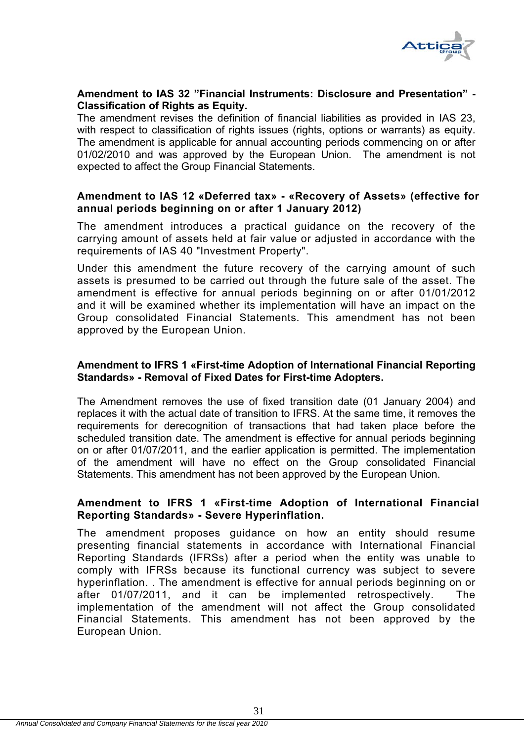**Amendment to IAS 32 "Financial Instruments: Disclosure and Presentation" - Classification of Rights as Equity.**

The amendment revises the definition of financial liabilities as provided in IAS 23, with respect to classification of rights issues (rights, options or warrants) as equity. The amendment is applicable for annual accounting periods commencing on or after 01/02/2010 and was approved by the European Union. The amendment is not expected to affect the Group Financial Statements.

**Amendment to IAS 12 «Deferred tax» - «Recovery of Assets» (effective for annual periods beginning on or after 1 January 2012)**

The amendment introduces a practical guidance on the recovery of the carrying amount of assets held at fair value or adjusted in accordance with the requirements of IAS 40 "Investment Property".

Under this amendment the future recovery of the carrying amount of such assets is presumed to be carried out through the future sale of the asset. The amendment is effective for annual periods beginning on or after 01/01/2012 and it will be examined whether its implementation will have an impact on the Group consolidated Financial Statements. This amendment has not been approved by the European Union.

**Amendment to IFRS 1 «First-time Adoption of International Financial Reporting Standards» - Removal of Fixed Dates for First-time Adopters.**

The Amendment removes the use of fixed transition date (01 January 2004) and replaces it with the actual date of transition to IFRS. At the same time, it removes the requirements for derecognition of transactions that had taken place before the scheduled transition date. The amendment is effective for annual periods beginning on or after 01/07/2011, and the earlier application is permitted. The implementation of the amendment will have no effect on the Group consolidated Financial Statements. This amendment has not been approved by the European Union.

**Amendment to IFRS 1 «First-time Adoption of International Financial Reporting Standards» - Severe Hyperinflation.**

The amendment proposes guidance on how an entity should resume presenting financial statements in accordance with International Financial Reporting Standards (IFRSs) after a period when the entity was unable to comply with IFRSs because its functional currency was subject to severe hyperinflation. . The amendment is effective for annual periods beginning on or after 01/07/2011, and it can be implemented retrospectively. The implementation of the amendment will not affect the Group consolidated Financial Statements. This amendment has not been approved by the European Union.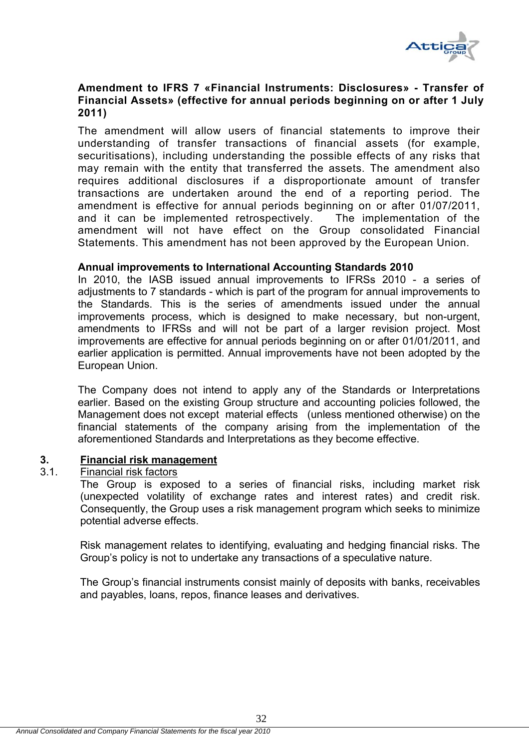**Amendment to IFRS 7 «Financial Instruments: Disclosures» - Transfer of Financial Assets» (effective for annual periods beginning on or after 1 July 2011)**

The amendment will allow users of financial statements to improve their understanding of transfer transactions of financial assets (for example, securitisations), including understanding the possible effects of any risks that may remain with the entity that transferred the assets. The amendment also requires additional disclosures if a disproportionate amount of transfer transactions are undertaken around the end of a reporting period. The amendment is effective for annual periods beginning on or after 01/07/2011, and it can be implemented retrospectively. The implementation of the amendment will not have effect on the Group consolidated Financial Statements. This amendment has not been approved by the European Union.

**Annual improvements to International Accounting Standards 2010**

In 2010, the IASB issued annual improvements to IFRSs 2010 - a series of adjustments to 7 standards - which is part of the program for annual improvements to the Standards. This is the series of amendments issued under the annual improvements process, which is designed to make necessary, but non-urgent, amendments to IFRSs and will not be part of a larger revision project. Most improvements are effective for annual periods beginning on or after 01/01/2011, and earlier application is permitted. Annual improvements have not been adopted by the European Union.

The Company does not intend to apply any of the Standards or Interpretations earlier. Based on the existing Group structure and accounting policies followed, the Management does not except material effects (unless mentioned otherwise) on the financial statements of the company arising from the implementation of the aforementioned Standards and Interpretations as they become effective.

## 3. Financial risk management

### 3.1. Financial risk factors

The Group is exposed to a series of financial risks, including market risk (unexpected volatility of exchange rates and interest rates) and credit risk. Consequently, the Group uses a risk management program which seeks to minimize potential adverse effects.

Risk management relates to identifying, evaluating and hedging financial risks. The Group's policy is not to undertake any transactions of a speculative nature.

The Group's financial instruments consist mainly of deposits with banks, receivables and payables, loans, repos, finance leases and derivatives.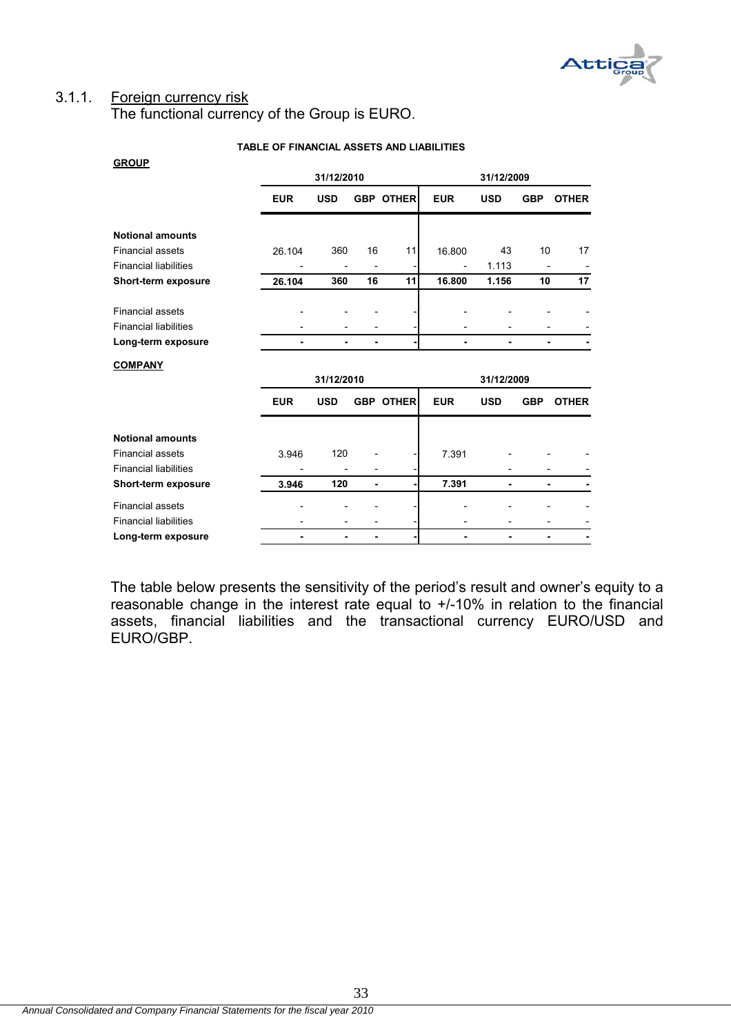### 3.1.1. Foreign currency risk

The functional currency of the Group is EURO.

**TABLE OF FINANCIAL ASSETS AND LIABILITIES**

**GROUP**

| | 31/12/2010 | | | | 31/12/2009 | | | |
|---|---|---|---|---|---|---|---|---|
| | **EUR** | **USD** | **GBP** | **OTHER** | **EUR** | **USD** | **GBP** | **OTHER** |
| **Notional amounts** | | | | | | | | |
| Financial assets | 26.104 | 360 | 16 | 11 | 16.800 | 43 | 10 | 17 |
| Financial liabilities | - | - | - | - | - | 1.113 | - | - |
| **Short-term exposure** | **26.104** | **360** | **16** | **11** | **16.800** | **1.156** | **10** | **17** |
| Financial assets | - | - | - | - | - | - | - | - |
| Financial liabilities | - | - | - | - | - | - | - | - |
| **Long-term exposure** | **-** | **-** | **-** | **-** | **-** | **-** | **-** | **-** |

**COMPANY**

| | 31/12/2010 | | | | 31/12/2009 | | | |
|---|---|---|---|---|---|---|---|---|
| | **EUR** | **USD** | **GBP** | **OTHER** | **EUR** | **USD** | **GBP** | **OTHER** |
| **Notional amounts** | | | | | | | | |
| Financial assets | 3.946 | 120 | - | - | 7.391 | - | - | - |
| Financial liabilities | - | - | - | - | | - | - | - |
| **Short-term exposure** | **3.946** | **120** | **-** | **-** | **7.391** | **-** | **-** | **-** |
| Financial assets | - | - | - | - | - | - | - | - |
| Financial liabilities | - | - | - | - | - | - | - | - |
| **Long-term exposure** | **-** | **-** | **-** | **-** | **-** | **-** | **-** | **-** |

The table below presents the sensitivity of the period's result and owner's equity to a reasonable change in the interest rate equal to +/-10% in relation to the financial assets, financial liabilities and the transactional currency EURO/USD and EURO/GBP.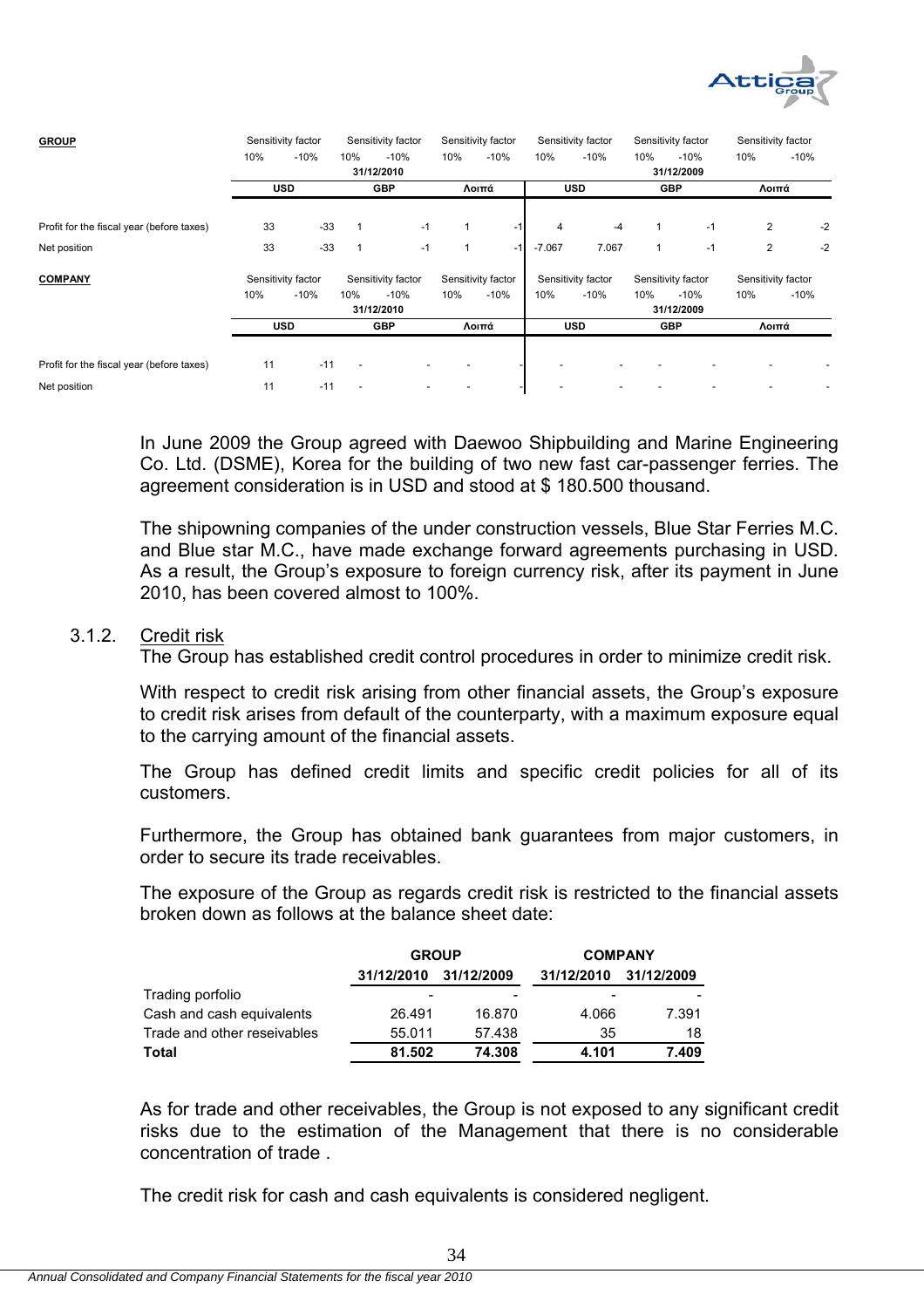| **GROUP** | Sensitivity factor | | Sensitivity factor | | Sensitivity factor | | Sensitivity factor | | Sensitivity factor | | Sensitivity factor | |
|---|---|---|---|---|---|---|---|---|---|---|---|---|
| | 10% | -10% | 10% | -10% | 10% | -10% | 10% | -10% | 10% | -10% | 10% | -10% |
| | 31/12/2010 | | | | | | 31/12/2009 | | | | | |
| | USD | | GBP | | Λοιπά | | USD | | GBP | | Λοιπά | |
| Profit for the fiscal year (before taxes) | 33 | -33 | 1 | -1 | 1 | -1 | 4 | -4 | 1 | -1 | 2 | -2 |
| Net position | 33 | -33 | 1 | -1 | 1 | -1 | -7.067 | 7.067 | 1 | -1 | 2 | -2 |

| **COMPANY** | Sensitivity factor | | Sensitivity factor | | Sensitivity factor | | Sensitivity factor | | Sensitivity factor | | Sensitivity factor | |
|---|---|---|---|---|---|---|---|---|---|---|---|---|
| | 10% | -10% | 10% | -10% | 10% | -10% | 10% | -10% | 10% | -10% | 10% | -10% |
| | 31/12/2010 | | | | | | 31/12/2009 | | | | | |
| | USD | | GBP | | Λοιπά | | USD | | GBP | | Λοιπά | |
| Profit for the fiscal year (before taxes) | 11 | -11 | - | - | - | - | - | - | - | - | - | - |
| Net position | 11 | -11 | - | - | - | - | - | - | - | - | - | - |

In June 2009 the Group agreed with Daewoo Shipbuilding and Marine Engineering Co. Ltd. (DSME), Korea for the building of two new fast car-passenger ferries. The agreement consideration is in USD and stood at $ 180.500 thousand.

The shipowning companies of the under construction vessels, Blue Star Ferries M.C. and Blue star M.C., have made exchange forward agreements purchasing in USD. As a result, the Group's exposure to foreign currency risk, after its payment in June 2010, has been covered almost to 100%.

### 3.1.2. Credit risk

The Group has established credit control procedures in order to minimize credit risk.

With respect to credit risk arising from other financial assets, the Group's exposure to credit risk arises from default of the counterparty, with a maximum exposure equal to the carrying amount of the financial assets.

The Group has defined credit limits and specific credit policies for all of its customers.

Furthermore, the Group has obtained bank guarantees from major customers, in order to secure its trade receivables.

The exposure of the Group as regards credit risk is restricted to the financial assets broken down as follows at the balance sheet date:

| | GROUP | | COMPANY | |
|---|---|---|---|---|
| | 31/12/2010 | 31/12/2009 | 31/12/2010 | 31/12/2009 |
| Trading porfolio | - | - | - | - |
| Cash and cash equivalents | 26.491 | 16.870 | 4.066 | 7.391 |
| Trade and other reseivables | 55.011 | 57.438 | 35 | 18 |
| **Total** | **81.502** | **74.308** | **4.101** | **7.409** |

As for trade and other receivables, the Group is not exposed to any significant credit risks due to the estimation of the Management that there is no considerable concentration of trade .

The credit risk for cash and cash equivalents is considered negligent.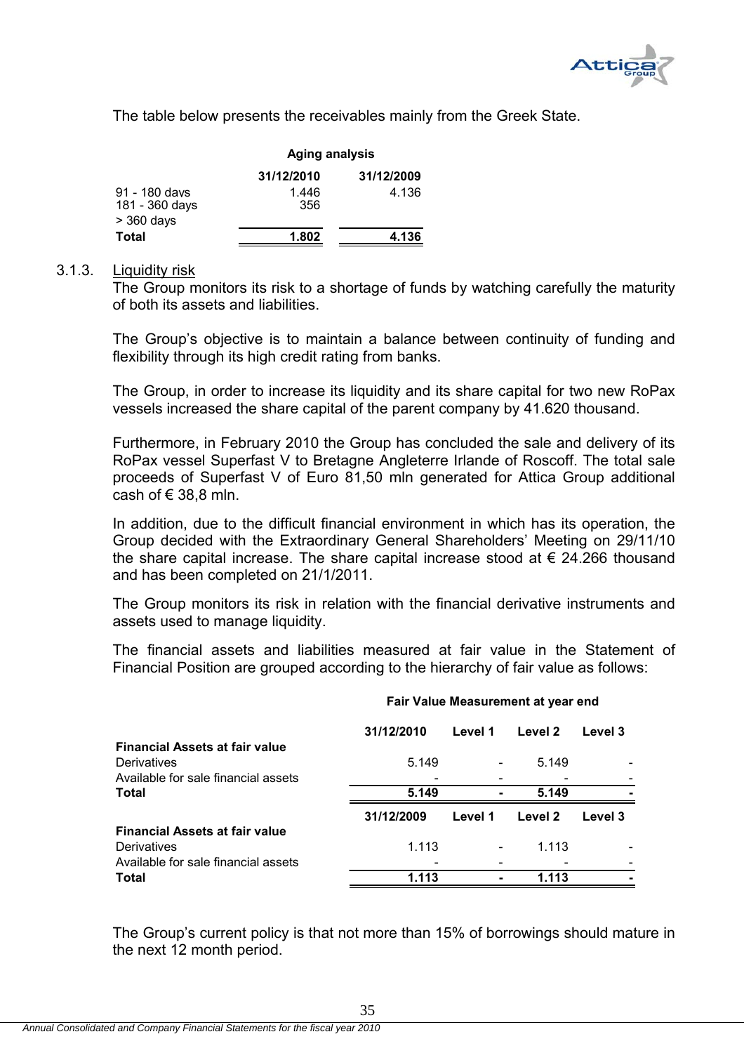The table below presents the receivables mainly from the Greek State.

| | Aging analysis | |
|---|---|---|
| | 31/12/2010 | 31/12/2009 |
| 91 - 180 days | 1.446 | 4.136 |
| 181 - 360 days | 356 | |
| > 360 days | | |
| **Total** | **1.802** | **4.136** |

### 3.1.3. Liquidity risk

The Group monitors its risk to a shortage of funds by watching carefully the maturity of both its assets and liabilities.

The Group's objective is to maintain a balance between continuity of funding and flexibility through its high credit rating from banks.

The Group, in order to increase its liquidity and its share capital for two new RoPax vessels increased the share capital of the parent company by 41.620 thousand.

Furthermore, in February 2010 the Group has concluded the sale and delivery of its RoPax vessel Superfast V to Bretagne Angleterre Irlande of Roscoff. The total sale proceeds of Superfast V of Euro 81,50 mln generated for Attica Group additional cash of € 38,8 mln.

In addition, due to the difficult financial environment in which has its operation, the Group decided with the Extraordinary General Shareholders' Meeting on 29/11/10 the share capital increase. The share capital increase stood at € 24.266 thousand and has been completed on 21/1/2011.

The Group monitors its risk in relation with the financial derivative instruments and assets used to manage liquidity.

The financial assets and liabilities measured at fair value in the Statement of Financial Position are grouped according to the hierarchy of fair value as follows:

| | Fair Value Measurement at year end | | | |
|---|---|---|---|---|
| | 31/12/2010 | Level 1 | Level 2 | Level 3 |
| **Financial Assets at fair value** | | | | |
| Derivatives | 5.149 | - | 5.149 | - |
| Available for sale financial assets | - | - | - | - |
| **Total** | **5.149** | **-** | **5.149** | **-** |
| | 31/12/2009 | Level 1 | Level 2 | Level 3 |
| **Financial Assets at fair value** | | | | |
| Derivatives | 1.113 | - | 1.113 | - |
| Available for sale financial assets | - | - | - | - |
| **Total** | **1.113** | **-** | **1.113** | **-** |

The Group's current policy is that not more than 15% of borrowings should mature in the next 12 month period.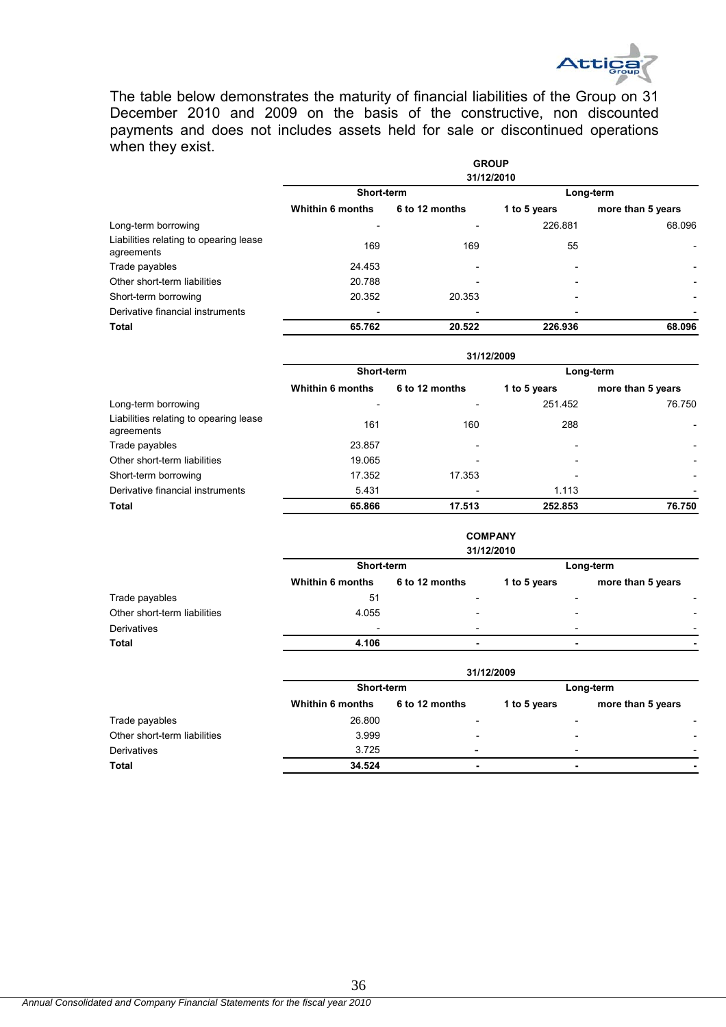The table below demonstrates the maturity of financial liabilities of the Group on 31 December 2010 and 2009 on the basis of the constructive, non discounted payments and does not includes assets held for sale or discontinued operations when they exist.

**GROUP**

**31/12/2010**

| | Short-term | | Long-term | |
|---|---|---|---|---|
| | **Whithin 6 months** | **6 to 12 months** | **1 to 5 years** | **more than 5 years** |
| Long-term borrowing | - | - | 226.881 | 68.096 |
| Liabilities relating to opearing lease agreements | 169 | 169 | 55 | - |
| Trade payables | 24.453 | - | - | - |
| Other short-term liabilities | 20.788 | - | - | - |
| Short-term borrowing | 20.352 | 20.353 | - | - |
| Derivative financial instruments | - | - | - | - |
| **Total** | **65.762** | **20.522** | **226.936** | **68.096** |

**31/12/2009**

| | Short-term | | Long-term | |
|---|---|---|---|---|
| | **Whithin 6 months** | **6 to 12 months** | **1 to 5 years** | **more than 5 years** |
| Long-term borrowing | - | - | 251.452 | 76.750 |
| Liabilities relating to opearing lease agreements | 161 | 160 | 288 | - |
| Trade payables | 23.857 | - | - | - |
| Other short-term liabilities | 19.065 | - | - | - |
| Short-term borrowing | 17.352 | 17.353 | - | - |
| Derivative financial instruments | 5.431 | - | 1.113 | - |
| **Total** | **65.866** | **17.513** | **252.853** | **76.750** |

**COMPANY**

**31/12/2010**

| | Short-term | | Long-term | |
|---|---|---|---|---|
| | **Whithin 6 months** | **6 to 12 months** | **1 to 5 years** | **more than 5 years** |
| Trade payables | 51 | - | - | - |
| Other short-term liabilities | 4.055 | - | - | - |
| Derivatives | - | - | - | - |
| **Total** | **4.106** | **-** | **-** | **-** |

**31/12/2009**

| | Short-term | | Long-term | |
|---|---|---|---|---|
| | **Whithin 6 months** | **6 to 12 months** | **1 to 5 years** | **more than 5 years** |
| Trade payables | 26.800 | - | - | - |
| Other short-term liabilities | 3.999 | - | - | - |
| Derivatives | 3.725 | - | - | - |
| **Total** | **34.524** | **-** | **-** | **-** |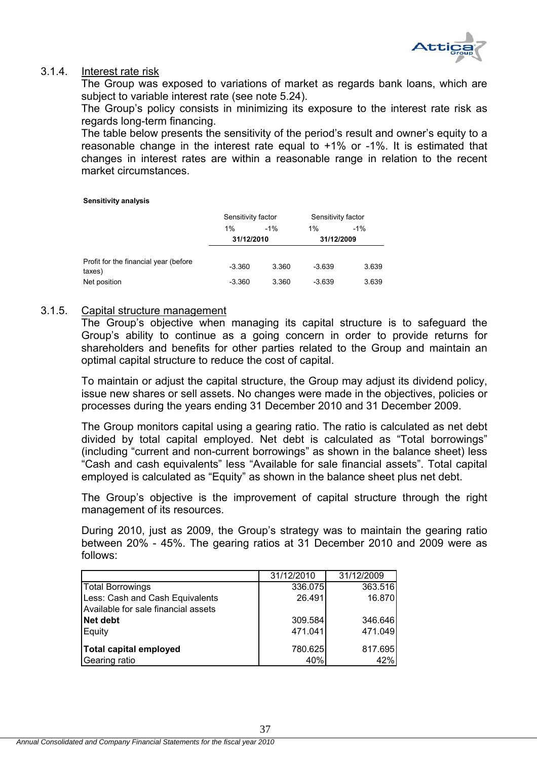### 3.1.4. Interest rate risk

The Group was exposed to variations of market as regards bank loans, which are subject to variable interest rate (see note 5.24).

The Group's policy consists in minimizing its exposure to the interest rate risk as regards long-term financing.

The table below presents the sensitivity of the period's result and owner's equity to a reasonable change in the interest rate equal to +1% or -1%. It is estimated that changes in interest rates are within a reasonable range in relation to the recent market circumstances.

**Sensitivity analysis**

| | Sensitivity factor | | Sensitivity factor | |
|---|---|---|---|---|
| | 1% | -1% | 1% | -1% |
| | **31/12/2010** | | **31/12/2009** | |
| Profit for the financial year (before taxes) | -3.360 | 3.360 | -3.639 | 3.639 |
| Net position | -3.360 | 3.360 | -3.639 | 3.639 |

### 3.1.5. Capital structure management

The Group's objective when managing its capital structure is to safeguard the Group's ability to continue as a going concern in order to provide returns for shareholders and benefits for other parties related to the Group and maintain an optimal capital structure to reduce the cost of capital.

To maintain or adjust the capital structure, the Group may adjust its dividend policy, issue new shares or sell assets. No changes were made in the objectives, policies or processes during the years ending 31 December 2010 and 31 December 2009.

The Group monitors capital using a gearing ratio. The ratio is calculated as net debt divided by total capital employed. Net debt is calculated as "Total borrowings" (including "current and non-current borrowings" as shown in the balance sheet) less "Cash and cash equivalents" less "Available for sale financial assets". Total capital employed is calculated as "Equity" as shown in the balance sheet plus net debt.

The Group's objective is the improvement of capital structure through the right management of its resources.

During 2010, just as 2009, the Group's strategy was to maintain the gearing ratio between 20% - 45%. The gearing ratios at 31 December 2010 and 2009 were as follows:

| | 31/12/2010 | 31/12/2009 |
|---|---|---|
| Total Borrowings | 336.075 | 363.516 |
| Less: Cash and Cash Equivalents | 26.491 | 16.870 |
| Available for sale financial assets | | |
| **Net debt** | 309.584 | 346.646 |
| Equity | 471.041 | 471.049 |
| **Total capital employed** | 780.625 | 817.695 |
| Gearing ratio | 40% | 42% |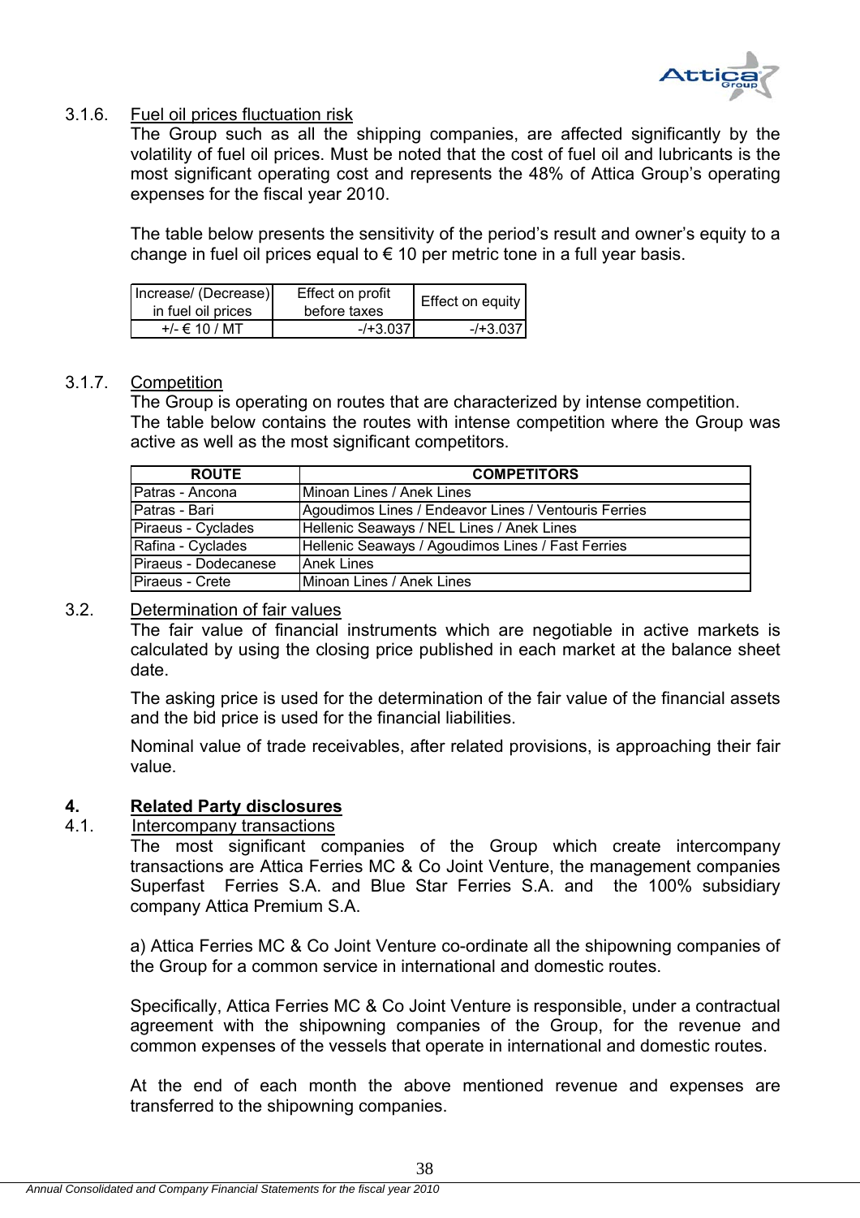### 3.1.6. Fuel oil prices fluctuation risk

The Group such as all the shipping companies, are affected significantly by the volatility of fuel oil prices. Must be noted that the cost of fuel oil and lubricants is the most significant operating cost and represents the 48% of Attica Group's operating expenses for the fiscal year 2010.

The table below presents the sensitivity of the period's result and owner's equity to a change in fuel oil prices equal to € 10 per metric tone in a full year basis.

| Increase/ (Decrease) in fuel oil prices | Effect on profit before taxes | Effect on equity |
|---|---|---|
| +/- € 10 / MT | -/+3.037 | -/+3.037 |

### 3.1.7. Competition

The Group is operating on routes that are characterized by intense competition.
The table below contains the routes with intense competition where the Group was active as well as the most significant competitors.

| ROUTE | COMPETITORS |
|---|---|
| Patras - Ancona | Minoan Lines / Anek Lines |
| Patras - Bari | Agoudimos Lines / Endeavor Lines / Ventouris Ferries |
| Piraeus - Cyclades | Hellenic Seaways / NEL Lines / Anek Lines |
| Rafina - Cyclades | Hellenic Seaways / Agoudimos Lines / Fast Ferries |
| Piraeus - Dodecanese | Anek Lines |
| Piraeus - Crete | Minoan Lines / Anek Lines |

### 3.2. Determination of fair values

The fair value of financial instruments which are negotiable in active markets is calculated by using the closing price published in each market at the balance sheet date.

The asking price is used for the determination of the fair value of the financial assets and the bid price is used for the financial liabilities.

Nominal value of trade receivables, after related provisions, is approaching their fair value.

## 4. Related Party disclosures

### 4.1. Intercompany transactions

The most significant companies of the Group which create intercompany transactions are Attica Ferries MC & Co Joint Venture, the management companies Superfast Ferries S.A. and Blue Star Ferries S.A. and the 100% subsidiary company Attica Premium S.A.

a) Attica Ferries MC & Co Joint Venture co-ordinate all the shipowning companies of the Group for a common service in international and domestic routes.

Specifically, Attica Ferries MC & Co Joint Venture is responsible, under a contractual agreement with the shipowning companies of the Group, for the revenue and common expenses of the vessels that operate in international and domestic routes.

At the end of each month the above mentioned revenue and expenses are transferred to the shipowning companies.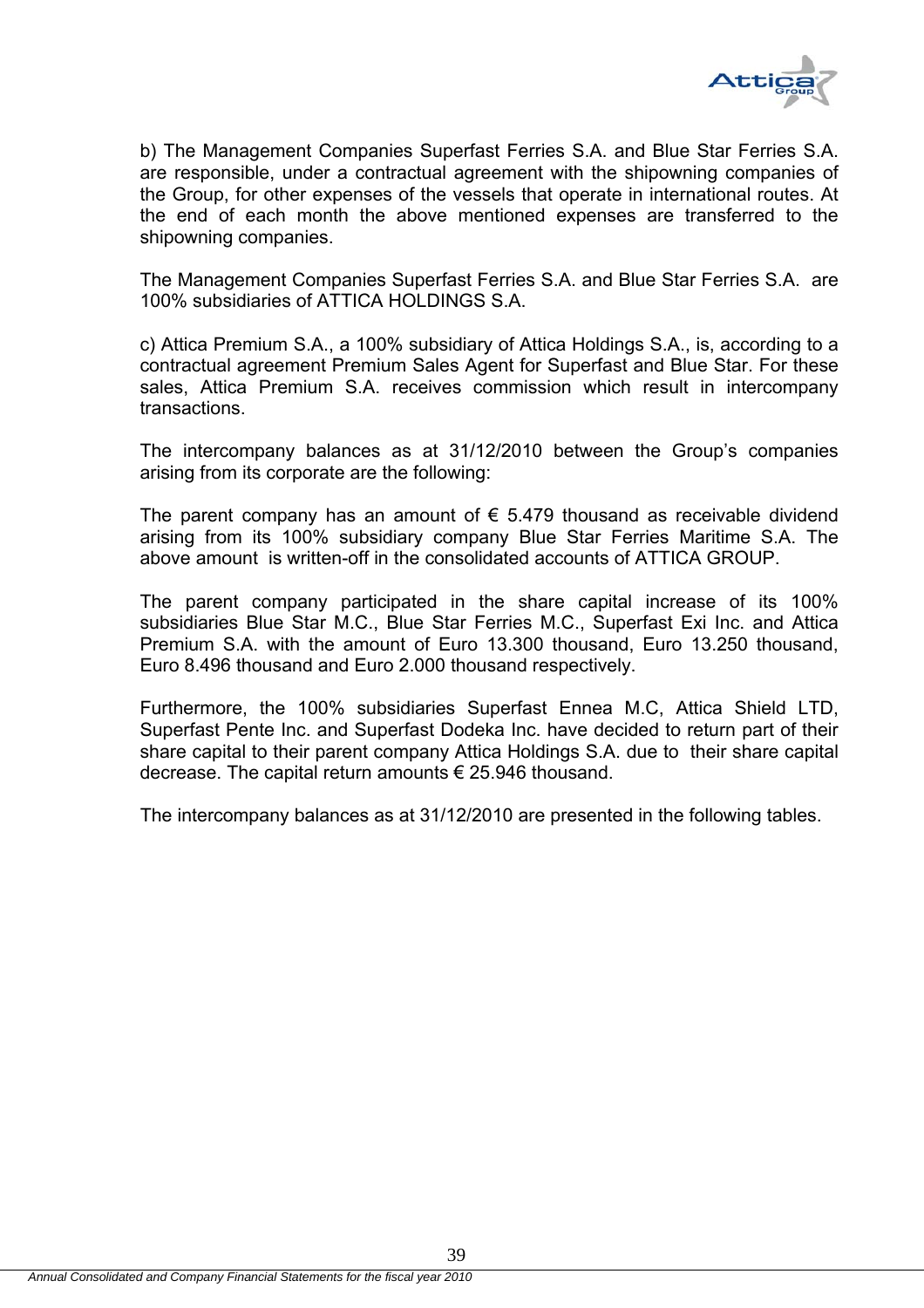b) The Management Companies Superfast Ferries S.A. and Blue Star Ferries S.A. are responsible, under a contractual agreement with the shipowning companies of the Group, for other expenses of the vessels that operate in international routes. At the end of each month the above mentioned expenses are transferred to the shipowning companies.

The Management Companies Superfast Ferries S.A. and Blue Star Ferries S.A. are 100% subsidiaries of ATTICA HOLDINGS S.A.

c) Attica Premium S.A., a 100% subsidiary of Attica Holdings S.A., is, according to a contractual agreement Premium Sales Agent for Superfast and Blue Star. For these sales, Attica Premium S.A. receives commission which result in intercompany transactions.

The intercompany balances as at 31/12/2010 between the Group's companies arising from its corporate are the following:

The parent company has an amount of € 5.479 thousand as receivable dividend arising from its 100% subsidiary company Blue Star Ferries Maritime S.A. The above amount is written-off in the consolidated accounts of ATTICA GROUP.

The parent company participated in the share capital increase of its 100% subsidiaries Blue Star M.C., Blue Star Ferries M.C., Superfast Exi Inc. and Attica Premium S.A. with the amount of Euro 13.300 thousand, Euro 13.250 thousand, Euro 8.496 thousand and Euro 2.000 thousand respectively.

Furthermore, the 100% subsidiaries Superfast Ennea M.C, Attica Shield LTD, Superfast Pente Inc. and Superfast Dodeka Inc. have decided to return part of their share capital to their parent company Attica Holdings S.A. due to their share capital decrease. The capital return amounts € 25.946 thousand.

The intercompany balances as at 31/12/2010 are presented in the following tables.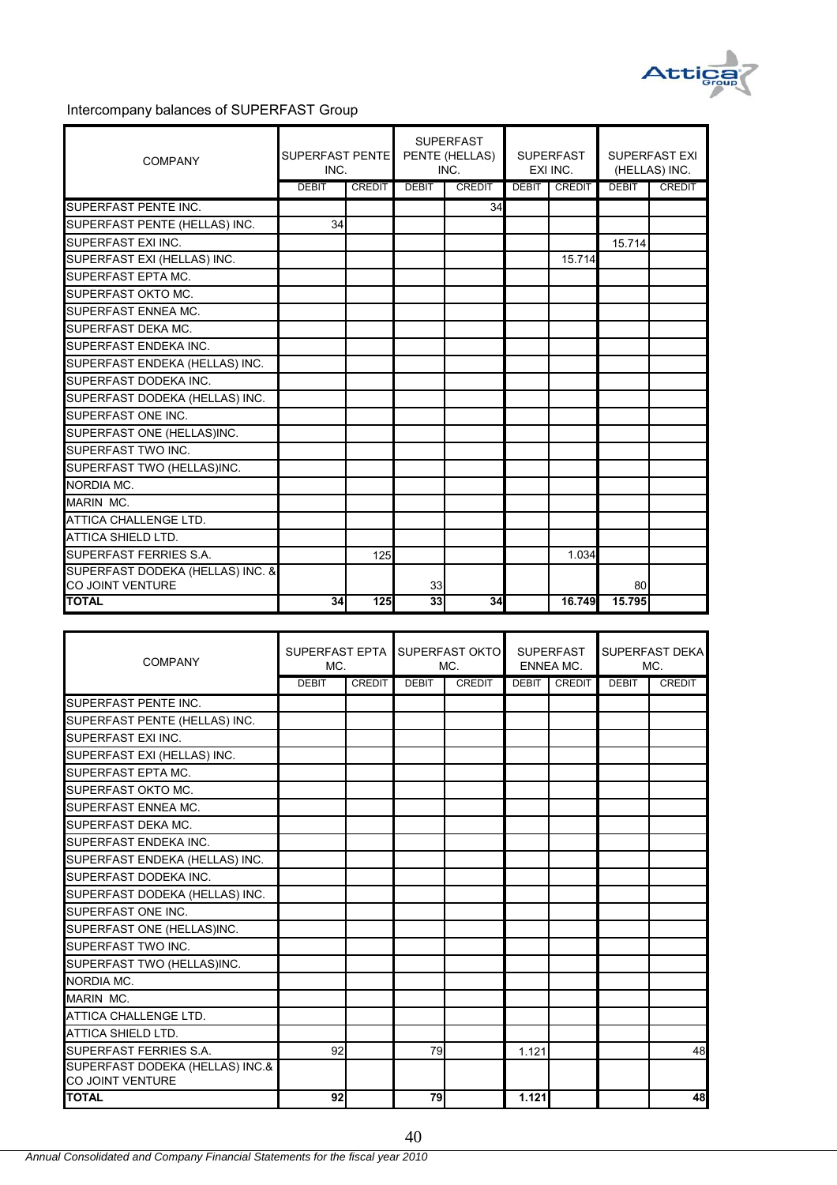Intercompany balances of SUPERFAST Group

| COMPANY | SUPERFAST PENTE INC. | | SUPERFAST PENTE (HELLAS) INC. | | SUPERFAST EXI INC. | | SUPERFAST EXI (HELLAS) INC. | |
|---|---|---|---|---|---|---|---|---|
| | DEBIT | CREDIT | DEBIT | CREDIT | DEBIT | CREDIT | DEBIT | CREDIT |
| SUPERFAST PENTE INC. | | | | 34 | | | | |
| SUPERFAST PENTE (HELLAS) INC. | 34 | | | | | | | |
| SUPERFAST EXI INC. | | | | | | | 15.714 | |
| SUPERFAST EXI (HELLAS) INC. | | | | | | 15.714 | | |
| SUPERFAST EPTA MC. | | | | | | | | |
| SUPERFAST OKTO MC. | | | | | | | | |
| SUPERFAST ENNEA MC. | | | | | | | | |
| SUPERFAST DEKA MC. | | | | | | | | |
| SUPERFAST ENDEKA INC. | | | | | | | | |
| SUPERFAST ENDEKA (HELLAS) INC. | | | | | | | | |
| SUPERFAST DODEKA INC. | | | | | | | | |
| SUPERFAST DODEKA (HELLAS) INC. | | | | | | | | |
| SUPERFAST ONE INC. | | | | | | | | |
| SUPERFAST ONE (HELLAS)INC. | | | | | | | | |
| SUPERFAST TWO INC. | | | | | | | | |
| SUPERFAST TWO (HELLAS)INC. | | | | | | | | |
| NORDIA MC. | | | | | | | | |
| MARIN MC. | | | | | | | | |
| ATTICA CHALLENGE LTD. | | | | | | | | |
| ATTICA SHIELD LTD. | | | | | | | | |
| SUPERFAST FERRIES S.A. | | 125 | | | | 1.034 | | |
| SUPERFAST DODEKA (HELLAS) INC. & CO JOINT VENTURE | | | 33 | | | | 80 | |
| **TOTAL** | **34** | **125** | **33** | **34** | | **16.749** | **15.795** | |

| COMPANY | SUPERFAST EPTA MC. | | SUPERFAST OKTO MC. | | SUPERFAST ENNEA MC. | | SUPERFAST DEKA MC. | |
|---|---|---|---|---|---|---|---|---|
| | DEBIT | CREDIT | DEBIT | CREDIT | DEBIT | CREDIT | DEBIT | CREDIT |
| SUPERFAST PENTE INC. | | | | | | | | |
| SUPERFAST PENTE (HELLAS) INC. | | | | | | | | |
| SUPERFAST EXI INC. | | | | | | | | |
| SUPERFAST EXI (HELLAS) INC. | | | | | | | | |
| SUPERFAST EPTA MC. | | | | | | | | |
| SUPERFAST OKTO MC. | | | | | | | | |
| SUPERFAST ENNEA MC. | | | | | | | | |
| SUPERFAST DEKA MC. | | | | | | | | |
| SUPERFAST ENDEKA INC. | | | | | | | | |
| SUPERFAST ENDEKA (HELLAS) INC. | | | | | | | | |
| SUPERFAST DODEKA INC. | | | | | | | | |
| SUPERFAST DODEKA (HELLAS) INC. | | | | | | | | |
| SUPERFAST ONE INC. | | | | | | | | |
| SUPERFAST ONE (HELLAS)INC. | | | | | | | | |
| SUPERFAST TWO INC. | | | | | | | | |
| SUPERFAST TWO (HELLAS)INC. | | | | | | | | |
| NORDIA MC. | | | | | | | | |
| MARIN MC. | | | | | | | | |
| ATTICA CHALLENGE LTD. | | | | | | | | |
| ATTICA SHIELD LTD. | | | | | | | | |
| SUPERFAST FERRIES S.A. | 92 | | 79 | | 1.121 | | | 48 |
| SUPERFAST DODEKA (HELLAS) INC.& CO JOINT VENTURE | | | | | | | | |
| **TOTAL** | **92** | | **79** | | **1.121** | | | **48** |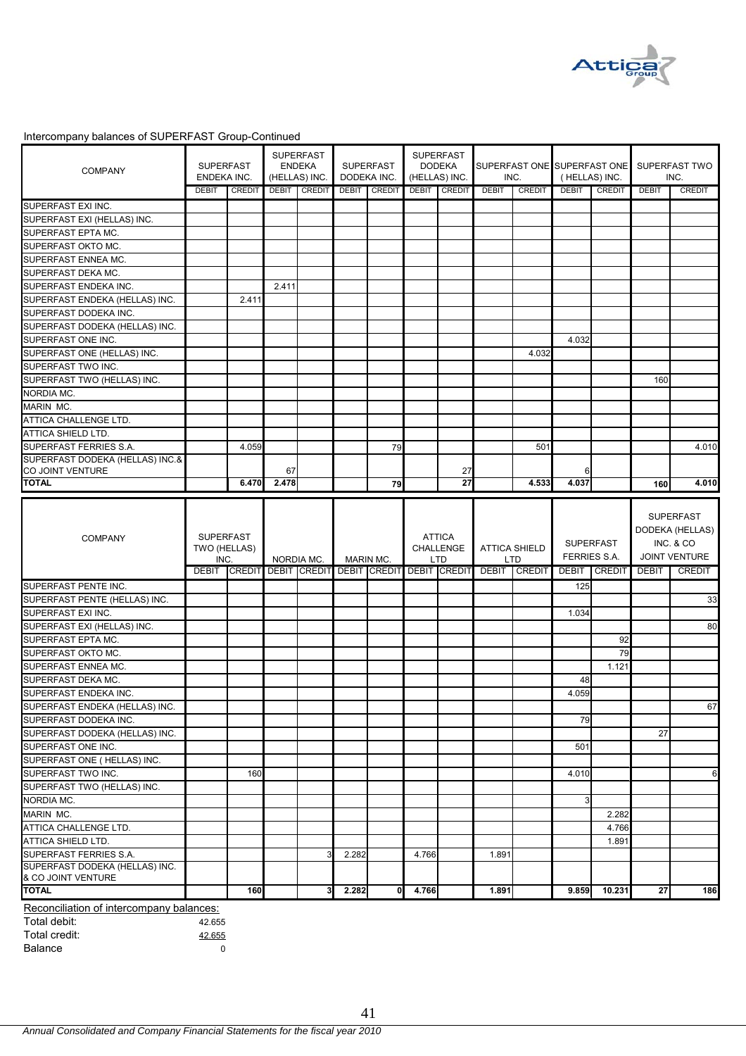Intercompany balances of SUPERFAST Group-Continued

| COMPANY | SUPERFAST ENDEKA INC. | | SUPERFAST ENDEKA (HELLAS) INC. | | SUPERFAST DODEKA INC. | | SUPERFAST DODEKA (HELLAS) INC. | | SUPERFAST ONE INC. | | SUPERFAST ONE (HELLAS) INC. | | SUPERFAST TWO INC. | |
|---|---|---|---|---|---|---|---|---|---|---|---|---|---|---|
| | DEBIT | CREDIT | DEBIT | CREDIT | DEBIT | CREDIT | DEBIT | CREDIT | DEBIT | CREDIT | DEBIT | CREDIT | DEBIT | CREDIT |
| SUPERFAST EXI INC. | | | | | | | | | | | | | | |
| SUPERFAST EXI (HELLAS) INC. | | | | | | | | | | | | | | |
| SUPERFAST EPTA MC. | | | | | | | | | | | | | | |
| SUPERFAST OKTO MC. | | | | | | | | | | | | | | |
| SUPERFAST ENNEA MC. | | | | | | | | | | | | | | |
| SUPERFAST DEKA MC. | | | | | | | | | | | | | | |
| SUPERFAST ENDEKA INC. | | | 2.411 | | | | | | | | | | | |
| SUPERFAST ENDEKA (HELLAS) INC. | | 2.411 | | | | | | | | | | | | |
| SUPERFAST DODEKA INC. | | | | | | | | | | | | | | |
| SUPERFAST DODEKA (HELLAS) INC. | | | | | | | | | | | | | | |
| SUPERFAST ONE INC. | | | | | | | | | | | 4.032 | | | |
| SUPERFAST ONE (HELLAS) INC. | | | | | | | | | | 4.032 | | | | |
| SUPERFAST TWO INC. | | | | | | | | | | | | | | |
| SUPERFAST TWO (HELLAS) INC. | | | | | | | | | | | | | 160 | |
| NORDIA MC. | | | | | | | | | | | | | | |
| MARIN MC. | | | | | | | | | | | | | | |
| ATTICA CHALLENGE LTD. | | | | | | | | | | | | | | |
| ATTICA SHIELD LTD. | | | | | | | | | | | | | | |
| SUPERFAST FERRIES S.A. | | 4.059 | | | | 79 | | | | 501 | | | | 4.010 |
| SUPERFAST DODEKA (HELLAS) INC.& CO JOINT VENTURE | | | 67 | | | | | 27 | | | 6 | | | |
| **TOTAL** | | **6.470** | **2.478** | | | **79** | | **27** | | **4.533** | **4.037** | | **160** | **4.010** |

| COMPANY | SUPERFAST TWO (HELLAS) INC. | | NORDIA MC. | | MARIN MC. | | ATTICA CHALLENGE LTD | | ATTICA SHIELD LTD | | SUPERFAST FERRIES S.A. | | SUPERFAST DODEKA (HELLAS) INC. & CO JOINT VENTURE | |
|---|---|---|---|---|---|---|---|---|---|---|---|---|---|---|
| | DEBIT | CREDIT | DEBIT | CREDIT | DEBIT | CREDIT | DEBIT | CREDIT | DEBIT | CREDIT | DEBIT | CREDIT | DEBIT | CREDIT |
| SUPERFAST PENTE INC. | | | | | | | | | | | 125 | | | |
| SUPERFAST PENTE (HELLAS) INC. | | | | | | | | | | | | | | 33 |
| SUPERFAST EXI INC. | | | | | | | | | | | 1.034 | | | |
| SUPERFAST EXI (HELLAS) INC. | | | | | | | | | | | | | | 80 |
| SUPERFAST EPTA MC. | | | | | | | | | | | | 92 | | |
| SUPERFAST OKTO MC. | | | | | | | | | | | | 79 | | |
| SUPERFAST ENNEA MC. | | | | | | | | | | | | 1.121 | | |
| SUPERFAST DEKA MC. | | | | | | | | | | | 48 | | | |
| SUPERFAST ENDEKA INC. | | | | | | | | | | | 4.059 | | | |
| SUPERFAST ENDEKA (HELLAS) INC. | | | | | | | | | | | | | | 67 |
| SUPERFAST DODEKA INC. | | | | | | | | | | | 79 | | | |
| SUPERFAST DODEKA (HELLAS) INC. | | | | | | | | | | | | | 27 | |
| SUPERFAST ONE INC. | | | | | | | | | | | 501 | | | |
| SUPERFAST ONE ( HELLAS) INC. | | | | | | | | | | | | | | |
| SUPERFAST TWO INC. | | 160 | | | | | | | | | 4.010 | | | 6 |
| SUPERFAST TWO (HELLAS) INC. | | | | | | | | | | | | | | |
| NORDIA MC. | | | | | | | | | | | 3 | | | |
| MARIN MC. | | | | | | | | | | | | 2.282 | | |
| ATTICA CHALLENGE LTD. | | | | | | | | | | | | 4.766 | | |
| ATTICA SHIELD LTD. | | | | | | | | | | | | 1.891 | | |
| SUPERFAST FERRIES S.A. | | | | 3 | 2.282 | | 4.766 | | 1.891 | | | | | |
| SUPERFAST DODEKA (HELLAS) INC. & CO JOINT VENTURE | | | | | | | | | | | | | | |
| **TOTAL** | | **160** | | **3** | **2.282** | **0** | **4.766** | | **1.891** | | **9.859** | **10.231** | **27** | **186** |

Reconciliation of intercompany balances:

| | |
|---|---|
| Total debit: | 42.655 |
| Total credit: | 42.655 |
| Balance | 0 |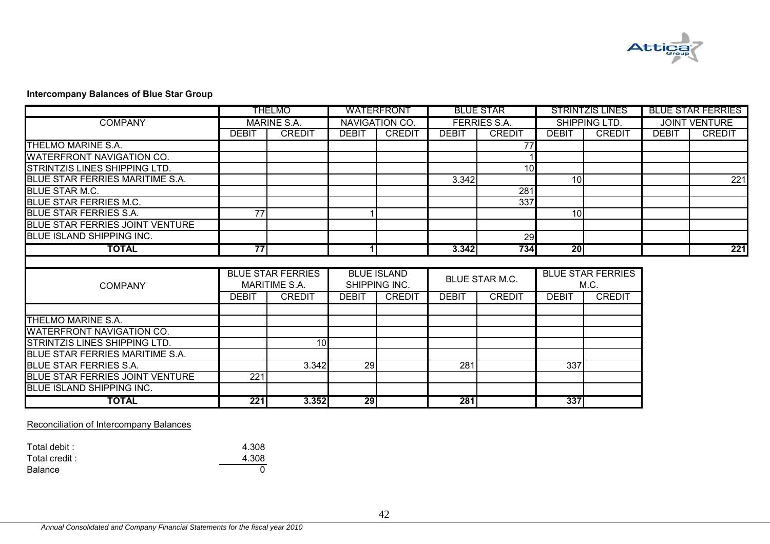**Intercompany Balances of Blue Star Group**

| COMPANY | THELMO MARINE S.A. | | WATERFRONT NAVIGATION CO. | | BLUE STAR FERRIES S.A. | | STRINTZIS LINES SHIPPING LTD. | | BLUE STAR FERRIES JOINT VENTURE | |
|---|---|---|---|---|---|---|---|---|---|---|
| | DEBIT | CREDIT | DEBIT | CREDIT | DEBIT | CREDIT | DEBIT | CREDIT | DEBIT | CREDIT |
| THELMO MARINE S.A. | | | | | | 77 | | | | |
| WATERFRONT NAVIGATION CO. | | | | | | 1 | | | | |
| STRINTZIS LINES SHIPPING LTD. | | | | | | 10 | | | | |
| BLUE STAR FERRIES MARITIME S.A. | | | | | 3.342 | | 10 | | | 221 |
| BLUE STAR M.C. | | | | | | 281 | | | | |
| BLUE STAR FERRIES M.C. | | | | | | 337 | | | | |
| BLUE STAR FERRIES S.A. | 77 | | 1 | | | | 10 | | | |
| BLUE STAR FERRIES JOINT VENTURE | | | | | | | | | | |
| BLUE ISLAND SHIPPING INC. | | | | | | 29 | | | | |
| **TOTAL** | **77** | | **1** | | **3.342** | **734** | **20** | | | **221** |

| COMPANY | BLUE STAR FERRIES MARITIME S.A. | | BLUE ISLAND SHIPPING INC. | | BLUE STAR M.C. | | BLUE STAR FERRIES M.C. | |
|---|---|---|---|---|---|---|---|---|
| | DEBIT | CREDIT | DEBIT | CREDIT | DEBIT | CREDIT | DEBIT | CREDIT |
| THELMO MARINE S.A. | | | | | | | | |
| WATERFRONT NAVIGATION CO. | | | | | | | | |
| STRINTZIS LINES SHIPPING LTD. | | 10 | | | | | | |
| BLUE STAR FERRIES MARITIME S.A. | | | | | | | | |
| BLUE STAR FERRIES S.A. | | 3.342 | 29 | | 281 | | 337 | |
| BLUE STAR FERRIES JOINT VENTURE | 221 | | | | | | | |
| BLUE ISLAND SHIPPING INC. | | | | | | | | |
| **TOTAL** | **221** | **3.352** | **29** | | **281** | | **337** | |

Reconciliation of Intercompany Balances

| | |
|---|---|
| Total debit : | 4.308 |
| Total credit : | 4.308 |
| Balance | 0 |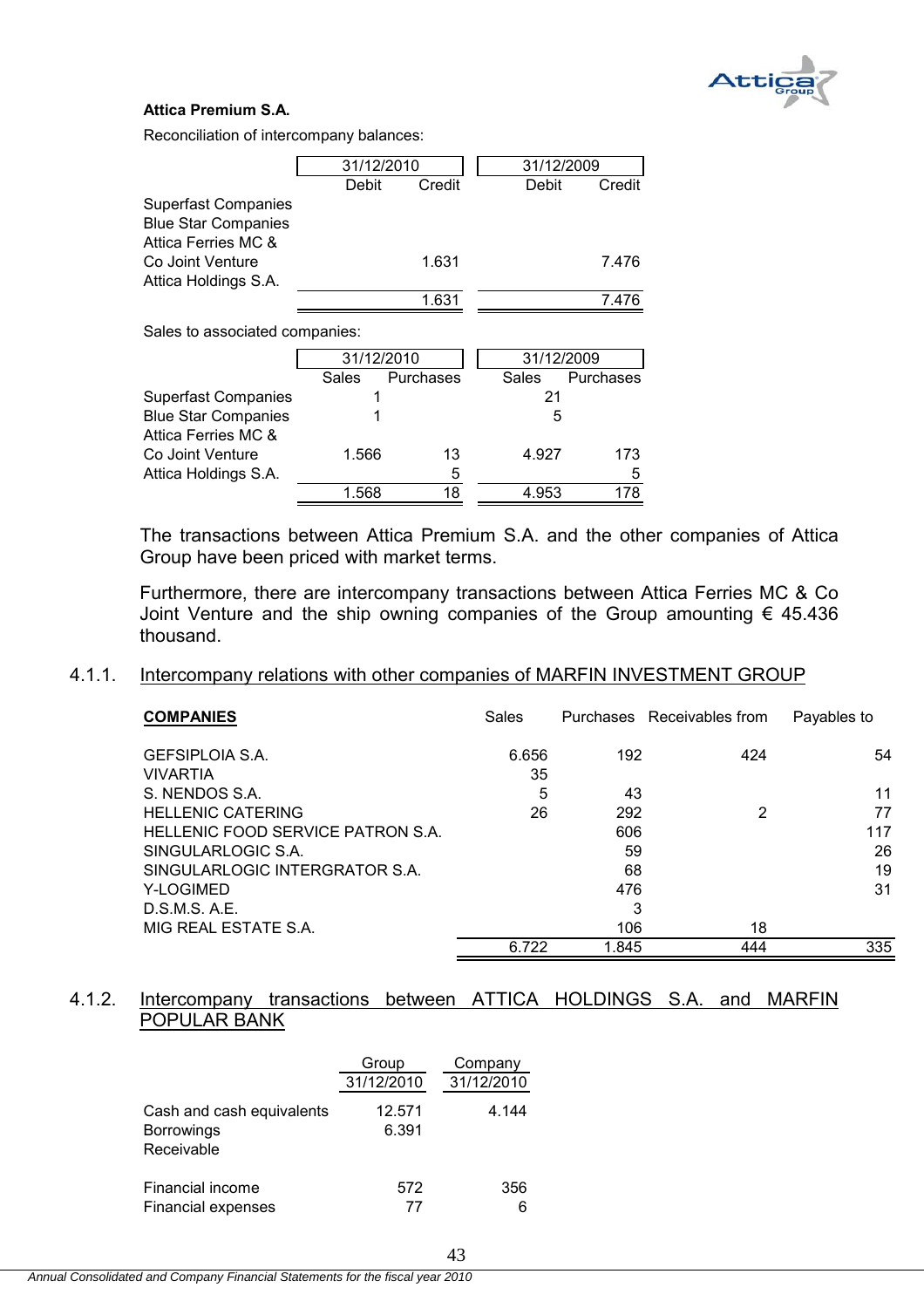**Attica Premium S.A.**

Reconciliation of intercompany balances:

| | 31/12/2010 | | 31/12/2009 | |
|---|---|---|---|---|
| | Debit | Credit | Debit | Credit |
| Superfast Companies | | | | |
| Blue Star Companies | | | | |
| Attica Ferries MC & Co Joint Venture | | 1.631 | | 7.476 |
| Attica Holdings S.A. | | | | |
| | | 1.631 | | 7.476 |

Sales to associated companies:

| | 31/12/2010 | | 31/12/2009 | |
|---|---|---|---|---|
| | Sales | Purchases | Sales | Purchases |
| Superfast Companies | 1 | | 21 | |
| Blue Star Companies | 1 | | 5 | |
| Attica Ferries MC & Co Joint Venture | 1.566 | 13 | 4.927 | 173 |
| Attica Holdings S.A. | | 5 | | 5 |
| | 1.568 | 18 | 4.953 | 178 |

The transactions between Attica Premium S.A. and the other companies of Attica Group have been priced with market terms.

Furthermore, there are intercompany transactions between Attica Ferries MC & Co Joint Venture and the ship owning companies of the Group amounting € 45.436 thousand.

## 4.1.1. Intercompany relations with other companies of MARFIN INVESTMENT GROUP

| **COMPANIES** | Sales | Purchases | Receivables from | Payables to |
|---|---|---|---|---|
| GEFSIPLOIA S.A. | 6.656 | 192 | 424 | 54 |
| VIVARTIA | 35 | | | |
| S. NENDOS S.A. | 5 | 43 | | 11 |
| HELLENIC CATERING | 26 | 292 | 2 | 77 |
| HELLENIC FOOD SERVICE PATRON S.A. | | 606 | | 117 |
| SINGULARLOGIC S.A. | | 59 | | 26 |
| SINGULARLOGIC INTERGRATOR S.A. | | 68 | | 19 |
| Y-LOGIMED | | 476 | | 31 |
| D.S.M.S. A.E. | | 3 | | |
| MIG REAL ESTATE S.A. | | 106 | 18 | |
| | 6.722 | 1.845 | 444 | 335 |

## 4.1.2. Intercompany transactions between ATTICA HOLDINGS S.A. and MARFIN POPULAR BANK

| | Group | Company |
|---|---|---|
| | 31/12/2010 | 31/12/2010 |
| Cash and cash equivalents | 12.571 | 4.144 |
| Borrowings | 6.391 | |
| Receivable | | |
| | | |
| Financial income | 572 | 356 |
| Financial expenses | 77 | 6 |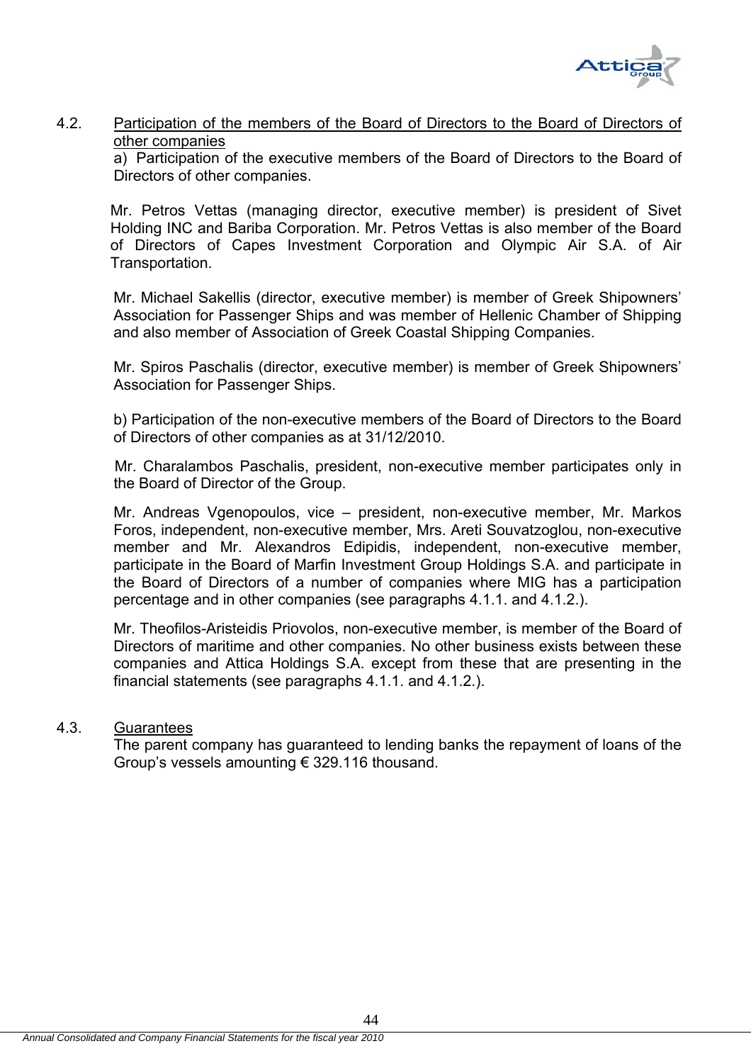## 4.2. Participation of the members of the Board of Directors to the Board of Directors of other companies

a) Participation of the executive members of the Board of Directors to the Board of Directors of other companies.

Mr. Petros Vettas (managing director, executive member) is president of Sivet Holding INC and Bariba Corporation. Mr. Petros Vettas is also member of the Board of Directors of Capes Investment Corporation and Olympic Air S.A. of Air Transportation.

Mr. Michael Sakellis (director, executive member) is member of Greek Shipowners' Association for Passenger Ships and was member of Hellenic Chamber of Shipping and also member of Association of Greek Coastal Shipping Companies.

Mr. Spiros Paschalis (director, executive member) is member of Greek Shipowners' Association for Passenger Ships.

b) Participation of the non-executive members of the Board of Directors to the Board of Directors of other companies as at 31/12/2010.

Mr. Charalambos Paschalis, president, non-executive member participates only in the Board of Director of the Group.

Mr. Andreas Vgenopoulos, vice – president, non-executive member, Mr. Markos Foros, independent, non-executive member, Mrs. Areti Souvatzoglou, non-executive member and Mr. Alexandros Edipidis, independent, non-executive member, participate in the Board of Marfin Investment Group Holdings S.A. and participate in the Board of Directors of a number of companies where MIG has a participation percentage and in other companies (see paragraphs 4.1.1. and 4.1.2.).

Mr. Theofilos-Aristeidis Priovolos, non-executive member, is member of the Board of Directors of maritime and other companies. No other business exists between these companies and Attica Holdings S.A. except from these that are presenting in the financial statements (see paragraphs 4.1.1. and 4.1.2.).

## 4.3. Guarantees

The parent company has guaranteed to lending banks the repayment of loans of the Group's vessels amounting € 329.116 thousand.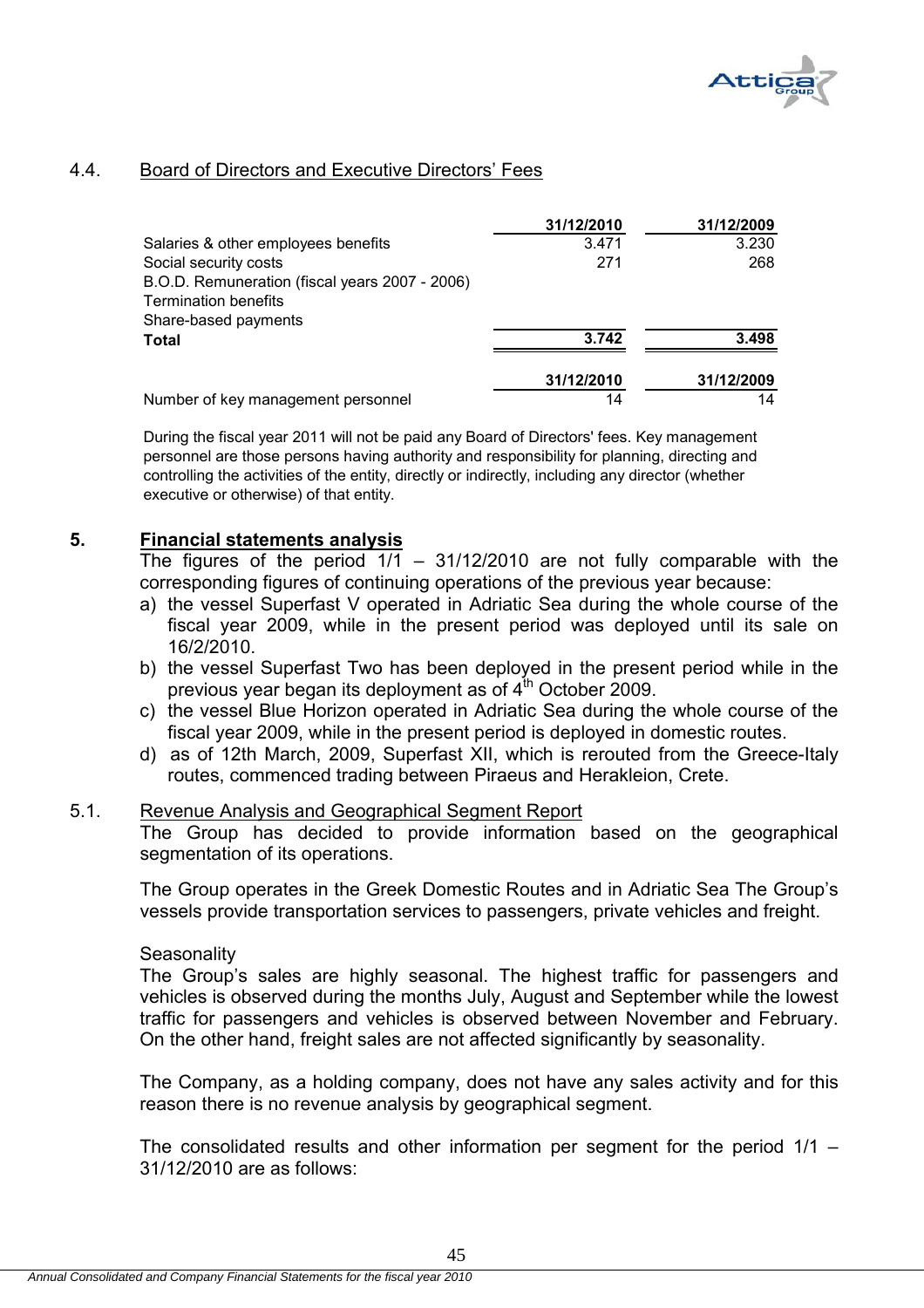## 4.4. Board of Directors and Executive Directors' Fees

| | 31/12/2010 | 31/12/2009 |
|---|---|---|
| Salaries & other employees benefits | 3.471 | 3.230 |
| Social security costs | 271 | 268 |
| B.O.D. Remuneration (fiscal years 2007 - 2006) | | |
| Termination benefits | | |
| Share-based payments | | |
| **Total** | **3.742** | **3.498** |

| | 31/12/2010 | 31/12/2009 |
|---|---|---|
| Number of key management personnel | 14 | 14 |

During the fiscal year 2011 will not be paid any Board of Directors' fees. Key management personnel are those persons having authority and responsibility for planning, directing and controlling the activities of the entity, directly or indirectly, including any director (whether executive or otherwise) of that entity.

## 5. Financial statements analysis

The figures of the period 1/1 – 31/12/2010 are not fully comparable with the corresponding figures of continuing operations of the previous year because:

a) the vessel Superfast V operated in Adriatic Sea during the whole course of the fiscal year 2009, while in the present period was deployed until its sale on 16/2/2010.
b) the vessel Superfast Two has been deployed in the present period while in the previous year began its deployment as of 4th October 2009.
c) the vessel Blue Horizon operated in Adriatic Sea during the whole course of the fiscal year 2009, while in the present period is deployed in domestic routes.
d) as of 12th March, 2009, Superfast XII, which is rerouted from the Greece-Italy routes, commenced trading between Piraeus and Herakleion, Crete.

### 5.1. Revenue Analysis and Geographical Segment Report

The Group has decided to provide information based on the geographical segmentation of its operations.

The Group operates in the Greek Domestic Routes and in Adriatic Sea The Group's vessels provide transportation services to passengers, private vehicles and freight.

Seasonality

The Group's sales are highly seasonal. The highest traffic for passengers and vehicles is observed during the months July, August and September while the lowest traffic for passengers and vehicles is observed between November and February. On the other hand, freight sales are not affected significantly by seasonality.

The Company, as a holding company, does not have any sales activity and for this reason there is no revenue analysis by geographical segment.

The consolidated results and other information per segment for the period 1/1 – 31/12/2010 are as follows: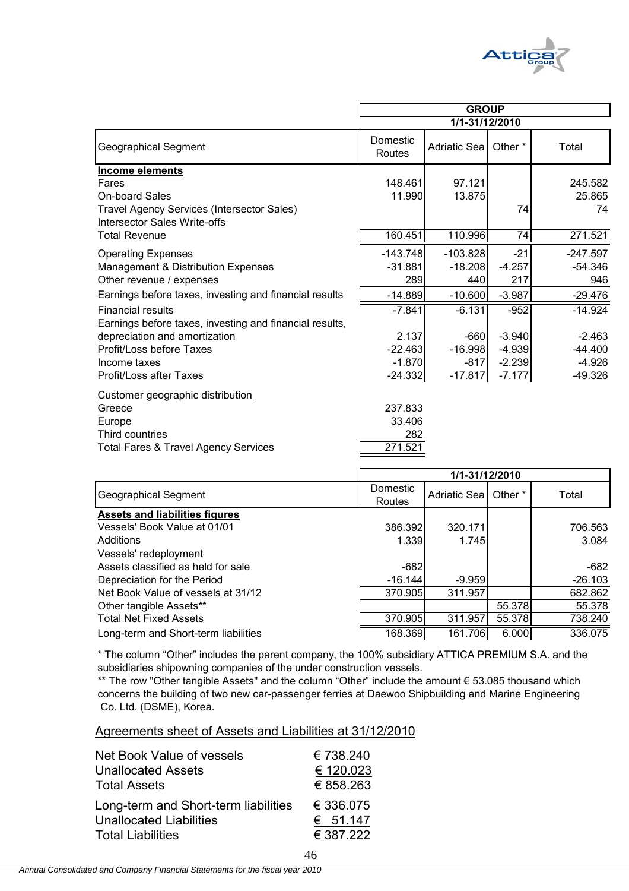| Geographical Segment | GROUP 1/1-31/12/2010 | | | |
|---|---|---|---|---|
| | Domestic Routes | Adriatic Sea | Other * | Total |
| **Income elements** | | | | |
| Fares | 148.461 | 97.121 | | 245.582 |
| On-board Sales | 11.990 | 13.875 | | 25.865 |
| Travel Agency Services (Intersector Sales) | | | 74 | 74 |
| Intersector Sales Write-offs | | | | |
| Total Revenue | 160.451 | 110.996 | 74 | 271.521 |
| Operating Expenses | -143.748 | -103.828 | -21 | -247.597 |
| Management & Distribution Expenses | -31.881 | -18.208 | -4.257 | -54.346 |
| Other revenue / expenses | 289 | 440 | 217 | 946 |
| Earnings before taxes, investing and financial results | -14.889 | -10.600 | -3.987 | -29.476 |
| Financial results | -7.841 | -6.131 | -952 | -14.924 |
| Earnings before taxes, investing and financial results, depreciation and amortization | 2.137 | -660 | -3.940 | -2.463 |
| Profit/Loss before Taxes | -22.463 | -16.998 | -4.939 | -44.400 |
| Income taxes | -1.870 | -817 | -2.239 | -4.926 |
| Profit/Loss after Taxes | -24.332 | -17.817 | -7.177 | -49.326 |

| Customer geographic distribution | |
|---|---|
| Greece | 237.833 |
| Europe | 33.406 |
| Third countries | 282 |
| Total Fares & Travel Agency Services | 271.521 |

| Geographical Segment | 1/1-31/12/2010 | | | |
|---|---|---|---|---|
| | Domestic Routes | Adriatic Sea | Other * | Total |
| **Assets and liabilities figures** | | | | |
| Vessels' Book Value at 01/01 | 386.392 | 320.171 | | 706.563 |
| Additions | 1.339 | 1.745 | | 3.084 |
| Vessels' redeployment | | | | |
| Assets classified as held for sale | -682 | | | -682 |
| Depreciation for the Period | -16.144 | -9.959 | | -26.103 |
| Net Book Value of vessels at 31/12 | 370.905 | 311.957 | | 682.862 |
| Other tangible Assets** | | | 55.378 | 55.378 |
| Total Net Fixed Assets | 370.905 | 311.957 | 55.378 | 738.240 |
| Long-term and Short-term liabilities | 168.369 | 161.706 | 6.000 | 336.075 |

* The column “Other” includes the parent company, the 100% subsidiary ATTICA PREMIUM S.A. and the subsidiaries shipowning companies of the under construction vessels.
** The row "Other tangible Assets" and the column “Other” include the amount € 53.085 thousand which concerns the building of two new car-passenger ferries at Daewoo Shipbuilding and Marine Engineering Co. Ltd. (DSME), Korea.

## Agreements sheet of Assets and Liabilities at 31/12/2010

| | |
|---|---|
| Net Book Value of vessels | € 738.240 |
| Unallocated Assets | € 120.023 |
| Total Assets | € 858.263 |
| Long-term and Short-term liabilities | € 336.075 |
| Unallocated Liabilities | € 51.147 |
| Total Liabilities | € 387.222 |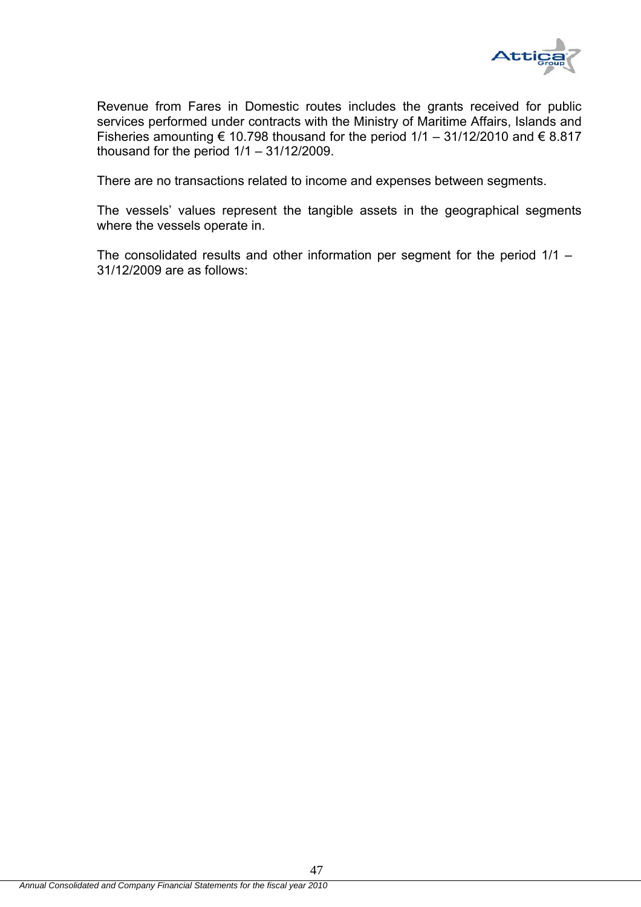Revenue from Fares in Domestic routes includes the grants received for public services performed under contracts with the Ministry of Maritime Affairs, Islands and Fisheries amounting € 10.798 thousand for the period 1/1 – 31/12/2010 and € 8.817 thousand for the period 1/1 – 31/12/2009.

There are no transactions related to income and expenses between segments.

The vessels' values represent the tangible assets in the geographical segments where the vessels operate in.

The consolidated results and other information per segment for the period 1/1 – 31/12/2009 are as follows: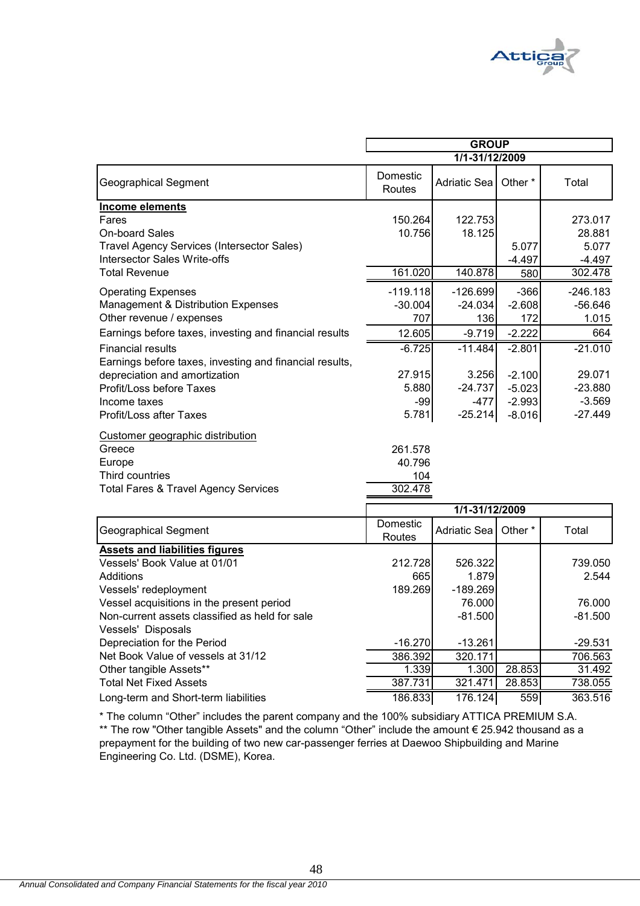| Geographical Segment | GROUP 1/1-31/12/2009 | | | |
|---|---|---|---|---|
| | Domestic Routes | Adriatic Sea | Other * | Total |
| **Income elements** | | | | |
| Fares | 150.264 | 122.753 | | 273.017 |
| On-board Sales | 10.756 | 18.125 | | 28.881 |
| Travel Agency Services (Intersector Sales) | | | 5.077 | 5.077 |
| Intersector Sales Write-offs | | | -4.497 | -4.497 |
| Total Revenue | 161.020 | 140.878 | 580 | 302.478 |
| Operating Expenses | -119.118 | -126.699 | -366 | -246.183 |
| Management & Distribution Expenses | -30.004 | -24.034 | -2.608 | -56.646 |
| Other revenue / expenses | 707 | 136 | 172 | 1.015 |
| Earnings before taxes, investing and financial results | 12.605 | -9.719 | -2.222 | 664 |
| Financial results | -6.725 | -11.484 | -2.801 | -21.010 |
| Earnings before taxes, investing and financial results, depreciation and amortization | 27.915 | 3.256 | -2.100 | 29.071 |
| Profit/Loss before Taxes | 5.880 | -24.737 | -5.023 | -23.880 |
| Income taxes | -99 | -477 | -2.993 | -3.569 |
| Profit/Loss after Taxes | 5.781 | -25.214 | -8.016 | -27.449 |

| Customer geographic distribution | |
|---|---|
| Greece | 261.578 |
| Europe | 40.796 |
| Third countries | 104 |
| Total Fares & Travel Agency Services | 302.478 |

| Geographical Segment | 1/1-31/12/2009 | | | |
|---|---|---|---|---|
| | Domestic Routes | Adriatic Sea | Other * | Total |
| **Assets and liabilities figures** | | | | |
| Vessels' Book Value at 01/01 | 212.728 | 526.322 | | 739.050 |
| Additions | 665 | 1.879 | | 2.544 |
| Vessels' redeployment | 189.269 | -189.269 | | |
| Vessel acquisitions in the present period | | 76.000 | | 76.000 |
| Non-current assets classified as held for sale | | -81.500 | | -81.500 |
| Vessels' Disposals | | | | |
| Depreciation for the Period | -16.270 | -13.261 | | -29.531 |
| Net Book Value of vessels at 31/12 | 386.392 | 320.171 | | 706.563 |
| Other tangible Assets** | 1.339 | 1.300 | 28.853 | 31.492 |
| Total Net Fixed Assets | 387.731 | 321.471 | 28.853 | 738.055 |
| Long-term and Short-term liabilities | 186.833 | 176.124 | 559 | 363.516 |

* The column "Other" includes the parent company and the 100% subsidiary ATTICA PREMIUM S.A.

** The row "Other tangible Assets" and the column "Other" include the amount € 25.942 thousand as a prepayment for the building of two new car-passenger ferries at Daewoo Shipbuilding and Marine Engineering Co. Ltd. (DSME), Korea.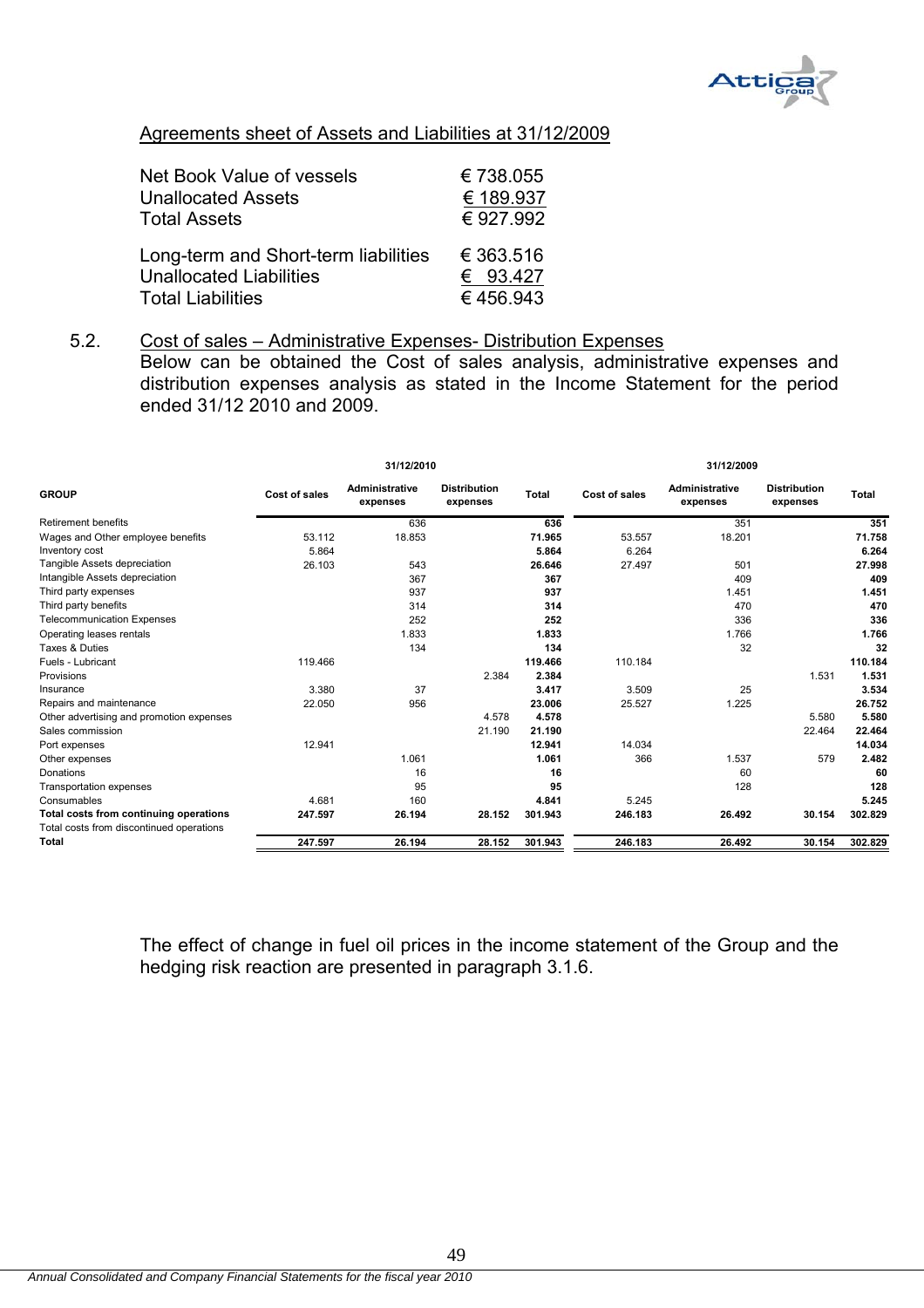Agreements sheet of Assets and Liabilities at 31/12/2009

| | |
|---|---|
| Net Book Value of vessels | € 738.055 |
| Unallocated Assets | € 189.937 |
| Total Assets | € 927.992 |
| | |
| Long-term and Short-term liabilities | € 363.516 |
| Unallocated Liabilities | € 93.427 |
| Total Liabilities | € 456.943 |

## 5.2. Cost of sales – Administrative Expenses- Distribution Expenses

Below can be obtained the Cost of sales analysis, administrative expenses and distribution expenses analysis as stated in the Income Statement for the period ended 31/12 2010 and 2009.

| | 31/12/2010 | | | | 31/12/2009 | | | |
|---|---|---|---|---|---|---|---|---|
| **GROUP** | **Cost of sales** | **Administrative expenses** | **Distribution expenses** | **Total** | **Cost of sales** | **Administrative expenses** | **Distribution expenses** | **Total** |
| Retirement benefits | | 636 | | **636** | | 351 | | **351** |
| Wages and Other employee benefits | 53.112 | 18.853 | | **71.965** | 53.557 | 18.201 | | **71.758** |
| Inventory cost | 5.864 | | | **5.864** | 6.264 | | | **6.264** |
| Tangible Assets depreciation | 26.103 | 543 | | **26.646** | 27.497 | 501 | | **27.998** |
| Intangible Assets depreciation | | 367 | | **367** | | 409 | | **409** |
| Third party expenses | | 937 | | **937** | | 1.451 | | **1.451** |
| Third party benefits | | 314 | | **314** | | 470 | | **470** |
| Telecommunication Expenses | | 252 | | **252** | | 336 | | **336** |
| Operating leases rentals | | 1.833 | | **1.833** | | 1.766 | | **1.766** |
| Taxes & Duties | | 134 | | **134** | | 32 | | **32** |
| Fuels - Lubricant | 119.466 | | | **119.466** | 110.184 | | | **110.184** |
| Provisions | | | 2.384 | **2.384** | | | 1.531 | **1.531** |
| Insurance | 3.380 | 37 | | **3.417** | 3.509 | 25 | | **3.534** |
| Repairs and maintenance | 22.050 | 956 | | **23.006** | 25.527 | 1.225 | | **26.752** |
| Other advertising and promotion expenses | | | 4.578 | **4.578** | | | 5.580 | **5.580** |
| Sales commission | | | 21.190 | **21.190** | | | 22.464 | **22.464** |
| Port expenses | 12.941 | | | **12.941** | 14.034 | | | **14.034** |
| Other expenses | | 1.061 | | **1.061** | 366 | 1.537 | 579 | **2.482** |
| Donations | | 16 | | **16** | | 60 | | **60** |
| Transportation expenses | | 95 | | **95** | | 128 | | **128** |
| Consumables | 4.681 | 160 | | **4.841** | 5.245 | | | **5.245** |
| **Total costs from continuing operations** | **247.597** | **26.194** | **28.152** | **301.943** | **246.183** | **26.492** | **30.154** | **302.829** |
| Total costs from discontinued operations | | | | | | | | |
| **Total** | **247.597** | **26.194** | **28.152** | **301.943** | **246.183** | **26.492** | **30.154** | **302.829** |

The effect of change in fuel oil prices in the income statement of the Group and the hedging risk reaction are presented in paragraph 3.1.6.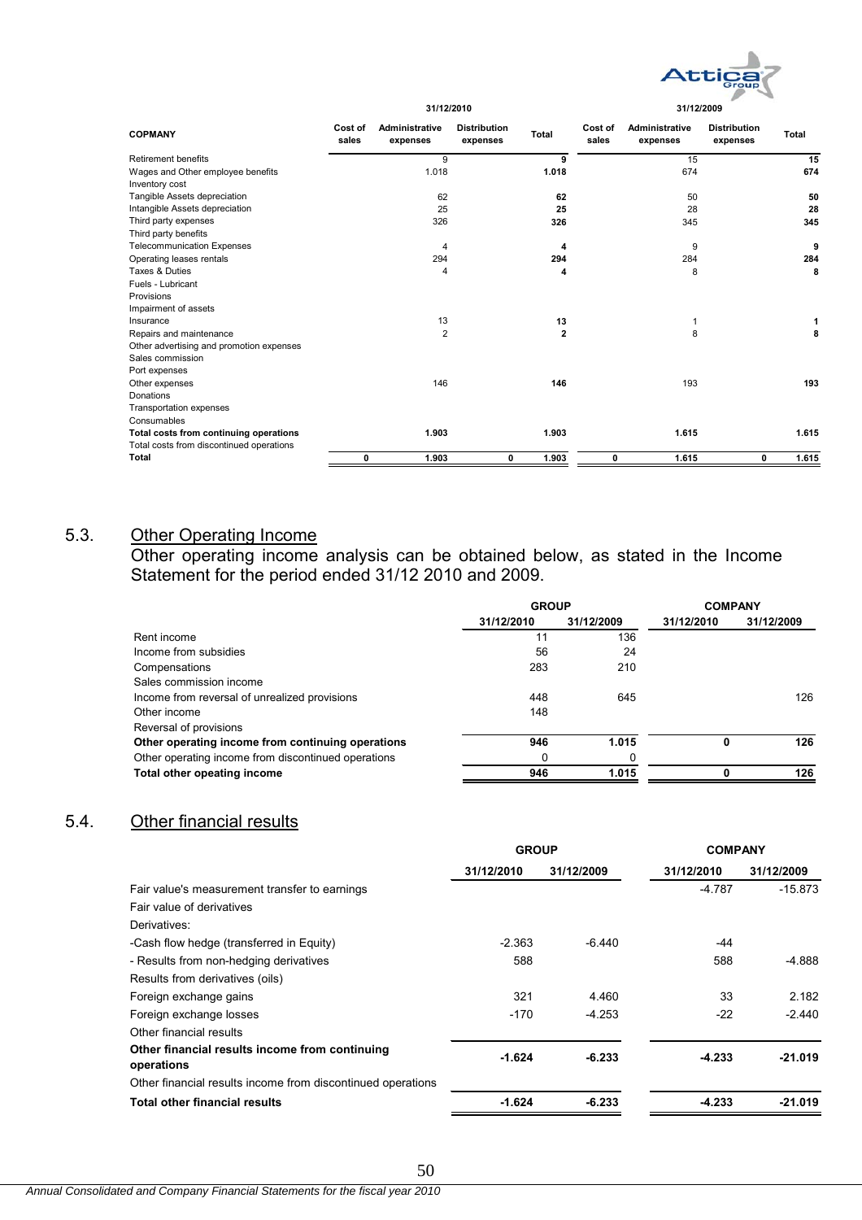| COPMANY | 31/12/2010 | | | | 31/12/2009 | | | |
|---|---|---|---|---|---|---|---|---|
| | Cost of sales | Administrative expenses | Distribution expenses | Total | Cost of sales | Administrative expenses | Distribution expenses | Total |
| Retirement benefits | | 9 | | **9** | | 15 | | **15** |
| Wages and Other employee benefits | | 1.018 | | **1.018** | | 674 | | **674** |
| Inventory cost | | | | | | | | |
| Tangible Assets depreciation | | 62 | | **62** | | 50 | | **50** |
| Intangible Assets depreciation | | 25 | | **25** | | 28 | | **28** |
| Third party expenses | | 326 | | **326** | | 345 | | **345** |
| Third party benefits | | | | | | | | |
| Telecommunication Expenses | | 4 | | **4** | | 9 | | **9** |
| Operating leases rentals | | 294 | | **294** | | 284 | | **284** |
| Taxes & Duties | | 4 | | **4** | | 8 | | **8** |
| Fuels - Lubricant | | | | | | | | |
| Provisions | | | | | | | | |
| Impairment of assets | | | | | | | | |
| Insurance | | 13 | | **13** | | 1 | | **1** |
| Repairs and maintenance | | 2 | | **2** | | 8 | | **8** |
| Other advertising and promotion expenses | | | | | | | | |
| Sales commission | | | | | | | | |
| Port expenses | | | | | | | | |
| Other expenses | | 146 | | **146** | | 193 | | **193** |
| Donations | | | | | | | | |
| Transportation expenses | | | | | | | | |
| Consumables | | | | | | | | |
| **Total costs from continuing operations** | | **1.903** | | **1.903** | | **1.615** | | **1.615** |
| Total costs from discontinued operations | | | | | | | | |
| **Total** | **0** | **1.903** | **0** | **1.903** | **0** | **1.615** | **0** | **1.615** |

## 5.3. Other Operating Income

Other operating income analysis can be obtained below, as stated in the Income Statement for the period ended 31/12 2010 and 2009.

| | GROUP | | COMPANY | |
|---|---|---|---|---|
| | 31/12/2010 | 31/12/2009 | 31/12/2010 | 31/12/2009 |
| Rent income | 11 | 136 | | |
| Income from subsidies | 56 | 24 | | |
| Compensations | 283 | 210 | | |
| Sales commission income | | | | |
| Income from reversal of unrealized provisions | 448 | 645 | | 126 |
| Other income | 148 | | | |
| Reversal of provisions | | | | |
| **Other operating income from continuing operations** | **946** | **1.015** | **0** | **126** |
| Other operating income from discontinued operations | 0 | 0 | | |
| **Total other opeating income** | **946** | **1.015** | **0** | **126** |

## 5.4. Other financial results

| | GROUP | | COMPANY | |
|---|---|---|---|---|
| | 31/12/2010 | 31/12/2009 | 31/12/2010 | 31/12/2009 |
| Fair value's measurement transfer to earnings | | | -4.787 | -15.873 |
| Fair value of derivatives | | | | |
| Derivatives: | | | | |
| -Cash flow hedge (transferred in Equity) | -2.363 | -6.440 | -44 | |
| - Results from non-hedging derivatives | 588 | | 588 | -4.888 |
| Results from derivatives (oils) | | | | |
| Foreign exchange gains | 321 | 4.460 | 33 | 2.182 |
| Foreign exchange losses | -170 | -4.253 | -22 | -2.440 |
| Other financial results | | | | |
| **Other financial results income from continuing operations** | **-1.624** | **-6.233** | **-4.233** | **-21.019** |
| Other financial results income from discontinued operations | | | | |
| **Total other financial results** | **-1.624** | **-6.233** | **-4.233** | **-21.019** |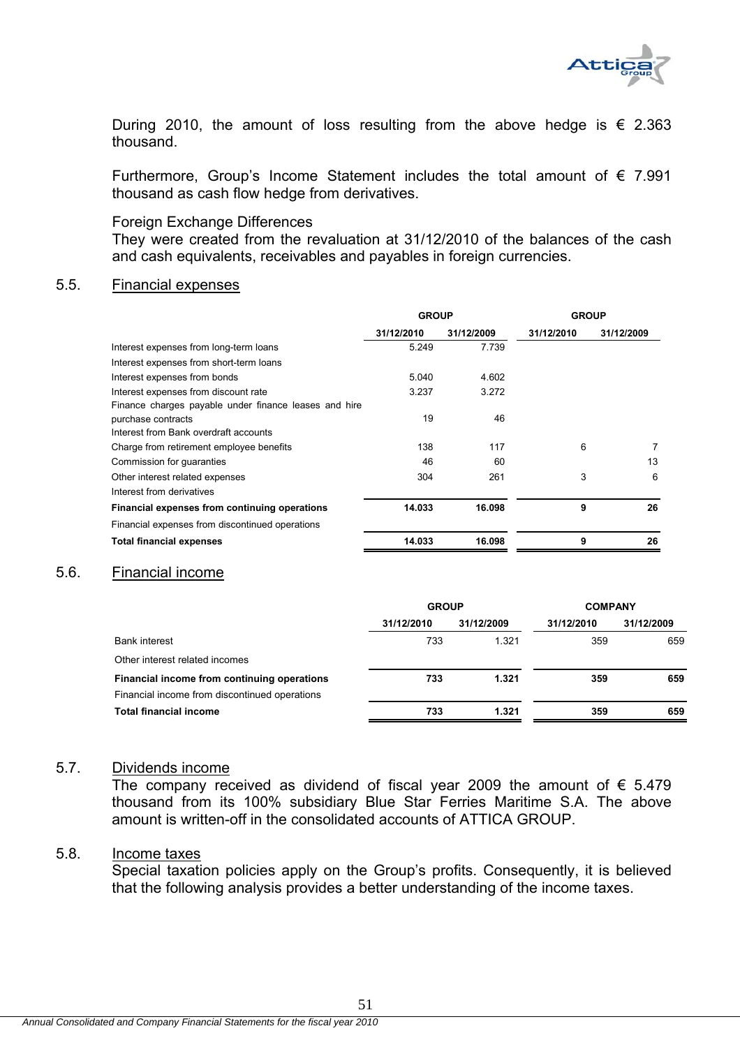During 2010, the amount of loss resulting from the above hedge is € 2.363 thousand.

Furthermore, Group's Income Statement includes the total amount of € 7.991 thousand as cash flow hedge from derivatives.

Foreign Exchange Differences

They were created from the revaluation at 31/12/2010 of the balances of the cash and cash equivalents, receivables and payables in foreign currencies.

## 5.5. Financial expenses

| | GROUP | | GROUP | |
|---|---|---|---|---|
| | 31/12/2010 | 31/12/2009 | 31/12/2010 | 31/12/2009 |
| Interest expenses from long-term loans | 5.249 | 7.739 | | |
| Interest expenses from short-term loans | | | | |
| Interest expenses from bonds | 5.040 | 4.602 | | |
| Interest expenses from discount rate | 3.237 | 3.272 | | |
| Finance charges payable under finance leases and hire purchase contracts | 19 | 46 | | |
| Interest from Bank overdraft accounts | | | | |
| Charge from retirement employee benefits | 138 | 117 | 6 | 7 |
| Commission for guaranties | 46 | 60 | | 13 |
| Other interest related expenses | 304 | 261 | 3 | 6 |
| Interest from derivatives | | | | |
| **Financial expenses from continuing operations** | **14.033** | **16.098** | **9** | **26** |
| Financial expenses from discontinued operations | | | | |
| **Total financial expenses** | **14.033** | **16.098** | **9** | **26** |

## 5.6. Financial income

| | GROUP | | COMPANY | |
|---|---|---|---|---|
| | 31/12/2010 | 31/12/2009 | 31/12/2010 | 31/12/2009 |
| Bank interest | 733 | 1.321 | 359 | 659 |
| Other interest related incomes | | | | |
| **Financial income from continuing operations** | **733** | **1.321** | **359** | **659** |
| Financial income from discontinued operations | | | | |
| **Total financial income** | **733** | **1.321** | **359** | **659** |

## 5.7. Dividends income

The company received as dividend of fiscal year 2009 the amount of € 5.479 thousand from its 100% subsidiary Blue Star Ferries Maritime S.A. The above amount is written-off in the consolidated accounts of ATTICA GROUP.

## 5.8. Income taxes

Special taxation policies apply on the Group's profits. Consequently, it is believed that the following analysis provides a better understanding of the income taxes.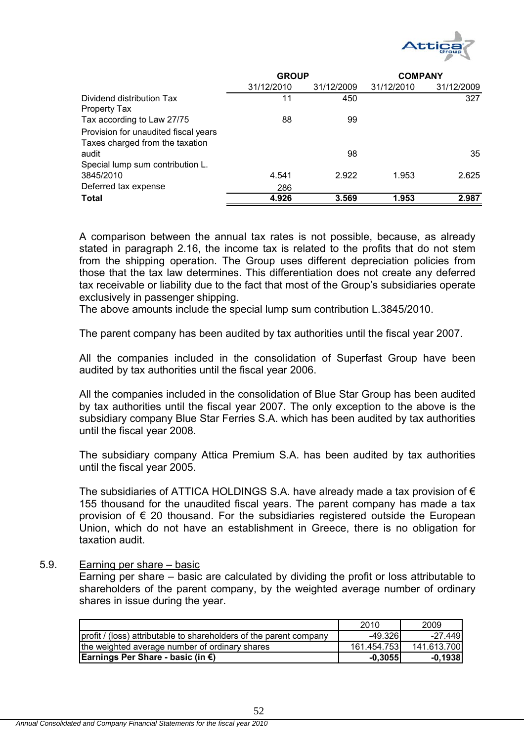| | GROUP | | COMPANY | |
|---|---|---|---|---|
| | 31/12/2010 | 31/12/2009 | 31/12/2010 | 31/12/2009 |
| Dividend distribution Tax | 11 | 450 | | 327 |
| Property Tax | | | | |
| Tax according to Law 27/75 | 88 | 99 | | |
| Provision for unaudited fiscal years | | | | |
| Taxes charged from the taxation audit | | 98 | | 35 |
| Special lump sum contribution L. 3845/2010 | 4.541 | 2.922 | 1.953 | 2.625 |
| Deferred tax expense | 286 | | | |
| **Total** | **4.926** | **3.569** | **1.953** | **2.987** |

A comparison between the annual tax rates is not possible, because, as already stated in paragraph 2.16, the income tax is related to the profits that do not stem from the shipping operation. The Group uses different depreciation policies from those that the tax law determines. This differentiation does not create any deferred tax receivable or liability due to the fact that most of the Group's subsidiaries operate exclusively in passenger shipping.
The above amounts include the special lump sum contribution L.3845/2010.

The parent company has been audited by tax authorities until the fiscal year 2007.

All the companies included in the consolidation of Superfast Group have been audited by tax authorities until the fiscal year 2006.

All the companies included in the consolidation of Blue Star Group has been audited by tax authorities until the fiscal year 2007. The only exception to the above is the subsidiary company Blue Star Ferries S.A. which has been audited by tax authorities until the fiscal year 2008.

The subsidiary company Attica Premium S.A. has been audited by tax authorities until the fiscal year 2005.

The subsidiaries of ATTICA HOLDINGS S.A. have already made a tax provision of € 155 thousand for the unaudited fiscal years. The parent company has made a tax provision of € 20 thousand. For the subsidiaries registered outside the European Union, which do not have an establishment in Greece, there is no obligation for taxation audit.

## 5.9. Earning per share – basic

Earning per share – basic are calculated by dividing the profit or loss attributable to shareholders of the parent company, by the weighted average number of ordinary shares in issue during the year.

| | 2010 | 2009 |
|---|---|---|
| profit / (loss) attributable to shareholders of the parent company | -49.326 | -27.449 |
| the weighted average number of ordinary shares | 161.454.753 | 141.613.700 |
| **Earnings Per Share - basic (in €)** | **-0,3055** | **-0,1938** |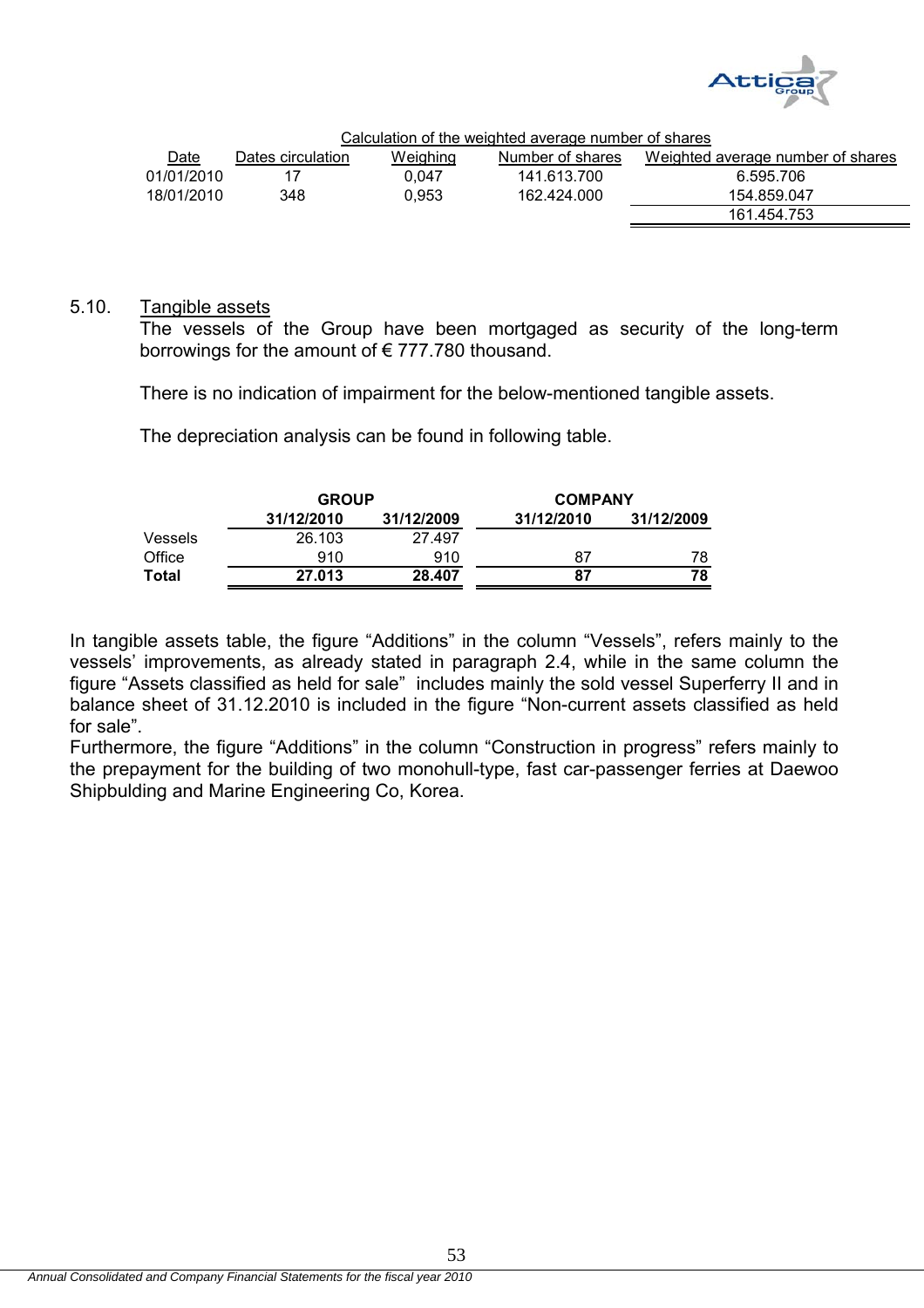Calculation of the weighted average number of shares

| Date | Dates circulation | Weighing | Number of shares | Weighted average number of shares |
|---|---|---|---|---|
| 01/01/2010 | 17 | 0,047 | 141.613.700 | 6.595.706 |
| 18/01/2010 | 348 | 0,953 | 162.424.000 | 154.859.047 |
| | | | | 161.454.753 |

## 5.10. Tangible assets

The vessels of the Group have been mortgaged as security of the long-term borrowings for the amount of € 777.780 thousand.

There is no indication of impairment for the below-mentioned tangible assets.

The depreciation analysis can be found in following table.

| | GROUP | | COMPANY | |
|---|---|---|---|---|
| | **31/12/2010** | **31/12/2009** | **31/12/2010** | **31/12/2009** |
| Vessels | 26.103 | 27.497 | | |
| Office | 910 | 910 | 87 | 78 |
| **Total** | **27.013** | **28.407** | **87** | **78** |

In tangible assets table, the figure “Additions” in the column “Vessels”, refers mainly to the vessels’ improvements, as already stated in paragraph 2.4, while in the same column the figure “Assets classified as held for sale” includes mainly the sold vessel Superferry II and in balance sheet of 31.12.2010 is included in the figure “Non-current assets classified as held for sale”.

Furthermore, the figure “Additions” in the column “Construction in progress” refers mainly to the prepayment for the building of two monohull-type, fast car-passenger ferries at Daewoo Shipbulding and Marine Engineering Co, Korea.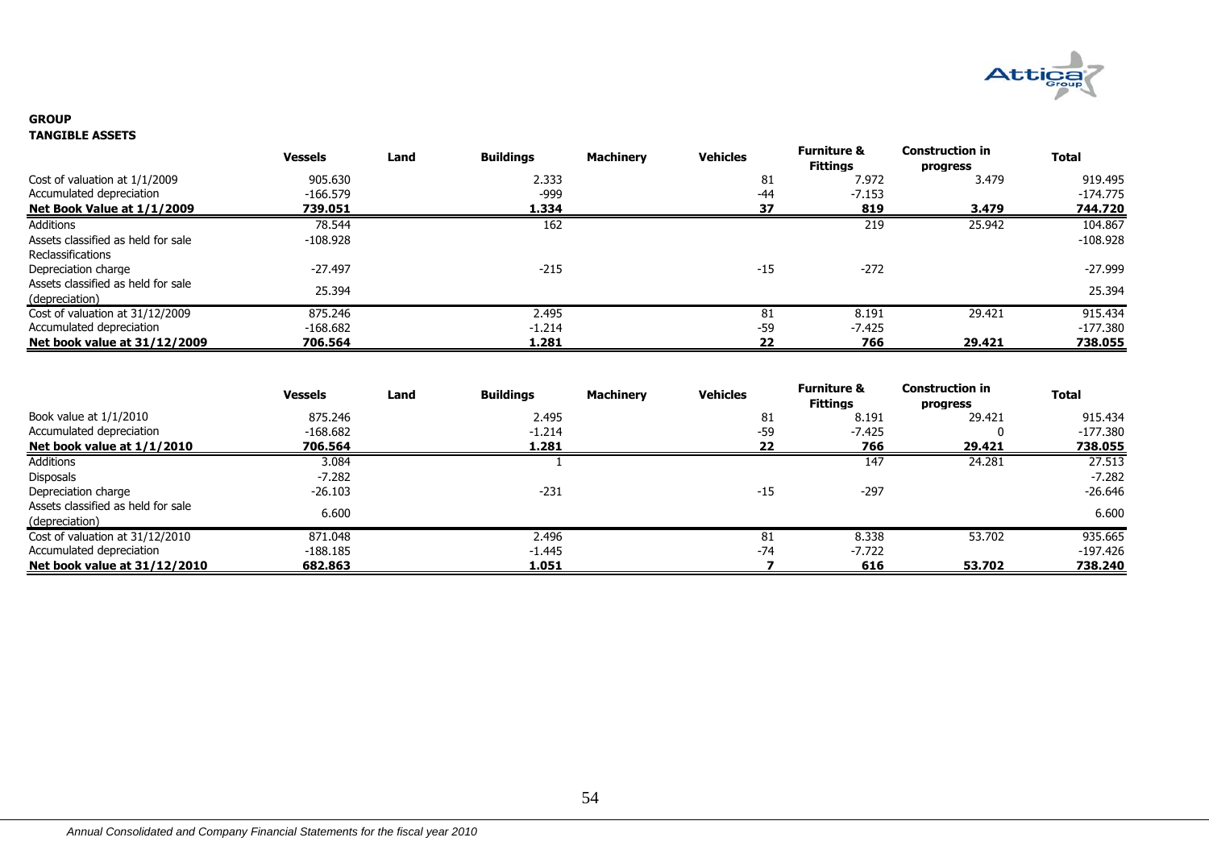**GROUP**
**TANGIBLE ASSETS**

| | Vessels | Land | Buildings | Machinery | Vehicles | Furniture & Fittings | Construction in progress | Total |
|---|---|---|---|---|---|---|---|---|
| Cost of valuation at 1/1/2009 | 905.630 | | 2.333 | | 81 | 7.972 | 3.479 | 919.495 |
| Accumulated depreciation | -166.579 | | -999 | | -44 | -7.153 | | -174.775 |
| **Net Book Value at 1/1/2009** | **739.051** | | **1.334** | | **37** | **819** | **3.479** | **744.720** |
| Additions | 78.544 | | 162 | | | 219 | 25.942 | 104.867 |
| Assets classified as held for sale | -108.928 | | | | | | | -108.928 |
| Reclassifications | | | | | | | | |
| Depreciation charge | -27.497 | | -215 | | -15 | -272 | | -27.999 |
| Assets classified as held for sale (depreciation) | 25.394 | | | | | | | 25.394 |
| Cost of valuation at 31/12/2009 | 875.246 | | 2.495 | | 81 | 8.191 | 29.421 | 915.434 |
| Accumulated depreciation | -168.682 | | -1.214 | | -59 | -7.425 | | -177.380 |
| **Net book value at 31/12/2009** | **706.564** | | **1.281** | | **22** | **766** | **29.421** | **738.055** |

| | Vessels | Land | Buildings | Machinery | Vehicles | Furniture & Fittings | Construction in progress | Total |
|---|---|---|---|---|---|---|---|---|
| Book value at 1/1/2010 | 875.246 | | 2.495 | | 81 | 8.191 | 29.421 | 915.434 |
| Accumulated depreciation | -168.682 | | -1.214 | | -59 | -7.425 | 0 | -177.380 |
| **Net book value at 1/1/2010** | **706.564** | | **1.281** | | **22** | **766** | **29.421** | **738.055** |
| Additions | 3.084 | | 1 | | | 147 | 24.281 | 27.513 |
| Disposals | -7.282 | | | | | | | -7.282 |
| Depreciation charge | -26.103 | | -231 | | -15 | -297 | | -26.646 |
| Assets classified as held for sale (depreciation) | 6.600 | | | | | | | 6.600 |
| Cost of valuation at 31/12/2010 | 871.048 | | 2.496 | | 81 | 8.338 | 53.702 | 935.665 |
| Accumulated depreciation | -188.185 | | -1.445 | | -74 | -7.722 | | -197.426 |
| **Net book value at 31/12/2010** | **682.863** | | **1.051** | | **7** | **616** | **53.702** | **738.240** |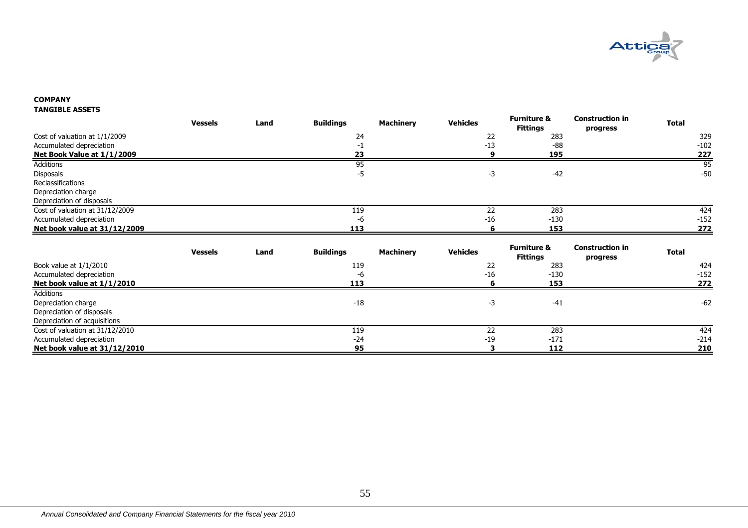**COMPANY**

**TANGIBLE ASSETS**

| | Vessels | Land | Buildings | Machinery | Vehicles | Furniture & Fittings | Construction in progress | Total |
|---|---|---|---|---|---|---|---|---|
| Cost of valuation at 1/1/2009 | | | 24 | | 22 | 283 | | 329 |
| Accumulated depreciation | | | -1 | | -13 | -88 | | -102 |
| **Net Book Value at 1/1/2009** | | | **23** | | **9** | **195** | | **227** |
| Additions | | | 95 | | | | | 95 |
| Disposals | | | -5 | | -3 | -42 | | -50 |
| Reclassifications | | | | | | | | |
| Depreciation charge | | | | | | | | |
| Depreciation of disposals | | | | | | | | |
| Cost of valuation at 31/12/2009 | | | 119 | | 22 | 283 | | 424 |
| Accumulated depreciation | | | -6 | | -16 | -130 | | -152 |
| **Net book value at 31/12/2009** | | | **113** | | **6** | **153** | | **272** |

| | Vessels | Land | Buildings | Machinery | Vehicles | Furniture & Fittings | Construction in progress | Total |
|---|---|---|---|---|---|---|---|---|
| Book value at 1/1/2010 | | | 119 | | 22 | 283 | | 424 |
| Accumulated depreciation | | | -6 | | -16 | -130 | | -152 |
| **Net book value at 1/1/2010** | | | **113** | | **6** | **153** | | **272** |
| Additions | | | | | | | | |
| Depreciation charge | | | -18 | | -3 | -41 | | -62 |
| Depreciation of disposals | | | | | | | | |
| Depreciation of acquisitions | | | | | | | | |
| Cost of valuation at 31/12/2010 | | | 119 | | 22 | 283 | | 424 |
| Accumulated depreciation | | | -24 | | -19 | -171 | | -214 |
| **Net book value at 31/12/2010** | | | **95** | | **3** | **112** | | **210** |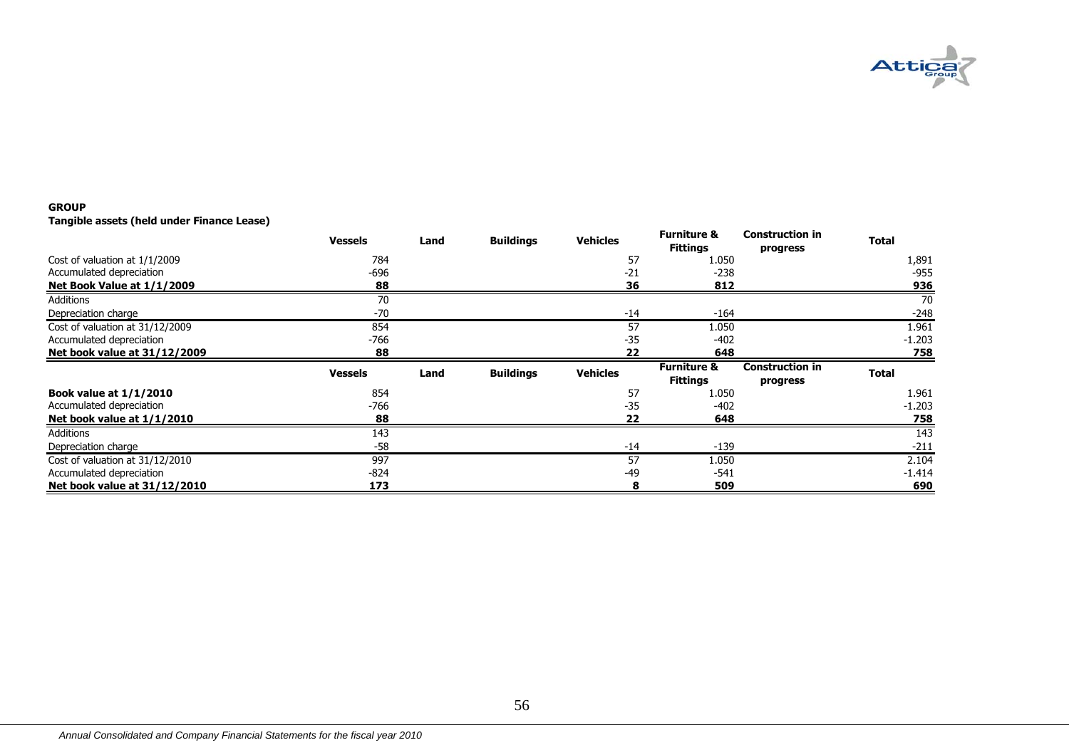**GROUP**

**Tangible assets (held under Finance Lease)**

| | Vessels | Land | Buildings | Vehicles | Furniture & Fittings | Construction in progress | Total |
|---|---|---|---|---|---|---|---|
| Cost of valuation at 1/1/2009 | 784 | | | 57 | 1.050 | | 1,891 |
| Accumulated depreciation | -696 | | | -21 | -238 | | -955 |
| **Net Book Value at 1/1/2009** | **88** | | | **36** | **812** | | **936** |
| Additions | 70 | | | | | | 70 |
| Depreciation charge | -70 | | | -14 | -164 | | -248 |
| Cost of valuation at 31/12/2009 | 854 | | | 57 | 1.050 | | 1.961 |
| Accumulated depreciation | -766 | | | -35 | -402 | | -1.203 |
| **Net book value at 31/12/2009** | **88** | | | **22** | **648** | | **758** |

| | Vessels | Land | Buildings | Vehicles | Furniture & Fittings | Construction in progress | Total |
|---|---|---|---|---|---|---|---|
| **Book value at 1/1/2010** | 854 | | | 57 | 1.050 | | 1.961 |
| Accumulated depreciation | -766 | | | -35 | -402 | | -1.203 |
| **Net book value at 1/1/2010** | **88** | | | **22** | **648** | | **758** |
| Additions | 143 | | | | | | 143 |
| Depreciation charge | -58 | | | -14 | -139 | | -211 |
| Cost of valuation at 31/12/2010 | 997 | | | 57 | 1.050 | | 2.104 |
| Accumulated depreciation | -824 | | | -49 | -541 | | -1.414 |
| **Net book value at 31/12/2010** | **173** | | | **8** | **509** | | **690** |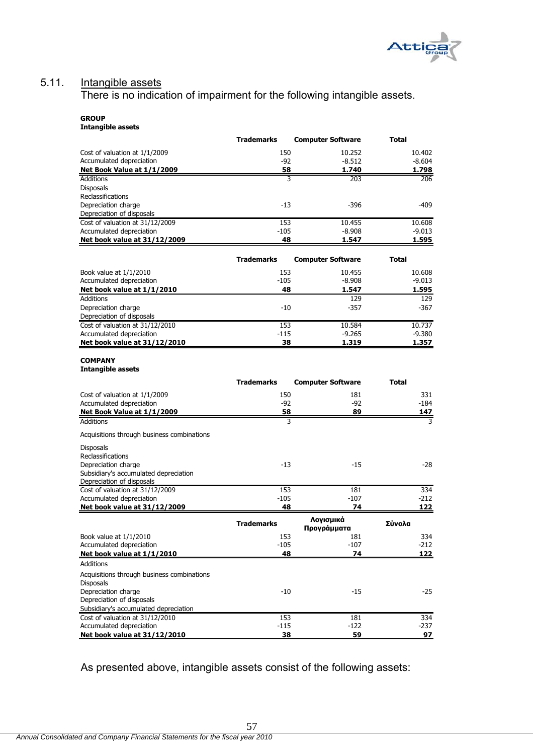## 5.11. Intangible assets

There is no indication of impairment for the following intangible assets.

**GROUP**
**Intangible assets**

| | Trademarks | Computer Software | Total |
|---|---|---|---|
| Cost of valuation at 1/1/2009 | 150 | 10.252 | 10.402 |
| Accumulated depreciation | -92 | -8.512 | -8.604 |
| **Net Book Value at 1/1/2009** | **58** | **1.740** | **1.798** |
| Additions | 3 | 203 | 206 |
| Disposals | | | |
| Reclassifications | | | |
| Depreciation charge | -13 | -396 | -409 |
| Depreciation of disposals | | | |
| Cost of valuation at 31/12/2009 | 153 | 10.455 | 10.608 |
| Accumulated depreciation | -105 | -8.908 | -9.013 |
| **Net book value at 31/12/2009** | **48** | **1.547** | **1.595** |

| | Trademarks | Computer Software | Total |
|---|---|---|---|
| Book value at 1/1/2010 | 153 | 10.455 | 10.608 |
| Accumulated depreciation | -105 | -8.908 | -9.013 |
| **Net book value at 1/1/2010** | **48** | **1.547** | **1.595** |
| Additions | | 129 | 129 |
| Depreciation charge | -10 | -357 | -367 |
| Depreciation of disposals | | | |
| Cost of valuation at 31/12/2010 | 153 | 10.584 | 10.737 |
| Accumulated depreciation | -115 | -9.265 | -9.380 |
| **Net book value at 31/12/2010** | **38** | **1.319** | **1.357** |

**COMPANY**
**Intangible assets**

| | Trademarks | Computer Software | Total |
|---|---|---|---|
| Cost of valuation at 1/1/2009 | 150 | 181 | 331 |
| Accumulated depreciation | -92 | -92 | -184 |
| **Net Book Value at 1/1/2009** | **58** | **89** | **147** |
| Additions | 3 | | 3 |
| Acquisitions through business combinations | | | |
| Disposals | | | |
| Reclassifications | | | |
| Depreciation charge | -13 | -15 | -28 |
| Subsidiary's accumulated depreciation | | | |
| Depreciation of disposals | | | |
| Cost of valuation at 31/12/2009 | 153 | 181 | 334 |
| Accumulated depreciation | -105 | -107 | -212 |
| **Net book value at 31/12/2009** | **48** | **74** | **122** |

| | Trademarks | Λογισμικά Προγράμματα | Σύνολα |
|---|---|---|---|
| Book value at 1/1/2010 | 153 | 181 | 334 |
| Accumulated depreciation | -105 | -107 | -212 |
| **Net book value at 1/1/2010** | **48** | **74** | **122** |
| Additions | | | |
| Acquisitions through business combinations | | | |
| Disposals | | | |
| Depreciation charge | -10 | -15 | -25 |
| Depreciation of disposals | | | |
| Subsidiary's accumulated depreciation | | | |
| Cost of valuation at 31/12/2010 | 153 | 181 | 334 |
| Accumulated depreciation | -115 | -122 | -237 |
| **Net book value at 31/12/2010** | **38** | **59** | **97** |

As presented above, intangible assets consist of the following assets: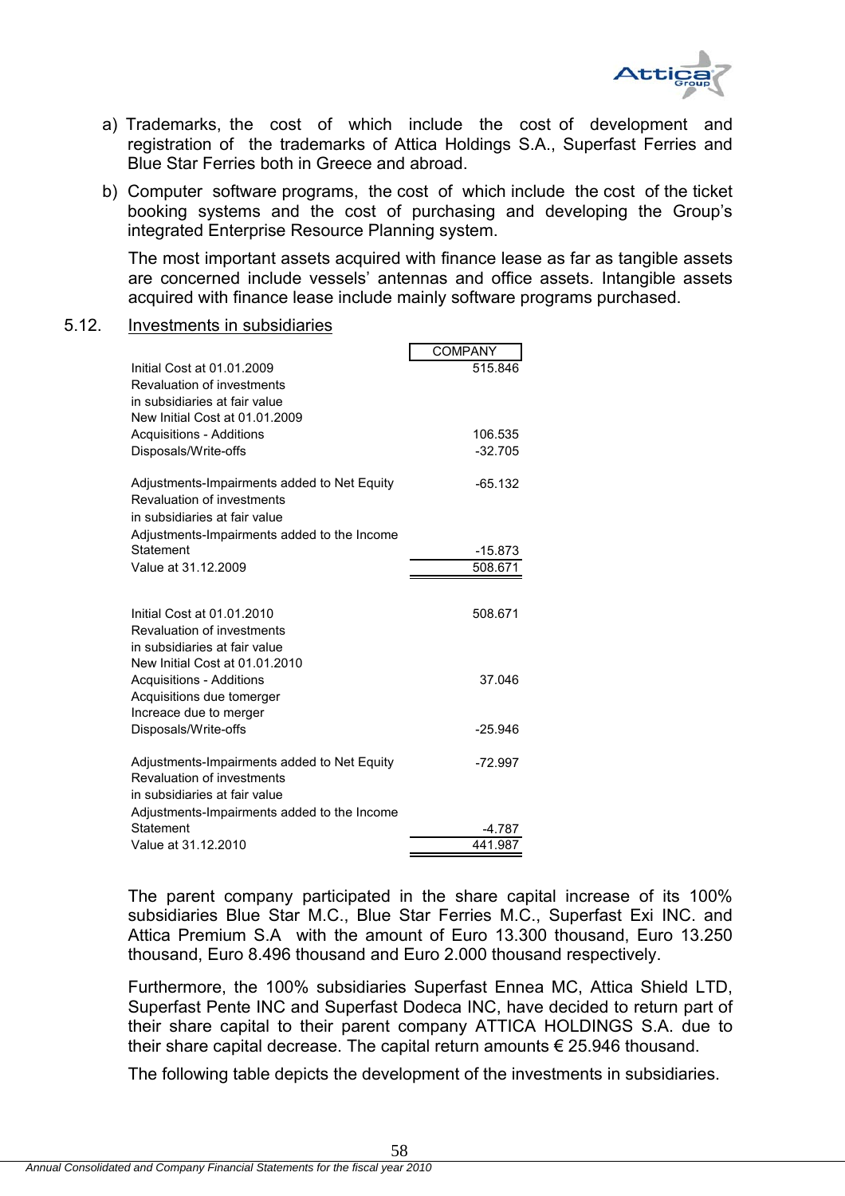a) Trademarks, the cost of which include the cost of development and registration of the trademarks of Attica Holdings S.A., Superfast Ferries and Blue Star Ferries both in Greece and abroad.

b) Computer software programs, the cost of which include the cost of the ticket booking systems and the cost of purchasing and developing the Group's integrated Enterprise Resource Planning system.

The most important assets acquired with finance lease as far as tangible assets are concerned include vessels' antennas and office assets. Intangible assets acquired with finance lease include mainly software programs purchased.

## 5.12. Investments in subsidiaries

| | COMPANY |
|---|---|
| Initial Cost at 01.01.2009 | 515.846 |
| Revaluation of investments in subsidiaries at fair value | |
| New Initial Cost at 01.01.2009 | |
| Acquisitions - Additions | 106.535 |
| Disposals/Write-offs | -32.705 |
| Adjustments-Impairments added to Net Equity | -65.132 |
| Revaluation of investments in subsidiaries at fair value | |
| Adjustments-Impairments added to the Income Statement | -15.873 |
| Value at 31.12.2009 | 508.671 |
| | |
| Initial Cost at 01.01.2010 | 508.671 |
| Revaluation of investments in subsidiaries at fair value | |
| New Initial Cost at 01.01.2010 | |
| Acquisitions - Additions | 37.046 |
| Acquisitions due tomerger | |
| Increace due to merger | |
| Disposals/Write-offs | -25.946 |
| Adjustments-Impairments added to Net Equity | -72.997 |
| Revaluation of investments in subsidiaries at fair value | |
| Adjustments-Impairments added to the Income Statement | -4.787 |
| Value at 31.12.2010 | 441.987 |

The parent company participated in the share capital increase of its 100% subsidiaries Blue Star M.C., Blue Star Ferries M.C., Superfast Exi INC. and Attica Premium S.A with the amount of Euro 13.300 thousand, Euro 13.250 thousand, Euro 8.496 thousand and Euro 2.000 thousand respectively.

Furthermore, the 100% subsidiaries Superfast Ennea MC, Attica Shield LTD, Superfast Pente INC and Superfast Dodeca INC, have decided to return part of their share capital to their parent company ATTICA HOLDINGS S.A. due to their share capital decrease. The capital return amounts € 25.946 thousand.

The following table depicts the development of the investments in subsidiaries.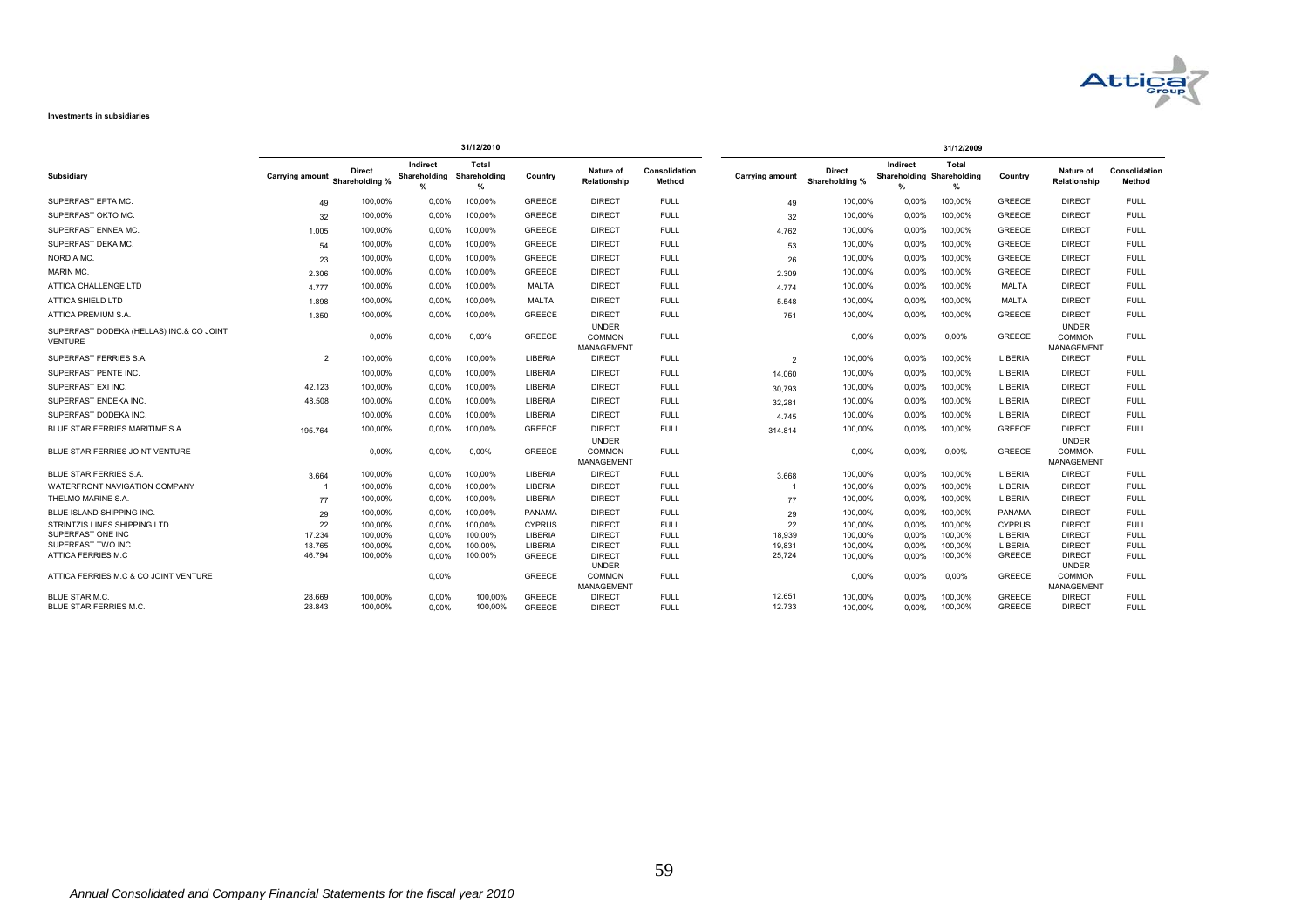**Investments in subsidiaries**

| | 31/12/2010 | | | | | | | 31/12/2009 | | | | | | |
|---|---|---|---|---|---|---|---|---|---|---|---|---|---|---|
| **Subsidiary** | **Carrying amount** | **Direct Shareholding %** | **Indirect Shareholding %** | **Total Shareholding %** | **Country** | **Nature of Relationship** | **Consolidation Method** | **Carrying amount** | **Direct Shareholding %** | **Indirect Shareholding %** | **Total Shareholding %** | **Country** | **Nature of Relationship** | **Consolidation Method** |
| SUPERFAST EPTA MC. | 49 | 100,00% | 0,00% | 100,00% | GREECE | DIRECT | FULL | 49 | 100,00% | 0,00% | 100,00% | GREECE | DIRECT | FULL |
| SUPERFAST OKTO MC. | 32 | 100,00% | 0,00% | 100,00% | GREECE | DIRECT | FULL | 32 | 100,00% | 0,00% | 100,00% | GREECE | DIRECT | FULL |
| SUPERFAST ENNEA MC. | 1.005 | 100,00% | 0,00% | 100,00% | GREECE | DIRECT | FULL | 4.762 | 100,00% | 0,00% | 100,00% | GREECE | DIRECT | FULL |
| SUPERFAST DEKA MC. | 54 | 100,00% | 0,00% | 100,00% | GREECE | DIRECT | FULL | 53 | 100,00% | 0,00% | 100,00% | GREECE | DIRECT | FULL |
| NORDIA MC. | 23 | 100,00% | 0,00% | 100,00% | GREECE | DIRECT | FULL | 26 | 100,00% | 0,00% | 100,00% | GREECE | DIRECT | FULL |
| MARIN MC. | 2.306 | 100,00% | 0,00% | 100,00% | GREECE | DIRECT | FULL | 2.309 | 100,00% | 0,00% | 100,00% | GREECE | DIRECT | FULL |
| ATTICA CHALLENGE LTD | 4.777 | 100,00% | 0,00% | 100,00% | MALTA | DIRECT | FULL | 4.774 | 100,00% | 0,00% | 100,00% | MALTA | DIRECT | FULL |
| ATTICA SHIELD LTD | 1.898 | 100,00% | 0,00% | 100,00% | MALTA | DIRECT | FULL | 5.548 | 100,00% | 0,00% | 100,00% | MALTA | DIRECT | FULL |
| ATTICA PREMIUM S.A. | 1.350 | 100,00% | 0,00% | 100,00% | GREECE | DIRECT | FULL | 751 | 100,00% | 0,00% | 100,00% | GREECE | DIRECT | FULL |
| SUPERFAST DODEKA (HELLAS) INC.& CO JOINT VENTURE | | 0,00% | 0,00% | 0,00% | GREECE | UNDER COMMON MANAGEMENT | FULL | | 0,00% | 0,00% | 0,00% | GREECE | UNDER COMMON MANAGEMENT | FULL |
| SUPERFAST FERRIES S.A. | 2 | 100,00% | 0,00% | 100,00% | LIBERIA | DIRECT | FULL | 2 | 100,00% | 0,00% | 100,00% | LIBERIA | DIRECT | FULL |
| SUPERFAST PENTE INC. | | 100,00% | 0,00% | 100,00% | LIBERIA | DIRECT | FULL | 14.060 | 100,00% | 0,00% | 100,00% | LIBERIA | DIRECT | FULL |
| SUPERFAST EXI INC. | 42.123 | 100,00% | 0,00% | 100,00% | LIBERIA | DIRECT | FULL | 30,793 | 100,00% | 0,00% | 100,00% | LIBERIA | DIRECT | FULL |
| SUPERFAST ENDEKA INC. | 48.508 | 100,00% | 0,00% | 100,00% | LIBERIA | DIRECT | FULL | 32,281 | 100,00% | 0,00% | 100,00% | LIBERIA | DIRECT | FULL |
| SUPERFAST DODEKA INC. | | 100,00% | 0,00% | 100,00% | LIBERIA | DIRECT | FULL | 4.745 | 100,00% | 0,00% | 100,00% | LIBERIA | DIRECT | FULL |
| BLUE STAR FERRIES MARITIME S.A. | 195.764 | 100,00% | 0,00% | 100,00% | GREECE | DIRECT | FULL | 314.814 | 100,00% | 0,00% | 100,00% | GREECE | DIRECT | FULL |
| BLUE STAR FERRIES JOINT VENTURE | | 0,00% | 0,00% | 0,00% | GREECE | UNDER COMMON MANAGEMENT | FULL | | 0,00% | 0,00% | 0,00% | GREECE | UNDER COMMON MANAGEMENT | FULL |
| BLUE STAR FERRIES S.A. | 3.664 | 100,00% | 0,00% | 100,00% | LIBERIA | DIRECT | FULL | 3.668 | 100,00% | 0,00% | 100,00% | LIBERIA | DIRECT | FULL |
| WATERFRONT NAVIGATION COMPANY | 1 | 100,00% | 0,00% | 100,00% | LIBERIA | DIRECT | FULL | 1 | 100,00% | 0,00% | 100,00% | LIBERIA | DIRECT | FULL |
| THELMO MARINE S.A. | 77 | 100,00% | 0,00% | 100,00% | LIBERIA | DIRECT | FULL | 77 | 100,00% | 0,00% | 100,00% | LIBERIA | DIRECT | FULL |
| BLUE ISLAND SHIPPING INC. | 29 | 100,00% | 0,00% | 100,00% | PANAMA | DIRECT | FULL | 29 | 100,00% | 0,00% | 100,00% | PANAMA | DIRECT | FULL |
| STRINTZIS LINES SHIPPING LTD. | 22 | 100,00% | 0,00% | 100,00% | CYPRUS | DIRECT | FULL | 22 | 100,00% | 0,00% | 100,00% | CYPRUS | DIRECT | FULL |
| SUPERFAST ONE INC | 17.234 | 100,00% | 0,00% | 100,00% | LIBERIA | DIRECT | FULL | 18,939 | 100,00% | 0,00% | 100,00% | LIBERIA | DIRECT | FULL |
| SUPERFAST TWO INC | 18.765 | 100,00% | 0,00% | 100,00% | LIBERIA | DIRECT | FULL | 19,831 | 100,00% | 0,00% | 100,00% | LIBERIA | DIRECT | FULL |
| ATTICA FERRIES M.C | 46.794 | 100,00% | 0,00% | 100,00% | GREECE | DIRECT | FULL | 25,724 | 100,00% | 0,00% | 100,00% | GREECE | DIRECT | FULL |
| ATTICA FERRIES M.C & CO JOINT VENTURE | | | 0,00% | | GREECE | UNDER COMMON MANAGEMENT | FULL | | 0,00% | 0,00% | 0,00% | GREECE | UNDER COMMON MANAGEMENT | FULL |
| BLUE STAR M.C. | 28.669 | 100,00% | 0,00% | 100,00% | GREECE | DIRECT | FULL | 12.651 | 100,00% | 0,00% | 100,00% | GREECE | DIRECT | FULL |
| BLUE STAR FERRIES M.C. | 28.843 | 100,00% | 0,00% | 100,00% | GREECE | DIRECT | FULL | 12.733 | 100,00% | 0,00% | 100,00% | GREECE | DIRECT | FULL |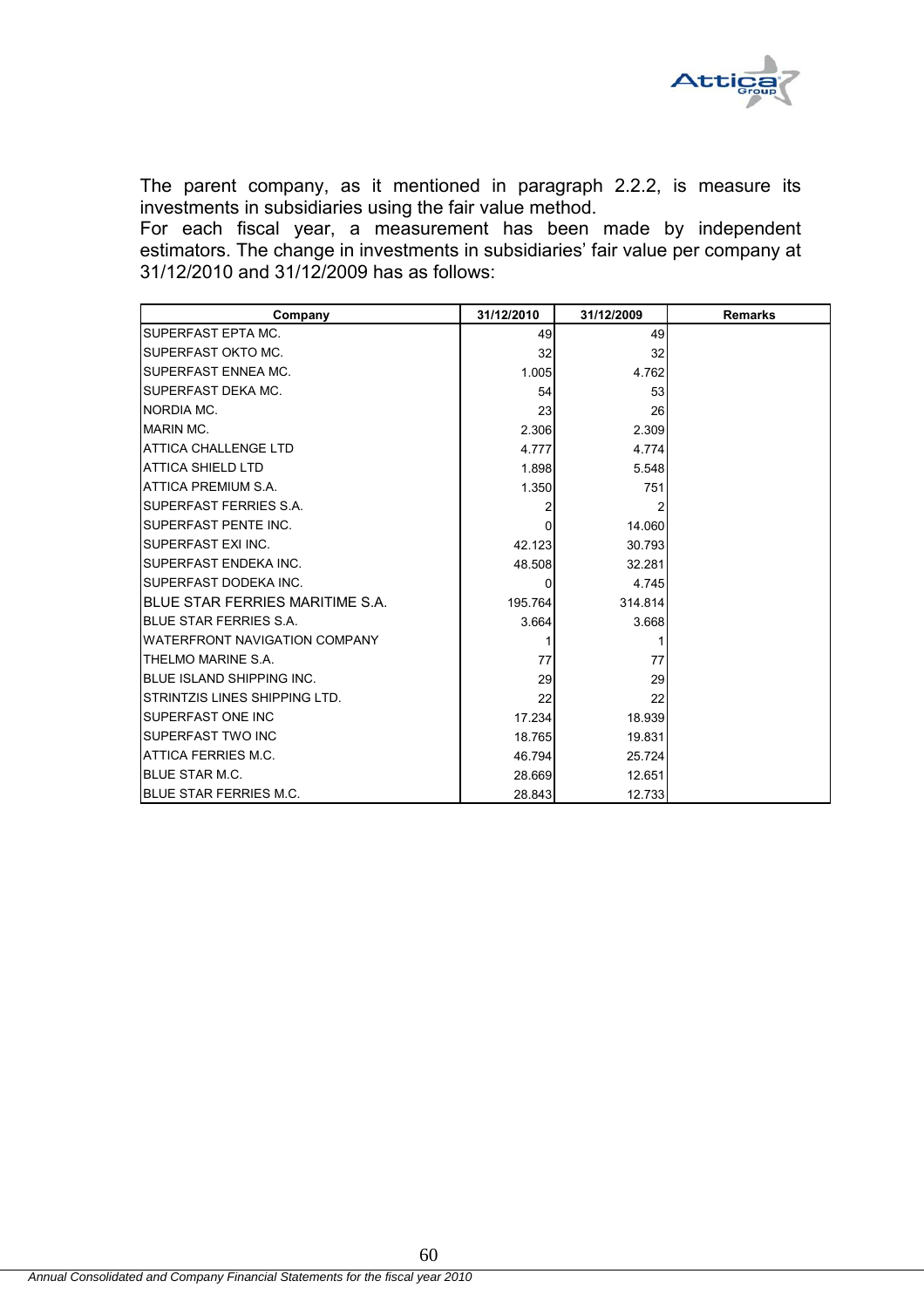The parent company, as it mentioned in paragraph 2.2.2, is measure its investments in subsidiaries using the fair value method.
For each fiscal year, a measurement has been made by independent estimators. The change in investments in subsidiaries' fair value per company at 31/12/2010 and 31/12/2009 has as follows:

| Company | 31/12/2010 | 31/12/2009 | Remarks |
|---|---|---|---|
| SUPERFAST EPTA MC. | 49 | 49 | |
| SUPERFAST OKTO MC. | 32 | 32 | |
| SUPERFAST ENNEA MC. | 1.005 | 4.762 | |
| SUPERFAST DEKA MC. | 54 | 53 | |
| NORDIA MC. | 23 | 26 | |
| MARIN MC. | 2.306 | 2.309 | |
| ATTICA CHALLENGE LTD | 4.777 | 4.774 | |
| ATTICA SHIELD LTD | 1.898 | 5.548 | |
| ATTICA PREMIUM S.A. | 1.350 | 751 | |
| SUPERFAST FERRIES S.A. | 2 | 2 | |
| SUPERFAST PENTE INC. | 0 | 14.060 | |
| SUPERFAST EXI INC. | 42.123 | 30.793 | |
| SUPERFAST ENDEKA INC. | 48.508 | 32.281 | |
| SUPERFAST DODEKA INC. | 0 | 4.745 | |
| BLUE STAR FERRIES MARITIME S.A. | 195.764 | 314.814 | |
| BLUE STAR FERRIES S.A. | 3.664 | 3.668 | |
| WATERFRONT NAVIGATION COMPANY | 1 | 1 | |
| THELMO MARINE S.A. | 77 | 77 | |
| BLUE ISLAND SHIPPING INC. | 29 | 29 | |
| STRINTZIS LINES SHIPPING LTD. | 22 | 22 | |
| SUPERFAST ONE INC | 17.234 | 18.939 | |
| SUPERFAST TWO INC | 18.765 | 19.831 | |
| ATTICA FERRIES M.C. | 46.794 | 25.724 | |
| BLUE STAR M.C. | 28.669 | 12.651 | |
| BLUE STAR FERRIES M.C. | 28.843 | 12.733 | |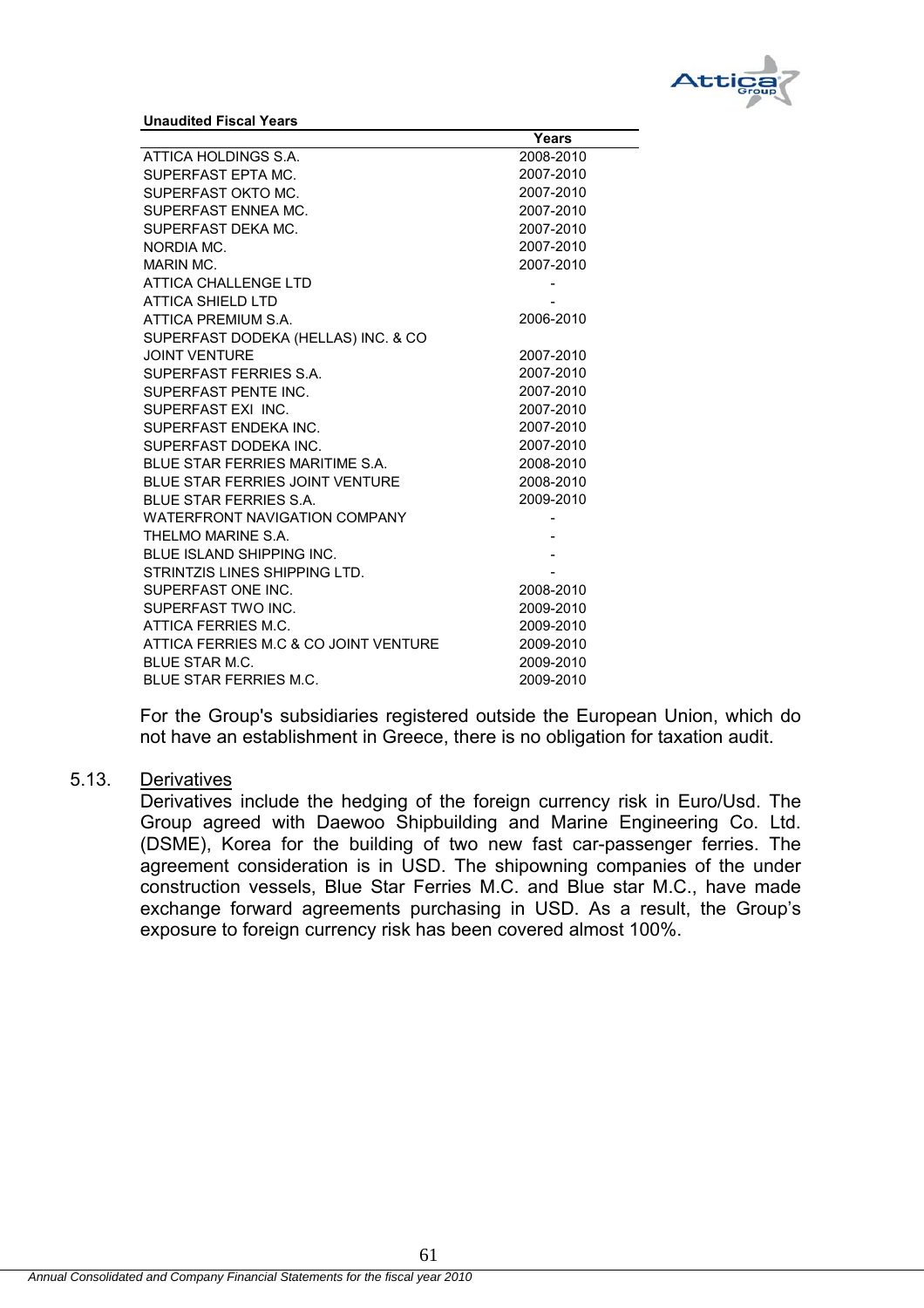**Unaudited Fiscal Years**

| | Years |
|---|---|
| ATTICA HOLDINGS S.A. | 2008-2010 |
| SUPERFAST EPTA MC. | 2007-2010 |
| SUPERFAST OKTO MC. | 2007-2010 |
| SUPERFAST ENNEA MC. | 2007-2010 |
| SUPERFAST DEKA MC. | 2007-2010 |
| NORDIA MC. | 2007-2010 |
| MARIN MC. | 2007-2010 |
| ATTICA CHALLENGE LTD | - |
| ATTICA SHIELD LTD | - |
| ATTICA PREMIUM S.A. | 2006-2010 |
| SUPERFAST DODEKA (HELLAS) INC. & CO JOINT VENTURE | 2007-2010 |
| SUPERFAST FERRIES S.A. | 2007-2010 |
| SUPERFAST PENTE INC. | 2007-2010 |
| SUPERFAST EXI INC. | 2007-2010 |
| SUPERFAST ENDEKA INC. | 2007-2010 |
| SUPERFAST DODEKA INC. | 2007-2010 |
| BLUE STAR FERRIES MARITIME S.A. | 2008-2010 |
| BLUE STAR FERRIES JOINT VENTURE | 2008-2010 |
| BLUE STAR FERRIES S.A. | 2009-2010 |
| WATERFRONT NAVIGATION COMPANY | - |
| THELMO MARINE S.A. | - |
| BLUE ISLAND SHIPPING INC. | - |
| STRINTZIS LINES SHIPPING LTD. | - |
| SUPERFAST ONE INC. | 2008-2010 |
| SUPERFAST TWO INC. | 2009-2010 |
| ATTICA FERRIES M.C. | 2009-2010 |
| ATTICA FERRIES M.C & CO JOINT VENTURE | 2009-2010 |
| BLUE STAR M.C. | 2009-2010 |
| BLUE STAR FERRIES M.C. | 2009-2010 |

For the Group's subsidiaries registered outside the European Union, which do not have an establishment in Greece, there is no obligation for taxation audit.

## 5.13. Derivatives

Derivatives include the hedging of the foreign currency risk in Euro/Usd. The Group agreed with Daewoo Shipbuilding and Marine Engineering Co. Ltd. (DSME), Korea for the building of two new fast car-passenger ferries. The agreement consideration is in USD. The shipowning companies of the under construction vessels, Blue Star Ferries M.C. and Blue star M.C., have made exchange forward agreements purchasing in USD. As a result, the Group's exposure to foreign currency risk has been covered almost 100%.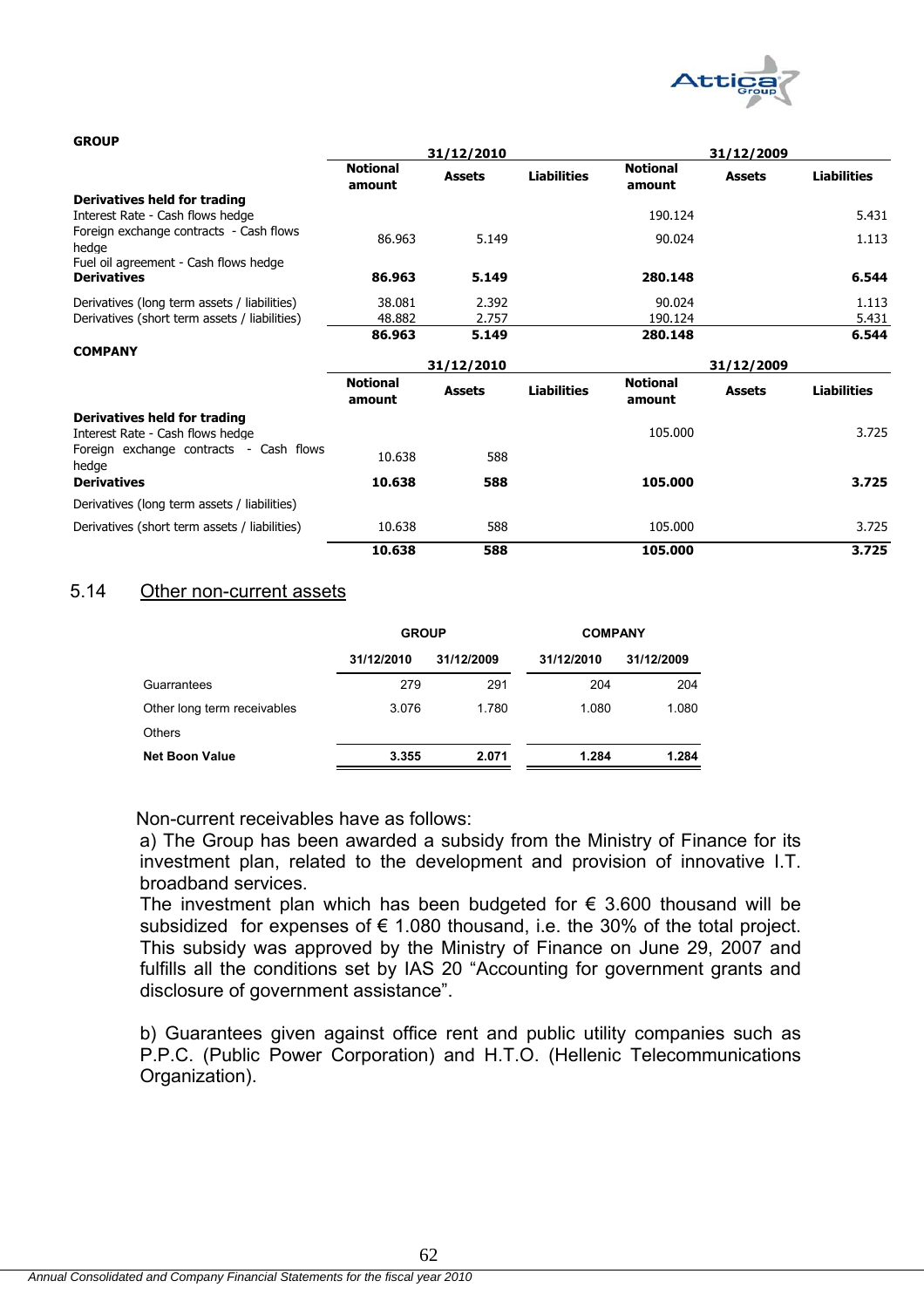**GROUP**

| | 31/12/2010 | | | 31/12/2009 | | |
|---|---|---|---|---|---|---|
| | **Notional amount** | **Assets** | **Liabilities** | **Notional amount** | **Assets** | **Liabilities** |
| **Derivatives held for trading** | | | | | | |
| Interest Rate - Cash flows hedge | | | | 190.124 | | 5.431 |
| Foreign exchange contracts - Cash flows hedge | 86.963 | 5.149 | | 90.024 | | 1.113 |
| Fuel oil agreement - Cash flows hedge | | | | | | |
| **Derivatives** | **86.963** | **5.149** | | **280.148** | | **6.544** |
| Derivatives (long term assets / liabilities) | 38.081 | 2.392 | | 90.024 | | 1.113 |
| Derivatives (short term assets / liabilities) | 48.882 | 2.757 | | 190.124 | | 5.431 |
| | **86.963** | **5.149** | | **280.148** | | **6.544** |

**COMPANY**

| | 31/12/2010 | | | 31/12/2009 | | |
|---|---|---|---|---|---|---|
| | **Notional amount** | **Assets** | **Liabilities** | **Notional amount** | **Assets** | **Liabilities** |
| **Derivatives held for trading** | | | | | | |
| Interest Rate - Cash flows hedge | | | | 105.000 | | 3.725 |
| Foreign exchange contracts - Cash flows hedge | 10.638 | 588 | | | | |
| **Derivatives** | **10.638** | **588** | | **105.000** | | **3.725** |
| Derivatives (long term assets / liabilities) | | | | | | |
| Derivatives (short term assets / liabilities) | 10.638 | 588 | | 105.000 | | 3.725 |
| | **10.638** | **588** | | **105.000** | | **3.725** |

## 5.14 Other non-current assets

| | GROUP | | COMPANY | |
|---|---|---|---|---|
| | 31/12/2010 | 31/12/2009 | 31/12/2010 | 31/12/2009 |
| Guarrantees | 279 | 291 | 204 | 204 |
| Other long term receivables | 3.076 | 1.780 | 1.080 | 1.080 |
| Others | | | | |
| **Net Boon Value** | **3.355** | **2.071** | **1.284** | **1.284** |

Non-current receivables have as follows:

a) The Group has been awarded a subsidy from the Ministry of Finance for its investment plan, related to the development and provision of innovative I.T. broadband services.

The investment plan which has been budgeted for € 3.600 thousand will be subsidized for expenses of € 1.080 thousand, i.e. the 30% of the total project. This subsidy was approved by the Ministry of Finance on June 29, 2007 and fulfills all the conditions set by IAS 20 "Accounting for government grants and disclosure of government assistance".

b) Guarantees given against office rent and public utility companies such as P.P.C. (Public Power Corporation) and H.T.O. (Hellenic Telecommunications Organization).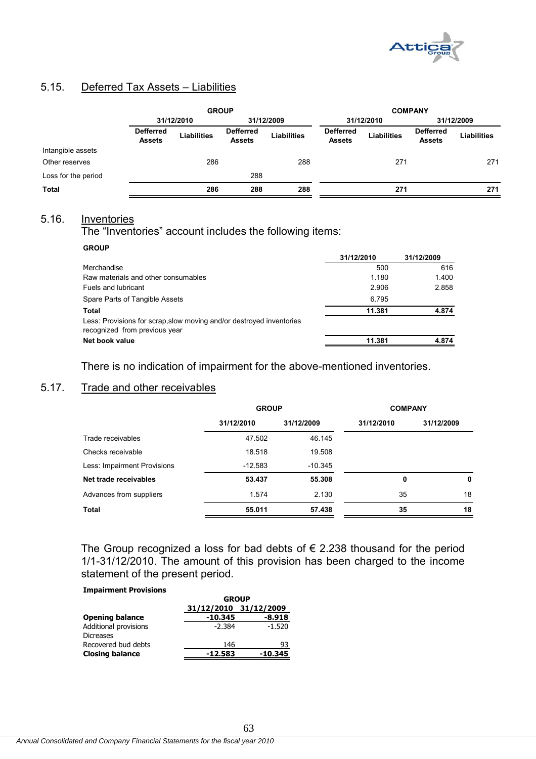## 5.15. Deferred Tax Assets – Liabilities

| | GROUP | | | | COMPANY | | | |
|---|---|---|---|---|---|---|---|---|
| | 31/12/2010 | | 31/12/2009 | | 31/12/2010 | | 31/12/2009 | |
| | Defferred Assets | Liabilities | Defferred Assets | Liabilities | Defferred Assets | Liabilities | Defferred Assets | Liabilities |
| Intangible assets | | | | | | | | |
| Other reserves | | 286 | | 288 | | 271 | | 271 |
| Loss for the period | | | 288 | | | | | |
| **Total** | | **286** | **288** | **288** | | **271** | | **271** |

## 5.16. Inventories

The "Inventories" account includes the following items:

**GROUP**

| | 31/12/2010 | 31/12/2009 |
|---|---|---|
| Merchandise | 500 | 616 |
| Raw materials and other consumables | 1.180 | 1.400 |
| Fuels and lubricant | 2.906 | 2.858 |
| Spare Parts of Tangible Assets | 6.795 | |
| **Total** | **11.381** | **4.874** |
| Less: Provisions for scrap,slow moving and/or destroyed inventories recognized from previous year | | |
| **Net book value** | **11.381** | **4.874** |

There is no indication of impairment for the above-mentioned inventories.

## 5.17. Trade and other receivables

| | GROUP | | COMPANY | |
|---|---|---|---|---|
| | 31/12/2010 | 31/12/2009 | 31/12/2010 | 31/12/2009 |
| Trade receivables | 47.502 | 46.145 | | |
| Checks receivable | 18.518 | 19.508 | | |
| Less: Impairment Provisions | -12.583 | -10.345 | | |
| **Net trade receivables** | **53.437** | **55.308** | **0** | **0** |
| Advances from suppliers | 1.574 | 2.130 | 35 | 18 |
| **Total** | **55.011** | **57.438** | **35** | **18** |

The Group recognized a loss for bad debts of € 2.238 thousand for the period 1/1-31/12/2010. The amount of this provision has been charged to the income statement of the present period.

**Impairment Provisions**

| | GROUP | |
|---|---|---|
| | 31/12/2010 | 31/12/2009 |
| **Opening balance** | **-10.345** | **-8.918** |
| Additional provisions | -2.384 | -1.520 |
| Dicreases | | |
| Recovered bud debts | 146 | 93 |
| **Closing balance** | **-12.583** | **-10.345** |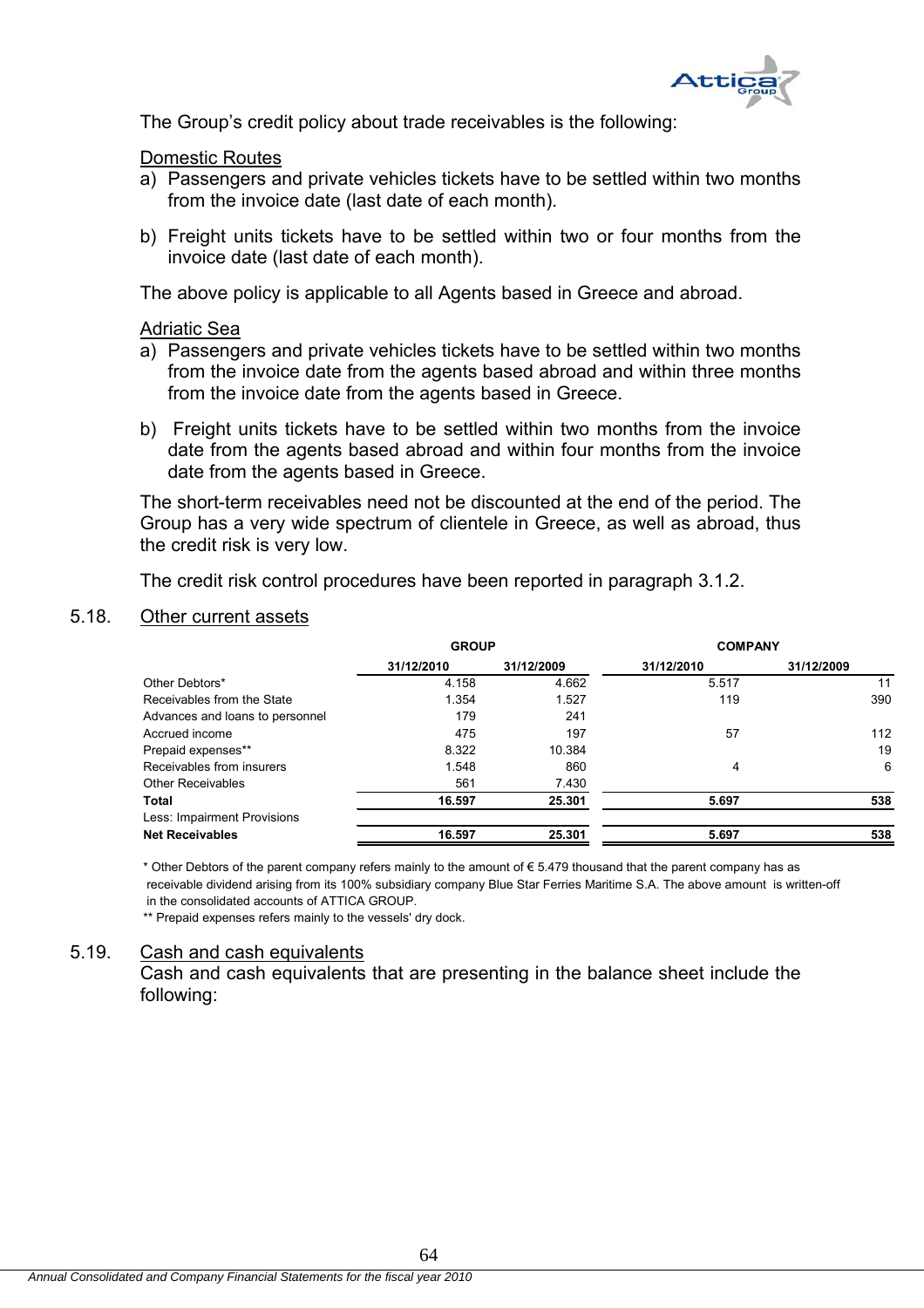The Group's credit policy about trade receivables is the following:

Domestic Routes

a) Passengers and private vehicles tickets have to be settled within two months from the invoice date (last date of each month).

b) Freight units tickets have to be settled within two or four months from the invoice date (last date of each month).

The above policy is applicable to all Agents based in Greece and abroad.

Adriatic Sea

a) Passengers and private vehicles tickets have to be settled within two months from the invoice date from the agents based abroad and within three months from the invoice date from the agents based in Greece.

b) Freight units tickets have to be settled within two months from the invoice date from the agents based abroad and within four months from the invoice date from the agents based in Greece.

The short-term receivables need not be discounted at the end of the period. The Group has a very wide spectrum of clientele in Greece, as well as abroad, thus the credit risk is very low.

The credit risk control procedures have been reported in paragraph 3.1.2.

## 5.18. Other current assets

| | GROUP | | COMPANY | |
|---|---|---|---|---|
| | 31/12/2010 | 31/12/2009 | 31/12/2010 | 31/12/2009 |
| Other Debtors* | 4.158 | 4.662 | 5.517 | 11 |
| Receivables from the State | 1.354 | 1.527 | 119 | 390 |
| Advances and loans to personnel | 179 | 241 | | |
| Accrued income | 475 | 197 | 57 | 112 |
| Prepaid expenses** | 8.322 | 10.384 | | 19 |
| Receivables from insurers | 1.548 | 860 | 4 | 6 |
| Other Receivables | 561 | 7.430 | | |
| **Total** | **16.597** | **25.301** | **5.697** | **538** |
| Less: Impairment Provisions | | | | |
| **Net Receivables** | **16.597** | **25.301** | **5.697** | **538** |

\* Other Debtors of the parent company refers mainly to the amount of € 5.479 thousand that the parent company has as receivable dividend arising from its 100% subsidiary company Blue Star Ferries Maritime S.A. The above amount is written-off in the consolidated accounts of ATTICA GROUP.

** Prepaid expenses refers mainly to the vessels' dry dock.

## 5.19. Cash and cash equivalents

Cash and cash equivalents that are presenting in the balance sheet include the following: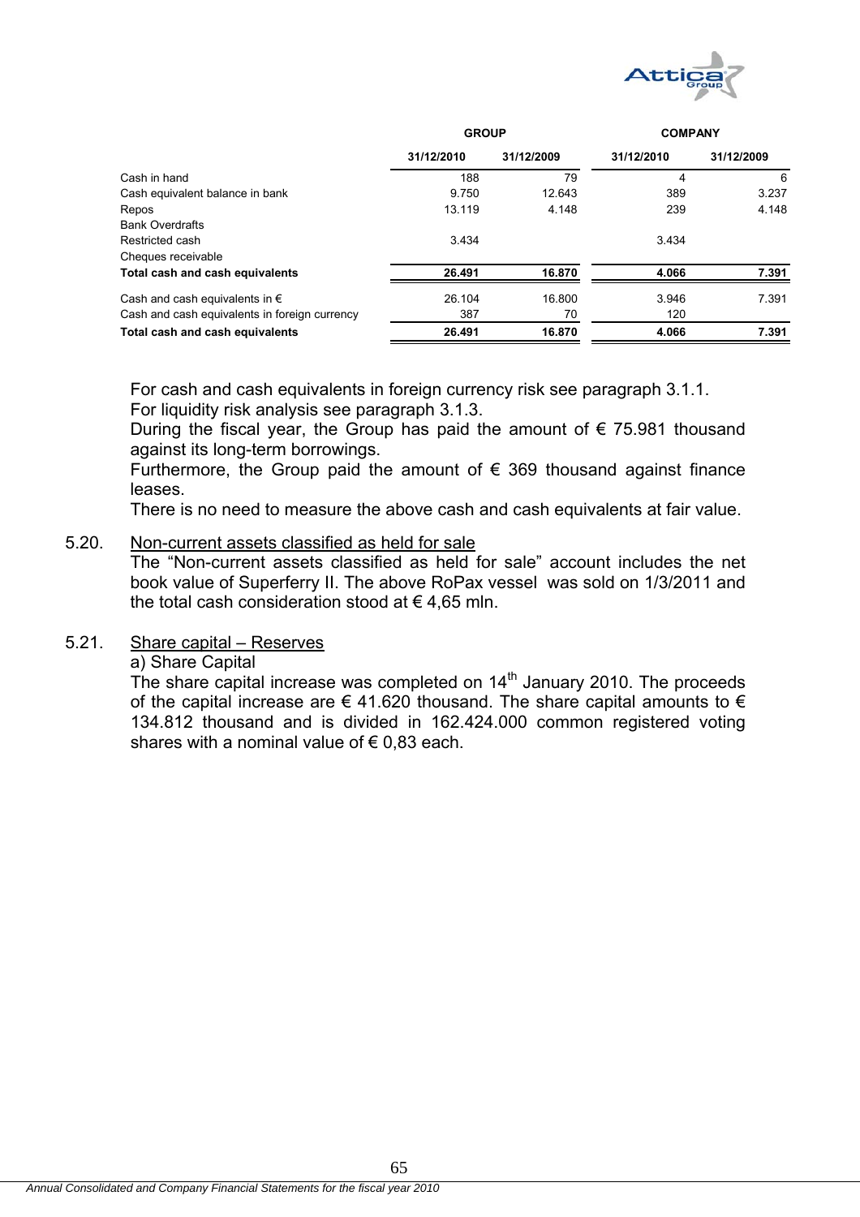| | GROUP | | COMPANY | |
|---|---|---|---|---|
| | 31/12/2010 | 31/12/2009 | 31/12/2010 | 31/12/2009 |
| Cash in hand | 188 | 79 | 4 | 6 |
| Cash equivalent balance in bank | 9.750 | 12.643 | 389 | 3.237 |
| Repos | 13.119 | 4.148 | 239 | 4.148 |
| Bank Overdrafts | | | | |
| Restricted cash | 3.434 | | 3.434 | |
| Cheques receivable | | | | |
| **Total cash and cash equivalents** | **26.491** | **16.870** | **4.066** | **7.391** |
| Cash and cash equivalents in € | 26.104 | 16.800 | 3.946 | 7.391 |
| Cash and cash equivalents in foreign currency | 387 | 70 | 120 | |
| **Total cash and cash equivalents** | **26.491** | **16.870** | **4.066** | **7.391** |

For cash and cash equivalents in foreign currency risk see paragraph 3.1.1.
For liquidity risk analysis see paragraph 3.1.3.
During the fiscal year, the Group has paid the amount of € 75.981 thousand against its long-term borrowings.
Furthermore, the Group paid the amount of € 369 thousand against finance leases.
There is no need to measure the above cash and cash equivalents at fair value.

5.20. Non-current assets classified as held for sale

The "Non-current assets classified as held for sale" account includes the net book value of Superferry II. The above RoPax vessel was sold on 1/3/2011 and the total cash consideration stood at € 4,65 mln.

5.21. Share capital – Reserves

a) Share Capital

The share capital increase was completed on 14th January 2010. The proceeds of the capital increase are € 41.620 thousand. The share capital amounts to € 134.812 thousand and is divided in 162.424.000 common registered voting shares with a nominal value of € 0,83 each.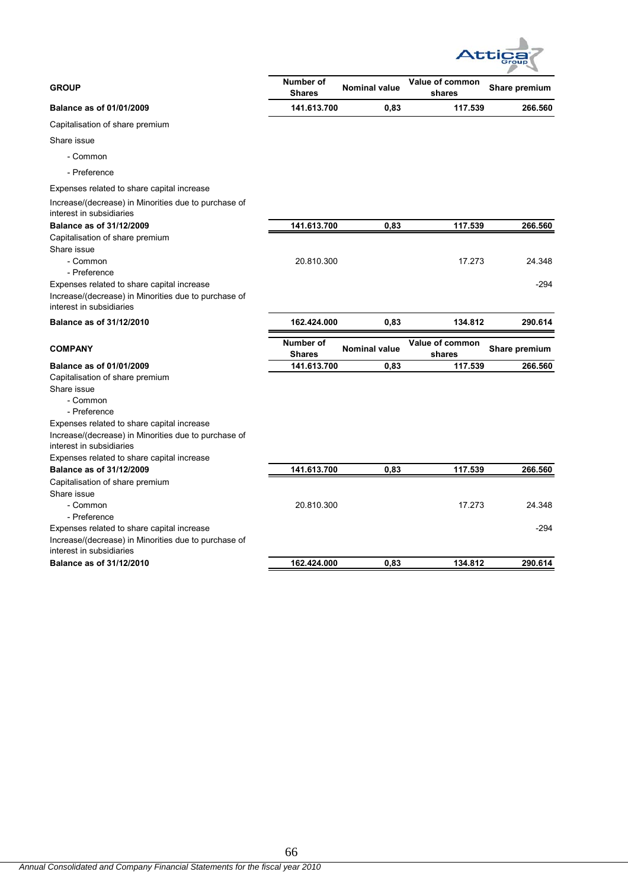| GROUP | Number of Shares | Nominal value | Value of common shares | Share premium |
|---|---|---|---|---|
| **Balance as of 01/01/2009** | **141.613.700** | **0,83** | **117.539** | **266.560** |
| Capitalisation of share premium | | | | |
| Share issue | | | | |
| - Common | | | | |
| - Preference | | | | |
| Expenses related to share capital increase | | | | |
| Increase/(decrease) in Minorities due to purchase of interest in subsidiaries | | | | |
| **Balance as of 31/12/2009** | **141.613.700** | **0,83** | **117.539** | **266.560** |
| Capitalisation of share premium | | | | |
| Share issue | | | | |
| - Common | 20.810.300 | | 17.273 | 24.348 |
| - Preference | | | | |
| Expenses related to share capital increase | | | | -294 |
| Increase/(decrease) in Minorities due to purchase of interest in subsidiaries | | | | |
| **Balance as of 31/12/2010** | **162.424.000** | **0,83** | **134.812** | **290.614** |

| COMPANY | Number of Shares | Nominal value | Value of common shares | Share premium |
|---|---|---|---|---|
| **Balance as of 01/01/2009** | **141.613.700** | **0,83** | **117.539** | **266.560** |
| Capitalisation of share premium | | | | |
| Share issue | | | | |
| - Common | | | | |
| - Preference | | | | |
| Expenses related to share capital increase | | | | |
| Increase/(decrease) in Minorities due to purchase of interest in subsidiaries | | | | |
| Expenses related to share capital increase | | | | |
| **Balance as of 31/12/2009** | **141.613.700** | **0,83** | **117.539** | **266.560** |
| Capitalisation of share premium | | | | |
| Share issue | | | | |
| - Common | 20.810.300 | | 17.273 | 24.348 |
| - Preference | | | | |
| Expenses related to share capital increase | | | | -294 |
| Increase/(decrease) in Minorities due to purchase of interest in subsidiaries | | | | |
| **Balance as of 31/12/2010** | **162.424.000** | **0,83** | **134.812** | **290.614** |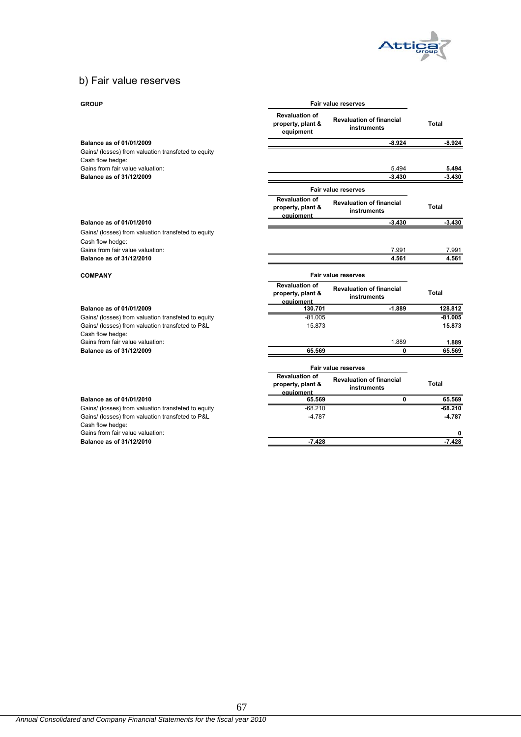## b) Fair value reserves

| GROUP | Fair value reserves | | |
|---|---|---|---|
| | Revaluation of property, plant & equipment | Revaluation of financial instruments | Total |
| **Balance as of 01/01/2009** | | **-8.924** | **-8.924** |
| Gains/ (losses) from valuation transfeted to equity | | | |
| Cash flow hedge: | | | |
| Gains from fair value valuation: | | 5.494 | **5.494** |
| **Balance as of 31/12/2009** | | **-3.430** | **-3.430** |

| | Fair value reserves | | |
|---|---|---|---|
| | Revaluation of property, plant & equipment | Revaluation of financial instruments | Total |
| **Balance as of 01/01/2010** | | **-3.430** | **-3.430** |
| Gains/ (losses) from valuation transfeted to equity | | | |
| Cash flow hedge: | | | |
| Gains from fair value valuation: | | 7.991 | 7.991 |
| **Balance as of 31/12/2010** | | **4.561** | **4.561** |

| COMPANY | Fair value reserves | | |
|---|---|---|---|
| | Revaluation of property, plant & equipment | Revaluation of financial instruments | Total |
| **Balance as of 01/01/2009** | **130.701** | **-1.889** | **128.812** |
| Gains/ (losses) from valuation transfeted to equity | -81.005 | | **-81.005** |
| Gains/ (losses) from valuation transfeted to P&L | 15.873 | | **15.873** |
| Cash flow hedge: | | | |
| Gains from fair value valuation: | | 1.889 | **1.889** |
| **Balance as of 31/12/2009** | **65.569** | **0** | **65.569** |

| | Fair value reserves | | |
|---|---|---|---|
| | Revaluation of property, plant & equipment | Revaluation of financial instruments | Total |
| **Balance as of 01/01/2010** | **65.569** | **0** | **65.569** |
| Gains/ (losses) from valuation transfeted to equity | -68.210 | | **-68.210** |
| Gains/ (losses) from valuation transfeted to P&L | -4.787 | | **-4.787** |
| Cash flow hedge: | | | |
| Gains from fair value valuation: | | | **0** |
| **Balance as of 31/12/2010** | **-7.428** | | **-7.428** |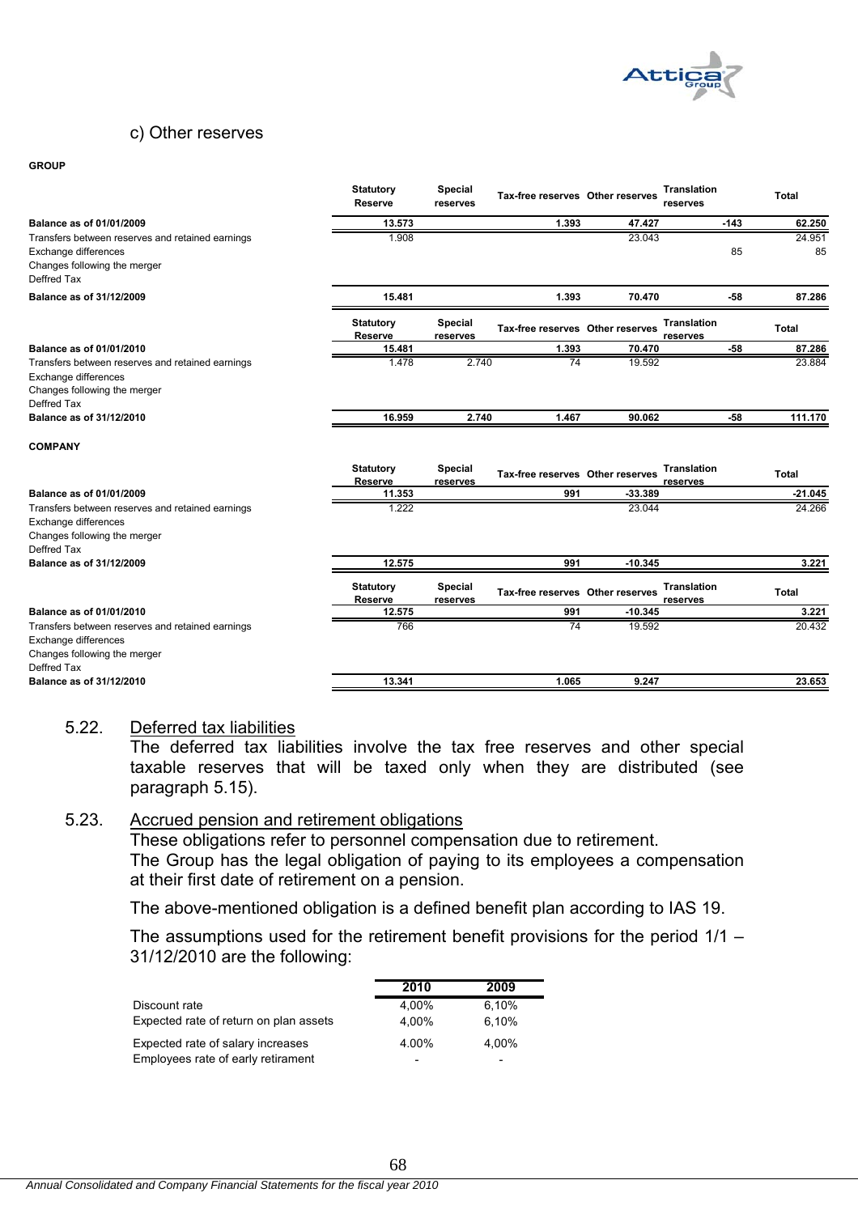## c) Other reserves

**GROUP**

| | Statutory Reserve | Special reserves | Tax-free reserves | Other reserves | Translation reserves | Total |
|---|---|---|---|---|---|---|
| **Balance as of 01/01/2009** | **13.573** | | **1.393** | **47.427** | **-143** | **62.250** |
| Transfers between reserves and retained earnings | 1.908 | | | 23.043 | | 24.951 |
| Exchange differences | | | | | 85 | 85 |
| Changes following the merger | | | | | | |
| Deffred Tax | | | | | | |
| **Balance as of 31/12/2009** | **15.481** | | **1.393** | **70.470** | **-58** | **87.286** |

| | Statutory Reserve | Special reserves | Tax-free reserves | Other reserves | Translation reserves | Total |
|---|---|---|---|---|---|---|
| **Balance as of 01/01/2010** | **15.481** | | **1.393** | **70.470** | **-58** | **87.286** |
| Transfers between reserves and retained earnings | 1.478 | 2.740 | 74 | 19.592 | | 23.884 |
| Exchange differences | | | | | | |
| Changes following the merger | | | | | | |
| Deffred Tax | | | | | | |
| **Balance as of 31/12/2010** | **16.959** | **2.740** | **1.467** | **90.062** | **-58** | **111.170** |

**COMPANY**

| | Statutory Reserve | Special reserves | Tax-free reserves | Other reserves | Translation reserves | Total |
|---|---|---|---|---|---|---|
| **Balance as of 01/01/2009** | **11.353** | | **991** | **-33.389** | | **-21.045** |
| Transfers between reserves and retained earnings | 1.222 | | | 23.044 | | 24.266 |
| Exchange differences | | | | | | |
| Changes following the merger | | | | | | |
| Deffred Tax | | | | | | |
| **Balance as of 31/12/2009** | **12.575** | | **991** | **-10.345** | | **3.221** |

| | Statutory Reserve | Special reserves | Tax-free reserves | Other reserves | Translation reserves | Total |
|---|---|---|---|---|---|---|
| **Balance as of 01/01/2010** | **12.575** | | **991** | **-10.345** | | **3.221** |
| Transfers between reserves and retained earnings | 766 | | 74 | 19.592 | | 20.432 |
| Exchange differences | | | | | | |
| Changes following the merger | | | | | | |
| Deffred Tax | | | | | | |
| **Balance as of 31/12/2010** | **13.341** | | **1.065** | **9.247** | | **23.653** |

### 5.22. Deferred tax liabilities

The deferred tax liabilities involve the tax free reserves and other special taxable reserves that will be taxed only when they are distributed (see paragraph 5.15).

### 5.23. Accrued pension and retirement obligations

These obligations refer to personnel compensation due to retirement.
The Group has the legal obligation of paying to its employees a compensation at their first date of retirement on a pension.

The above-mentioned obligation is a defined benefit plan according to IAS 19.

The assumptions used for the retirement benefit provisions for the period 1/1 – 31/12/2010 are the following:

| | 2010 | 2009 |
|---|---|---|
| Discount rate | 4,00% | 6,10% |
| Expected rate of return on plan assets | 4,00% | 6,10% |
| Expected rate of salary increases | 4.00% | 4,00% |
| Employees rate of early retirament | - | - |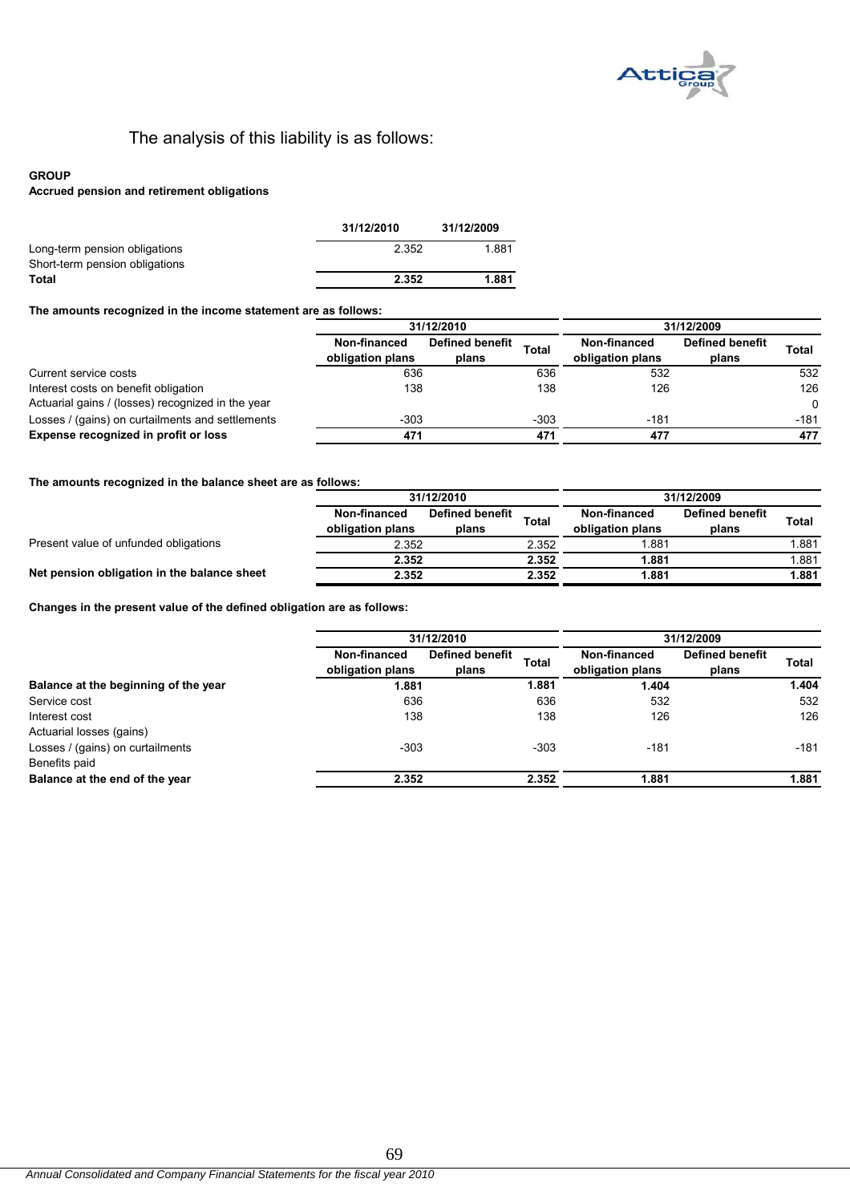The analysis of this liability is as follows:

**GROUP**

**Accrued pension and retirement obligations**

| | 31/12/2010 | 31/12/2009 |
|---|---|---|
| Long-term pension obligations | 2.352 | 1.881 |
| Short-term pension obligations | | |
| **Total** | **2.352** | **1.881** |

**The amounts recognized in the income statement are as follows:**

| | 31/12/2010 | | | 31/12/2009 | | |
|---|---|---|---|---|---|---|
| | Non-financed obligation plans | Defined benefit plans | Total | Non-financed obligation plans | Defined benefit plans | Total |
| Current service costs | 636 | | 636 | 532 | | 532 |
| Interest costs on benefit obligation | 138 | | 138 | 126 | | 126 |
| Actuarial gains / (losses) recognized in the year | | | | | | 0 |
| Losses / (gains) on curtailments and settlements | -303 | | -303 | -181 | | -181 |
| **Expense recognized in profit or loss** | **471** | | **471** | **477** | | **477** |

**The amounts recognized in the balance sheet are as follows:**

| | 31/12/2010 | | | 31/12/2009 | | |
|---|---|---|---|---|---|---|
| | Non-financed obligation plans | Defined benefit plans | Total | Non-financed obligation plans | Defined benefit plans | Total |
| Present value of unfunded obligations | 2.352 | | 2.352 | 1.881 | | 1.881 |
| | **2.352** | | **2.352** | **1.881** | | 1.881 |
| **Net pension obligation in the balance sheet** | **2.352** | | **2.352** | **1.881** | | **1.881** |

**Changes in the present value of the defined obligation are as follows:**

| | 31/12/2010 | | | 31/12/2009 | | |
|---|---|---|---|---|---|---|
| | Non-financed obligation plans | Defined benefit plans | Total | Non-financed obligation plans | Defined benefit plans | Total |
| **Balance at the beginning of the year** | **1.881** | | **1.881** | **1.404** | | **1.404** |
| Service cost | 636 | | 636 | 532 | | 532 |
| Interest cost | 138 | | 138 | 126 | | 126 |
| Actuarial losses (gains) | | | | | | |
| Losses / (gains) on curtailments | -303 | | -303 | -181 | | -181 |
| Benefits paid | | | | | | |
| **Balance at the end of the year** | **2.352** | | **2.352** | **1.881** | | **1.881** |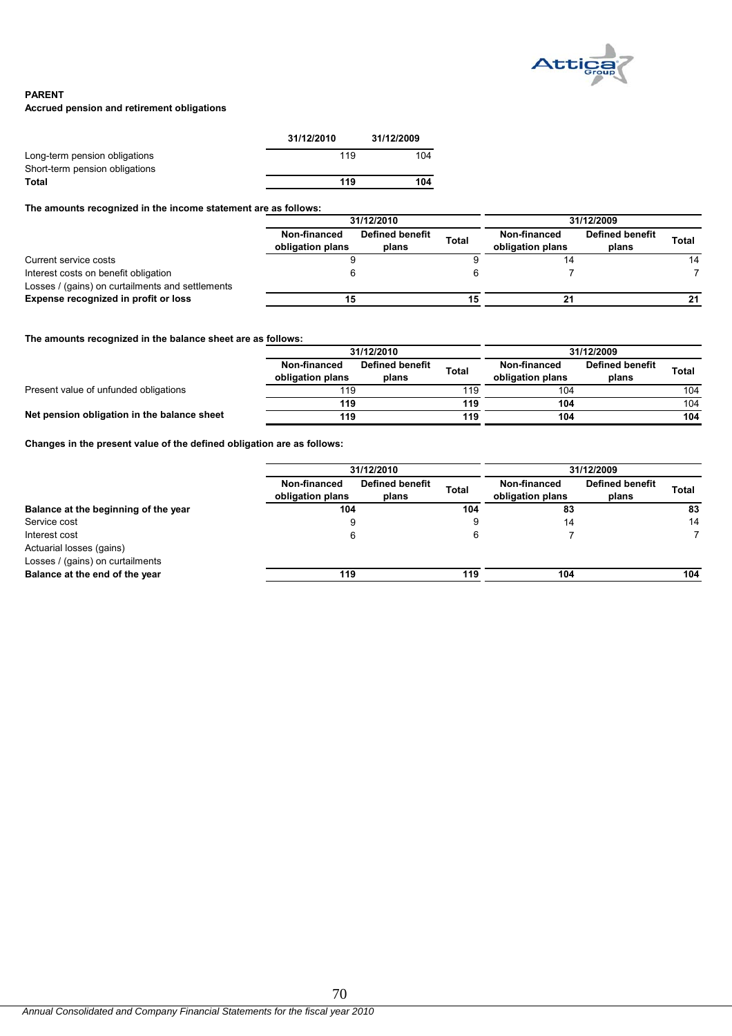**PARENT**

**Accrued pension and retirement obligations**

| | 31/12/2010 | 31/12/2009 |
|---|---|---|
| Long-term pension obligations | 119 | 104 |
| Short-term pension obligations | | |
| **Total** | **119** | **104** |

**The amounts recognized in the income statement are as follows:**

| | 31/12/2010 | | | 31/12/2009 | | |
|---|---|---|---|---|---|---|
| | Non-financed obligation plans | Defined benefit plans | Total | Non-financed obligation plans | Defined benefit plans | Total |
| Current service costs | 9 | | 9 | 14 | | 14 |
| Interest costs on benefit obligation | 6 | | 6 | 7 | | 7 |
| Losses / (gains) on curtailments and settlements | | | | | | |
| **Expense recognized in profit or loss** | **15** | | **15** | **21** | | **21** |

**The amounts recognized in the balance sheet are as follows:**

| | 31/12/2010 | | | 31/12/2009 | | |
|---|---|---|---|---|---|---|
| | Non-financed obligation plans | Defined benefit plans | Total | Non-financed obligation plans | Defined benefit plans | Total |
| Present value of unfunded obligations | 119 | | 119 | 104 | | 104 |
| | **119** | | **119** | **104** | | 104 |
| **Net pension obligation in the balance sheet** | **119** | | **119** | **104** | | **104** |

**Changes in the present value of the defined obligation are as follows:**

| | 31/12/2010 | | | 31/12/2009 | | |
|---|---|---|---|---|---|---|
| | Non-financed obligation plans | Defined benefit plans | Total | Non-financed obligation plans | Defined benefit plans | Total |
| **Balance at the beginning of the year** | **104** | | **104** | **83** | | **83** |
| Service cost | 9 | | 9 | 14 | | 14 |
| Interest cost | 6 | | 6 | 7 | | 7 |
| Actuarial losses (gains) | | | | | | |
| Losses / (gains) on curtailments | | | | | | |
| **Balance at the end of the year** | **119** | | **119** | **104** | | **104** |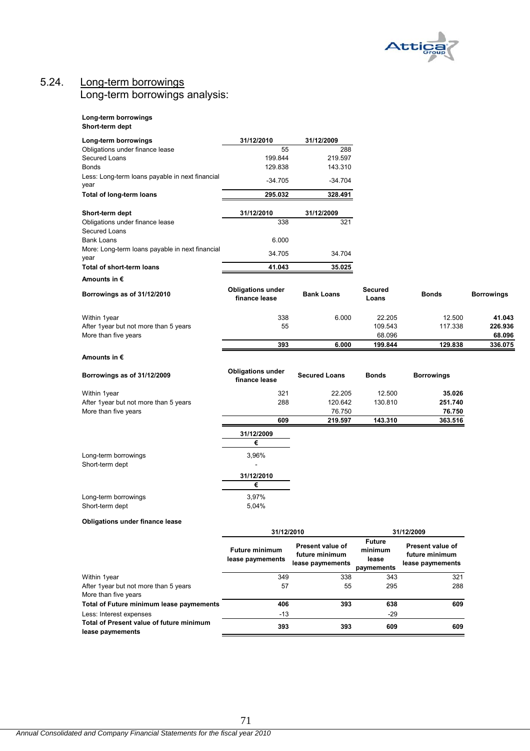## 5.24. Long-term borrowings

Long-term borrowings analysis:

**Long-term borrowings**
**Short-term dept**

| **Long-term borrowings** | **31/12/2010** | **31/12/2009** |
|---|---|---|
| Obligations under finance lease | 55 | 288 |
| Secured Loans | 199.844 | 219.597 |
| Bonds | 129.838 | 143.310 |
| Less: Long-term loans payable in next financial year | -34.705 | -34.704 |
| **Total of long-term loans** | **295.032** | **328.491** |

| **Short-term dept** | **31/12/2010** | **31/12/2009** |
|---|---|---|
| Obligations under finance lease | 338 | 321 |
| Secured Loans | | |
| Bank Loans | 6.000 | |
| More: Long-term loans payable in next financial year | 34.705 | 34.704 |
| **Total of short-term loans** | **41.043** | **35.025** |

**Amounts in €**

| **Borrowings as of 31/12/2010** | **Obligations under finance lease** | **Bank Loans** | **Secured Loans** | **Bonds** | **Borrowings** |
|---|---|---|---|---|---|
| Within 1year | 338 | 6.000 | 22.205 | 12.500 | **41.043** |
| After 1year but not more than 5 years | 55 | | 109.543 | 117.338 | **226.936** |
| More than five years | | | 68.096 | | **68.096** |
| | **393** | **6.000** | **199.844** | **129.838** | **336.075** |

**Amounts in €**

| **Borrowings as of 31/12/2009** | **Obligations under finance lease** | **Secured Loans** | **Bonds** | **Borrowings** |
|---|---|---|---|---|
| Within 1year | 321 | 22.205 | 12.500 | **35.026** |
| After 1year but not more than 5 years | 288 | 120.642 | 130.810 | **251.740** |
| More than five years | | 76.750 | | **76.750** |
| | **609** | **219.597** | **143.310** | **363.516** |

| | **31/12/2009** |
|---|---|
| | **€** |
| Long-term borrowings | 3,96% |
| Short-term dept | - |

| | **31/12/2010** |
|---|---|
| | **€** |
| Long-term borrowings | 3,97% |
| Short-term dept | 5,04% |

**Obligations under finance lease**

| | **31/12/2010** | | **31/12/2009** | |
|---|---|---|---|---|
| | **Future minimum lease payements** | **Present value of future minimum lease payements** | **Future minimum lease payements** | **Present value of future minimum lease payements** |
| Within 1year | 349 | 338 | 343 | 321 |
| After 1year but not more than 5 years | 57 | 55 | 295 | 288 |
| More than five years | | | | |
| **Total of Future minimum lease payements** | **406** | **393** | **638** | **609** |
| Less: Interest expenses | -13 | | -29 | |
| **Total of Present value of future minimum lease payements** | **393** | **393** | **609** | **609** |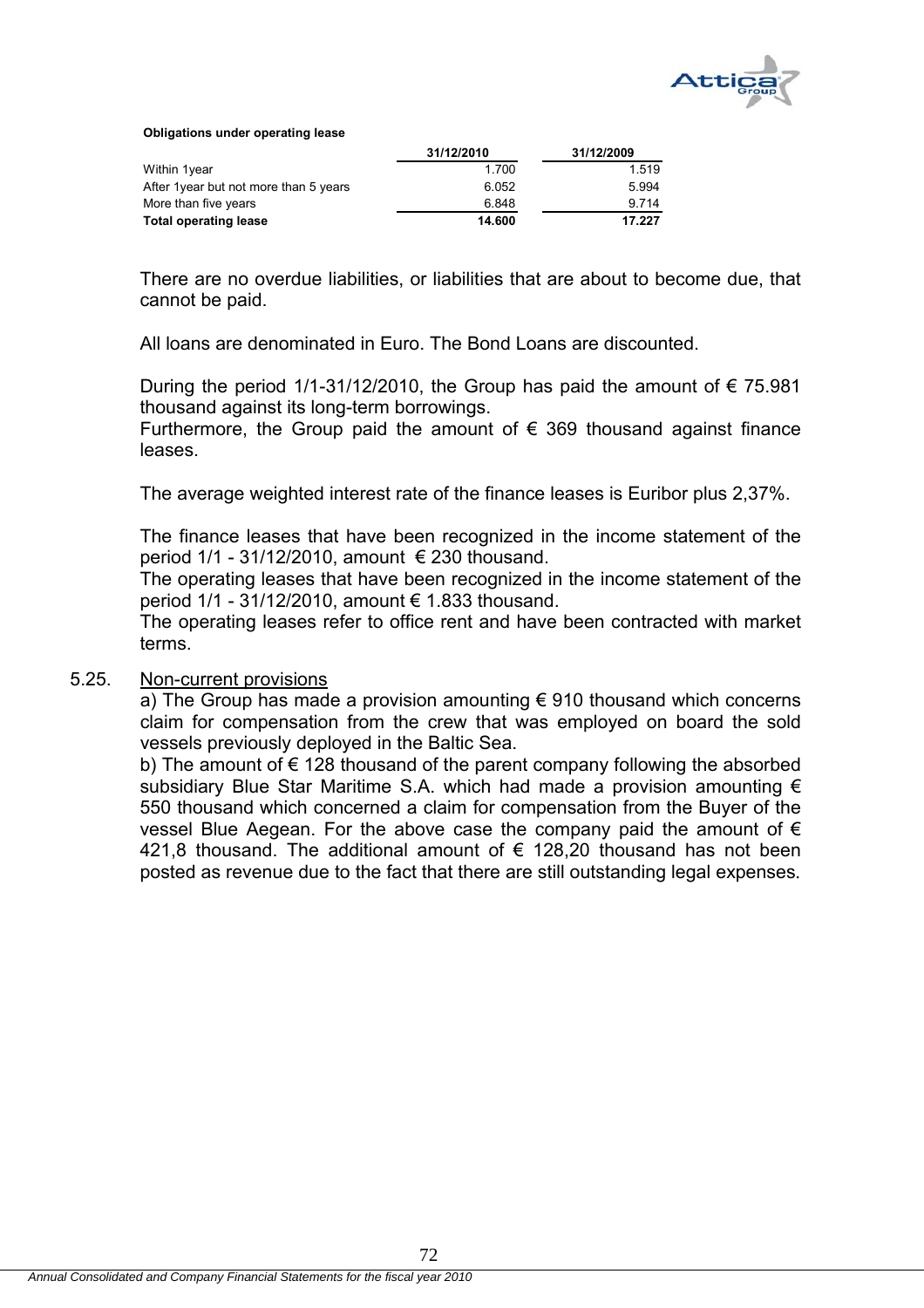**Obligations under operating lease**

| | 31/12/2010 | 31/12/2009 |
|---|---|---|
| Within 1year | 1.700 | 1.519 |
| After 1year but not more than 5 years | 6.052 | 5.994 |
| More than five years | 6.848 | 9.714 |
| **Total operating lease** | **14.600** | **17.227** |

There are no overdue liabilities, or liabilities that are about to become due, that cannot be paid.

All loans are denominated in Euro. The Bond Loans are discounted.

During the period 1/1-31/12/2010, the Group has paid the amount of € 75.981 thousand against its long-term borrowings.
Furthermore, the Group paid the amount of € 369 thousand against finance leases.

The average weighted interest rate of the finance leases is Euribor plus 2,37%.

The finance leases that have been recognized in the income statement of the period 1/1 - 31/12/2010, amount € 230 thousand.
The operating leases that have been recognized in the income statement of the period 1/1 - 31/12/2010, amount € 1.833 thousand.
The operating leases refer to office rent and have been contracted with market terms.

## 5.25. Non-current provisions

a) The Group has made a provision amounting € 910 thousand which concerns claim for compensation from the crew that was employed on board the sold vessels previously deployed in the Baltic Sea.
b) The amount of € 128 thousand of the parent company following the absorbed subsidiary Blue Star Maritime S.A. which had made a provision amounting € 550 thousand which concerned a claim for compensation from the Buyer of the vessel Blue Aegean. For the above case the company paid the amount of € 421,8 thousand. The additional amount of € 128,20 thousand has not been posted as revenue due to the fact that there are still outstanding legal expenses.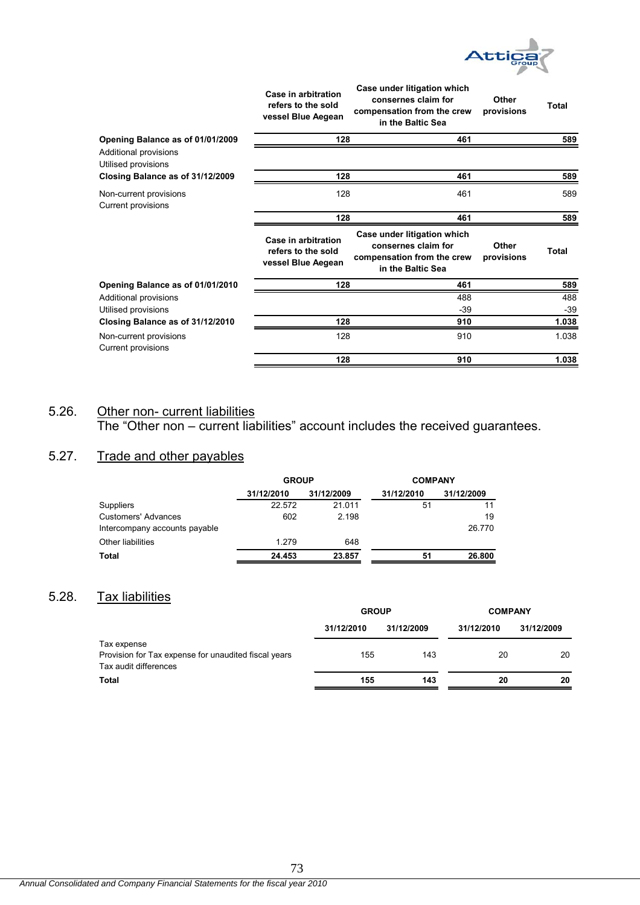| | Case in arbitration refers to the sold vessel Blue Aegean | Case under litigation which considers claim for compensation from the crew in the Baltic Sea | Other provisions | Total |
|---|---|---|---|---|
| **Opening Balance as of 01/01/2009** | **128** | **461** | | **589** |
| Additional provisions | | | | |
| Utilised provisions | | | | |
| **Closing Balance as of 31/12/2009** | **128** | **461** | | **589** |
| Non-current provisions | 128 | 461 | | 589 |
| Current provisions | | | | |
| | **128** | **461** | | **589** |

| | Case in arbitration refers to the sold vessel Blue Aegean | Case under litigation which considers claim for compensation from the crew in the Baltic Sea | Other provisions | Total |
|---|---|---|---|---|
| **Opening Balance as of 01/01/2010** | **128** | **461** | | **589** |
| Additional provisions | | 488 | | 488 |
| Utilised provisions | | -39 | | -39 |
| **Closing Balance as of 31/12/2010** | **128** | **910** | | **1.038** |
| Non-current provisions | 128 | 910 | | 1.038 |
| Current provisions | | | | |
| | **128** | **910** | | **1.038** |

## 5.26. Other non- current liabilities

The "Other non – current liabilities" account includes the received guarantees.

## 5.27. Trade and other payables

| | GROUP | | COMPANY | |
|---|---|---|---|---|
| | 31/12/2010 | 31/12/2009 | 31/12/2010 | 31/12/2009 |
| Suppliers | 22.572 | 21.011 | 51 | 11 |
| Customers' Advances | 602 | 2.198 | | 19 |
| Intercompany accounts payable | | | | 26.770 |
| Other liabilities | 1.279 | 648 | | |
| **Total** | **24.453** | **23.857** | **51** | **26.800** |

## 5.28. Tax liabilities

| | GROUP | | COMPANY | |
|---|---|---|---|---|
| | 31/12/2010 | 31/12/2009 | 31/12/2010 | 31/12/2009 |
| Tax expense | | | | |
| Provision for Tax expense for unaudited fiscal years | 155 | 143 | 20 | 20 |
| Tax audit differences | | | | |
| **Total** | **155** | **143** | **20** | **20** |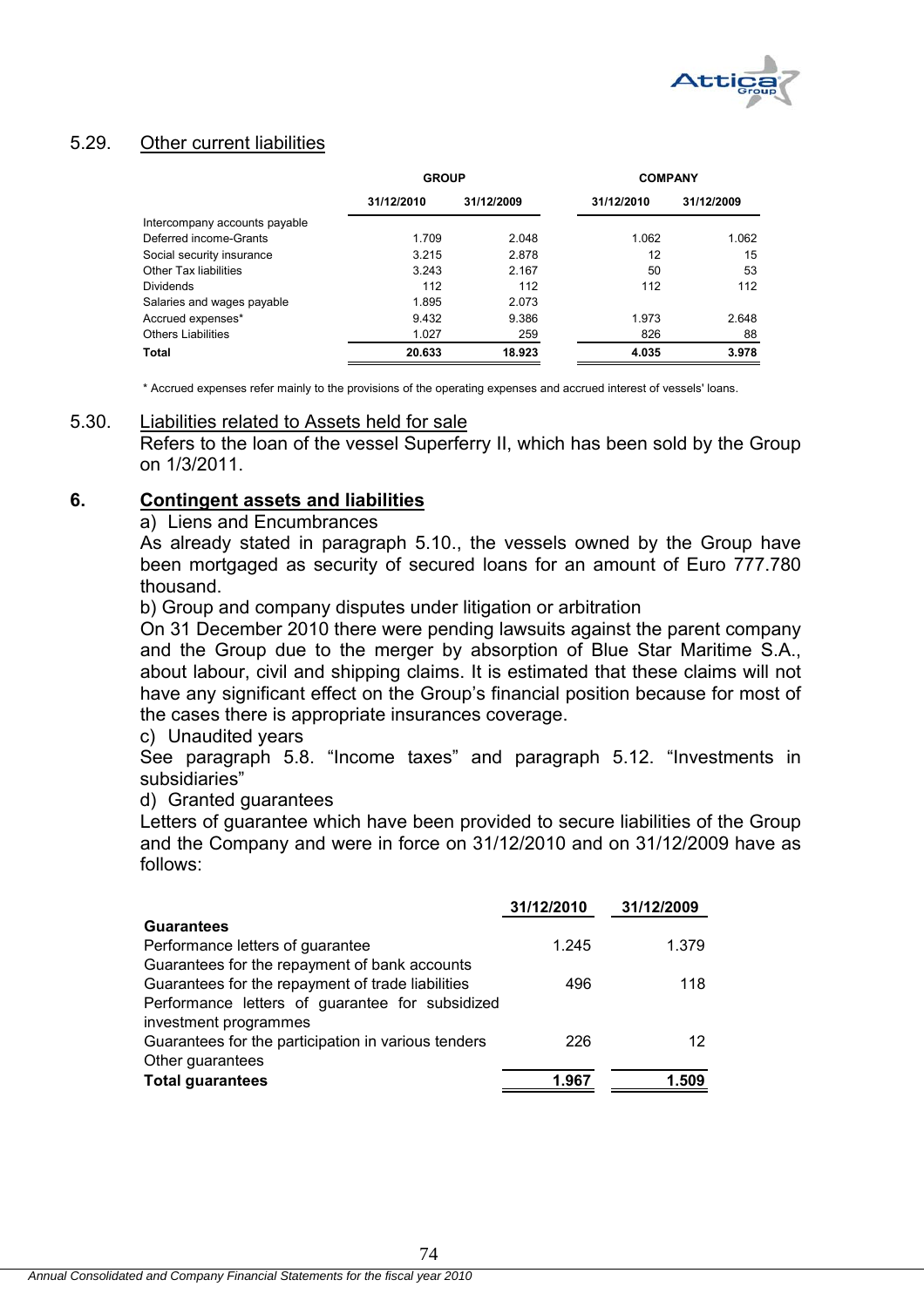## 5.29. Other current liabilities

| | GROUP | | COMPANY | |
|---|---|---|---|---|
| | 31/12/2010 | 31/12/2009 | 31/12/2010 | 31/12/2009 |
| Intercompany accounts payable | | | | |
| Deferred income-Grants | 1.709 | 2.048 | 1.062 | 1.062 |
| Social security insurance | 3.215 | 2.878 | 12 | 15 |
| Other Tax liabilities | 3.243 | 2.167 | 50 | 53 |
| Dividends | 112 | 112 | 112 | 112 |
| Salaries and wages payable | 1.895 | 2.073 | | |
| Accrued expenses* | 9.432 | 9.386 | 1.973 | 2.648 |
| Others Liabilities | 1.027 | 259 | 826 | 88 |
| **Total** | **20.633** | **18.923** | **4.035** | **3.978** |

* Accrued expenses refer mainly to the provisions of the operating expenses and accrued interest of vessels' loans.

## 5.30. Liabilities related to Assets held for sale

Refers to the loan of the vessel Superferry II, which has been sold by the Group on 1/3/2011.

# 6. Contingent assets and liabilities

a) Liens and Encumbrances

As already stated in paragraph 5.10., the vessels owned by the Group have been mortgaged as security of secured loans for an amount of Euro 777.780 thousand.

b) Group and company disputes under litigation or arbitration

On 31 December 2010 there were pending lawsuits against the parent company and the Group due to the merger by absorption of Blue Star Maritime S.A., about labour, civil and shipping claims. It is estimated that these claims will not have any significant effect on the Group's financial position because for most of the cases there is appropriate insurances coverage.

c) Unaudited years

See paragraph 5.8. "Income taxes" and paragraph 5.12. "Investments in subsidiaries"

d) Granted guarantees

Letters of guarantee which have been provided to secure liabilities of the Group and the Company and were in force on 31/12/2010 and on 31/12/2009 have as follows:

| | 31/12/2010 | 31/12/2009 |
|---|---|---|
| **Guarantees** | | |
| Performance letters of guarantee | 1.245 | 1.379 |
| Guarantees for the repayment of bank accounts | | |
| Guarantees for the repayment of trade liabilities | 496 | 118 |
| Performance letters of guarantee for subsidized investment programmes | | |
| Guarantees for the participation in various tenders | 226 | 12 |
| Other guarantees | | |
| **Total guarantees** | **1.967** | **1.509** |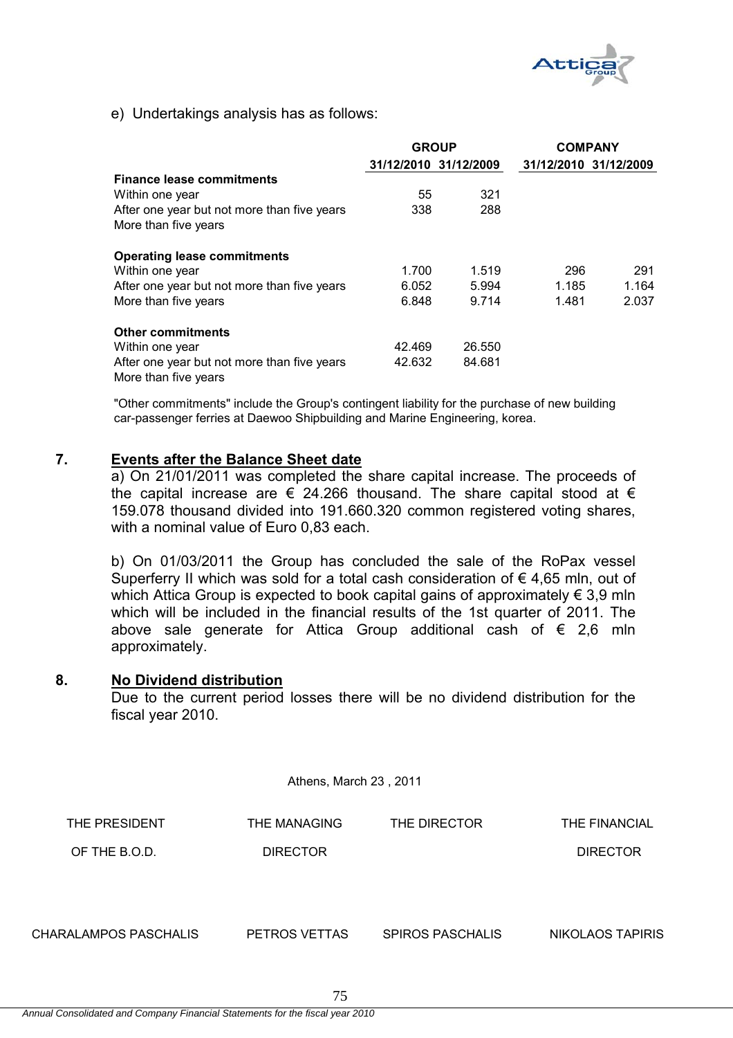e) Undertakings analysis has as follows:

| | GROUP | | COMPANY | |
|---|---|---|---|---|
| | 31/12/2010 | 31/12/2009 | 31/12/2010 | 31/12/2009 |
| **Finance lease commitments** | | | | |
| Within one year | 55 | 321 | | |
| After one year but not more than five years | 338 | 288 | | |
| More than five years | | | | |
| **Operating lease commitments** | | | | |
| Within one year | 1.700 | 1.519 | 296 | 291 |
| After one year but not more than five years | 6.052 | 5.994 | 1.185 | 1.164 |
| More than five years | 6.848 | 9.714 | 1.481 | 2.037 |
| **Other commitments** | | | | |
| Within one year | 42.469 | 26.550 | | |
| After one year but not more than five years | 42.632 | 84.681 | | |
| More than five years | | | | |

"Other commitments" include the Group's contingent liability for the purchase of new building car-passenger ferries at Daewoo Shipbuilding and Marine Engineering, korea.

## 7. Events after the Balance Sheet date

a) On 21/01/2011 was completed the share capital increase. The proceeds of the capital increase are € 24.266 thousand. The share capital stood at € 159.078 thousand divided into 191.660.320 common registered voting shares, with a nominal value of Euro 0,83 each.

b) On 01/03/2011 the Group has concluded the sale of the RoPax vessel Superferry II which was sold for a total cash consideration of € 4,65 mln, out of which Attica Group is expected to book capital gains of approximately € 3,9 mln which will be included in the financial results of the 1st quarter of 2011. The above sale generate for Attica Group additional cash of € 2,6 mln approximately.

## 8. No Dividend distribution

Due to the current period losses there will be no dividend distribution for the fiscal year 2010.

Athens, March 23 , 2011

| THE PRESIDENT OF THE B.O.D. | THE MANAGING DIRECTOR | THE DIRECTOR | THE FINANCIAL DIRECTOR |
|---|---|---|---|
| CHARALAMPOS PASCHALIS | PETROS VETTAS | SPIROS PASCHALIS | NIKOLAOS TAPIRIS |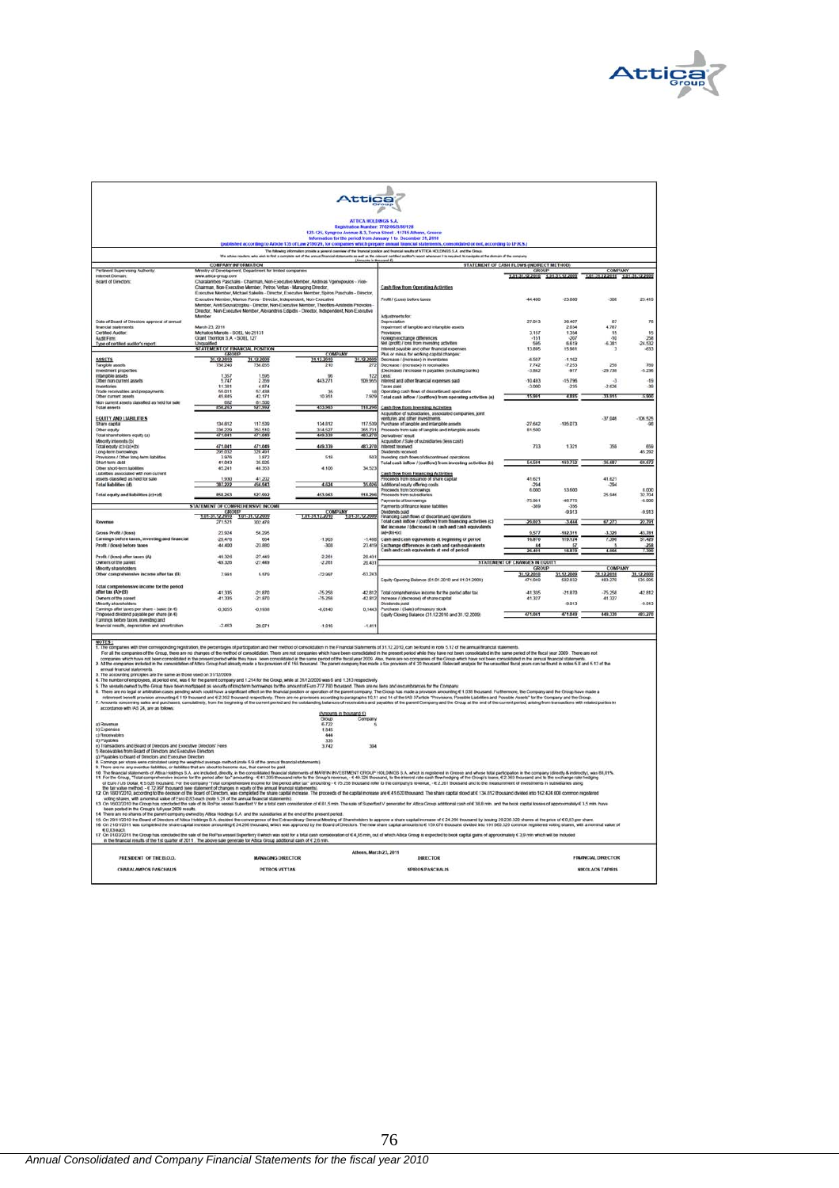# ATTICA HOLDINGS S.A.

**Registration Number: 7702/06/B/86/128**

**123-125, Syngrou Avenue & 3, Torva Street - 11745 Athens, Greece**

**Information for the period from January 1 to December 31, 2010**

(published according to Article 135 of Law 2190/20, for companies which prepare annual financial statements, consolidated or not, according to I.F.R.S.)

The following information provide a general overview of the financial position and financial results of ATTICA HOLDINGS S.A. and the Group. We advise readers who wish to find a complete set of the annual financial statements as well as the relevant certified auditor's report whenever it is required, to navigate at the domain of the company.

(Amounts in thousand €)

## COMPANY INFORMATION

| | |
|---|---|
| Pertinent Supervising Authority: | Ministry of Development, Department for limited companies |
| Internet Domain: | www.attica-group.com |
| Board of Directors: | Charalambos Paschalis - Chairman, Non-Executive Member, Andreas Vgenopoulos - Vice-Chairman, Non-Executive Member, Petros Vettas - Managing Director, Executive Member, Michael Sakellis - Director, Executive Member, Spiros Paschalis - Director, Executive Member, Markos Foros - Director, Independent, Non-Executive Member, Areti Souvatzoglou - Director, Non-Executive Member, Theofilos-Aristeidis Priovolos - Director, Non-Executive Member, Alexandros Edipidis - Director, Independent, Non-Executive Member |
| Date of Board of Directors approval of annual financial statements: | March 23, 2011 |
| Certified Auditor: | Michalios Manolis - SOEL No 25131 |
| Audit Firm: | Grant Thornton S.A. - SOEL 127 |
| Type of certified auditor's report: | Unqualified |

## STATEMENT OF FINANCIAL POSITION

| | GROUP 31.12.2010 | GROUP 31.12.2009 | COMPANY 31.12.2010 | COMPANY 31.12.2009 |
|---|---|---|---|---|
| **ASSETS** | | | | |
| Tangible assets | 736.240 | 736.656 | 210 | 272 |
| Investment properties | | | | |
| Intangible assets | 1.357 | 1.595 | 96 | 122 |
| Other non current assets | 5.747 | 2.359 | 443.271 | 509.965 |
| Inventories | 11.381 | 4.874 | | |
| Trade receivables and prepayments | 55.011 | 57.438 | 35 | 18 |
| Other current assets | 45.845 | 42.171 | 10.351 | 7.929 |
| Non current assets classified as held for sale | 692 | 81.500 | | |
| **Total assets** | **856.263** | **927.692** | **453.963** | **518.296** |
| **EQUITY AND LIABILITIES** | | | | |
| Share capital | 134.812 | 117.539 | 134.812 | 117.539 |
| Other equity | 336.229 | 353.510 | 314.527 | 365.731 |
| Total shareholders equity (a) | 471.041 | 471.049 | 449.339 | 483.270 |
| Minority interests (b) | | | | |
| Total equity (c)=(a)+(b) | 471.041 | 471.049 | 449.339 | 483.270 |
| Long term borrowings | 295.092 | 329.491 | | |
| Provisions / Other long-term liabilities | 3.976 | 3.873 | 519 | 503 |
| Short-term debt | 41.043 | 36.026 | | |
| Other short-term liabilities | 45.241 | 46.353 | 4.105 | 34.523 |
| Liabilities associated with non current assets classified as held for sale | 1.880 | 41.232 | | |
| **Total liabilities (d)** | **387.222** | **456.643** | **4.624** | **35.026** |
| **Total equity and liabilities (c)+(d)** | **858.263** | **927.692** | **453.963** | **518.296** |

## STATEMENT OF COMPREHENSIVE INCOME

| | GROUP 1.01-31.12.2010 | GROUP 1.01-31.12.2009 | COMPANY 1.01-31.12.2010 | COMPANY 1.01-31.12.2009 |
|---|---|---|---|---|
| Revenue | 271.521 | 302.478 | | |
| Gross Profit / (loss) | 23.924 | 54.295 | | |
| Earnings before taxes, investing and financial results | -29.470 | 694 | -1.903 | -1.498 |
| Profit / (loss) before taxes | -44.400 | -23.880 | -308 | 23.419 |
| Profit / (loss) after taxes (A) | -49.326 | -27.469 | -2.261 | 25.431 |
| Owners of the parent | -49.326 | -27.469 | -2.261 | 25.431 |
| Minority shareholders | | | | |
| Other comprehensive income after tax (B) | 7.991 | 5.579 | -72.997 | -63.243 |
| Total comprehensive income for the period after tax (A)+(B) | -41.335 | -21.870 | -75.258 | -42.812 |
| Owners of the parent | -41.335 | -21.870 | -75.258 | -42.812 |
| Minority shareholders | | | | |
| Earnings after taxes per share - basic (in €) | -0,3003 | -0,1938 | -0,0140 | 0,1443 |
| Proposed dividend payable per share (in €) | | | | |
| Earnings before taxes, investing and financial results, depreciation and amortization | -2.463 | 29.071 | -1.816 | -1.411 |

## STATEMENT OF CASH FLOWS (INDIRECT METHOD)

| | GROUP 1.01-31.12.2010 | GROUP 1.01-31.12.2009 | COMPANY 1.01-31.12.2010 | COMPANY 1.01-31.12.2009 |
|---|---|---|---|---|
| **Cash flow from Operating Activities** | | | | |
| Profit / (Loss) before taxes | -44.400 | -23.880 | -308 | 23.419 |
| Adjustments for: | | | | |
| Depreciation | 27.013 | 30.467 | 87 | 76 |
| Impairment of tangible and intangible assets | | 2.034 | 4.707 | |
| Provisions | 3.157 | 1.304 | 15 | 15 |
| Foreign exchange differences | -151 | -207 | -10 | 258 |
| Net (profit) / loss from investing activities | 595 | 6.619 | -6.381 | -24.532 |
| Interest payable and other financial expenses | 13.895 | 15.941 | 3 | -833 |
| Plus or minus for working capital changes: | | | | |
| Decrease / (increase) in inventories | -6.507 | -1.162 | | |
| Decrease / (increase) in receivables | 7.742 | -7.253 | 259 | 750 |
| (Decrease) / increase in payables (excluding banks) | -3.842 | -917 | -29.736 | -5.236 |
| Less: | | | | |
| Interest and other financial expenses paid | -10.493 | -15.796 | -3 | -19 |
| Taxes paid | -3.090 | -235 | -2.626 | -39 |
| Operating cash flows of discontinued operations | | | | |
| **Total cash inflow / (outflow) from operating activities (a)** | **15.041** | **4.845** | **-33.915** | **-5.900** |
| **Cash flow from Investing Activities** | | | | |
| Acquisition of subsidiaries, associated companies, joint ventures and other investments | | | -37.046 | -106.525 |
| Purchase of tangible and intangible assets | -27.642 | -105.073 | | -98 |
| Proceeds from sale of tangible and intangible assets | 81.590 | | | |
| Derivatives' result | | | | |
| Acquisition / Sale of subsidiaries (less cash) | | | | |
| Interest received | 713 | 1.321 | 359 | 659 |
| Dividends received | | | | 45.292 |
| Investing cash flows of discontinued operations | | | | |
| **Total cash inflow / (outflow) from investing activities (b)** | **54.591** | **-103.752** | **-36.487** | **-60.672** |
| **Cash flow from Financing Activities** | | | | |
| Proceeds from issuance of share capital | 41.621 | | 41.621 | |
| Additional equity offering costs | -294 | | -294 | |
| Proceeds from borrowings | 6.080 | 53.600 | | 6.000 |
| Proceeds from subsidiaries | | | 25.944 | 32.704 |
| Payments of borrowings | -75.061 | -46.775 | | -6.000 |
| Payments of finance lease liabilities | -369 | -395 | | |
| Dividends paid | | -9.913 | | -9.913 |
| Financing cash flows of discontinued operations | | | | |
| **Total cash inflow / (outflow) from financing activities (c)** | **-28.023** | **-3.444** | **67.271** | **22.791** |
| Net increase / (decrease) in cash and cash equivalents (a)+(b)+(c) | 9.577 | -102.311 | -3.326 | -43.781 |
| Cash and cash equivalents at beginning of period | 16.870 | 119.124 | 7.396 | 51.429 |
| Exchange differences in cash and cash equivalents | 44 | 57 | 5 | -258 |
| **Cash and cash equivalents at end of period** | **26.491** | **16.870** | **4.066** | **7.396** |

## STATEMENT OF CHANGES IN EQUITY

| | GROUP 31.12.2010 | GROUP 31.12.2009 | COMPANY 31.12.2010 | COMPANY 31.12.2009 |
|---|---|---|---|---|
| Equity Opening Balance (01.01.2010 and 01.01.2009) | 471.049 | 582.832 | 483.270 | 535.996 |
| Total comprehensive income for the period after tax | -41.335 | -21.870 | -75.258 | -42.812 |
| Increase / (decrease) of share capital | 41.327 | | 41.327 | |
| Dividends paid | | -9.913 | | -9.913 |
| Purchase / (Sale) of treasury stock | | | | |
| Equity Closing Balance (31.12.2010 and 31.12.2009) | 471.041 | 471.049 | 449.339 | 483.270 |

## NOTES:

1. The companies with their corresponding registration, the percentages of participation and their method of consolidation in the Financial Statements of 31.12.2010, can be found in note 5.12 of the annual financial statements. For all the companies of the Group, there are no changes of the method of consolidation. There are not companies which have been consolidated in the present period while they have not been consolidated in the same period of the fiscal year 2009. There are not companies which have not been consolidated in the present period while they have been consolidated in the same period of the fiscal year 2009. Also, there are no companies of the Group which have not been consolidated in the annual financial statements.
2. All the companies included in the consolidation of Attica Group had already made a tax provision of € 166 thousand. The parent company has made a tax provision of € 20 thousand. Relevant analysis for the unaudited fiscal years can be found in notes 6.8 and 6.12 of the annual financial statements.
3. The accounting principles are the same as those used on 31/12/2009.
4. The number of employees, at period end, was 6 for the parent company and 1.214 for the Group, while at 31/12/2009 was 6 and 1.313 respectively.
5. The vessels owned by the Group have been mortgaged as security of long term borrowings for the amount of Euro 777.780 thousand. There are no liens and encumbrances for the Company.
6. There are no legal or arbitration cases pending which could have a significant effect on the financial position or operation of the parent company. The Group has made a provision amounting € 1.030 thousand. Furthermore, the Company and the Group have made a retirement benefit provision amounting € 110 thousand and € 2.352 thousand respectively. There are no provisions according to paragraphs 10,11 and 14 of the IAS 37 article "Provisions, Possible Liabilities and Possible Assets" for the Company and the Group.
7. Amounts concerning sales and purchases, cumulatively, from the beginning of the current period and the outstanding balances of receivables and payables of the parent Company and the Group at the end of the current period, arising from transactions with related parties in accordance with IAS 24, are as follows:

(Amounts in thousand €)

| | Group | Company |
|---|---|---|
| a) Revenue | 6.722 | 5 |
| b) Expenses | 1.845 | |
| c) Receivables | 444 | |
| d) Payables | 335 | |
| e) Transactions and Board of Directors and Executive Directors' Fees | 3.742 | 304 |
| f) Receivables from Board of Directors and Executive Directors | | |
| g) Payables to Board of Directors and Executive Directors | | |

8. Earnings per share were calculated using the weighted average method (note 6.9 of the annual financial statements).
9. There are no any eventual liabilities, or liabilities that are about to become due, that cannot be paid.
10. The financial statements of Attica Holdings S.A. are included, directly, in the consolidated financial statements of MARFIN INVESTMENT GROUP HOLDINGS S.A. which is registered in Greece and whose total participation in the company (directly & indirectly), was 88,81%.
11. For the Group, "Total comprehensive income for the period after tax" amounting - € 41.335 thousand refer to the Group's revenues, - € 49.326 thousand, to the interest rate cash flow hedging of Euro / US Dollar, € 5.028 thousand. For the company "Total comprehensive income for the period after tax" amounting - € 75.258 thousand refer to the company's revenue, - € 2.261 thousand and to the measurement of investments in subsidiaries using the fair value method, - € 72.997 thousand (see statement of changes in equity of the annual financial statements).
12. On 18/01/2010, according to the decision of the Board of Directors, was completed the share capital increase. The proceeds of the capital increase are € 41.620 thousand. The share capital stood at € 134.812 thousand divided into 162.424 800 common registered voting shares, with a nominal value of Euro 0,83 each (note 5.21 of the annual financial statements).
13. On 16/02/2010 the Group has concluded the sale of its RoPax vessel Superfast V for a total cash consideration of € 81,5 mln. The sale of Superfast V generated for Attica Group additional cash of € 38,8 mln. and the book capital losses of approximately € 3,5 mln. have been posted in the Group's full year 2009 results.
14. There are no shares of the parent company owned by Attica Holdings S.A. and the subsidiaries at the end of the present period.
15. On 29/11/2010 the Board of Directors of Attica Holdings S.A. decided the convergence of the Extraordinary General Meeting of Shareholders to approve a share capital increase of € 24.266 thousand by issuing 29.236.320 shares at the price of € 0,83 per share.
16. On 21/01/2011 was completed the share capital increase € 24.266 thousand, which was approved by the Board of Directors. The new share capital amounts to € 159.078 thousand divided into 191.661.120 common registered voting shares, with a nominal value of € 0,83 each.
17. On 31/03/2011 the Group has concluded the sale of the RoPax vessel Superferry II which was sold for a total cash consideration of € 4,65 mln, out of which Attica Group is expected to book capital gains of approximately € 3,9 mln which will be included in the financial results of the 1st quarter of 2011. The above sale generate for Attica Group additional cash of € 2,6 mln.

Athens, March 23, 2011

| PRESIDENT OF THE B.O.D. | MANAGING DIRECTOR | DIRECTOR | FINANCIAL DIRECTOR |
|---|---|---|---|
| CHARALAMPOS PASCHALIS | PETROS VETTAS | SPIROS PASCHALIS | NIKOLAOS TAPIRIS |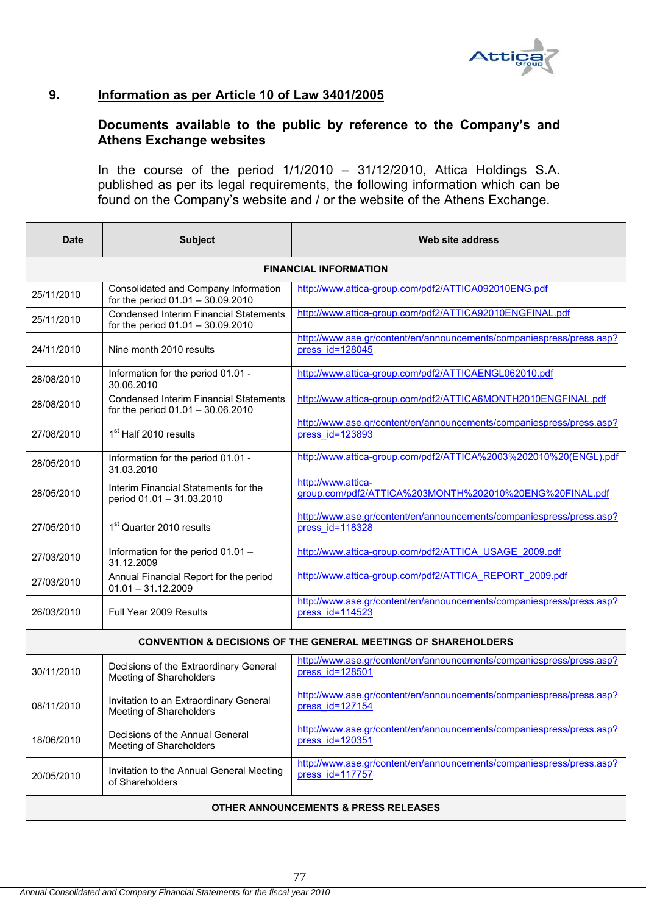## 9. Information as per Article 10 of Law 3401/2005

### Documents available to the public by reference to the Company's and Athens Exchange websites

In the course of the period 1/1/2010 – 31/12/2010, Attica Holdings S.A. published as per its legal requirements, the following information which can be found on the Company's website and / or the website of the Athens Exchange.

| Date | Subject | Web site address |
|---|---|---|
| **FINANCIAL INFORMATION** | | |
| 25/11/2010 | Consolidated and Company Information for the period 01.01 – 30.09.2010 | http://www.attica-group.com/pdf2/ATTICA092010ENG.pdf |
| 25/11/2010 | Condensed Interim Financial Statements for the period 01.01 – 30.09.2010 | http://www.attica-group.com/pdf2/ATTICA92010ENGFINAL.pdf |
| 24/11/2010 | Nine month 2010 results | http://www.ase.gr/content/en/announcements/companiespress/press.asp?press_id=128045 |
| 28/08/2010 | Information for the period 01.01 - 30.06.2010 | http://www.attica-group.com/pdf2/ATTICAENGL062010.pdf |
| 28/08/2010 | Condensed Interim Financial Statements for the period 01.01 – 30.06.2010 | http://www.attica-group.com/pdf2/ATTICA6MONTH2010ENGFINAL.pdf |
| 27/08/2010 | 1st Half 2010 results | http://www.ase.gr/content/en/announcements/companiespress/press.asp?press_id=123893 |
| 28/05/2010 | Information for the period 01.01 - 31.03.2010 | http://www.attica-group.com/pdf2/ATTICA%2003%202010%20(ENGL).pdf |
| 28/05/2010 | Interim Financial Statements for the period 01.01 – 31.03.2010 | http://www.attica-group.com/pdf2/ATTICA%203MONTH%202010%20ENG%20FINAL.pdf |
| 27/05/2010 | 1st Quarter 2010 results | http://www.ase.gr/content/en/announcements/companiespress/press.asp?press_id=118328 |
| 27/03/2010 | Information for the period 01.01 – 31.12.2009 | http://www.attica-group.com/pdf2/ATTICA_USAGE_2009.pdf |
| 27/03/2010 | Annual Financial Report for the period 01.01 – 31.12.2009 | http://www.attica-group.com/pdf2/ATTICA_REPORT_2009.pdf |
| 26/03/2010 | Full Year 2009 Results | http://www.ase.gr/content/en/announcements/companiespress/press.asp?press_id=114523 |
| **CONVENTION & DECISIONS OF THE GENERAL MEETINGS OF SHAREHOLDERS** | | |
| 30/11/2010 | Decisions of the Extraordinary General Meeting of Shareholders | http://www.ase.gr/content/en/announcements/companiespress/press.asp?press_id=128501 |
| 08/11/2010 | Invitation to an Extraordinary General Meeting of Shareholders | http://www.ase.gr/content/en/announcements/companiespress/press.asp?press_id=127154 |
| 18/06/2010 | Decisions of the Annual General Meeting of Shareholders | http://www.ase.gr/content/en/announcements/companiespress/press.asp?press_id=120351 |
| 20/05/2010 | Invitation to the Annual General Meeting of Shareholders | http://www.ase.gr/content/en/announcements/companiespress/press.asp?press_id=117757 |
| **OTHER ANNOUNCEMENTS & PRESS RELEASES** | | |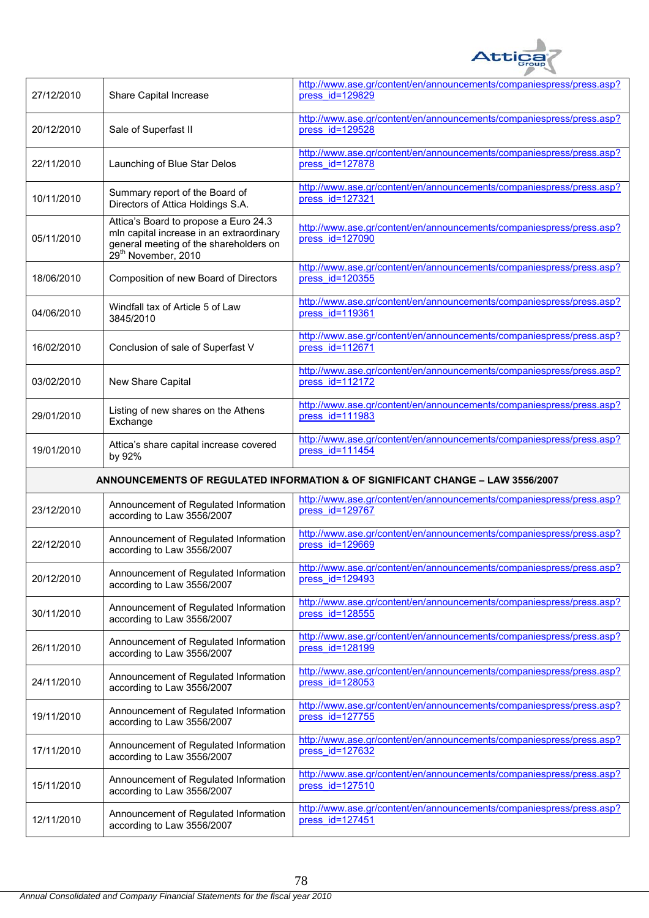| | | |
|---|---|---|
| 27/12/2010 | Share Capital Increase | http://www.ase.gr/content/en/announcements/companiespress/press.asp?press_id=129829 |
| 20/12/2010 | Sale of Superfast II | http://www.ase.gr/content/en/announcements/companiespress/press.asp?press_id=129528 |
| 22/11/2010 | Launching of Blue Star Delos | http://www.ase.gr/content/en/announcements/companiespress/press.asp?press_id=127878 |
| 10/11/2010 | Summary report of the Board of Directors of Attica Holdings S.A. | http://www.ase.gr/content/en/announcements/companiespress/press.asp?press_id=127321 |
| 05/11/2010 | Attica's Board to propose a Euro 24.3 mln capital increase in an extraordinary general meeting of the shareholders on 29th November, 2010 | http://www.ase.gr/content/en/announcements/companiespress/press.asp?press_id=127090 |
| 18/06/2010 | Composition of new Board of Directors | http://www.ase.gr/content/en/announcements/companiespress/press.asp?press_id=120355 |
| 04/06/2010 | Windfall tax of Article 5 of Law 3845/2010 | http://www.ase.gr/content/en/announcements/companiespress/press.asp?press_id=119361 |
| 16/02/2010 | Conclusion of sale of Superfast V | http://www.ase.gr/content/en/announcements/companiespress/press.asp?press_id=112671 |
| 03/02/2010 | New Share Capital | http://www.ase.gr/content/en/announcements/companiespress/press.asp?press_id=112172 |
| 29/01/2010 | Listing of new shares on the Athens Exchange | http://www.ase.gr/content/en/announcements/companiespress/press.asp?press_id=111983 |
| 19/01/2010 | Attica's share capital increase covered by 92% | http://www.ase.gr/content/en/announcements/companiespress/press.asp?press_id=111454 |
| **ANNOUNCEMENTS OF REGULATED INFORMATION & OF SIGNIFICANT CHANGE – LAW 3556/2007** | | |
| 23/12/2010 | Announcement of Regulated Information according to Law 3556/2007 | http://www.ase.gr/content/en/announcements/companiespress/press.asp?press_id=129767 |
| 22/12/2010 | Announcement of Regulated Information according to Law 3556/2007 | http://www.ase.gr/content/en/announcements/companiespress/press.asp?press_id=129669 |
| 20/12/2010 | Announcement of Regulated Information according to Law 3556/2007 | http://www.ase.gr/content/en/announcements/companiespress/press.asp?press_id=129493 |
| 30/11/2010 | Announcement of Regulated Information according to Law 3556/2007 | http://www.ase.gr/content/en/announcements/companiespress/press.asp?press_id=128555 |
| 26/11/2010 | Announcement of Regulated Information according to Law 3556/2007 | http://www.ase.gr/content/en/announcements/companiespress/press.asp?press_id=128199 |
| 24/11/2010 | Announcement of Regulated Information according to Law 3556/2007 | http://www.ase.gr/content/en/announcements/companiespress/press.asp?press_id=128053 |
| 19/11/2010 | Announcement of Regulated Information according to Law 3556/2007 | http://www.ase.gr/content/en/announcements/companiespress/press.asp?press_id=127755 |
| 17/11/2010 | Announcement of Regulated Information according to Law 3556/2007 | http://www.ase.gr/content/en/announcements/companiespress/press.asp?press_id=127632 |
| 15/11/2010 | Announcement of Regulated Information according to Law 3556/2007 | http://www.ase.gr/content/en/announcements/companiespress/press.asp?press_id=127510 |
| 12/11/2010 | Announcement of Regulated Information according to Law 3556/2007 | http://www.ase.gr/content/en/announcements/companiespress/press.asp?press_id=127451 |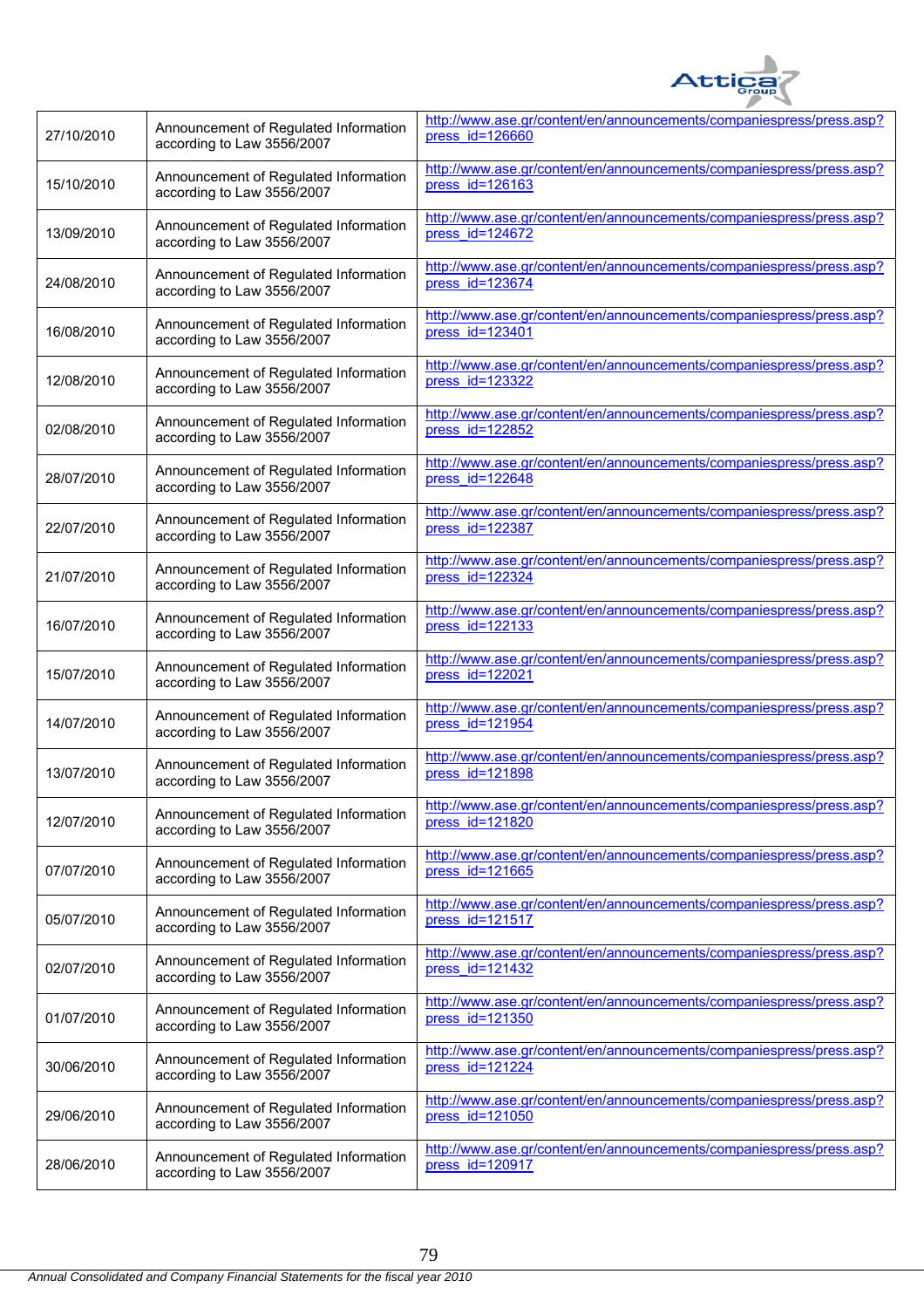| 27/10/2010 | Announcement of Regulated Information according to Law 3556/2007 | http://www.ase.gr/content/en/announcements/companiespress/press.asp?press_id=126660 |
|---|---|---|
| 15/10/2010 | Announcement of Regulated Information according to Law 3556/2007 | http://www.ase.gr/content/en/announcements/companiespress/press.asp?press_id=126163 |
| 13/09/2010 | Announcement of Regulated Information according to Law 3556/2007 | http://www.ase.gr/content/en/announcements/companiespress/press.asp?press_id=124672 |
| 24/08/2010 | Announcement of Regulated Information according to Law 3556/2007 | http://www.ase.gr/content/en/announcements/companiespress/press.asp?press_id=123674 |
| 16/08/2010 | Announcement of Regulated Information according to Law 3556/2007 | http://www.ase.gr/content/en/announcements/companiespress/press.asp?press_id=123401 |
| 12/08/2010 | Announcement of Regulated Information according to Law 3556/2007 | http://www.ase.gr/content/en/announcements/companiespress/press.asp?press_id=123322 |
| 02/08/2010 | Announcement of Regulated Information according to Law 3556/2007 | http://www.ase.gr/content/en/announcements/companiespress/press.asp?press_id=122852 |
| 28/07/2010 | Announcement of Regulated Information according to Law 3556/2007 | http://www.ase.gr/content/en/announcements/companiespress/press.asp?press_id=122648 |
| 22/07/2010 | Announcement of Regulated Information according to Law 3556/2007 | http://www.ase.gr/content/en/announcements/companiespress/press.asp?press_id=122387 |
| 21/07/2010 | Announcement of Regulated Information according to Law 3556/2007 | http://www.ase.gr/content/en/announcements/companiespress/press.asp?press_id=122324 |
| 16/07/2010 | Announcement of Regulated Information according to Law 3556/2007 | http://www.ase.gr/content/en/announcements/companiespress/press.asp?press_id=122133 |
| 15/07/2010 | Announcement of Regulated Information according to Law 3556/2007 | http://www.ase.gr/content/en/announcements/companiespress/press.asp?press_id=122021 |
| 14/07/2010 | Announcement of Regulated Information according to Law 3556/2007 | http://www.ase.gr/content/en/announcements/companiespress/press.asp?press_id=121954 |
| 13/07/2010 | Announcement of Regulated Information according to Law 3556/2007 | http://www.ase.gr/content/en/announcements/companiespress/press.asp?press_id=121898 |
| 12/07/2010 | Announcement of Regulated Information according to Law 3556/2007 | http://www.ase.gr/content/en/announcements/companiespress/press.asp?press_id=121820 |
| 07/07/2010 | Announcement of Regulated Information according to Law 3556/2007 | http://www.ase.gr/content/en/announcements/companiespress/press.asp?press_id=121665 |
| 05/07/2010 | Announcement of Regulated Information according to Law 3556/2007 | http://www.ase.gr/content/en/announcements/companiespress/press.asp?press_id=121517 |
| 02/07/2010 | Announcement of Regulated Information according to Law 3556/2007 | http://www.ase.gr/content/en/announcements/companiespress/press.asp?press_id=121432 |
| 01/07/2010 | Announcement of Regulated Information according to Law 3556/2007 | http://www.ase.gr/content/en/announcements/companiespress/press.asp?press_id=121350 |
| 30/06/2010 | Announcement of Regulated Information according to Law 3556/2007 | http://www.ase.gr/content/en/announcements/companiespress/press.asp?press_id=121224 |
| 29/06/2010 | Announcement of Regulated Information according to Law 3556/2007 | http://www.ase.gr/content/en/announcements/companiespress/press.asp?press_id=121050 |
| 28/06/2010 | Announcement of Regulated Information according to Law 3556/2007 | http://www.ase.gr/content/en/announcements/companiespress/press.asp?press_id=120917 |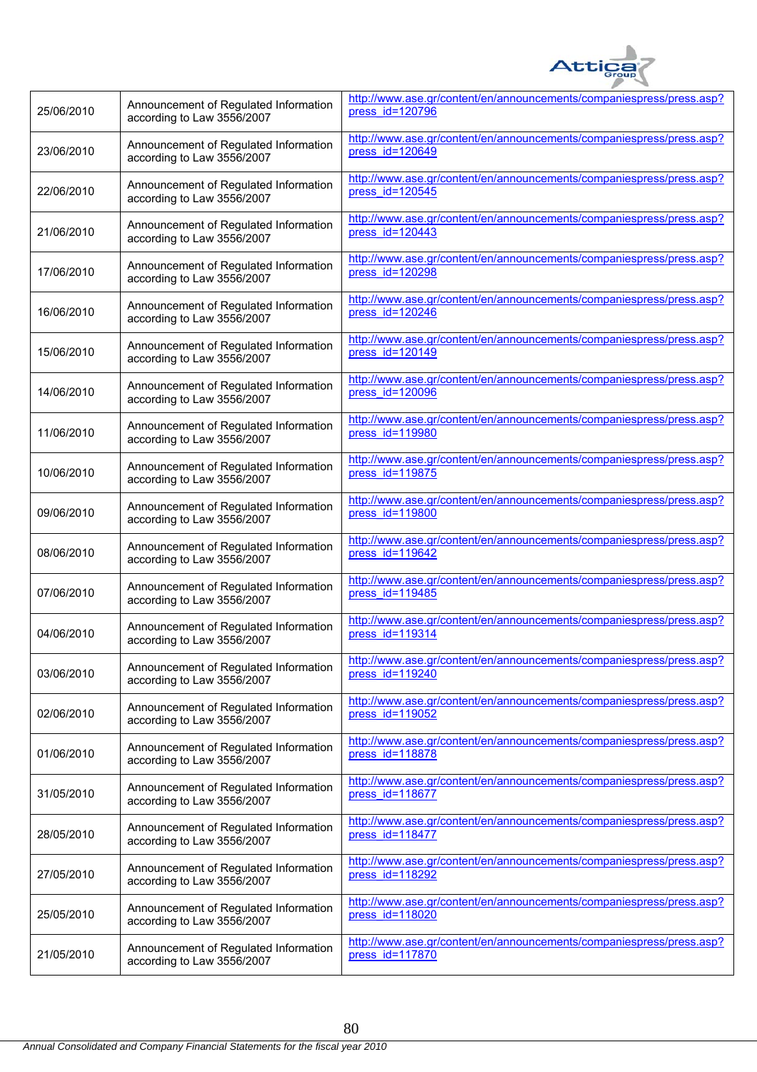| | | |
|---|---|---|
| 25/06/2010 | Announcement of Regulated Information according to Law 3556/2007 | http://www.ase.gr/content/en/announcements/companiespress/press.asp?press_id=120796 |
| 23/06/2010 | Announcement of Regulated Information according to Law 3556/2007 | http://www.ase.gr/content/en/announcements/companiespress/press.asp?press_id=120649 |
| 22/06/2010 | Announcement of Regulated Information according to Law 3556/2007 | http://www.ase.gr/content/en/announcements/companiespress/press.asp?press_id=120545 |
| 21/06/2010 | Announcement of Regulated Information according to Law 3556/2007 | http://www.ase.gr/content/en/announcements/companiespress/press.asp?press_id=120443 |
| 17/06/2010 | Announcement of Regulated Information according to Law 3556/2007 | http://www.ase.gr/content/en/announcements/companiespress/press.asp?press_id=120298 |
| 16/06/2010 | Announcement of Regulated Information according to Law 3556/2007 | http://www.ase.gr/content/en/announcements/companiespress/press.asp?press_id=120246 |
| 15/06/2010 | Announcement of Regulated Information according to Law 3556/2007 | http://www.ase.gr/content/en/announcements/companiespress/press.asp?press_id=120149 |
| 14/06/2010 | Announcement of Regulated Information according to Law 3556/2007 | http://www.ase.gr/content/en/announcements/companiespress/press.asp?press_id=120096 |
| 11/06/2010 | Announcement of Regulated Information according to Law 3556/2007 | http://www.ase.gr/content/en/announcements/companiespress/press.asp?press_id=119980 |
| 10/06/2010 | Announcement of Regulated Information according to Law 3556/2007 | http://www.ase.gr/content/en/announcements/companiespress/press.asp?press_id=119875 |
| 09/06/2010 | Announcement of Regulated Information according to Law 3556/2007 | http://www.ase.gr/content/en/announcements/companiespress/press.asp?press_id=119800 |
| 08/06/2010 | Announcement of Regulated Information according to Law 3556/2007 | http://www.ase.gr/content/en/announcements/companiespress/press.asp?press_id=119642 |
| 07/06/2010 | Announcement of Regulated Information according to Law 3556/2007 | http://www.ase.gr/content/en/announcements/companiespress/press.asp?press_id=119485 |
| 04/06/2010 | Announcement of Regulated Information according to Law 3556/2007 | http://www.ase.gr/content/en/announcements/companiespress/press.asp?press_id=119314 |
| 03/06/2010 | Announcement of Regulated Information according to Law 3556/2007 | http://www.ase.gr/content/en/announcements/companiespress/press.asp?press_id=119240 |
| 02/06/2010 | Announcement of Regulated Information according to Law 3556/2007 | http://www.ase.gr/content/en/announcements/companiespress/press.asp?press_id=119052 |
| 01/06/2010 | Announcement of Regulated Information according to Law 3556/2007 | http://www.ase.gr/content/en/announcements/companiespress/press.asp?press_id=118878 |
| 31/05/2010 | Announcement of Regulated Information according to Law 3556/2007 | http://www.ase.gr/content/en/announcements/companiespress/press.asp?press_id=118677 |
| 28/05/2010 | Announcement of Regulated Information according to Law 3556/2007 | http://www.ase.gr/content/en/announcements/companiespress/press.asp?press_id=118477 |
| 27/05/2010 | Announcement of Regulated Information according to Law 3556/2007 | http://www.ase.gr/content/en/announcements/companiespress/press.asp?press_id=118292 |
| 25/05/2010 | Announcement of Regulated Information according to Law 3556/2007 | http://www.ase.gr/content/en/announcements/companiespress/press.asp?press_id=118020 |
| 21/05/2010 | Announcement of Regulated Information according to Law 3556/2007 | http://www.ase.gr/content/en/announcements/companiespress/press.asp?press_id=117870 |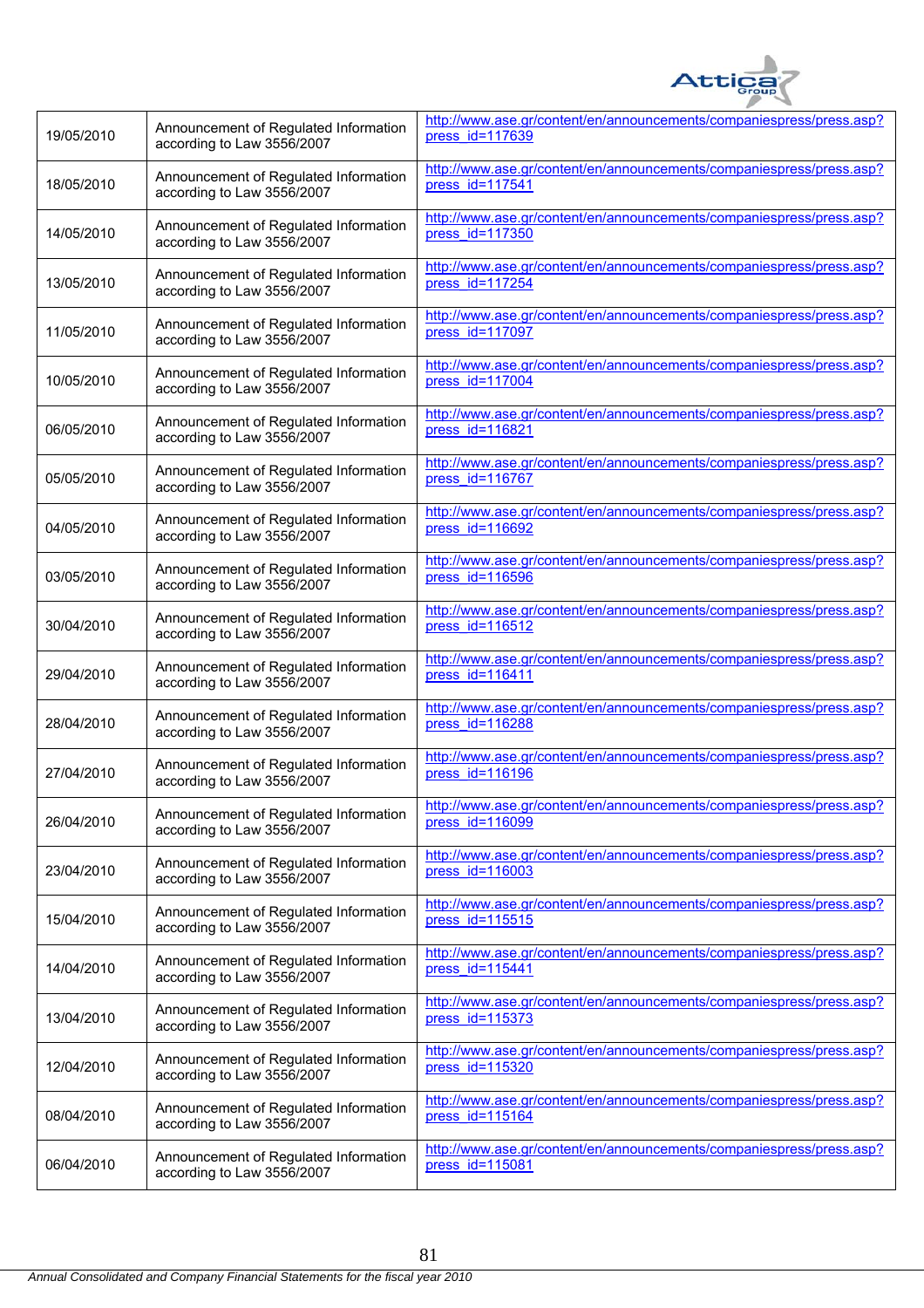| | | |
|---|---|---|
| 19/05/2010 | Announcement of Regulated Information according to Law 3556/2007 | http://www.ase.gr/content/en/announcements/companiespress/press.asp?press_id=117639 |
| 18/05/2010 | Announcement of Regulated Information according to Law 3556/2007 | http://www.ase.gr/content/en/announcements/companiespress/press.asp?press_id=117541 |
| 14/05/2010 | Announcement of Regulated Information according to Law 3556/2007 | http://www.ase.gr/content/en/announcements/companiespress/press.asp?press_id=117350 |
| 13/05/2010 | Announcement of Regulated Information according to Law 3556/2007 | http://www.ase.gr/content/en/announcements/companiespress/press.asp?press_id=117254 |
| 11/05/2010 | Announcement of Regulated Information according to Law 3556/2007 | http://www.ase.gr/content/en/announcements/companiespress/press.asp?press_id=117097 |
| 10/05/2010 | Announcement of Regulated Information according to Law 3556/2007 | http://www.ase.gr/content/en/announcements/companiespress/press.asp?press_id=117004 |
| 06/05/2010 | Announcement of Regulated Information according to Law 3556/2007 | http://www.ase.gr/content/en/announcements/companiespress/press.asp?press_id=116821 |
| 05/05/2010 | Announcement of Regulated Information according to Law 3556/2007 | http://www.ase.gr/content/en/announcements/companiespress/press.asp?press_id=116767 |
| 04/05/2010 | Announcement of Regulated Information according to Law 3556/2007 | http://www.ase.gr/content/en/announcements/companiespress/press.asp?press_id=116692 |
| 03/05/2010 | Announcement of Regulated Information according to Law 3556/2007 | http://www.ase.gr/content/en/announcements/companiespress/press.asp?press_id=116596 |
| 30/04/2010 | Announcement of Regulated Information according to Law 3556/2007 | http://www.ase.gr/content/en/announcements/companiespress/press.asp?press_id=116512 |
| 29/04/2010 | Announcement of Regulated Information according to Law 3556/2007 | http://www.ase.gr/content/en/announcements/companiespress/press.asp?press_id=116411 |
| 28/04/2010 | Announcement of Regulated Information according to Law 3556/2007 | http://www.ase.gr/content/en/announcements/companiespress/press.asp?press_id=116288 |
| 27/04/2010 | Announcement of Regulated Information according to Law 3556/2007 | http://www.ase.gr/content/en/announcements/companiespress/press.asp?press_id=116196 |
| 26/04/2010 | Announcement of Regulated Information according to Law 3556/2007 | http://www.ase.gr/content/en/announcements/companiespress/press.asp?press_id=116099 |
| 23/04/2010 | Announcement of Regulated Information according to Law 3556/2007 | http://www.ase.gr/content/en/announcements/companiespress/press.asp?press_id=116003 |
| 15/04/2010 | Announcement of Regulated Information according to Law 3556/2007 | http://www.ase.gr/content/en/announcements/companiespress/press.asp?press_id=115515 |
| 14/04/2010 | Announcement of Regulated Information according to Law 3556/2007 | http://www.ase.gr/content/en/announcements/companiespress/press.asp?press_id=115441 |
| 13/04/2010 | Announcement of Regulated Information according to Law 3556/2007 | http://www.ase.gr/content/en/announcements/companiespress/press.asp?press_id=115373 |
| 12/04/2010 | Announcement of Regulated Information according to Law 3556/2007 | http://www.ase.gr/content/en/announcements/companiespress/press.asp?press_id=115320 |
| 08/04/2010 | Announcement of Regulated Information according to Law 3556/2007 | http://www.ase.gr/content/en/announcements/companiespress/press.asp?press_id=115164 |
| 06/04/2010 | Announcement of Regulated Information according to Law 3556/2007 | http://www.ase.gr/content/en/announcements/companiespress/press.asp?press_id=115081 |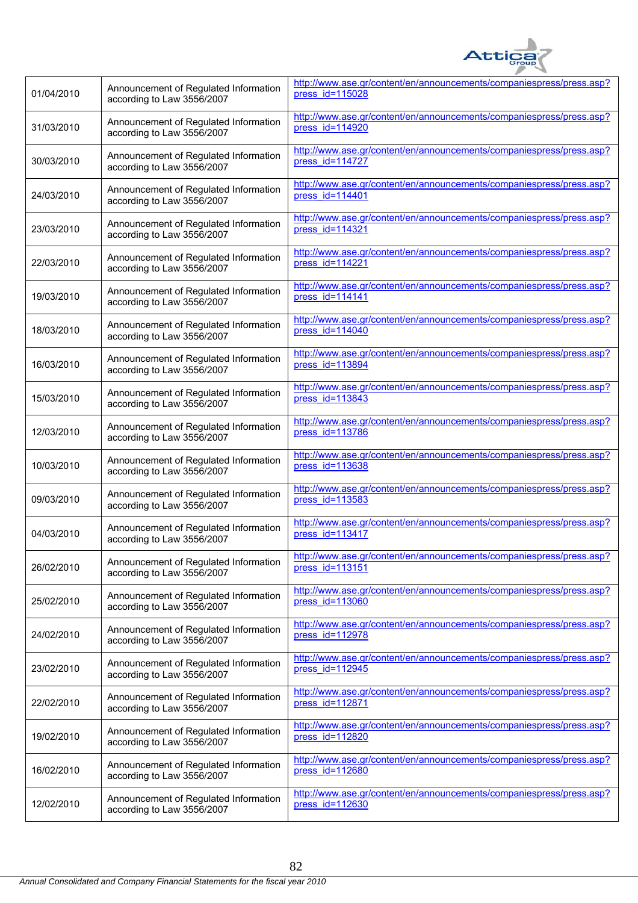| | | |
|---|---|---|
| 01/04/2010 | Announcement of Regulated Information according to Law 3556/2007 | http://www.ase.gr/content/en/announcements/companiespress/press.asp?press_id=115028 |
| 31/03/2010 | Announcement of Regulated Information according to Law 3556/2007 | http://www.ase.gr/content/en/announcements/companiespress/press.asp?press_id=114920 |
| 30/03/2010 | Announcement of Regulated Information according to Law 3556/2007 | http://www.ase.gr/content/en/announcements/companiespress/press.asp?press_id=114727 |
| 24/03/2010 | Announcement of Regulated Information according to Law 3556/2007 | http://www.ase.gr/content/en/announcements/companiespress/press.asp?press_id=114401 |
| 23/03/2010 | Announcement of Regulated Information according to Law 3556/2007 | http://www.ase.gr/content/en/announcements/companiespress/press.asp?press_id=114321 |
| 22/03/2010 | Announcement of Regulated Information according to Law 3556/2007 | http://www.ase.gr/content/en/announcements/companiespress/press.asp?press_id=114221 |
| 19/03/2010 | Announcement of Regulated Information according to Law 3556/2007 | http://www.ase.gr/content/en/announcements/companiespress/press.asp?press_id=114141 |
| 18/03/2010 | Announcement of Regulated Information according to Law 3556/2007 | http://www.ase.gr/content/en/announcements/companiespress/press.asp?press_id=114040 |
| 16/03/2010 | Announcement of Regulated Information according to Law 3556/2007 | http://www.ase.gr/content/en/announcements/companiespress/press.asp?press_id=113894 |
| 15/03/2010 | Announcement of Regulated Information according to Law 3556/2007 | http://www.ase.gr/content/en/announcements/companiespress/press.asp?press_id=113843 |
| 12/03/2010 | Announcement of Regulated Information according to Law 3556/2007 | http://www.ase.gr/content/en/announcements/companiespress/press.asp?press_id=113786 |
| 10/03/2010 | Announcement of Regulated Information according to Law 3556/2007 | http://www.ase.gr/content/en/announcements/companiespress/press.asp?press_id=113638 |
| 09/03/2010 | Announcement of Regulated Information according to Law 3556/2007 | http://www.ase.gr/content/en/announcements/companiespress/press.asp?press_id=113583 |
| 04/03/2010 | Announcement of Regulated Information according to Law 3556/2007 | http://www.ase.gr/content/en/announcements/companiespress/press.asp?press_id=113417 |
| 26/02/2010 | Announcement of Regulated Information according to Law 3556/2007 | http://www.ase.gr/content/en/announcements/companiespress/press.asp?press_id=113151 |
| 25/02/2010 | Announcement of Regulated Information according to Law 3556/2007 | http://www.ase.gr/content/en/announcements/companiespress/press.asp?press_id=113060 |
| 24/02/2010 | Announcement of Regulated Information according to Law 3556/2007 | http://www.ase.gr/content/en/announcements/companiespress/press.asp?press_id=112978 |
| 23/02/2010 | Announcement of Regulated Information according to Law 3556/2007 | http://www.ase.gr/content/en/announcements/companiespress/press.asp?press_id=112945 |
| 22/02/2010 | Announcement of Regulated Information according to Law 3556/2007 | http://www.ase.gr/content/en/announcements/companiespress/press.asp?press_id=112871 |
| 19/02/2010 | Announcement of Regulated Information according to Law 3556/2007 | http://www.ase.gr/content/en/announcements/companiespress/press.asp?press_id=112820 |
| 16/02/2010 | Announcement of Regulated Information according to Law 3556/2007 | http://www.ase.gr/content/en/announcements/companiespress/press.asp?press_id=112680 |
| 12/02/2010 | Announcement of Regulated Information according to Law 3556/2007 | http://www.ase.gr/content/en/announcements/companiespress/press.asp?press_id=112630 |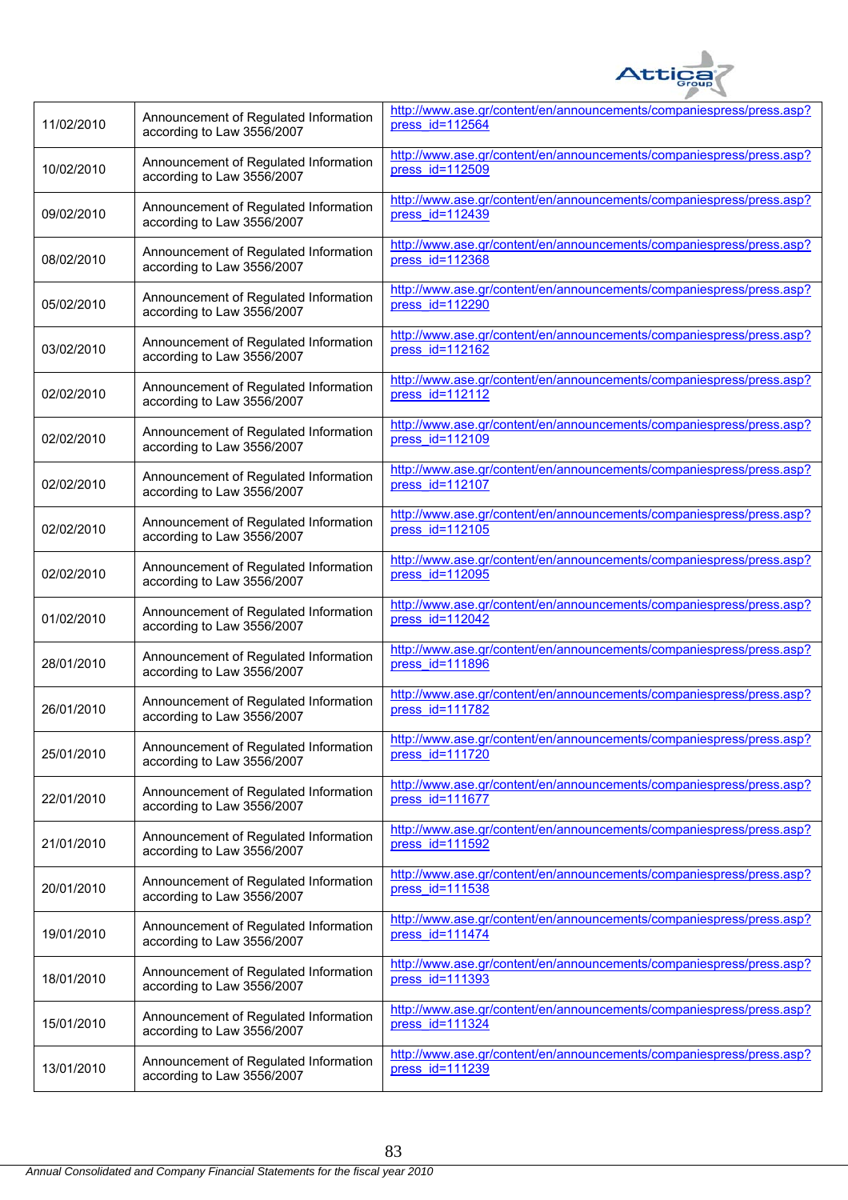| | | |
|---|---|---|
| 11/02/2010 | Announcement of Regulated Information according to Law 3556/2007 | http://www.ase.gr/content/en/announcements/companiespress/press.asp?press_id=112564 |
| 10/02/2010 | Announcement of Regulated Information according to Law 3556/2007 | http://www.ase.gr/content/en/announcements/companiespress/press.asp?press_id=112509 |
| 09/02/2010 | Announcement of Regulated Information according to Law 3556/2007 | http://www.ase.gr/content/en/announcements/companiespress/press.asp?press_id=112439 |
| 08/02/2010 | Announcement of Regulated Information according to Law 3556/2007 | http://www.ase.gr/content/en/announcements/companiespress/press.asp?press_id=112368 |
| 05/02/2010 | Announcement of Regulated Information according to Law 3556/2007 | http://www.ase.gr/content/en/announcements/companiespress/press.asp?press_id=112290 |
| 03/02/2010 | Announcement of Regulated Information according to Law 3556/2007 | http://www.ase.gr/content/en/announcements/companiespress/press.asp?press_id=112162 |
| 02/02/2010 | Announcement of Regulated Information according to Law 3556/2007 | http://www.ase.gr/content/en/announcements/companiespress/press.asp?press_id=112112 |
| 02/02/2010 | Announcement of Regulated Information according to Law 3556/2007 | http://www.ase.gr/content/en/announcements/companiespress/press.asp?press_id=112109 |
| 02/02/2010 | Announcement of Regulated Information according to Law 3556/2007 | http://www.ase.gr/content/en/announcements/companiespress/press.asp?press_id=112107 |
| 02/02/2010 | Announcement of Regulated Information according to Law 3556/2007 | http://www.ase.gr/content/en/announcements/companiespress/press.asp?press_id=112105 |
| 02/02/2010 | Announcement of Regulated Information according to Law 3556/2007 | http://www.ase.gr/content/en/announcements/companiespress/press.asp?press_id=112095 |
| 01/02/2010 | Announcement of Regulated Information according to Law 3556/2007 | http://www.ase.gr/content/en/announcements/companiespress/press.asp?press_id=112042 |
| 28/01/2010 | Announcement of Regulated Information according to Law 3556/2007 | http://www.ase.gr/content/en/announcements/companiespress/press.asp?press_id=111896 |
| 26/01/2010 | Announcement of Regulated Information according to Law 3556/2007 | http://www.ase.gr/content/en/announcements/companiespress/press.asp?press_id=111782 |
| 25/01/2010 | Announcement of Regulated Information according to Law 3556/2007 | http://www.ase.gr/content/en/announcements/companiespress/press.asp?press_id=111720 |
| 22/01/2010 | Announcement of Regulated Information according to Law 3556/2007 | http://www.ase.gr/content/en/announcements/companiespress/press.asp?press_id=111677 |
| 21/01/2010 | Announcement of Regulated Information according to Law 3556/2007 | http://www.ase.gr/content/en/announcements/companiespress/press.asp?press_id=111592 |
| 20/01/2010 | Announcement of Regulated Information according to Law 3556/2007 | http://www.ase.gr/content/en/announcements/companiespress/press.asp?press_id=111538 |
| 19/01/2010 | Announcement of Regulated Information according to Law 3556/2007 | http://www.ase.gr/content/en/announcements/companiespress/press.asp?press_id=111474 |
| 18/01/2010 | Announcement of Regulated Information according to Law 3556/2007 | http://www.ase.gr/content/en/announcements/companiespress/press.asp?press_id=111393 |
| 15/01/2010 | Announcement of Regulated Information according to Law 3556/2007 | http://www.ase.gr/content/en/announcements/companiespress/press.asp?press_id=111324 |
| 13/01/2010 | Announcement of Regulated Information according to Law 3556/2007 | http://www.ase.gr/content/en/announcements/companiespress/press.asp?press_id=111239 |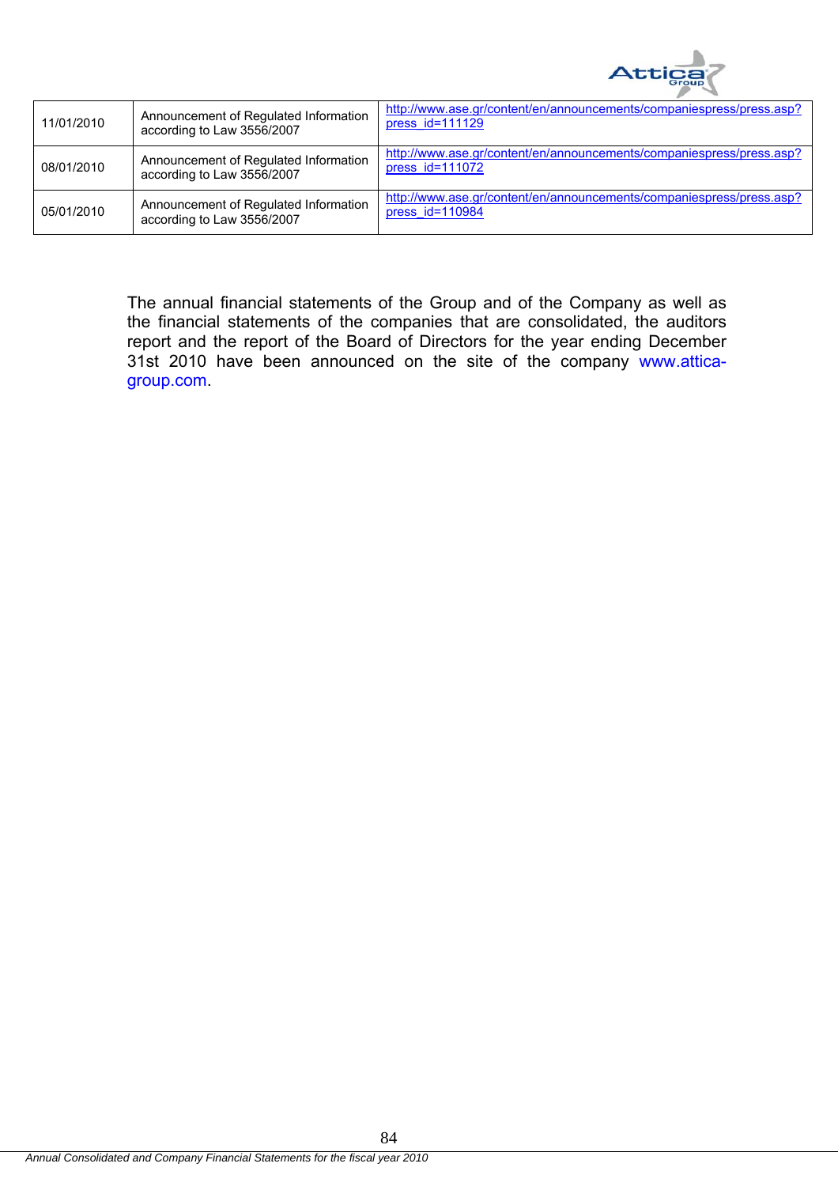| | | |
|---|---|---|
| 11/01/2010 | Announcement of Regulated Information according to Law 3556/2007 | http://www.ase.gr/content/en/announcements/companiespress/press.asp?press_id=111129 |
| 08/01/2010 | Announcement of Regulated Information according to Law 3556/2007 | http://www.ase.gr/content/en/announcements/companiespress/press.asp?press_id=111072 |
| 05/01/2010 | Announcement of Regulated Information according to Law 3556/2007 | http://www.ase.gr/content/en/announcements/companiespress/press.asp?press_id=110984 |

The annual financial statements of the Group and of the Company as well as the financial statements of the companies that are consolidated, the auditors report and the report of the Board of Directors for the year ending December 31st 2010 have been announced on the site of the company www.attica-group.com.